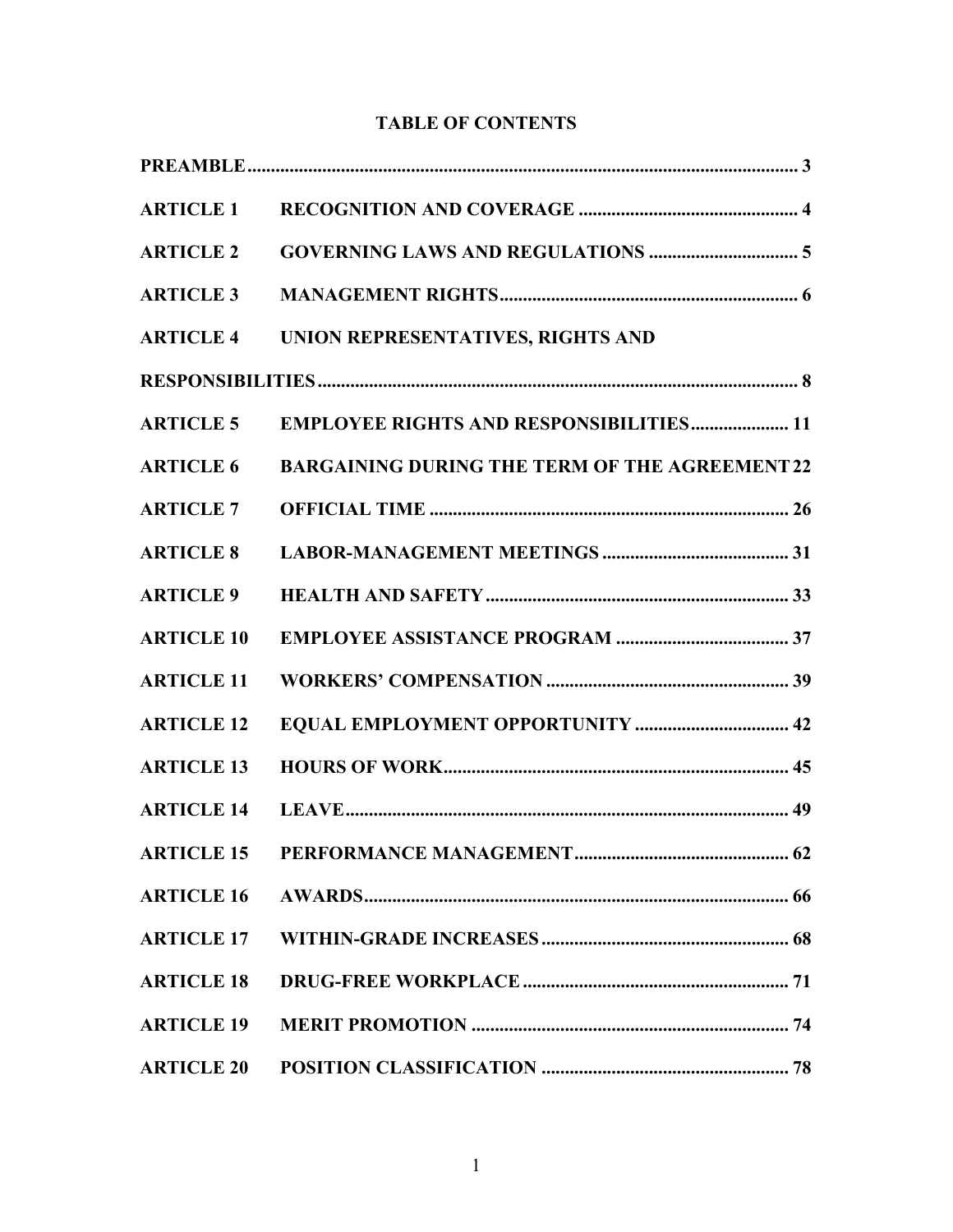# TABLE OF CONTENTS

| | | |
|---|---|---|
| **PREAMBLE** | | **3** |
| **ARTICLE 1** | **RECOGNITION AND COVERAGE** | **4** |
| **ARTICLE 2** | **GOVERNING LAWS AND REGULATIONS** | **5** |
| **ARTICLE 3** | **MANAGEMENT RIGHTS** | **6** |
| **ARTICLE 4** | **UNION REPRESENTATIVES, RIGHTS AND RESPONSIBILITIES** | **8** |
| **ARTICLE 5** | **EMPLOYEE RIGHTS AND RESPONSIBILITIES** | **11** |
| **ARTICLE 6** | **BARGAINING DURING THE TERM OF THE AGREEMENT** | **22** |
| **ARTICLE 7** | **OFFICIAL TIME** | **26** |
| **ARTICLE 8** | **LABOR-MANAGEMENT MEETINGS** | **31** |
| **ARTICLE 9** | **HEALTH AND SAFETY** | **33** |
| **ARTICLE 10** | **EMPLOYEE ASSISTANCE PROGRAM** | **37** |
| **ARTICLE 11** | **WORKERS' COMPENSATION** | **39** |
| **ARTICLE 12** | **EQUAL EMPLOYMENT OPPORTUNITY** | **42** |
| **ARTICLE 13** | **HOURS OF WORK** | **45** |
| **ARTICLE 14** | **LEAVE** | **49** |
| **ARTICLE 15** | **PERFORMANCE MANAGEMENT** | **62** |
| **ARTICLE 16** | **AWARDS** | **66** |
| **ARTICLE 17** | **WITHIN-GRADE INCREASES** | **68** |
| **ARTICLE 18** | **DRUG-FREE WORKPLACE** | **71** |
| **ARTICLE 19** | **MERIT PROMOTION** | **74** |
| **ARTICLE 20** | **POSITION CLASSIFICATION** | **78** |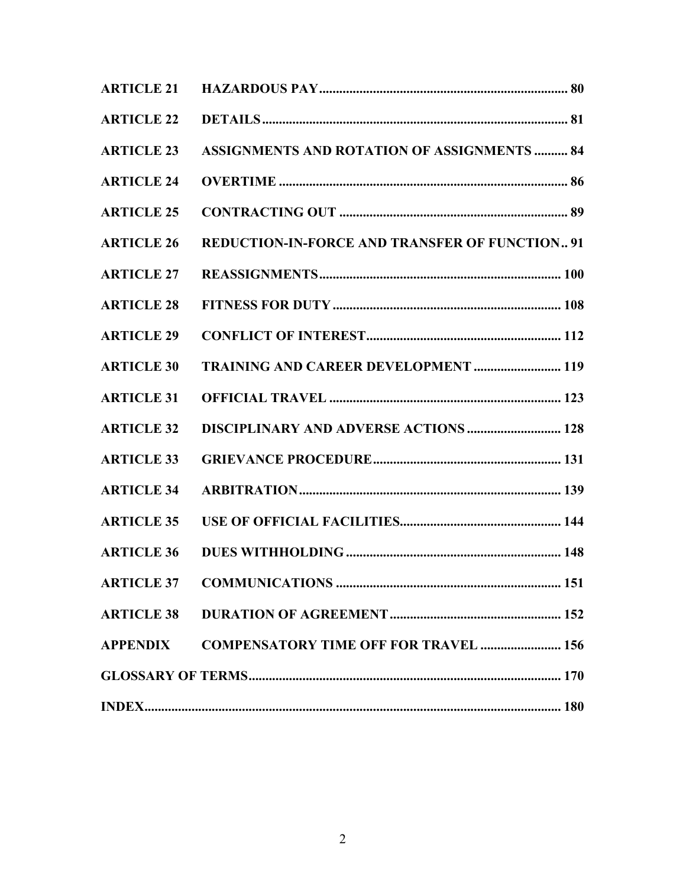| | | |
|---|---|---|
| **ARTICLE 21** | **HAZARDOUS PAY** | **80** |
| **ARTICLE 22** | **DETAILS** | **81** |
| **ARTICLE 23** | **ASSIGNMENTS AND ROTATION OF ASSIGNMENTS** | **84** |
| **ARTICLE 24** | **OVERTIME** | **86** |
| **ARTICLE 25** | **CONTRACTING OUT** | **89** |
| **ARTICLE 26** | **REDUCTION-IN-FORCE AND TRANSFER OF FUNCTION** | **91** |
| **ARTICLE 27** | **REASSIGNMENTS** | **100** |
| **ARTICLE 28** | **FITNESS FOR DUTY** | **108** |
| **ARTICLE 29** | **CONFLICT OF INTEREST** | **112** |
| **ARTICLE 30** | **TRAINING AND CAREER DEVELOPMENT** | **119** |
| **ARTICLE 31** | **OFFICIAL TRAVEL** | **123** |
| **ARTICLE 32** | **DISCIPLINARY AND ADVERSE ACTIONS** | **128** |
| **ARTICLE 33** | **GRIEVANCE PROCEDURE** | **131** |
| **ARTICLE 34** | **ARBITRATION** | **139** |
| **ARTICLE 35** | **USE OF OFFICIAL FACILITIES** | **144** |
| **ARTICLE 36** | **DUES WITHHOLDING** | **148** |
| **ARTICLE 37** | **COMMUNICATIONS** | **151** |
| **ARTICLE 38** | **DURATION OF AGREEMENT** | **152** |
| **APPENDIX** | **COMPENSATORY TIME OFF FOR TRAVEL** | **156** |
| **GLOSSARY OF TERMS** | | **170** |
| **INDEX** | | **180** |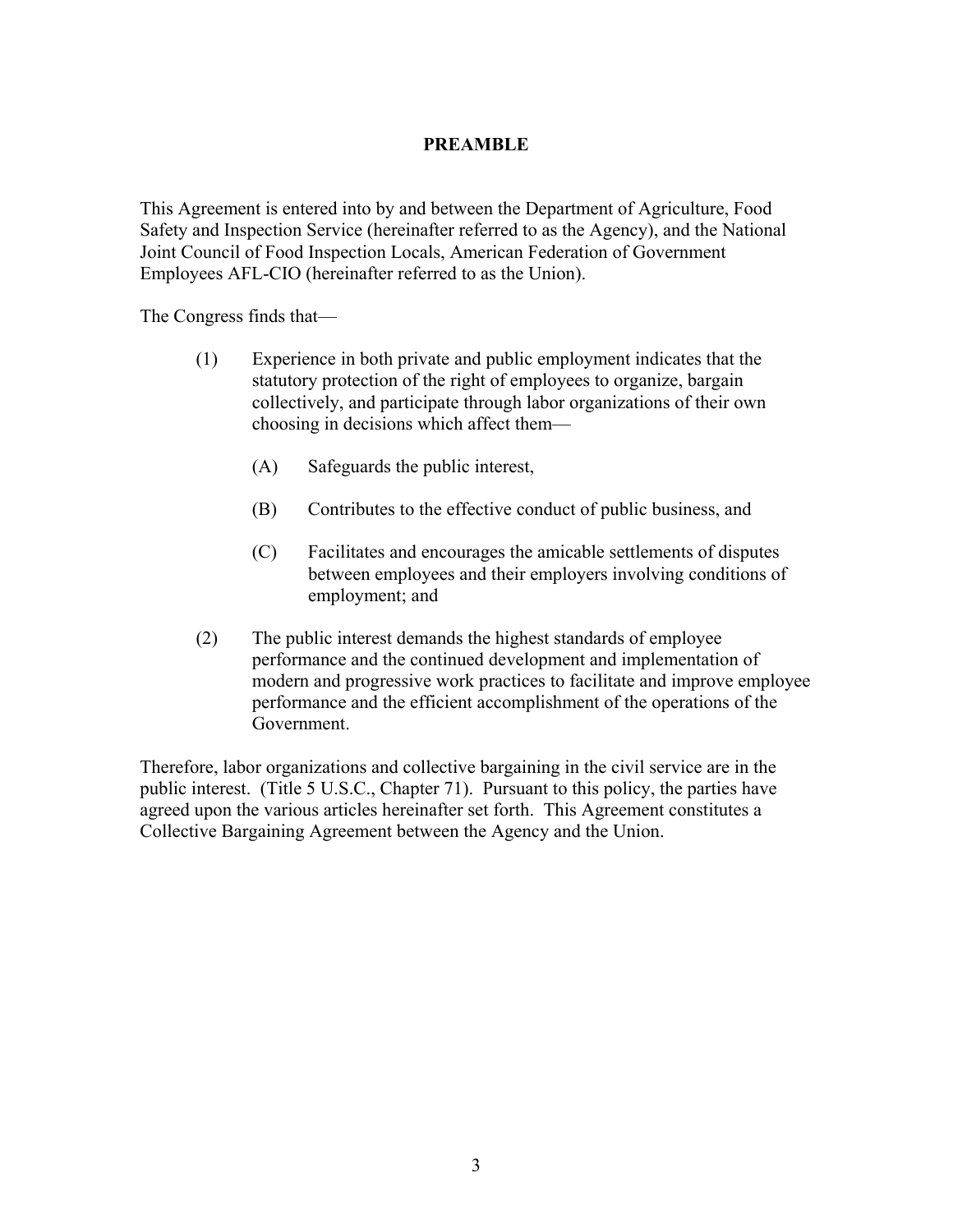## PREAMBLE

This Agreement is entered into by and between the Department of Agriculture, Food Safety and Inspection Service (hereinafter referred to as the Agency), and the National Joint Council of Food Inspection Locals, American Federation of Government Employees AFL-CIO (hereinafter referred to as the Union).

The Congress finds that—

(1) Experience in both private and public employment indicates that the statutory protection of the right of employees to organize, bargain collectively, and participate through labor organizations of their own choosing in decisions which affect them—

  (A) Safeguards the public interest,

  (B) Contributes to the effective conduct of public business, and

  (C) Facilitates and encourages the amicable settlements of disputes between employees and their employers involving conditions of employment; and

(2) The public interest demands the highest standards of employee performance and the continued development and implementation of modern and progressive work practices to facilitate and improve employee performance and the efficient accomplishment of the operations of the Government.

Therefore, labor organizations and collective bargaining in the civil service are in the public interest. (Title 5 U.S.C., Chapter 71). Pursuant to this policy, the parties have agreed upon the various articles hereinafter set forth. This Agreement constitutes a Collective Bargaining Agreement between the Agency and the Union.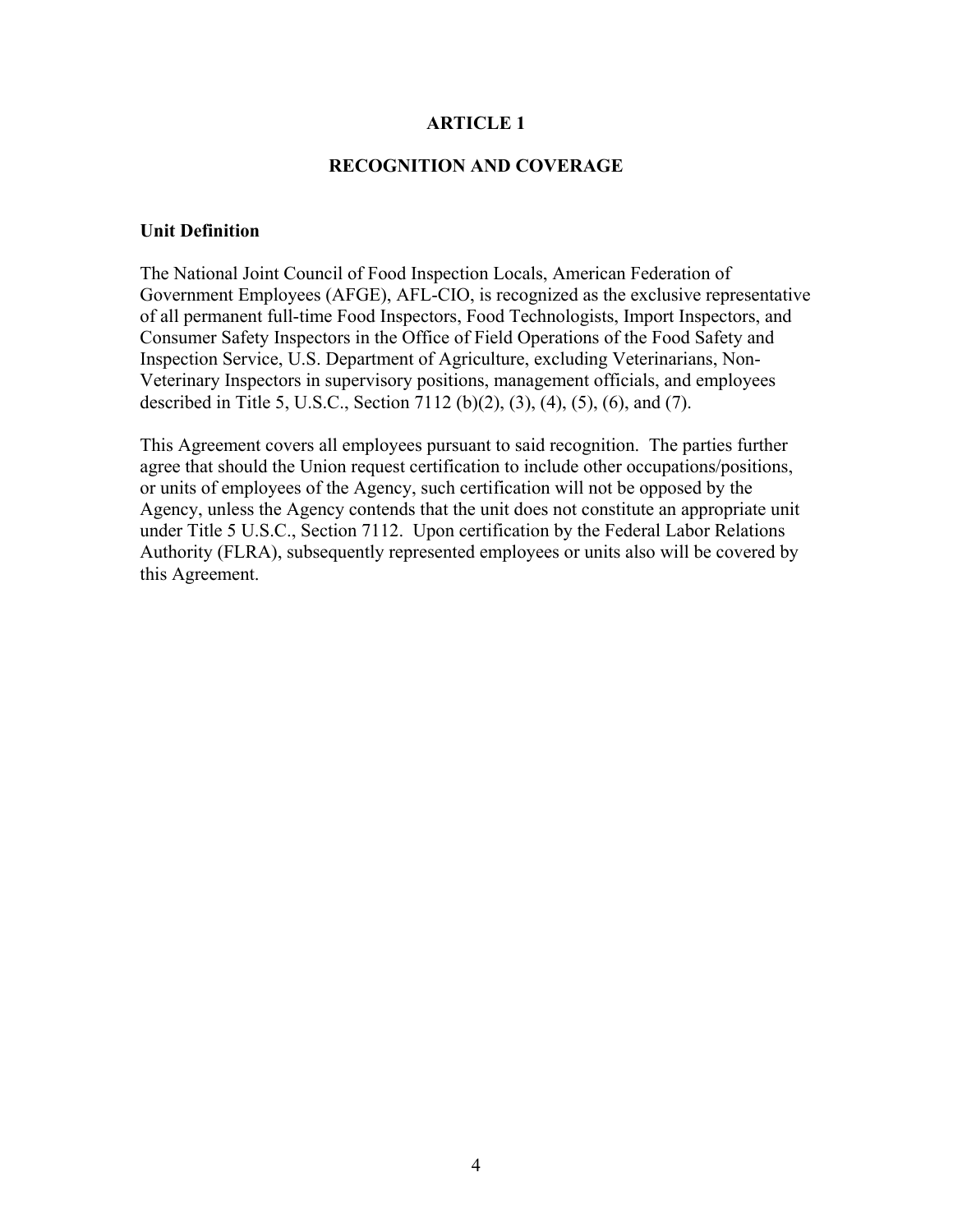# ARTICLE 1

## RECOGNITION AND COVERAGE

**Unit Definition**

The National Joint Council of Food Inspection Locals, American Federation of Government Employees (AFGE), AFL-CIO, is recognized as the exclusive representative of all permanent full-time Food Inspectors, Food Technologists, Import Inspectors, and Consumer Safety Inspectors in the Office of Field Operations of the Food Safety and Inspection Service, U.S. Department of Agriculture, excluding Veterinarians, Non-Veterinary Inspectors in supervisory positions, management officials, and employees described in Title 5, U.S.C., Section 7112 (b)(2), (3), (4), (5), (6), and (7).

This Agreement covers all employees pursuant to said recognition. The parties further agree that should the Union request certification to include other occupations/positions, or units of employees of the Agency, such certification will not be opposed by the Agency, unless the Agency contends that the unit does not constitute an appropriate unit under Title 5 U.S.C., Section 7112. Upon certification by the Federal Labor Relations Authority (FLRA), subsequently represented employees or units also will be covered by this Agreement.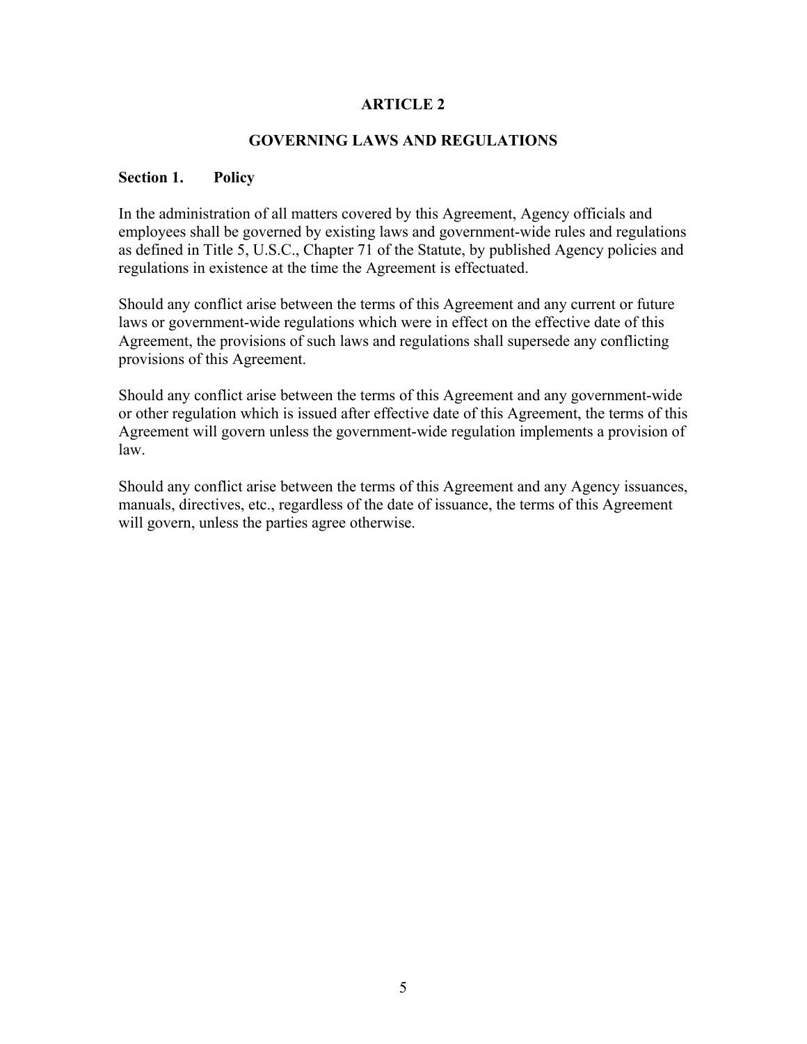# ARTICLE 2

## GOVERNING LAWS AND REGULATIONS

### Section 1. Policy

In the administration of all matters covered by this Agreement, Agency officials and employees shall be governed by existing laws and government-wide rules and regulations as defined in Title 5, U.S.C., Chapter 71 of the Statute, by published Agency policies and regulations in existence at the time the Agreement is effectuated.

Should any conflict arise between the terms of this Agreement and any current or future laws or government-wide regulations which were in effect on the effective date of this Agreement, the provisions of such laws and regulations shall supersede any conflicting provisions of this Agreement.

Should any conflict arise between the terms of this Agreement and any government-wide or other regulation which is issued after effective date of this Agreement, the terms of this Agreement will govern unless the government-wide regulation implements a provision of law.

Should any conflict arise between the terms of this Agreement and any Agency issuances, manuals, directives, etc., regardless of the date of issuance, the terms of this Agreement will govern, unless the parties agree otherwise.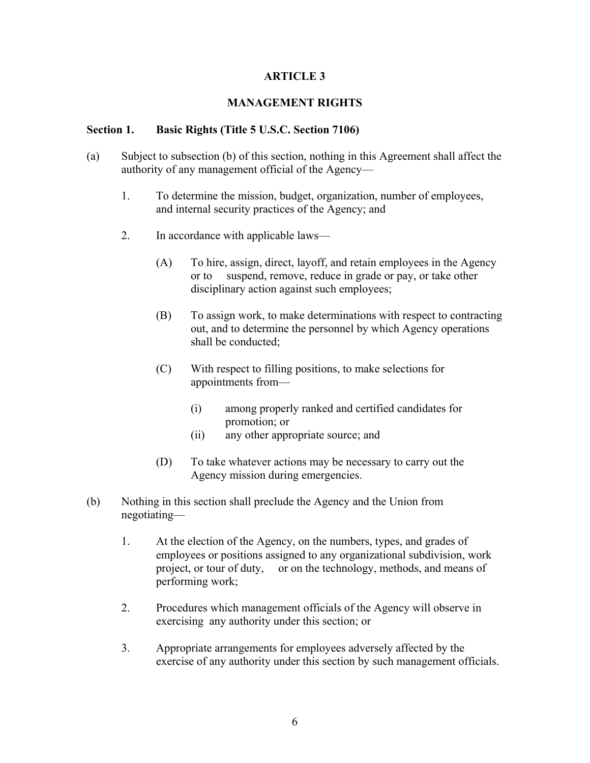# ARTICLE 3

## MANAGEMENT RIGHTS

### Section 1. Basic Rights (Title 5 U.S.C. Section 7106)

(a) Subject to subsection (b) of this section, nothing in this Agreement shall affect the authority of any management official of the Agency—

1. To determine the mission, budget, organization, number of employees, and internal security practices of the Agency; and

2. In accordance with applicable laws—

   (A) To hire, assign, direct, layoff, and retain employees in the Agency or to suspend, remove, reduce in grade or pay, or take other disciplinary action against such employees;

   (B) To assign work, to make determinations with respect to contracting out, and to determine the personnel by which Agency operations shall be conducted;

   (C) With respect to filling positions, to make selections for appointments from—

      (i) among properly ranked and certified candidates for promotion; or
      (ii) any other appropriate source; and

   (D) To take whatever actions may be necessary to carry out the Agency mission during emergencies.

(b) Nothing in this section shall preclude the Agency and the Union from negotiating—

1. At the election of the Agency, on the numbers, types, and grades of employees or positions assigned to any organizational subdivision, work project, or tour of duty, or on the technology, methods, and means of performing work;

2. Procedures which management officials of the Agency will observe in exercising any authority under this section; or

3. Appropriate arrangements for employees adversely affected by the exercise of any authority under this section by such management officials.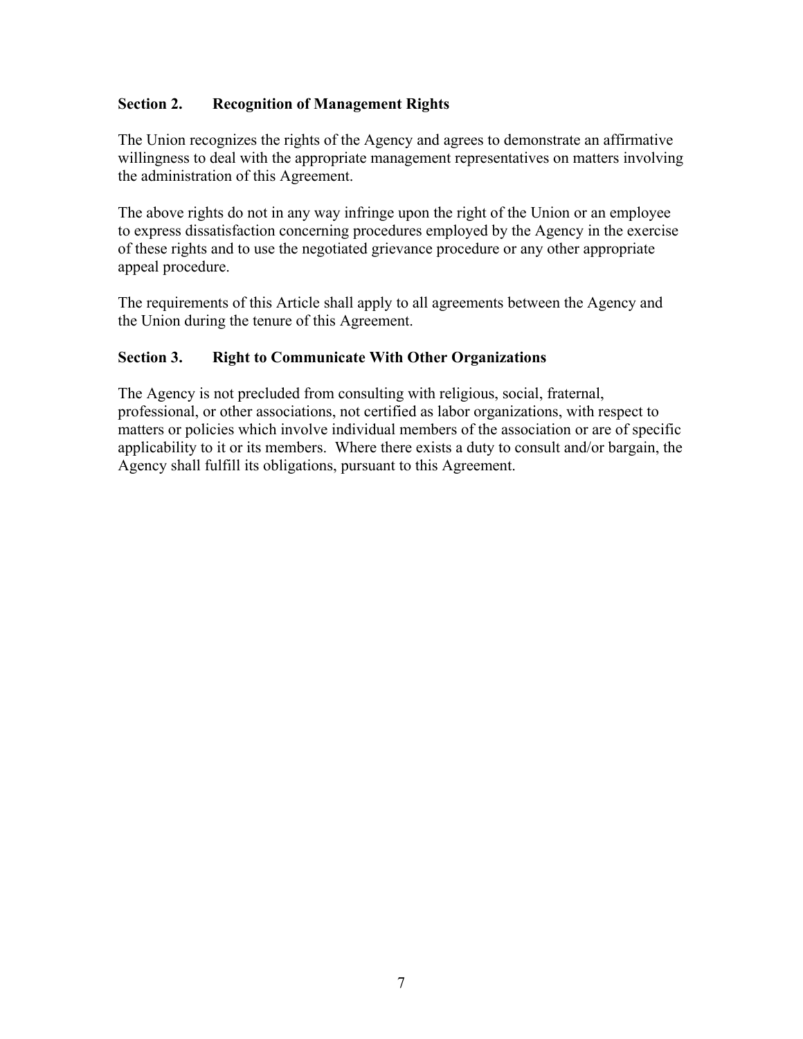### Section 2. Recognition of Management Rights

The Union recognizes the rights of the Agency and agrees to demonstrate an affirmative willingness to deal with the appropriate management representatives on matters involving the administration of this Agreement.

The above rights do not in any way infringe upon the right of the Union or an employee to express dissatisfaction concerning procedures employed by the Agency in the exercise of these rights and to use the negotiated grievance procedure or any other appropriate appeal procedure.

The requirements of this Article shall apply to all agreements between the Agency and the Union during the tenure of this Agreement.

### Section 3. Right to Communicate With Other Organizations

The Agency is not precluded from consulting with religious, social, fraternal, professional, or other associations, not certified as labor organizations, with respect to matters or policies which involve individual members of the association or are of specific applicability to it or its members. Where there exists a duty to consult and/or bargain, the Agency shall fulfill its obligations, pursuant to this Agreement.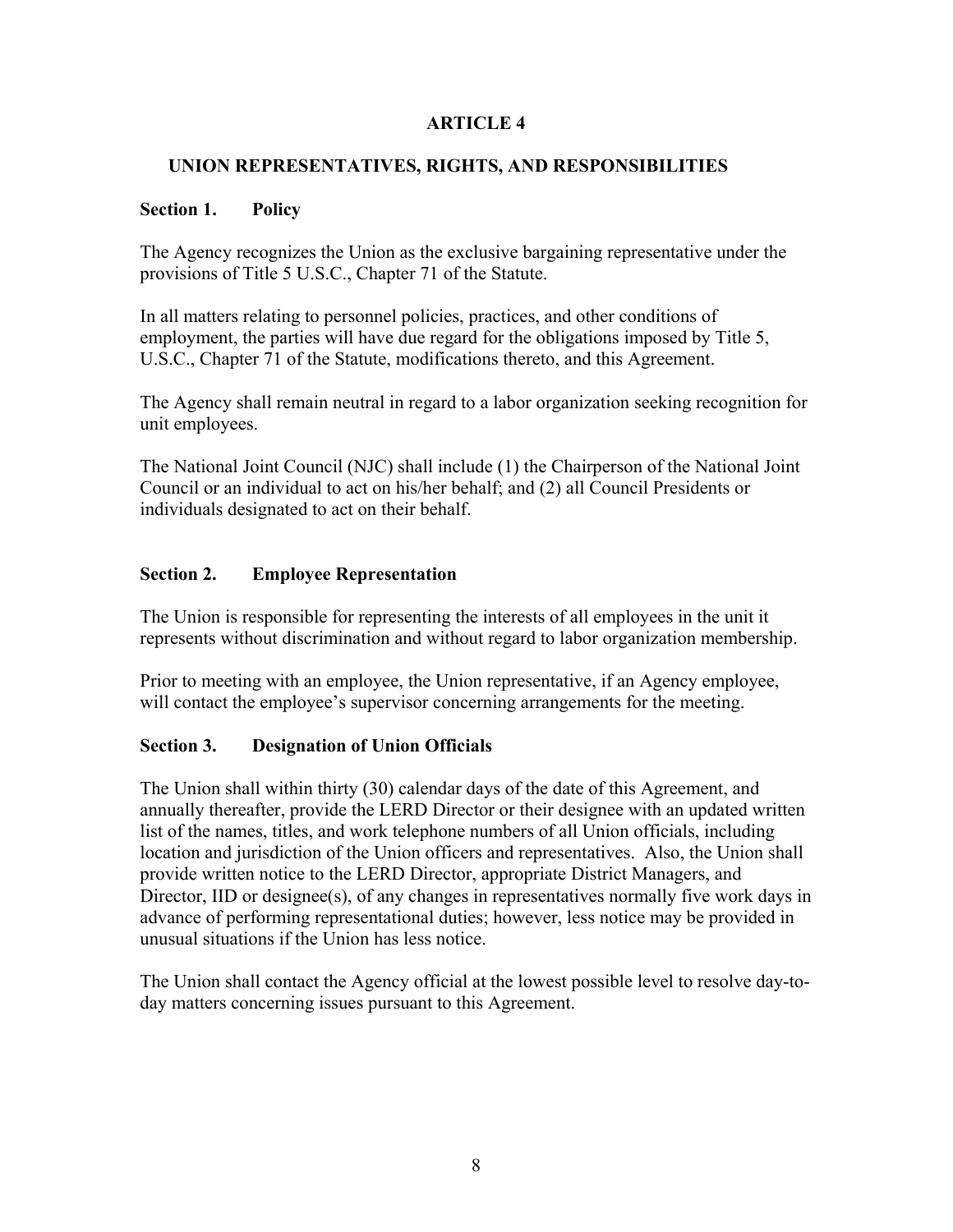# ARTICLE 4

## UNION REPRESENTATIVES, RIGHTS, AND RESPONSIBILITIES

### Section 1. Policy

The Agency recognizes the Union as the exclusive bargaining representative under the provisions of Title 5 U.S.C., Chapter 71 of the Statute.

In all matters relating to personnel policies, practices, and other conditions of employment, the parties will have due regard for the obligations imposed by Title 5, U.S.C., Chapter 71 of the Statute, modifications thereto, and this Agreement.

The Agency shall remain neutral in regard to a labor organization seeking recognition for unit employees.

The National Joint Council (NJC) shall include (1) the Chairperson of the National Joint Council or an individual to act on his/her behalf; and (2) all Council Presidents or individuals designated to act on their behalf.

### Section 2. Employee Representation

The Union is responsible for representing the interests of all employees in the unit it represents without discrimination and without regard to labor organization membership.

Prior to meeting with an employee, the Union representative, if an Agency employee, will contact the employee's supervisor concerning arrangements for the meeting.

### Section 3. Designation of Union Officials

The Union shall within thirty (30) calendar days of the date of this Agreement, and annually thereafter, provide the LERD Director or their designee with an updated written list of the names, titles, and work telephone numbers of all Union officials, including location and jurisdiction of the Union officers and representatives. Also, the Union shall provide written notice to the LERD Director, appropriate District Managers, and Director, IID or designee(s), of any changes in representatives normally five work days in advance of performing representational duties; however, less notice may be provided in unusual situations if the Union has less notice.

The Union shall contact the Agency official at the lowest possible level to resolve day-to-day matters concerning issues pursuant to this Agreement.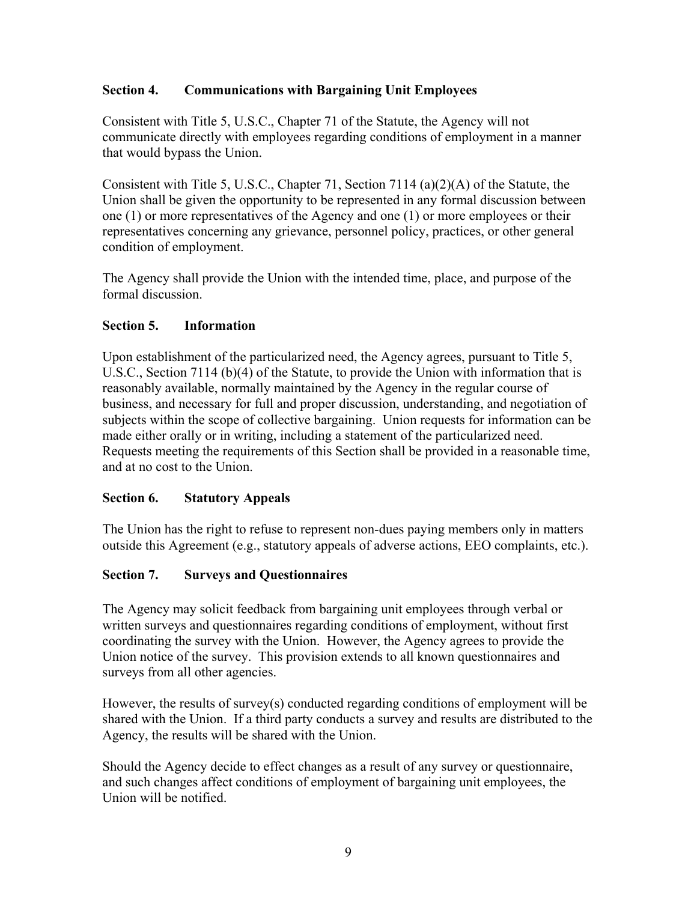### Section 4. Communications with Bargaining Unit Employees

Consistent with Title 5, U.S.C., Chapter 71 of the Statute, the Agency will not communicate directly with employees regarding conditions of employment in a manner that would bypass the Union.

Consistent with Title 5, U.S.C., Chapter 71, Section 7114 (a)(2)(A) of the Statute, the Union shall be given the opportunity to be represented in any formal discussion between one (1) or more representatives of the Agency and one (1) or more employees or their representatives concerning any grievance, personnel policy, practices, or other general condition of employment.

The Agency shall provide the Union with the intended time, place, and purpose of the formal discussion.

### Section 5. Information

Upon establishment of the particularized need, the Agency agrees, pursuant to Title 5, U.S.C., Section 7114 (b)(4) of the Statute, to provide the Union with information that is reasonably available, normally maintained by the Agency in the regular course of business, and necessary for full and proper discussion, understanding, and negotiation of subjects within the scope of collective bargaining. Union requests for information can be made either orally or in writing, including a statement of the particularized need. Requests meeting the requirements of this Section shall be provided in a reasonable time, and at no cost to the Union.

### Section 6. Statutory Appeals

The Union has the right to refuse to represent non-dues paying members only in matters outside this Agreement (e.g., statutory appeals of adverse actions, EEO complaints, etc.).

### Section 7. Surveys and Questionnaires

The Agency may solicit feedback from bargaining unit employees through verbal or written surveys and questionnaires regarding conditions of employment, without first coordinating the survey with the Union. However, the Agency agrees to provide the Union notice of the survey. This provision extends to all known questionnaires and surveys from all other agencies.

However, the results of survey(s) conducted regarding conditions of employment will be shared with the Union. If a third party conducts a survey and results are distributed to the Agency, the results will be shared with the Union.

Should the Agency decide to effect changes as a result of any survey or questionnaire, and such changes affect conditions of employment of bargaining unit employees, the Union will be notified.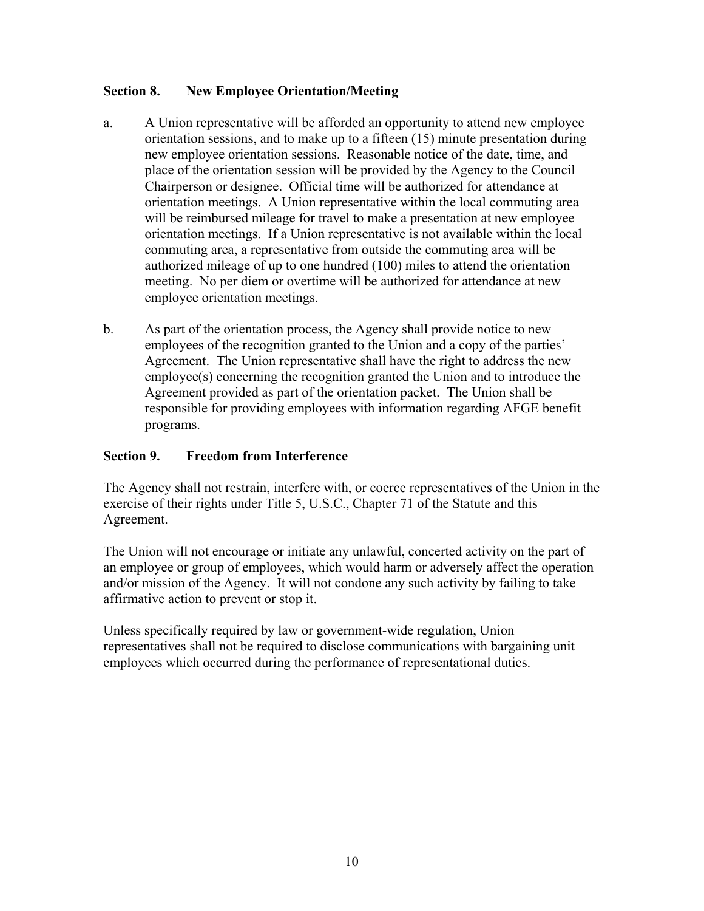### Section 8. New Employee Orientation/Meeting

a. A Union representative will be afforded an opportunity to attend new employee orientation sessions, and to make up to a fifteen (15) minute presentation during new employee orientation sessions. Reasonable notice of the date, time, and place of the orientation session will be provided by the Agency to the Council Chairperson or designee. Official time will be authorized for attendance at orientation meetings. A Union representative within the local commuting area will be reimbursed mileage for travel to make a presentation at new employee orientation meetings. If a Union representative is not available within the local commuting area, a representative from outside the commuting area will be authorized mileage of up to one hundred (100) miles to attend the orientation meeting. No per diem or overtime will be authorized for attendance at new employee orientation meetings.

b. As part of the orientation process, the Agency shall provide notice to new employees of the recognition granted to the Union and a copy of the parties' Agreement. The Union representative shall have the right to address the new employee(s) concerning the recognition granted the Union and to introduce the Agreement provided as part of the orientation packet. The Union shall be responsible for providing employees with information regarding AFGE benefit programs.

### Section 9. Freedom from Interference

The Agency shall not restrain, interfere with, or coerce representatives of the Union in the exercise of their rights under Title 5, U.S.C., Chapter 71 of the Statute and this Agreement.

The Union will not encourage or initiate any unlawful, concerted activity on the part of an employee or group of employees, which would harm or adversely affect the operation and/or mission of the Agency. It will not condone any such activity by failing to take affirmative action to prevent or stop it.

Unless specifically required by law or government-wide regulation, Union representatives shall not be required to disclose communications with bargaining unit employees which occurred during the performance of representational duties.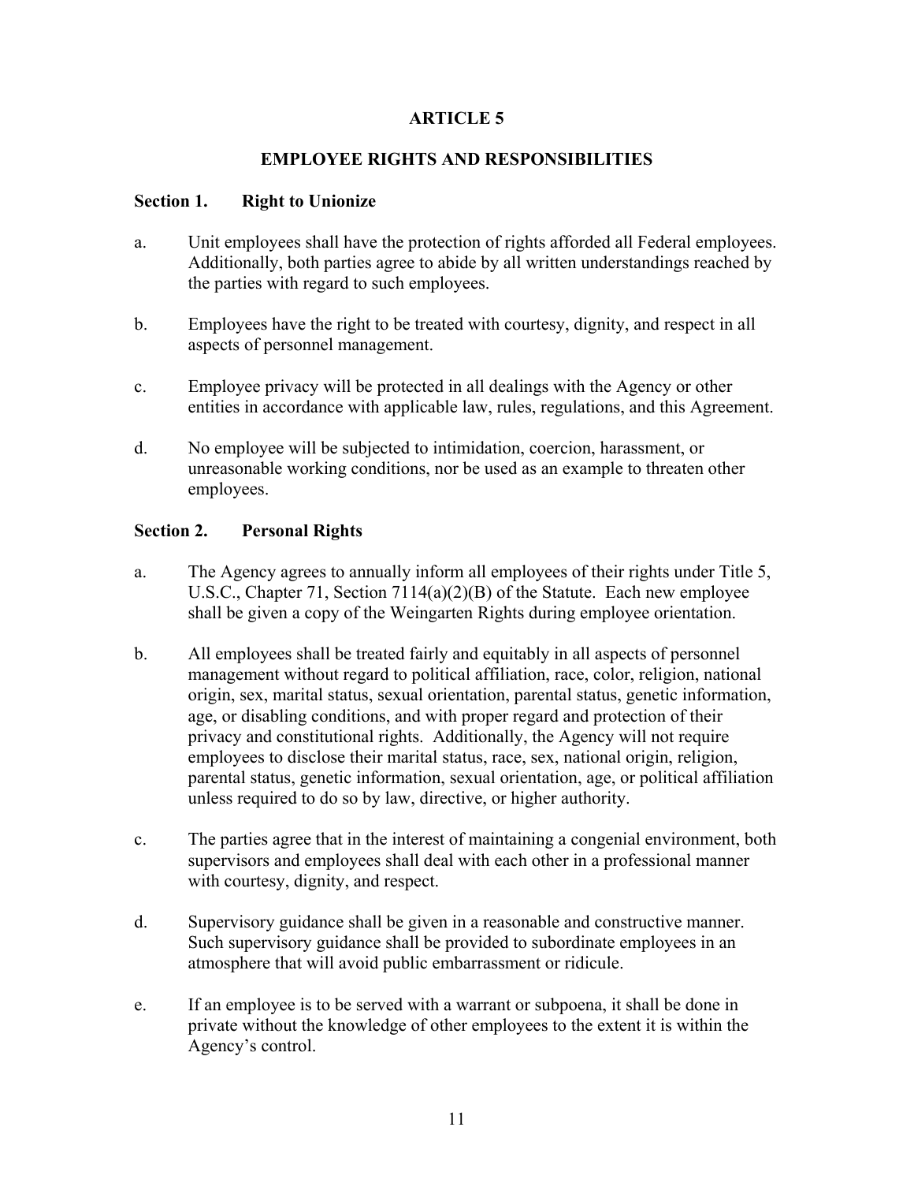# ARTICLE 5

## EMPLOYEE RIGHTS AND RESPONSIBILITIES

### Section 1. Right to Unionize

a. Unit employees shall have the protection of rights afforded all Federal employees. Additionally, both parties agree to abide by all written understandings reached by the parties with regard to such employees.

b. Employees have the right to be treated with courtesy, dignity, and respect in all aspects of personnel management.

c. Employee privacy will be protected in all dealings with the Agency or other entities in accordance with applicable law, rules, regulations, and this Agreement.

d. No employee will be subjected to intimidation, coercion, harassment, or unreasonable working conditions, nor be used as an example to threaten other employees.

### Section 2. Personal Rights

a. The Agency agrees to annually inform all employees of their rights under Title 5, U.S.C., Chapter 71, Section 7114(a)(2)(B) of the Statute. Each new employee shall be given a copy of the Weingarten Rights during employee orientation.

b. All employees shall be treated fairly and equitably in all aspects of personnel management without regard to political affiliation, race, color, religion, national origin, sex, marital status, sexual orientation, parental status, genetic information, age, or disabling conditions, and with proper regard and protection of their privacy and constitutional rights. Additionally, the Agency will not require employees to disclose their marital status, race, sex, national origin, religion, parental status, genetic information, sexual orientation, age, or political affiliation unless required to do so by law, directive, or higher authority.

c. The parties agree that in the interest of maintaining a congenial environment, both supervisors and employees shall deal with each other in a professional manner with courtesy, dignity, and respect.

d. Supervisory guidance shall be given in a reasonable and constructive manner. Such supervisory guidance shall be provided to subordinate employees in an atmosphere that will avoid public embarrassment or ridicule.

e. If an employee is to be served with a warrant or subpoena, it shall be done in private without the knowledge of other employees to the extent it is within the Agency's control.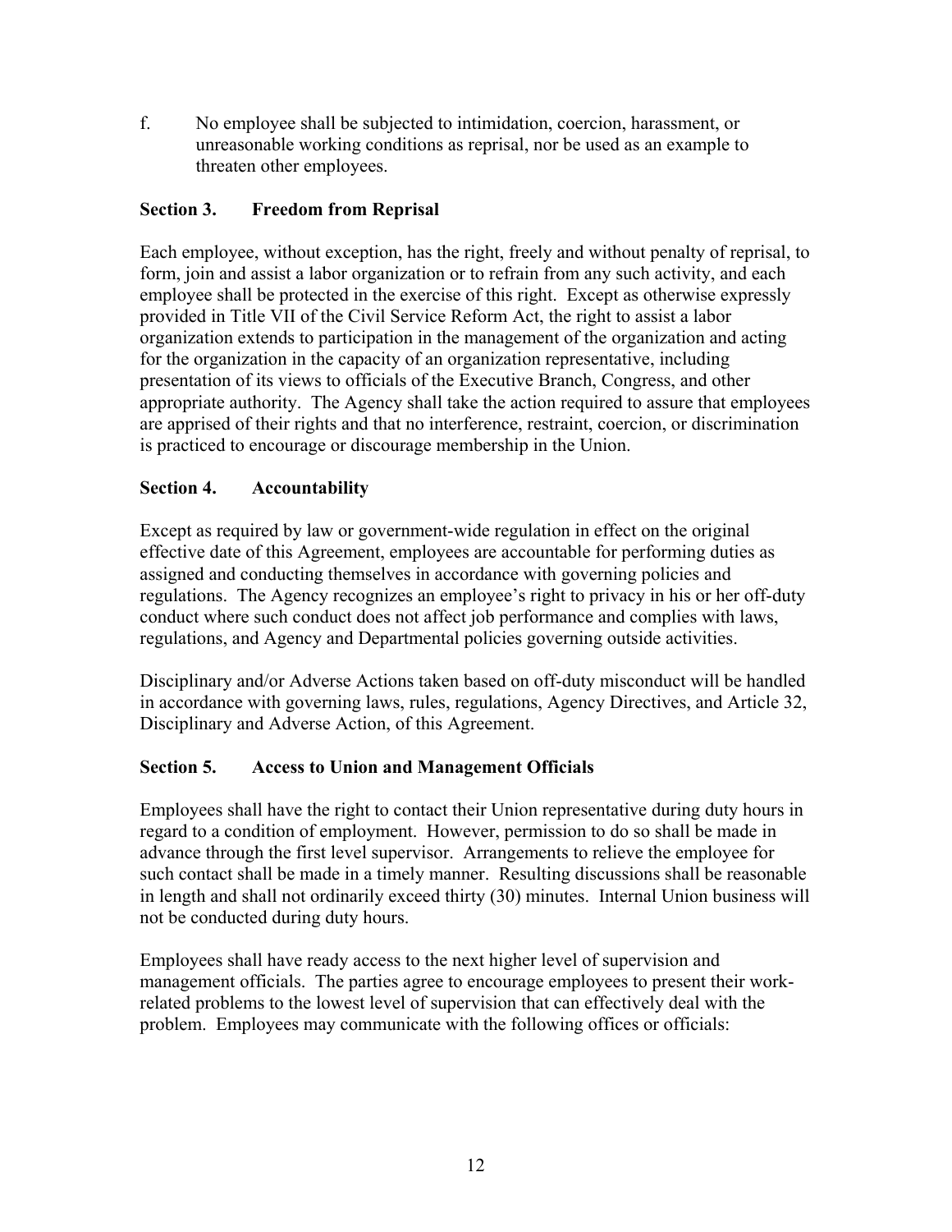f. No employee shall be subjected to intimidation, coercion, harassment, or unreasonable working conditions as reprisal, nor be used as an example to threaten other employees.

### Section 3. Freedom from Reprisal

Each employee, without exception, has the right, freely and without penalty of reprisal, to form, join and assist a labor organization or to refrain from any such activity, and each employee shall be protected in the exercise of this right. Except as otherwise expressly provided in Title VII of the Civil Service Reform Act, the right to assist a labor organization extends to participation in the management of the organization and acting for the organization in the capacity of an organization representative, including presentation of its views to officials of the Executive Branch, Congress, and other appropriate authority. The Agency shall take the action required to assure that employees are apprised of their rights and that no interference, restraint, coercion, or discrimination is practiced to encourage or discourage membership in the Union.

### Section 4. Accountability

Except as required by law or government-wide regulation in effect on the original effective date of this Agreement, employees are accountable for performing duties as assigned and conducting themselves in accordance with governing policies and regulations. The Agency recognizes an employee's right to privacy in his or her off-duty conduct where such conduct does not affect job performance and complies with laws, regulations, and Agency and Departmental policies governing outside activities.

Disciplinary and/or Adverse Actions taken based on off-duty misconduct will be handled in accordance with governing laws, rules, regulations, Agency Directives, and Article 32, Disciplinary and Adverse Action, of this Agreement.

### Section 5. Access to Union and Management Officials

Employees shall have the right to contact their Union representative during duty hours in regard to a condition of employment. However, permission to do so shall be made in advance through the first level supervisor. Arrangements to relieve the employee for such contact shall be made in a timely manner. Resulting discussions shall be reasonable in length and shall not ordinarily exceed thirty (30) minutes. Internal Union business will not be conducted during duty hours.

Employees shall have ready access to the next higher level of supervision and management officials. The parties agree to encourage employees to present their work-related problems to the lowest level of supervision that can effectively deal with the problem. Employees may communicate with the following offices or officials: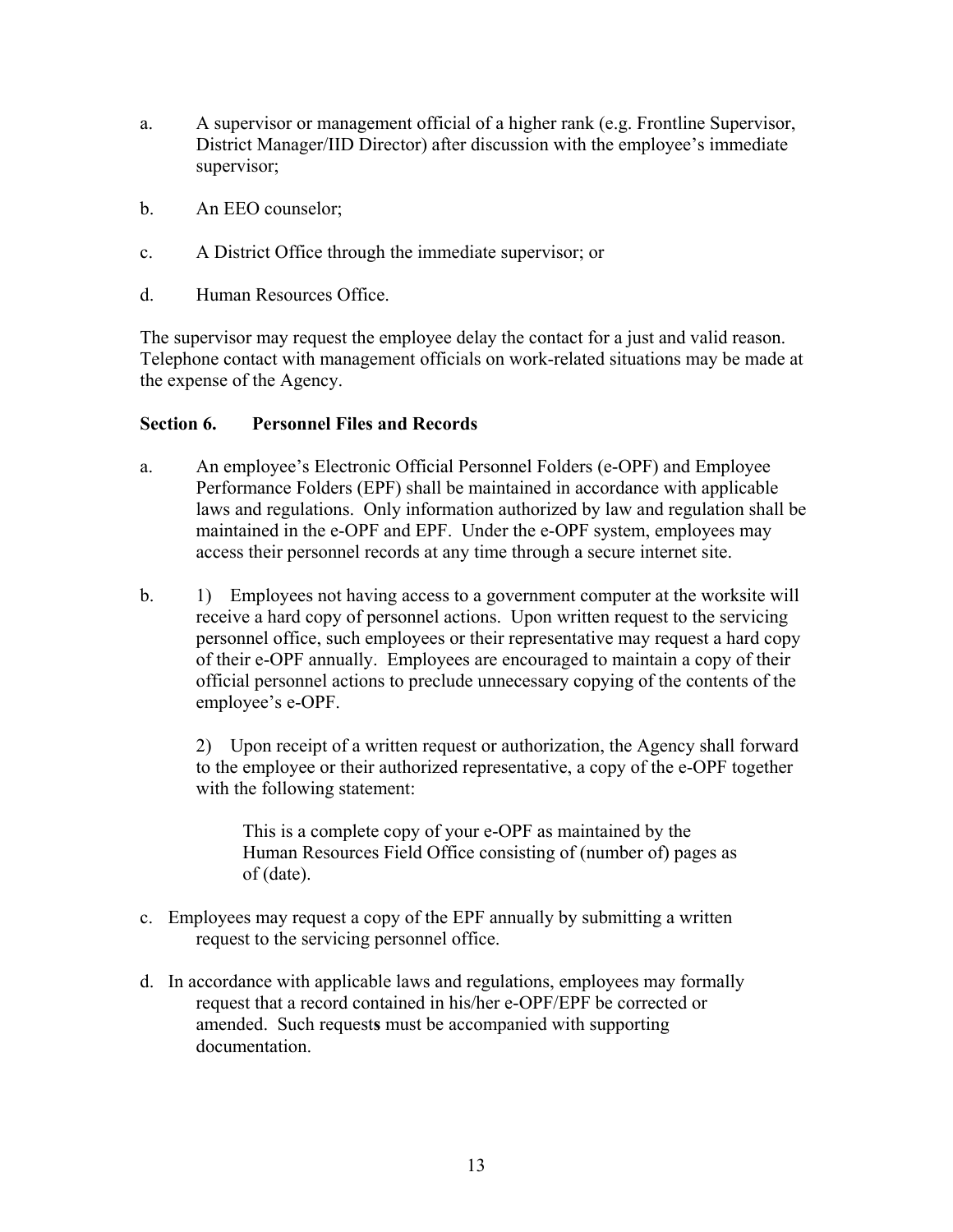a. A supervisor or management official of a higher rank (e.g. Frontline Supervisor, District Manager/IID Director) after discussion with the employee's immediate supervisor;

b. An EEO counselor;

c. A District Office through the immediate supervisor; or

d. Human Resources Office.

The supervisor may request the employee delay the contact for a just and valid reason. Telephone contact with management officials on work-related situations may be made at the expense of the Agency.

**Section 6. Personnel Files and Records**

a. An employee's Electronic Official Personnel Folders (e-OPF) and Employee Performance Folders (EPF) shall be maintained in accordance with applicable laws and regulations. Only information authorized by law and regulation shall be maintained in the e-OPF and EPF. Under the e-OPF system, employees may access their personnel records at any time through a secure internet site.

b. 1) Employees not having access to a government computer at the worksite will receive a hard copy of personnel actions. Upon written request to the servicing personnel office, such employees or their representative may request a hard copy of their e-OPF annually. Employees are encouraged to maintain a copy of their official personnel actions to preclude unnecessary copying of the contents of the employee's e-OPF.

   2) Upon receipt of a written request or authorization, the Agency shall forward to the employee or their authorized representative, a copy of the e-OPF together with the following statement:

   > This is a complete copy of your e-OPF as maintained by the Human Resources Field Office consisting of (number of) pages as of (date).

c. Employees may request a copy of the EPF annually by submitting a written request to the servicing personnel office.

d. In accordance with applicable laws and regulations, employees may formally request that a record contained in his/her e-OPF/EPF be corrected or amended. Such requests must be accompanied with supporting documentation.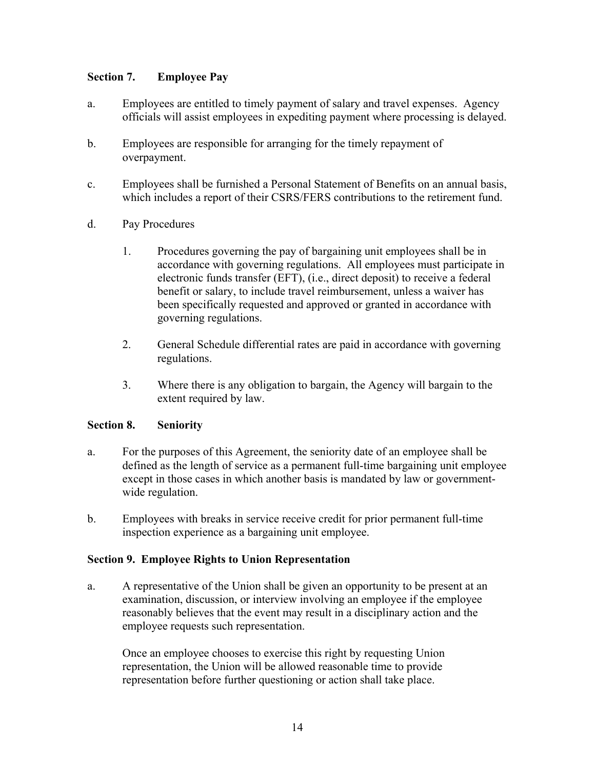### Section 7. Employee Pay

a. Employees are entitled to timely payment of salary and travel expenses. Agency officials will assist employees in expediting payment where processing is delayed.

b. Employees are responsible for arranging for the timely repayment of overpayment.

c. Employees shall be furnished a Personal Statement of Benefits on an annual basis, which includes a report of their CSRS/FERS contributions to the retirement fund.

d. Pay Procedures

   1. Procedures governing the pay of bargaining unit employees shall be in accordance with governing regulations. All employees must participate in electronic funds transfer (EFT), (i.e., direct deposit) to receive a federal benefit or salary, to include travel reimbursement, unless a waiver has been specifically requested and approved or granted in accordance with governing regulations.

   2. General Schedule differential rates are paid in accordance with governing regulations.

   3. Where there is any obligation to bargain, the Agency will bargain to the extent required by law.

### Section 8. Seniority

a. For the purposes of this Agreement, the seniority date of an employee shall be defined as the length of service as a permanent full-time bargaining unit employee except in those cases in which another basis is mandated by law or government-wide regulation.

b. Employees with breaks in service receive credit for prior permanent full-time inspection experience as a bargaining unit employee.

### Section 9. Employee Rights to Union Representation

a. A representative of the Union shall be given an opportunity to be present at an examination, discussion, or interview involving an employee if the employee reasonably believes that the event may result in a disciplinary action and the employee requests such representation.

   Once an employee chooses to exercise this right by requesting Union representation, the Union will be allowed reasonable time to provide representation before further questioning or action shall take place.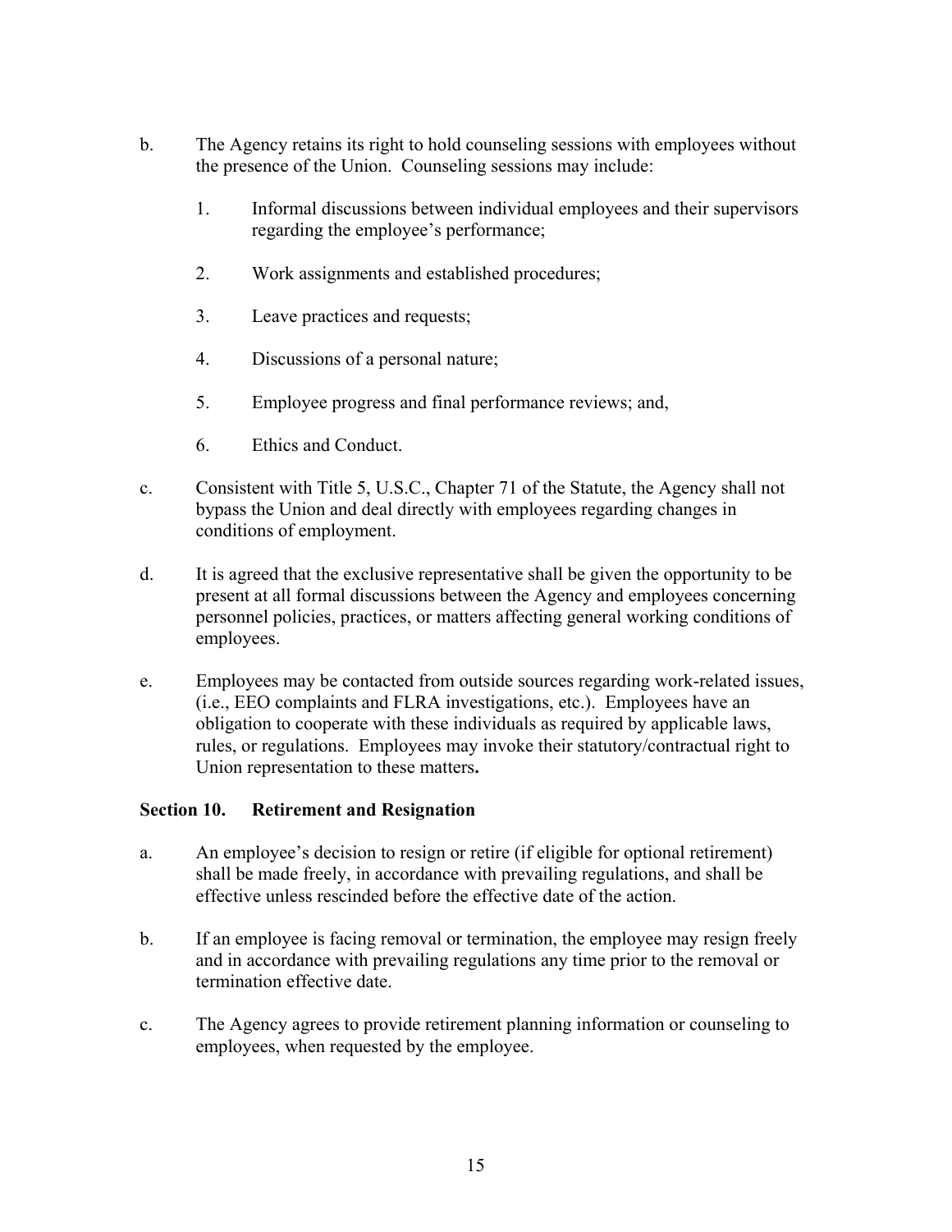b. The Agency retains its right to hold counseling sessions with employees without the presence of the Union. Counseling sessions may include:

   1. Informal discussions between individual employees and their supervisors regarding the employee's performance;

   2. Work assignments and established procedures;

   3. Leave practices and requests;

   4. Discussions of a personal nature;

   5. Employee progress and final performance reviews; and,

   6. Ethics and Conduct.

c. Consistent with Title 5, U.S.C., Chapter 71 of the Statute, the Agency shall not bypass the Union and deal directly with employees regarding changes in conditions of employment.

d. It is agreed that the exclusive representative shall be given the opportunity to be present at all formal discussions between the Agency and employees concerning personnel policies, practices, or matters affecting general working conditions of employees.

e. Employees may be contacted from outside sources regarding work-related issues, (i.e., EEO complaints and FLRA investigations, etc.). Employees have an obligation to cooperate with these individuals as required by applicable laws, rules, or regulations. Employees may invoke their statutory/contractual right to Union representation to these matters**.**

### Section 10. Retirement and Resignation

a. An employee's decision to resign or retire (if eligible for optional retirement) shall be made freely, in accordance with prevailing regulations, and shall be effective unless rescinded before the effective date of the action.

b. If an employee is facing removal or termination, the employee may resign freely and in accordance with prevailing regulations any time prior to the removal or termination effective date.

c. The Agency agrees to provide retirement planning information or counseling to employees, when requested by the employee.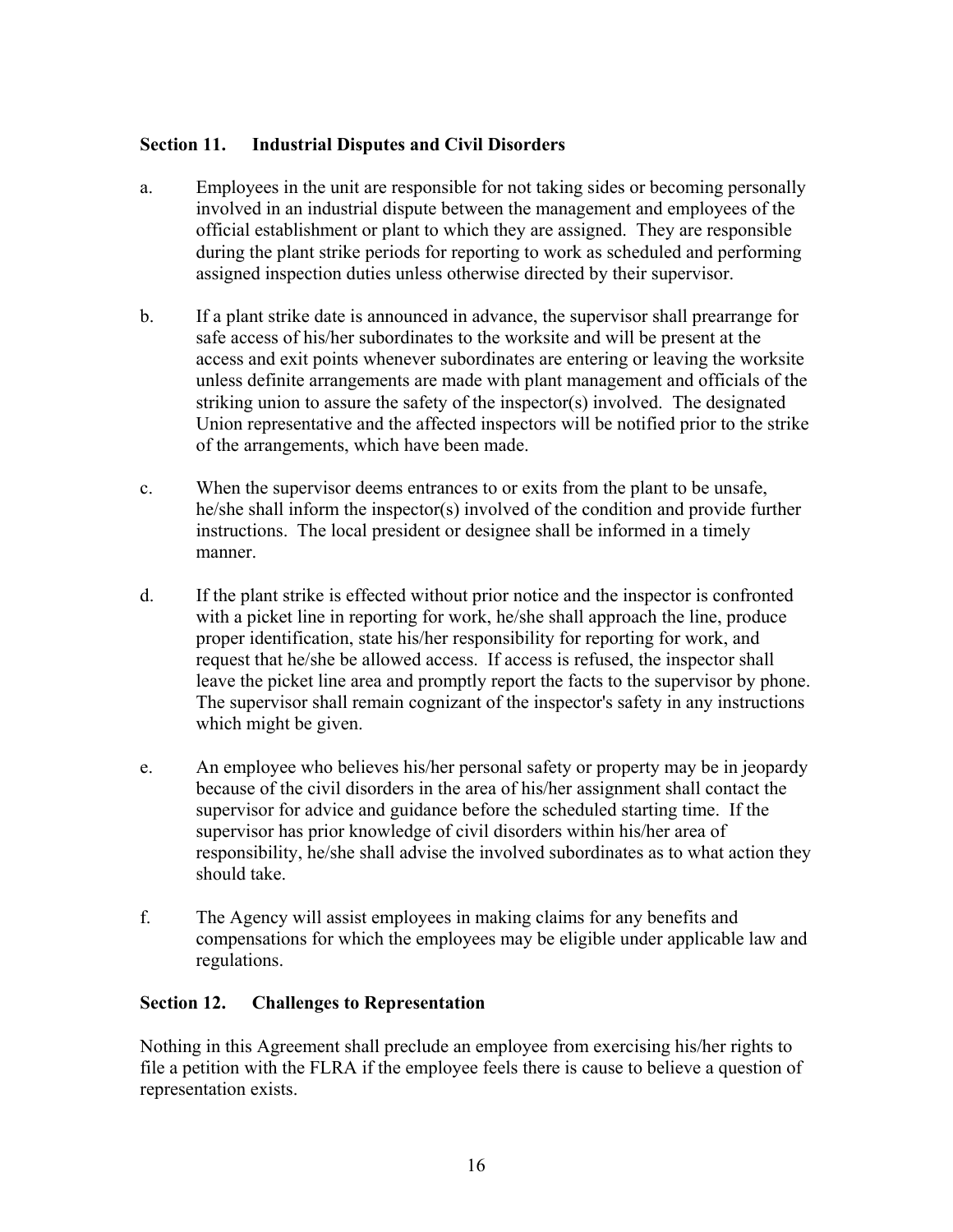## Section 11. Industrial Disputes and Civil Disorders

a. Employees in the unit are responsible for not taking sides or becoming personally involved in an industrial dispute between the management and employees of the official establishment or plant to which they are assigned. They are responsible during the plant strike periods for reporting to work as scheduled and performing assigned inspection duties unless otherwise directed by their supervisor.

b. If a plant strike date is announced in advance, the supervisor shall prearrange for safe access of his/her subordinates to the worksite and will be present at the access and exit points whenever subordinates are entering or leaving the worksite unless definite arrangements are made with plant management and officials of the striking union to assure the safety of the inspector(s) involved. The designated Union representative and the affected inspectors will be notified prior to the strike of the arrangements, which have been made.

c. When the supervisor deems entrances to or exits from the plant to be unsafe, he/she shall inform the inspector(s) involved of the condition and provide further instructions. The local president or designee shall be informed in a timely manner.

d. If the plant strike is effected without prior notice and the inspector is confronted with a picket line in reporting for work, he/she shall approach the line, produce proper identification, state his/her responsibility for reporting for work, and request that he/she be allowed access. If access is refused, the inspector shall leave the picket line area and promptly report the facts to the supervisor by phone. The supervisor shall remain cognizant of the inspector's safety in any instructions which might be given.

e. An employee who believes his/her personal safety or property may be in jeopardy because of the civil disorders in the area of his/her assignment shall contact the supervisor for advice and guidance before the scheduled starting time. If the supervisor has prior knowledge of civil disorders within his/her area of responsibility, he/she shall advise the involved subordinates as to what action they should take.

f. The Agency will assist employees in making claims for any benefits and compensations for which the employees may be eligible under applicable law and regulations.

## Section 12. Challenges to Representation

Nothing in this Agreement shall preclude an employee from exercising his/her rights to file a petition with the FLRA if the employee feels there is cause to believe a question of representation exists.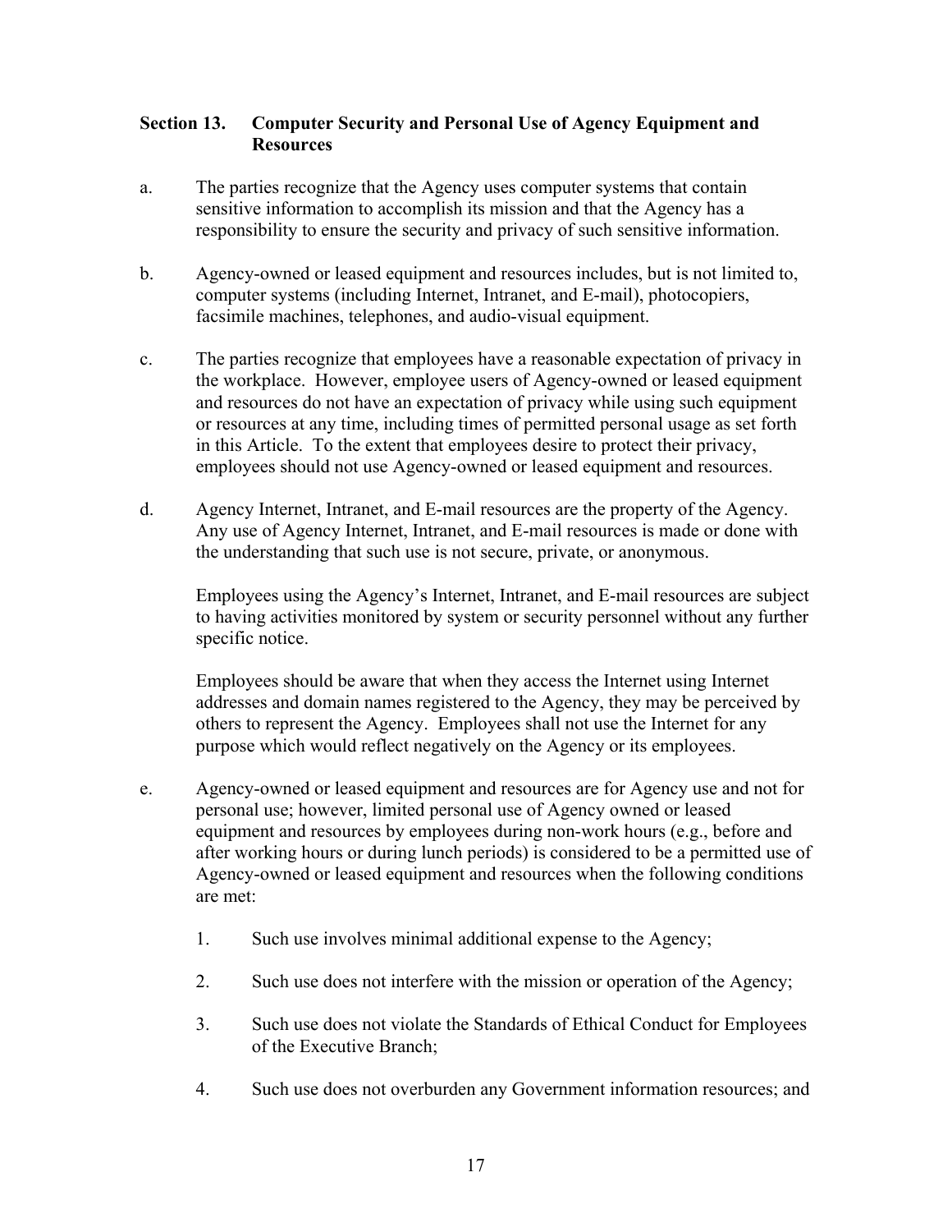## Section 13. Computer Security and Personal Use of Agency Equipment and Resources

a. The parties recognize that the Agency uses computer systems that contain sensitive information to accomplish its mission and that the Agency has a responsibility to ensure the security and privacy of such sensitive information.

b. Agency-owned or leased equipment and resources includes, but is not limited to, computer systems (including Internet, Intranet, and E-mail), photocopiers, facsimile machines, telephones, and audio-visual equipment.

c. The parties recognize that employees have a reasonable expectation of privacy in the workplace. However, employee users of Agency-owned or leased equipment and resources do not have an expectation of privacy while using such equipment or resources at any time, including times of permitted personal usage as set forth in this Article. To the extent that employees desire to protect their privacy, employees should not use Agency-owned or leased equipment and resources.

d. Agency Internet, Intranet, and E-mail resources are the property of the Agency. Any use of Agency Internet, Intranet, and E-mail resources is made or done with the understanding that such use is not secure, private, or anonymous.

   Employees using the Agency's Internet, Intranet, and E-mail resources are subject to having activities monitored by system or security personnel without any further specific notice.

   Employees should be aware that when they access the Internet using Internet addresses and domain names registered to the Agency, they may be perceived by others to represent the Agency. Employees shall not use the Internet for any purpose which would reflect negatively on the Agency or its employees.

e. Agency-owned or leased equipment and resources are for Agency use and not for personal use; however, limited personal use of Agency owned or leased equipment and resources by employees during non-work hours (e.g., before and after working hours or during lunch periods) is considered to be a permitted use of Agency-owned or leased equipment and resources when the following conditions are met:

   1. Such use involves minimal additional expense to the Agency;

   2. Such use does not interfere with the mission or operation of the Agency;

   3. Such use does not violate the Standards of Ethical Conduct for Employees of the Executive Branch;

   4. Such use does not overburden any Government information resources; and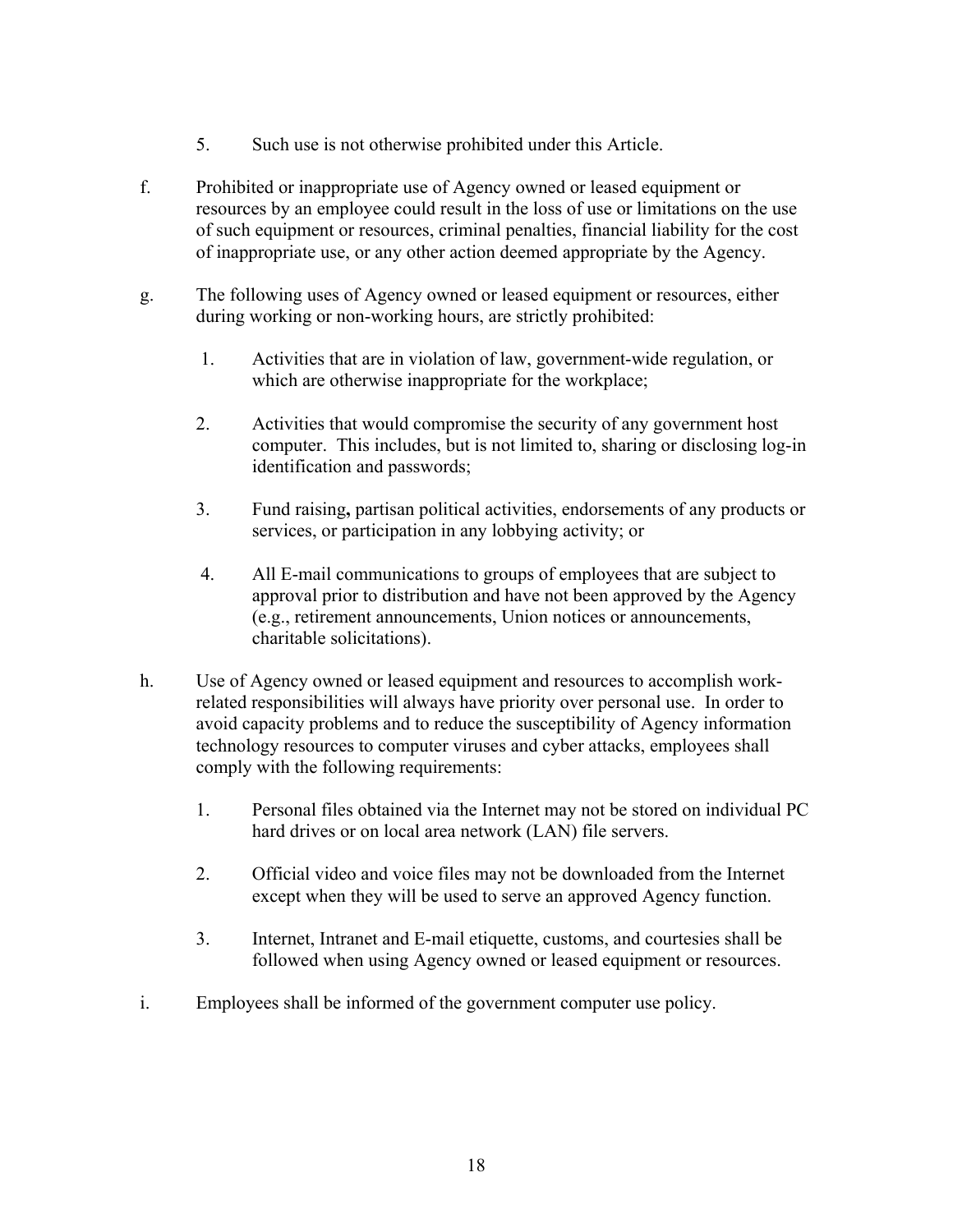5. Such use is not otherwise prohibited under this Article.

f. Prohibited or inappropriate use of Agency owned or leased equipment or resources by an employee could result in the loss of use or limitations on the use of such equipment or resources, criminal penalties, financial liability for the cost of inappropriate use, or any other action deemed appropriate by the Agency.

g. The following uses of Agency owned or leased equipment or resources, either during working or non-working hours, are strictly prohibited:

   1. Activities that are in violation of law, government-wide regulation, or which are otherwise inappropriate for the workplace;

   2. Activities that would compromise the security of any government host computer. This includes, but is not limited to, sharing or disclosing log-in identification and passwords;

   3. Fund raising**,** partisan political activities, endorsements of any products or services, or participation in any lobbying activity; or

   4. All E-mail communications to groups of employees that are subject to approval prior to distribution and have not been approved by the Agency (e.g., retirement announcements, Union notices or announcements, charitable solicitations).

h. Use of Agency owned or leased equipment and resources to accomplish work-related responsibilities will always have priority over personal use. In order to avoid capacity problems and to reduce the susceptibility of Agency information technology resources to computer viruses and cyber attacks, employees shall comply with the following requirements:

   1. Personal files obtained via the Internet may not be stored on individual PC hard drives or on local area network (LAN) file servers.

   2. Official video and voice files may not be downloaded from the Internet except when they will be used to serve an approved Agency function.

   3. Internet, Intranet and E-mail etiquette, customs, and courtesies shall be followed when using Agency owned or leased equipment or resources.

i. Employees shall be informed of the government computer use policy.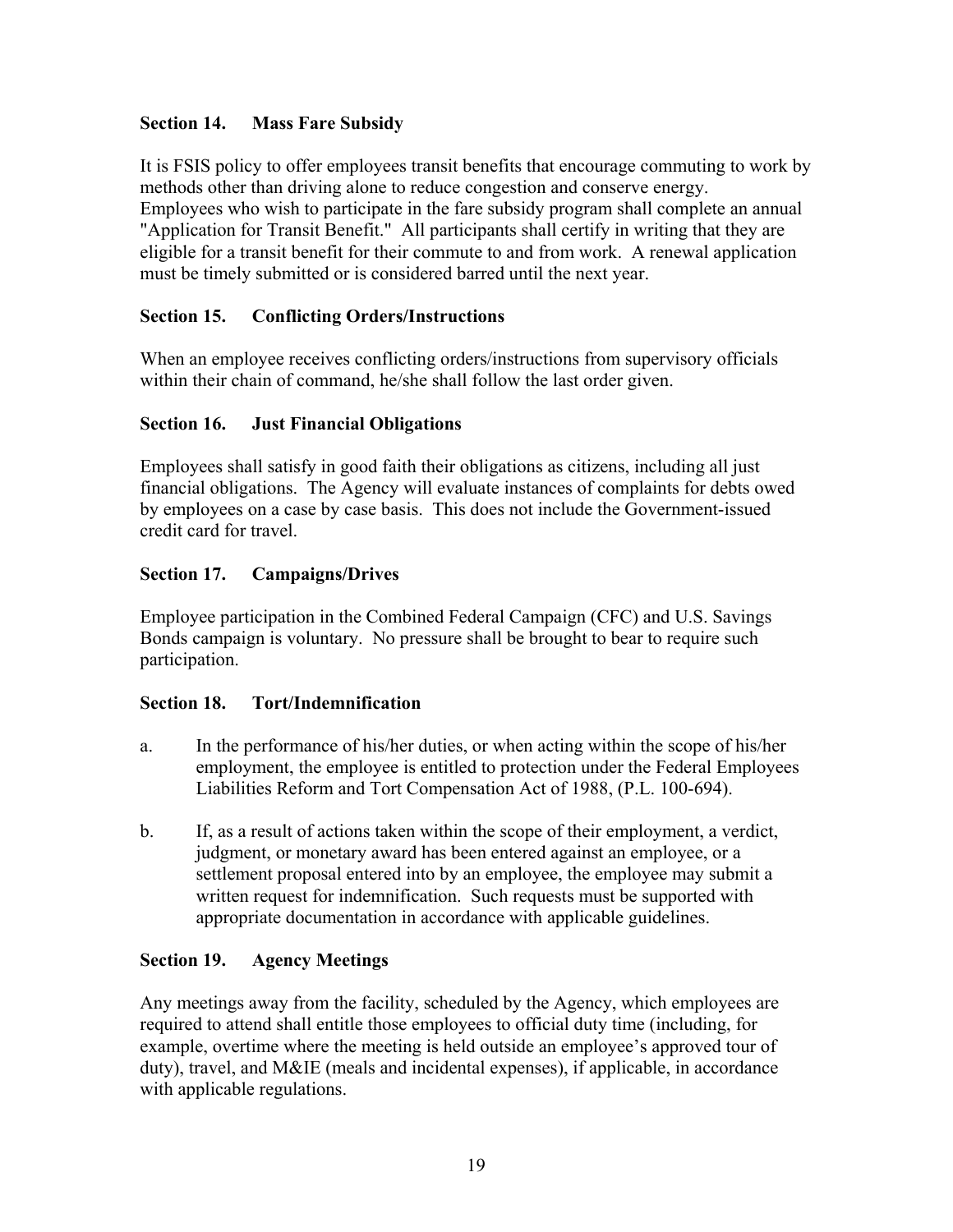### Section 14. Mass Fare Subsidy

It is FSIS policy to offer employees transit benefits that encourage commuting to work by methods other than driving alone to reduce congestion and conserve energy. Employees who wish to participate in the fare subsidy program shall complete an annual "Application for Transit Benefit." All participants shall certify in writing that they are eligible for a transit benefit for their commute to and from work. A renewal application must be timely submitted or is considered barred until the next year.

### Section 15. Conflicting Orders/Instructions

When an employee receives conflicting orders/instructions from supervisory officials within their chain of command, he/she shall follow the last order given.

### Section 16. Just Financial Obligations

Employees shall satisfy in good faith their obligations as citizens, including all just financial obligations. The Agency will evaluate instances of complaints for debts owed by employees on a case by case basis. This does not include the Government-issued credit card for travel.

### Section 17. Campaigns/Drives

Employee participation in the Combined Federal Campaign (CFC) and U.S. Savings Bonds campaign is voluntary. No pressure shall be brought to bear to require such participation.

### Section 18. Tort/Indemnification

a. In the performance of his/her duties, or when acting within the scope of his/her employment, the employee is entitled to protection under the Federal Employees Liabilities Reform and Tort Compensation Act of 1988, (P.L. 100-694).

b. If, as a result of actions taken within the scope of their employment, a verdict, judgment, or monetary award has been entered against an employee, or a settlement proposal entered into by an employee, the employee may submit a written request for indemnification. Such requests must be supported with appropriate documentation in accordance with applicable guidelines.

### Section 19. Agency Meetings

Any meetings away from the facility, scheduled by the Agency, which employees are required to attend shall entitle those employees to official duty time (including, for example, overtime where the meeting is held outside an employee's approved tour of duty), travel, and M&IE (meals and incidental expenses), if applicable, in accordance with applicable regulations.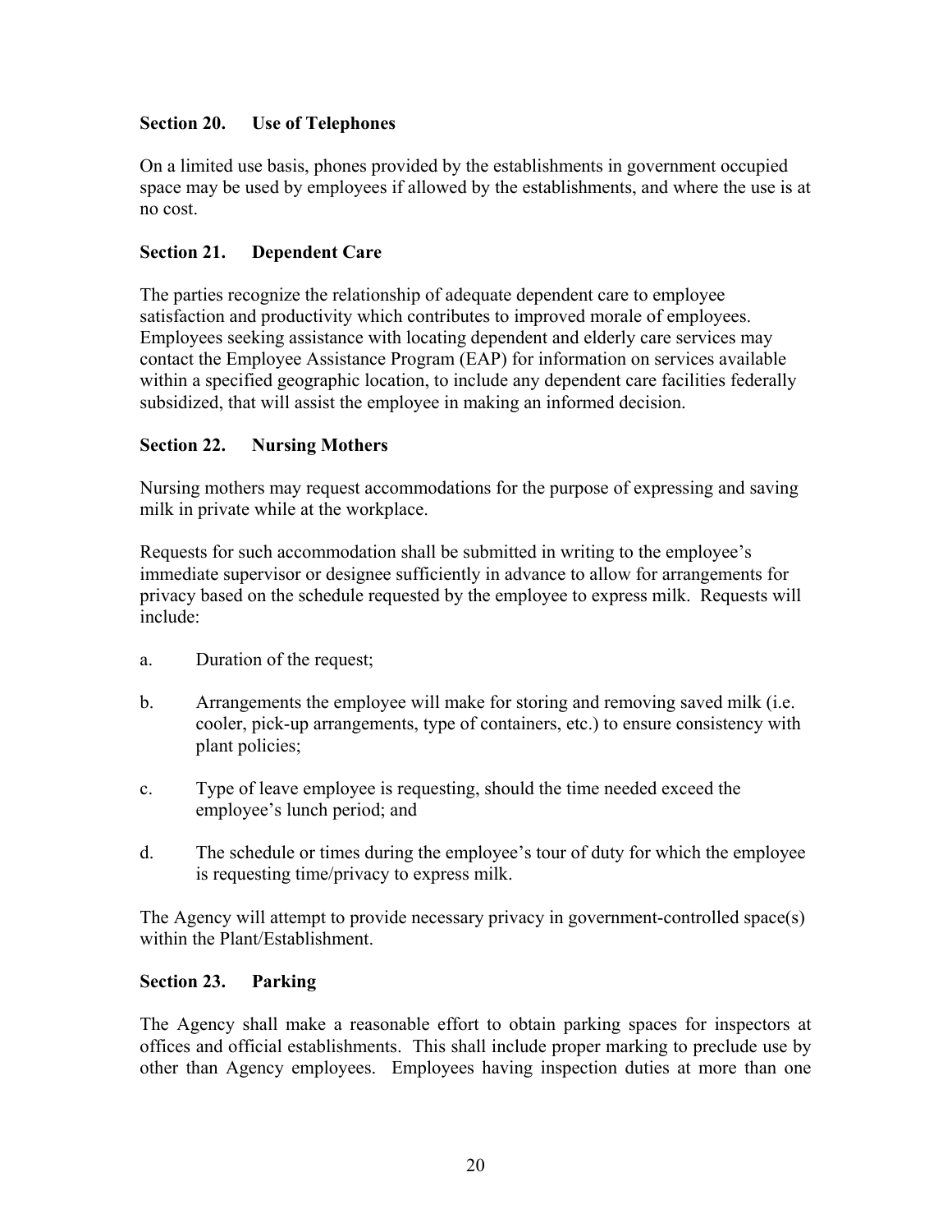### Section 20. Use of Telephones

On a limited use basis, phones provided by the establishments in government occupied space may be used by employees if allowed by the establishments, and where the use is at no cost.

### Section 21. Dependent Care

The parties recognize the relationship of adequate dependent care to employee satisfaction and productivity which contributes to improved morale of employees. Employees seeking assistance with locating dependent and elderly care services may contact the Employee Assistance Program (EAP) for information on services available within a specified geographic location, to include any dependent care facilities federally subsidized, that will assist the employee in making an informed decision.

### Section 22. Nursing Mothers

Nursing mothers may request accommodations for the purpose of expressing and saving milk in private while at the workplace.

Requests for such accommodation shall be submitted in writing to the employee's immediate supervisor or designee sufficiently in advance to allow for arrangements for privacy based on the schedule requested by the employee to express milk. Requests will include:

a. Duration of the request;

b. Arrangements the employee will make for storing and removing saved milk (i.e. cooler, pick-up arrangements, type of containers, etc.) to ensure consistency with plant policies;

c. Type of leave employee is requesting, should the time needed exceed the employee's lunch period; and

d. The schedule or times during the employee's tour of duty for which the employee is requesting time/privacy to express milk.

The Agency will attempt to provide necessary privacy in government-controlled space(s) within the Plant/Establishment.

### Section 23. Parking

The Agency shall make a reasonable effort to obtain parking spaces for inspectors at offices and official establishments. This shall include proper marking to preclude use by other than Agency employees. Employees having inspection duties at more than one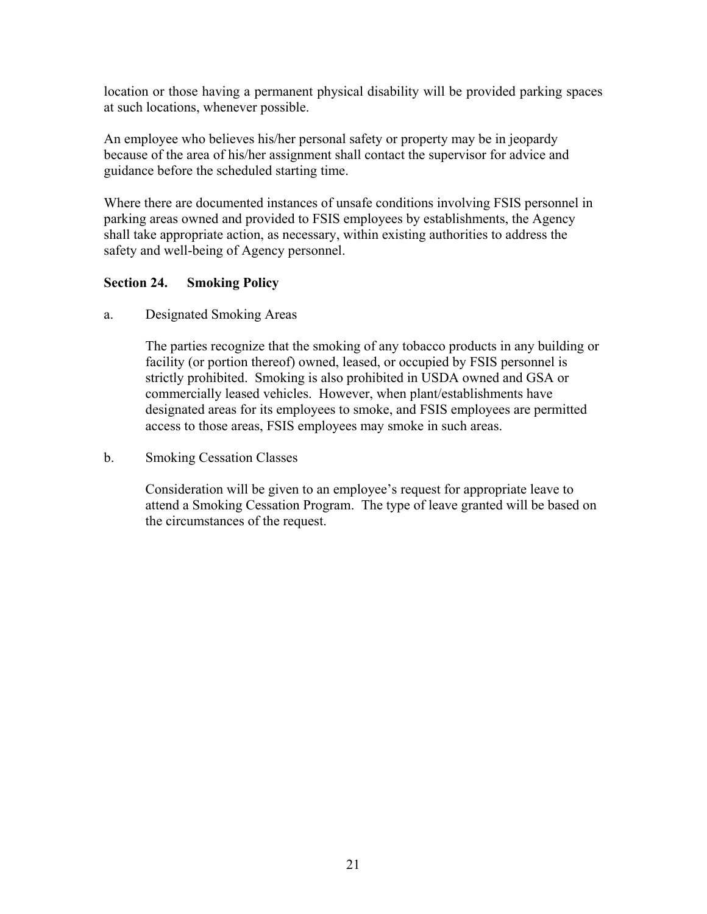location or those having a permanent physical disability will be provided parking spaces at such locations, whenever possible.

An employee who believes his/her personal safety or property may be in jeopardy because of the area of his/her assignment shall contact the supervisor for advice and guidance before the scheduled starting time.

Where there are documented instances of unsafe conditions involving FSIS personnel in parking areas owned and provided to FSIS employees by establishments, the Agency shall take appropriate action, as necessary, within existing authorities to address the safety and well-being of Agency personnel.

**Section 24. Smoking Policy**

a. Designated Smoking Areas

The parties recognize that the smoking of any tobacco products in any building or facility (or portion thereof) owned, leased, or occupied by FSIS personnel is strictly prohibited. Smoking is also prohibited in USDA owned and GSA or commercially leased vehicles. However, when plant/establishments have designated areas for its employees to smoke, and FSIS employees are permitted access to those areas, FSIS employees may smoke in such areas.

b. Smoking Cessation Classes

Consideration will be given to an employee's request for appropriate leave to attend a Smoking Cessation Program. The type of leave granted will be based on the circumstances of the request.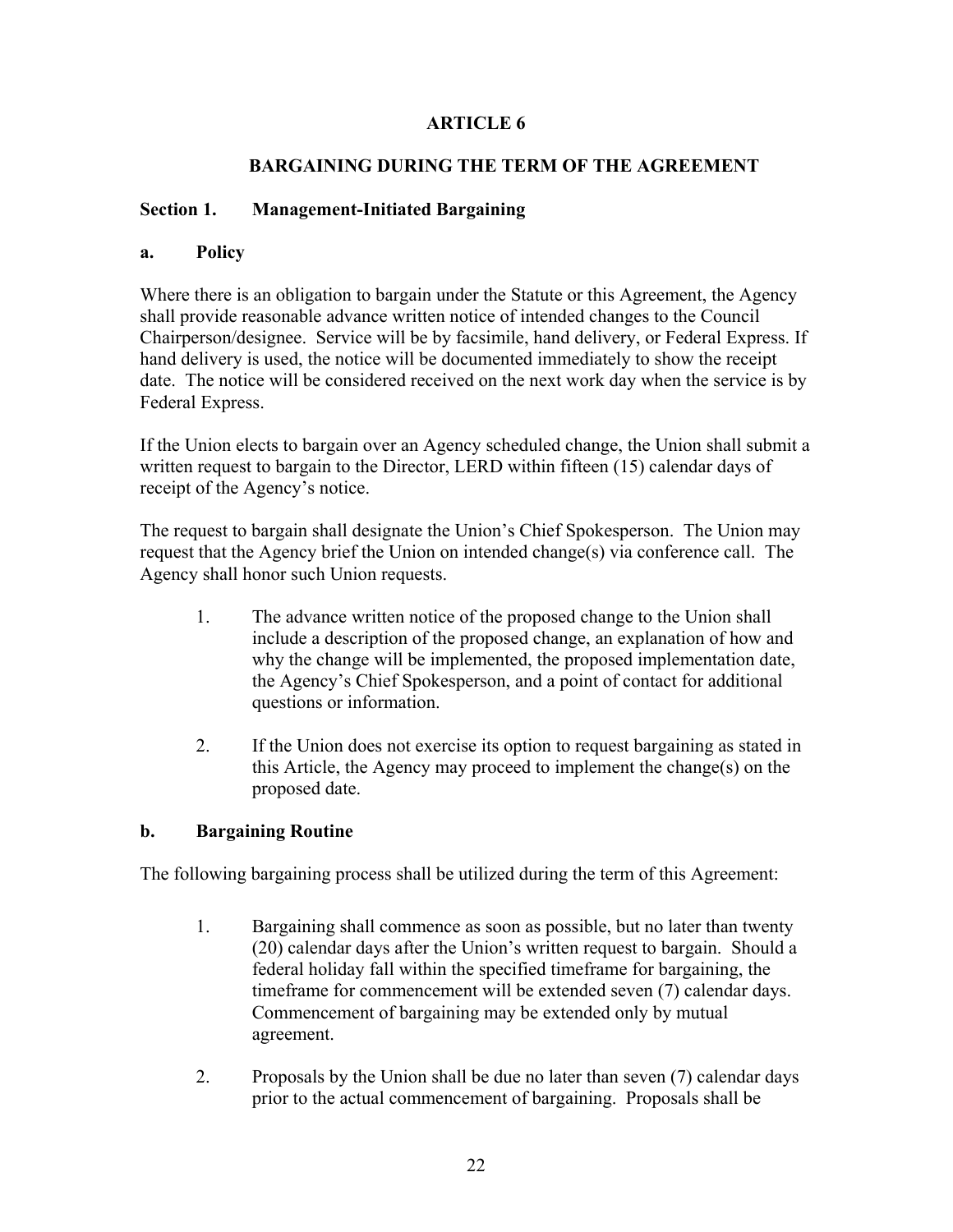# ARTICLE 6

## BARGAINING DURING THE TERM OF THE AGREEMENT

### Section 1. Management-Initiated Bargaining

#### a. Policy

Where there is an obligation to bargain under the Statute or this Agreement, the Agency shall provide reasonable advance written notice of intended changes to the Council Chairperson/designee. Service will be by facsimile, hand delivery, or Federal Express. If hand delivery is used, the notice will be documented immediately to show the receipt date. The notice will be considered received on the next work day when the service is by Federal Express.

If the Union elects to bargain over an Agency scheduled change, the Union shall submit a written request to bargain to the Director, LERD within fifteen (15) calendar days of receipt of the Agency's notice.

The request to bargain shall designate the Union's Chief Spokesperson. The Union may request that the Agency brief the Union on intended change(s) via conference call. The Agency shall honor such Union requests.

1. The advance written notice of the proposed change to the Union shall include a description of the proposed change, an explanation of how and why the change will be implemented, the proposed implementation date, the Agency's Chief Spokesperson, and a point of contact for additional questions or information.

2. If the Union does not exercise its option to request bargaining as stated in this Article, the Agency may proceed to implement the change(s) on the proposed date.

#### b. Bargaining Routine

The following bargaining process shall be utilized during the term of this Agreement:

1. Bargaining shall commence as soon as possible, but no later than twenty (20) calendar days after the Union's written request to bargain. Should a federal holiday fall within the specified timeframe for bargaining, the timeframe for commencement will be extended seven (7) calendar days. Commencement of bargaining may be extended only by mutual agreement.

2. Proposals by the Union shall be due no later than seven (7) calendar days prior to the actual commencement of bargaining. Proposals shall be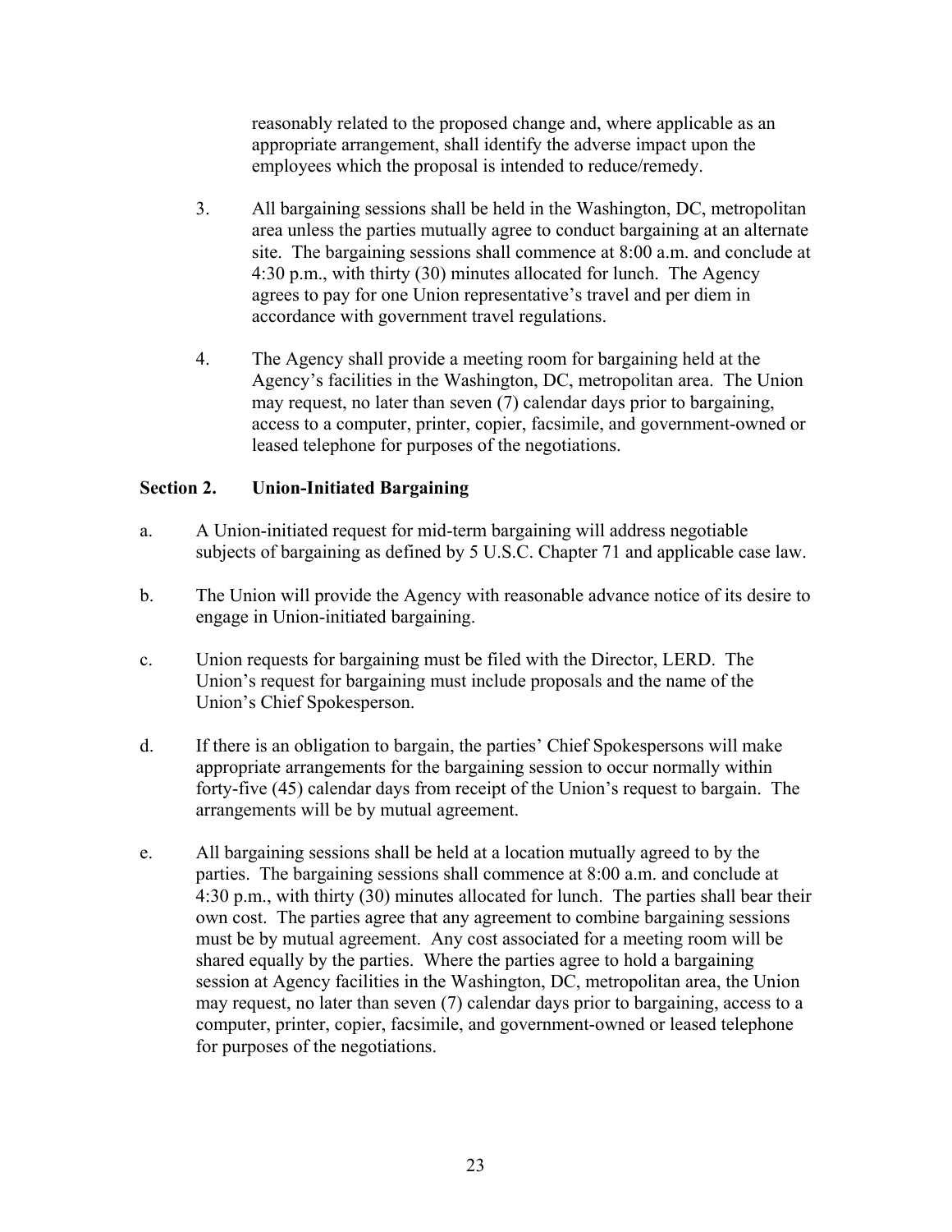reasonably related to the proposed change and, where applicable as an appropriate arrangement, shall identify the adverse impact upon the employees which the proposal is intended to reduce/remedy.

3. All bargaining sessions shall be held in the Washington, DC, metropolitan area unless the parties mutually agree to conduct bargaining at an alternate site. The bargaining sessions shall commence at 8:00 a.m. and conclude at 4:30 p.m., with thirty (30) minutes allocated for lunch. The Agency agrees to pay for one Union representative's travel and per diem in accordance with government travel regulations.

4. The Agency shall provide a meeting room for bargaining held at the Agency's facilities in the Washington, DC, metropolitan area. The Union may request, no later than seven (7) calendar days prior to bargaining, access to a computer, printer, copier, facsimile, and government-owned or leased telephone for purposes of the negotiations.

**Section 2. Union-Initiated Bargaining**

a. A Union-initiated request for mid-term bargaining will address negotiable subjects of bargaining as defined by 5 U.S.C. Chapter 71 and applicable case law.

b. The Union will provide the Agency with reasonable advance notice of its desire to engage in Union-initiated bargaining.

c. Union requests for bargaining must be filed with the Director, LERD. The Union's request for bargaining must include proposals and the name of the Union's Chief Spokesperson.

d. If there is an obligation to bargain, the parties' Chief Spokespersons will make appropriate arrangements for the bargaining session to occur normally within forty-five (45) calendar days from receipt of the Union's request to bargain. The arrangements will be by mutual agreement.

e. All bargaining sessions shall be held at a location mutually agreed to by the parties. The bargaining sessions shall commence at 8:00 a.m. and conclude at 4:30 p.m., with thirty (30) minutes allocated for lunch. The parties shall bear their own cost. The parties agree that any agreement to combine bargaining sessions must be by mutual agreement. Any cost associated for a meeting room will be shared equally by the parties. Where the parties agree to hold a bargaining session at Agency facilities in the Washington, DC, metropolitan area, the Union may request, no later than seven (7) calendar days prior to bargaining, access to a computer, printer, copier, facsimile, and government-owned or leased telephone for purposes of the negotiations.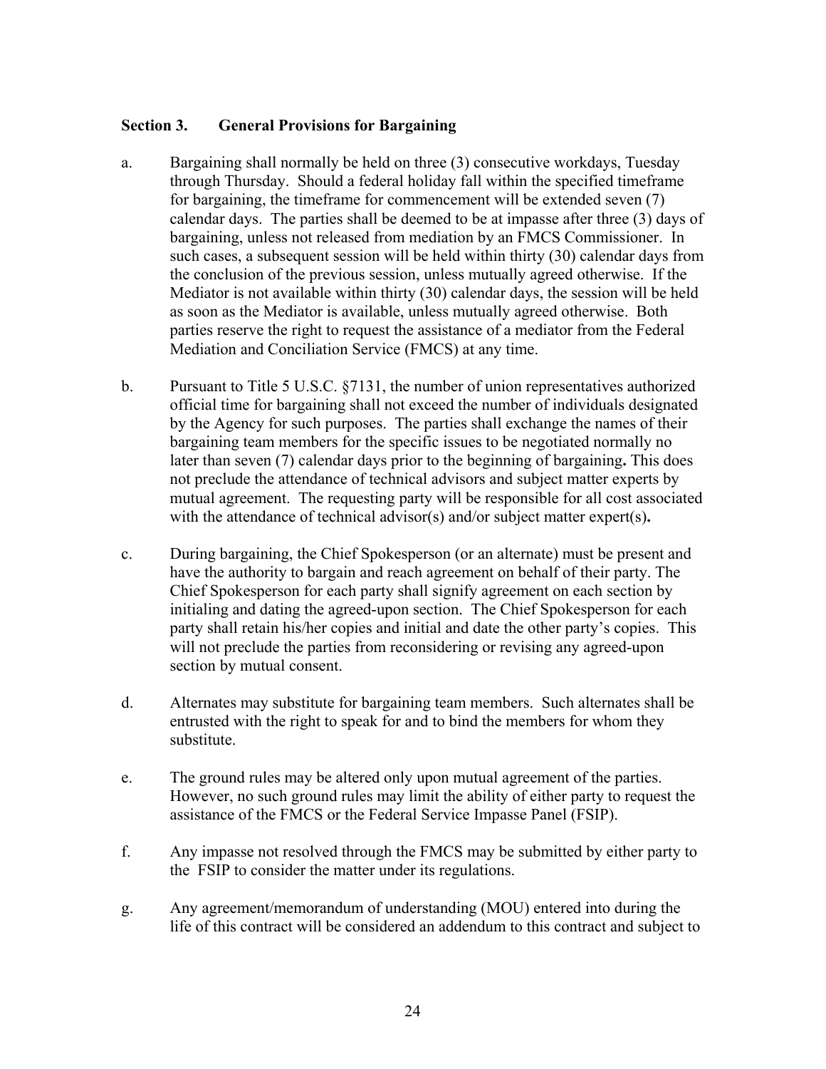### Section 3. General Provisions for Bargaining

a. Bargaining shall normally be held on three (3) consecutive workdays, Tuesday through Thursday. Should a federal holiday fall within the specified timeframe for bargaining, the timeframe for commencement will be extended seven (7) calendar days. The parties shall be deemed to be at impasse after three (3) days of bargaining, unless not released from mediation by an FMCS Commissioner. In such cases, a subsequent session will be held within thirty (30) calendar days from the conclusion of the previous session, unless mutually agreed otherwise. If the Mediator is not available within thirty (30) calendar days, the session will be held as soon as the Mediator is available, unless mutually agreed otherwise. Both parties reserve the right to request the assistance of a mediator from the Federal Mediation and Conciliation Service (FMCS) at any time.

b. Pursuant to Title 5 U.S.C. §7131, the number of union representatives authorized official time for bargaining shall not exceed the number of individuals designated by the Agency for such purposes. The parties shall exchange the names of their bargaining team members for the specific issues to be negotiated normally no later than seven (7) calendar days prior to the beginning of bargaining**.** This does not preclude the attendance of technical advisors and subject matter experts by mutual agreement. The requesting party will be responsible for all cost associated with the attendance of technical advisor(s) and/or subject matter expert(s)**.**

c. During bargaining, the Chief Spokesperson (or an alternate) must be present and have the authority to bargain and reach agreement on behalf of their party. The Chief Spokesperson for each party shall signify agreement on each section by initialing and dating the agreed-upon section. The Chief Spokesperson for each party shall retain his/her copies and initial and date the other party's copies. This will not preclude the parties from reconsidering or revising any agreed-upon section by mutual consent.

d. Alternates may substitute for bargaining team members. Such alternates shall be entrusted with the right to speak for and to bind the members for whom they substitute.

e. The ground rules may be altered only upon mutual agreement of the parties. However, no such ground rules may limit the ability of either party to request the assistance of the FMCS or the Federal Service Impasse Panel (FSIP).

f. Any impasse not resolved through the FMCS may be submitted by either party to the FSIP to consider the matter under its regulations.

g. Any agreement/memorandum of understanding (MOU) entered into during the life of this contract will be considered an addendum to this contract and subject to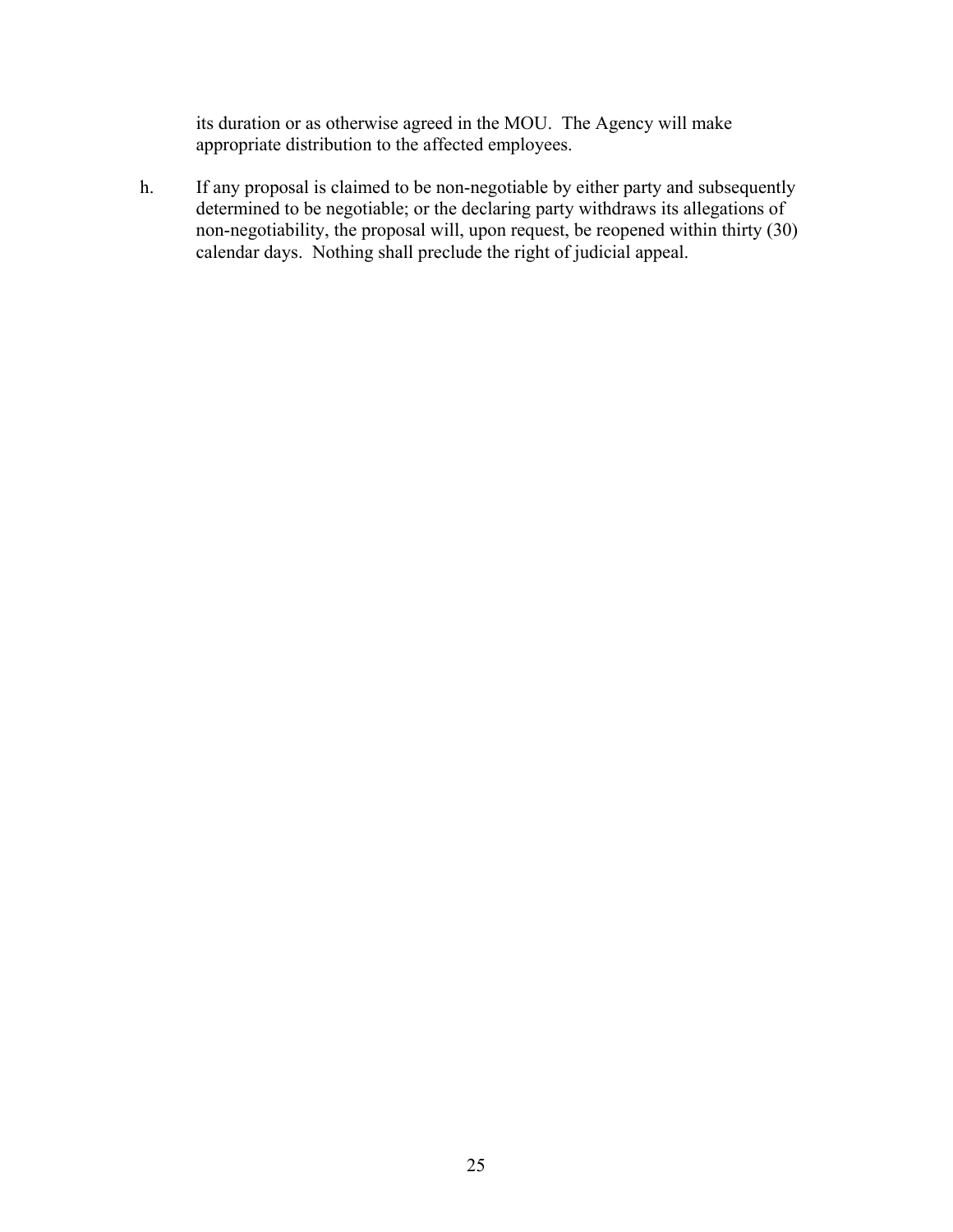its duration or as otherwise agreed in the MOU. The Agency will make appropriate distribution to the affected employees.

h. If any proposal is claimed to be non-negotiable by either party and subsequently determined to be negotiable; or the declaring party withdraws its allegations of non-negotiability, the proposal will, upon request, be reopened within thirty (30) calendar days. Nothing shall preclude the right of judicial appeal.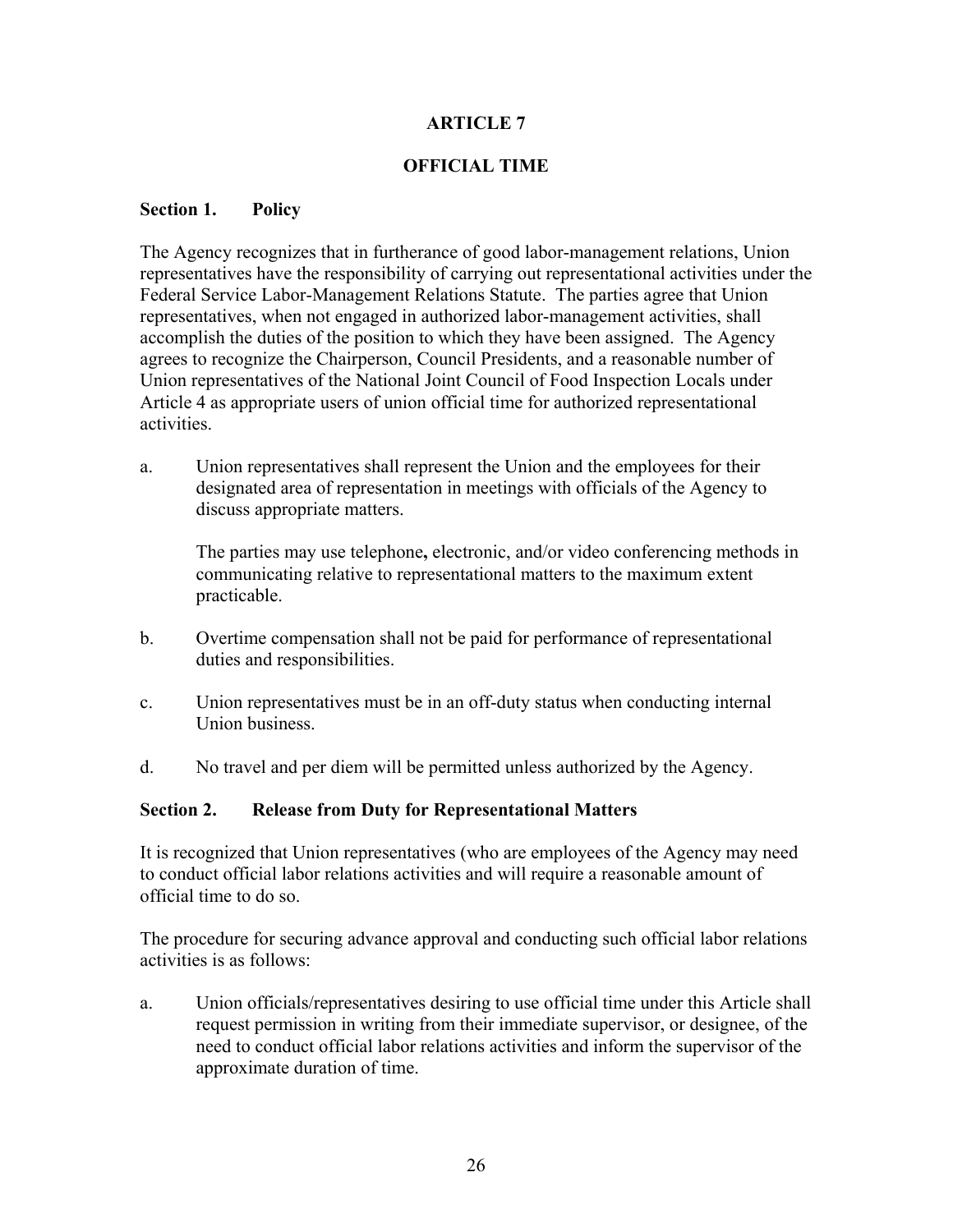# ARTICLE 7

## OFFICIAL TIME

### Section 1. Policy

The Agency recognizes that in furtherance of good labor-management relations, Union representatives have the responsibility of carrying out representational activities under the Federal Service Labor-Management Relations Statute. The parties agree that Union representatives, when not engaged in authorized labor-management activities, shall accomplish the duties of the position to which they have been assigned. The Agency agrees to recognize the Chairperson, Council Presidents, and a reasonable number of Union representatives of the National Joint Council of Food Inspection Locals under Article 4 as appropriate users of union official time for authorized representational activities.

a. Union representatives shall represent the Union and the employees for their designated area of representation in meetings with officials of the Agency to discuss appropriate matters.

   The parties may use telephone**,** electronic, and/or video conferencing methods in communicating relative to representational matters to the maximum extent practicable.

b. Overtime compensation shall not be paid for performance of representational duties and responsibilities.

c. Union representatives must be in an off-duty status when conducting internal Union business.

d. No travel and per diem will be permitted unless authorized by the Agency.

### Section 2. Release from Duty for Representational Matters

It is recognized that Union representatives (who are employees of the Agency may need to conduct official labor relations activities and will require a reasonable amount of official time to do so.

The procedure for securing advance approval and conducting such official labor relations activities is as follows:

a. Union officials/representatives desiring to use official time under this Article shall request permission in writing from their immediate supervisor, or designee, of the need to conduct official labor relations activities and inform the supervisor of the approximate duration of time.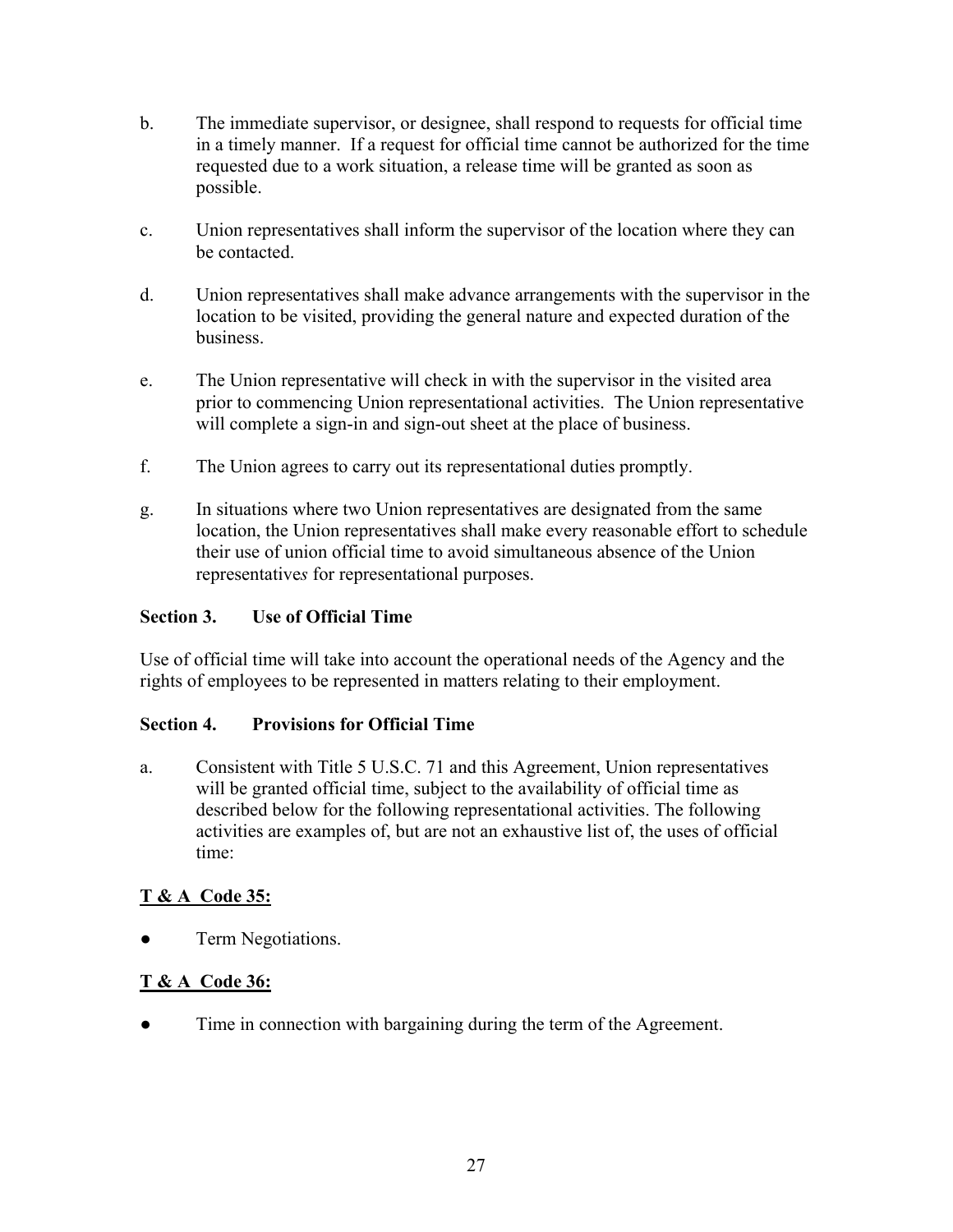b. The immediate supervisor, or designee, shall respond to requests for official time in a timely manner. If a request for official time cannot be authorized for the time requested due to a work situation, a release time will be granted as soon as possible.

c. Union representatives shall inform the supervisor of the location where they can be contacted.

d. Union representatives shall make advance arrangements with the supervisor in the location to be visited, providing the general nature and expected duration of the business.

e. The Union representative will check in with the supervisor in the visited area prior to commencing Union representational activities. The Union representative will complete a sign-in and sign-out sheet at the place of business.

f. The Union agrees to carry out its representational duties promptly.

g. In situations where two Union representatives are designated from the same location, the Union representatives shall make every reasonable effort to schedule their use of union official time to avoid simultaneous absence of the Union representative*s* for representational purposes.

**Section 3. Use of Official Time**

Use of official time will take into account the operational needs of the Agency and the rights of employees to be represented in matters relating to their employment.

**Section 4. Provisions for Official Time**

a. Consistent with Title 5 U.S.C. 71 and this Agreement, Union representatives will be granted official time, subject to the availability of official time as described below for the following representational activities. The following activities are examples of, but are not an exhaustive list of, the uses of official time:

<u>**T & A Code 35:**</u>

- Term Negotiations.

<u>**T & A Code 36:**</u>

- Time in connection with bargaining during the term of the Agreement.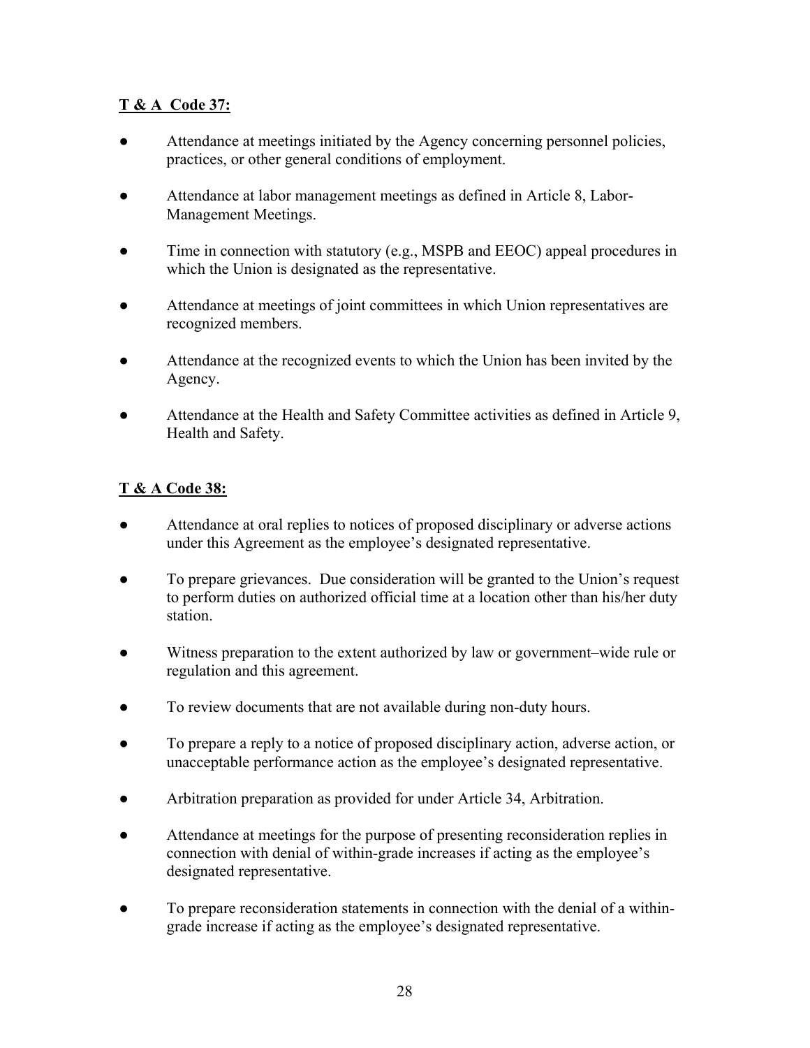**T & A Code 37:**

- Attendance at meetings initiated by the Agency concerning personnel policies, practices, or other general conditions of employment.
- Attendance at labor management meetings as defined in Article 8, Labor-Management Meetings.
- Time in connection with statutory (e.g., MSPB and EEOC) appeal procedures in which the Union is designated as the representative.
- Attendance at meetings of joint committees in which Union representatives are recognized members.
- Attendance at the recognized events to which the Union has been invited by the Agency.
- Attendance at the Health and Safety Committee activities as defined in Article 9, Health and Safety.

**T & A Code 38:**

- Attendance at oral replies to notices of proposed disciplinary or adverse actions under this Agreement as the employee's designated representative.
- To prepare grievances. Due consideration will be granted to the Union's request to perform duties on authorized official time at a location other than his/her duty station.
- Witness preparation to the extent authorized by law or government–wide rule or regulation and this agreement.
- To review documents that are not available during non-duty hours.
- To prepare a reply to a notice of proposed disciplinary action, adverse action, or unacceptable performance action as the employee's designated representative.
- Arbitration preparation as provided for under Article 34, Arbitration.
- Attendance at meetings for the purpose of presenting reconsideration replies in connection with denial of within-grade increases if acting as the employee's designated representative.
- To prepare reconsideration statements in connection with the denial of a within-grade increase if acting as the employee's designated representative.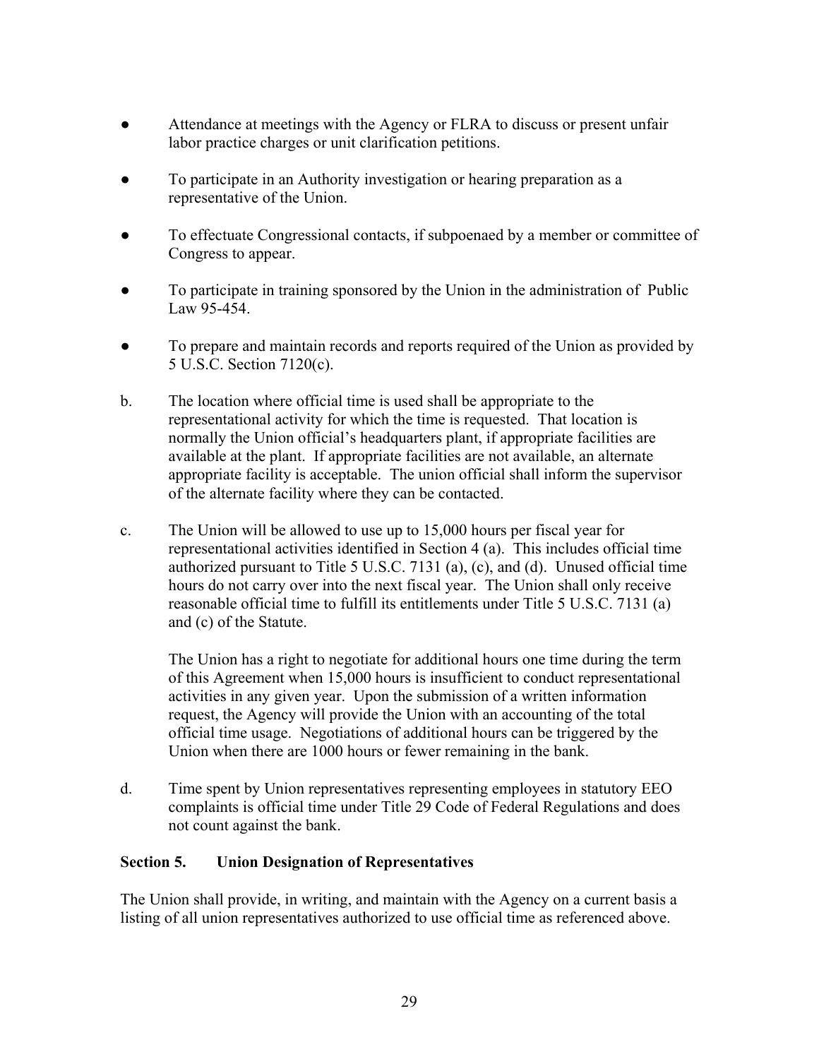- Attendance at meetings with the Agency or FLRA to discuss or present unfair labor practice charges or unit clarification petitions.

- To participate in an Authority investigation or hearing preparation as a representative of the Union.

- To effectuate Congressional contacts, if subpoenaed by a member or committee of Congress to appear.

- To participate in training sponsored by the Union in the administration of Public Law 95-454.

- To prepare and maintain records and reports required of the Union as provided by 5 U.S.C. Section 7120(c).

b. The location where official time is used shall be appropriate to the representational activity for which the time is requested. That location is normally the Union official's headquarters plant, if appropriate facilities are available at the plant. If appropriate facilities are not available, an alternate appropriate facility is acceptable. The union official shall inform the supervisor of the alternate facility where they can be contacted.

c. The Union will be allowed to use up to 15,000 hours per fiscal year for representational activities identified in Section 4 (a). This includes official time authorized pursuant to Title 5 U.S.C. 7131 (a), (c), and (d). Unused official time hours do not carry over into the next fiscal year. The Union shall only receive reasonable official time to fulfill its entitlements under Title 5 U.S.C. 7131 (a) and (c) of the Statute.

   The Union has a right to negotiate for additional hours one time during the term of this Agreement when 15,000 hours is insufficient to conduct representational activities in any given year. Upon the submission of a written information request, the Agency will provide the Union with an accounting of the total official time usage. Negotiations of additional hours can be triggered by the Union when there are 1000 hours or fewer remaining in the bank.

d. Time spent by Union representatives representing employees in statutory EEO complaints is official time under Title 29 Code of Federal Regulations and does not count against the bank.

**Section 5. Union Designation of Representatives**

The Union shall provide, in writing, and maintain with the Agency on a current basis a listing of all union representatives authorized to use official time as referenced above.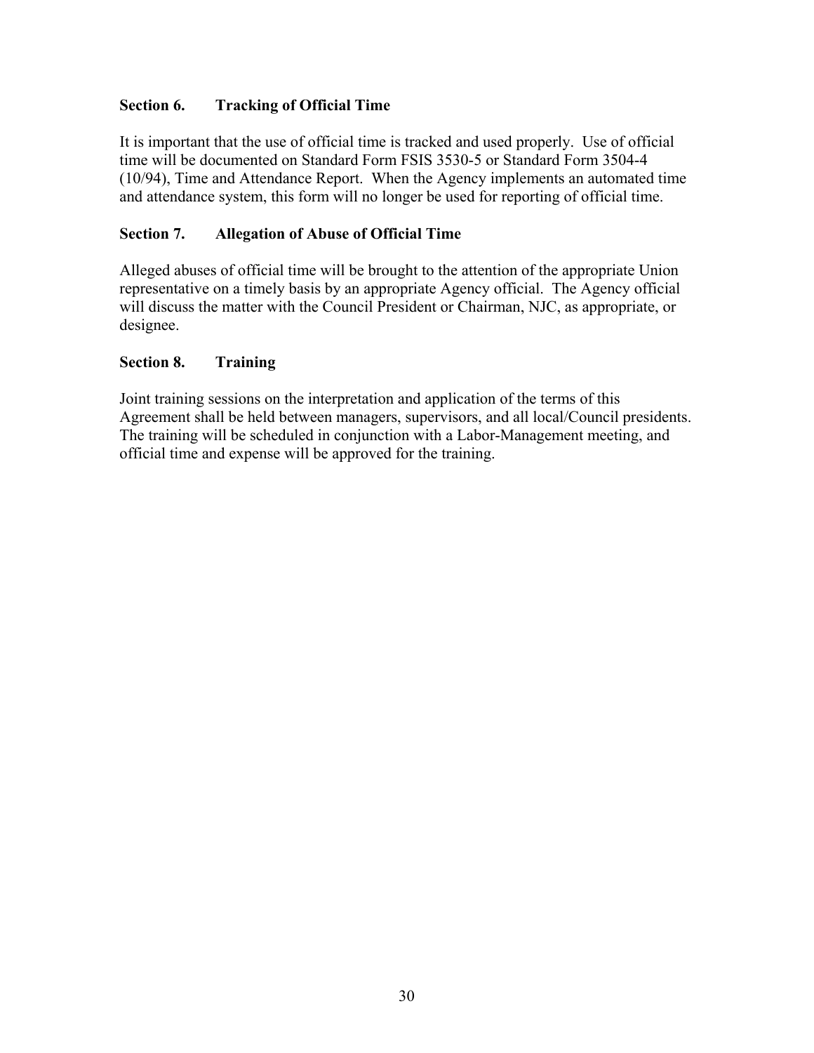### Section 6. Tracking of Official Time

It is important that the use of official time is tracked and used properly. Use of official time will be documented on Standard Form FSIS 3530-5 or Standard Form 3504-4 (10/94), Time and Attendance Report. When the Agency implements an automated time and attendance system, this form will no longer be used for reporting of official time.

### Section 7. Allegation of Abuse of Official Time

Alleged abuses of official time will be brought to the attention of the appropriate Union representative on a timely basis by an appropriate Agency official. The Agency official will discuss the matter with the Council President or Chairman, NJC, as appropriate, or designee.

### Section 8. Training

Joint training sessions on the interpretation and application of the terms of this Agreement shall be held between managers, supervisors, and all local/Council presidents. The training will be scheduled in conjunction with a Labor-Management meeting, and official time and expense will be approved for the training.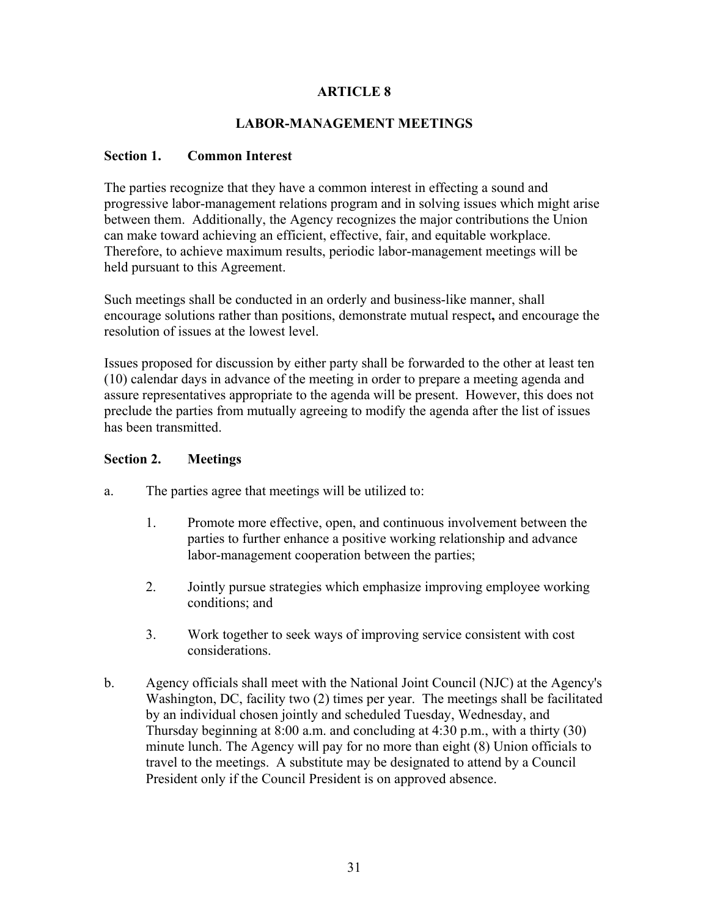# ARTICLE 8

## LABOR-MANAGEMENT MEETINGS

### Section 1. Common Interest

The parties recognize that they have a common interest in effecting a sound and progressive labor-management relations program and in solving issues which might arise between them. Additionally, the Agency recognizes the major contributions the Union can make toward achieving an efficient, effective, fair, and equitable workplace. Therefore, to achieve maximum results, periodic labor-management meetings will be held pursuant to this Agreement.

Such meetings shall be conducted in an orderly and business-like manner, shall encourage solutions rather than positions, demonstrate mutual respect**,** and encourage the resolution of issues at the lowest level.

Issues proposed for discussion by either party shall be forwarded to the other at least ten (10) calendar days in advance of the meeting in order to prepare a meeting agenda and assure representatives appropriate to the agenda will be present. However, this does not preclude the parties from mutually agreeing to modify the agenda after the list of issues has been transmitted.

### Section 2. Meetings

a. The parties agree that meetings will be utilized to:

   1. Promote more effective, open, and continuous involvement between the parties to further enhance a positive working relationship and advance labor-management cooperation between the parties;

   2. Jointly pursue strategies which emphasize improving employee working conditions; and

   3. Work together to seek ways of improving service consistent with cost considerations.

b. Agency officials shall meet with the National Joint Council (NJC) at the Agency's Washington, DC, facility two (2) times per year. The meetings shall be facilitated by an individual chosen jointly and scheduled Tuesday, Wednesday, and Thursday beginning at 8:00 a.m. and concluding at 4:30 p.m., with a thirty (30) minute lunch. The Agency will pay for no more than eight (8) Union officials to travel to the meetings. A substitute may be designated to attend by a Council President only if the Council President is on approved absence.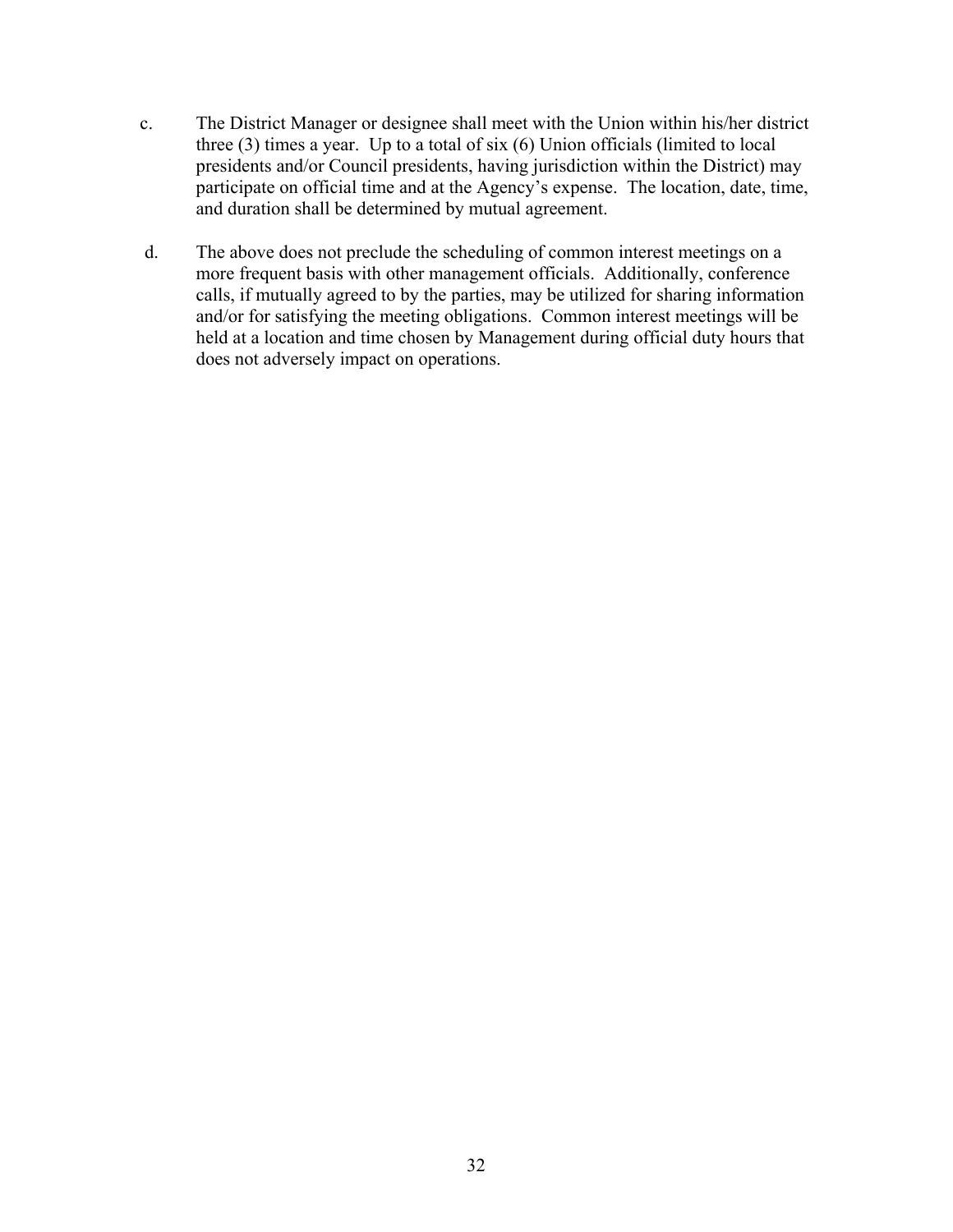c. The District Manager or designee shall meet with the Union within his/her district three (3) times a year. Up to a total of six (6) Union officials (limited to local presidents and/or Council presidents, having jurisdiction within the District) may participate on official time and at the Agency's expense. The location, date, time, and duration shall be determined by mutual agreement.

d. The above does not preclude the scheduling of common interest meetings on a more frequent basis with other management officials. Additionally, conference calls, if mutually agreed to by the parties, may be utilized for sharing information and/or for satisfying the meeting obligations. Common interest meetings will be held at a location and time chosen by Management during official duty hours that does not adversely impact on operations.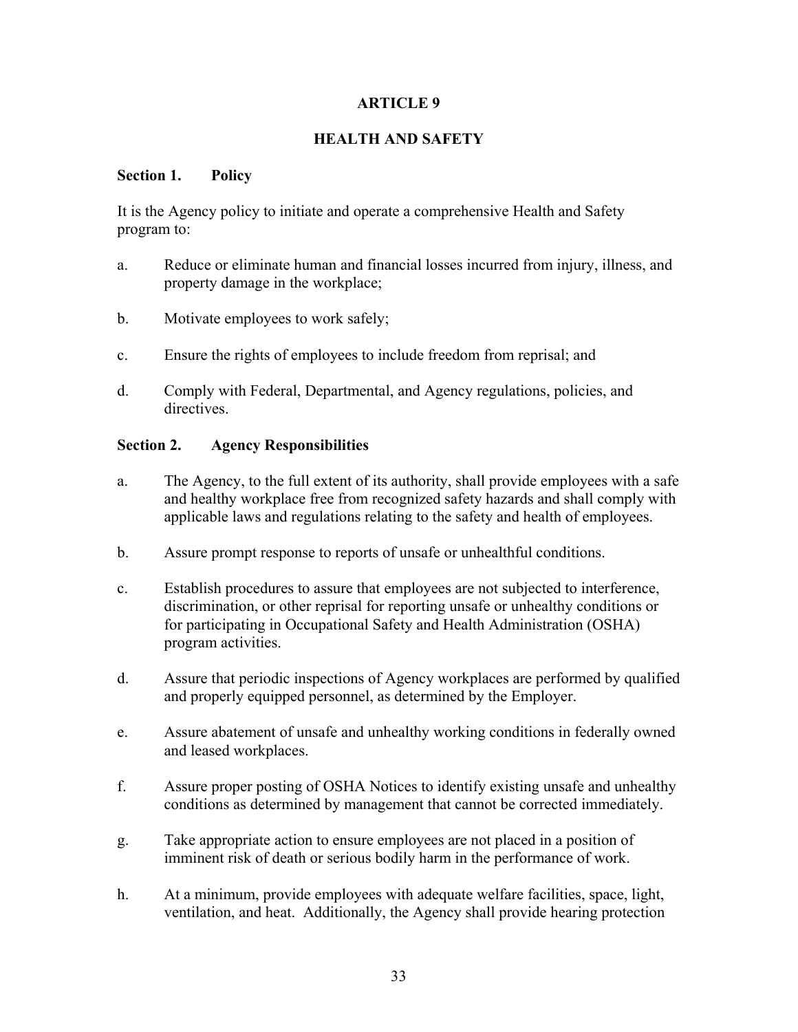# ARTICLE 9

## HEALTH AND SAFETY

### Section 1. Policy

It is the Agency policy to initiate and operate a comprehensive Health and Safety program to:

a. Reduce or eliminate human and financial losses incurred from injury, illness, and property damage in the workplace;

b. Motivate employees to work safely;

c. Ensure the rights of employees to include freedom from reprisal; and

d. Comply with Federal, Departmental, and Agency regulations, policies, and directives.

### Section 2. Agency Responsibilities

a. The Agency, to the full extent of its authority, shall provide employees with a safe and healthy workplace free from recognized safety hazards and shall comply with applicable laws and regulations relating to the safety and health of employees.

b. Assure prompt response to reports of unsafe or unhealthful conditions.

c. Establish procedures to assure that employees are not subjected to interference, discrimination, or other reprisal for reporting unsafe or unhealthy conditions or for participating in Occupational Safety and Health Administration (OSHA) program activities.

d. Assure that periodic inspections of Agency workplaces are performed by qualified and properly equipped personnel, as determined by the Employer.

e. Assure abatement of unsafe and unhealthy working conditions in federally owned and leased workplaces.

f. Assure proper posting of OSHA Notices to identify existing unsafe and unhealthy conditions as determined by management that cannot be corrected immediately.

g. Take appropriate action to ensure employees are not placed in a position of imminent risk of death or serious bodily harm in the performance of work.

h. At a minimum, provide employees with adequate welfare facilities, space, light, ventilation, and heat. Additionally, the Agency shall provide hearing protection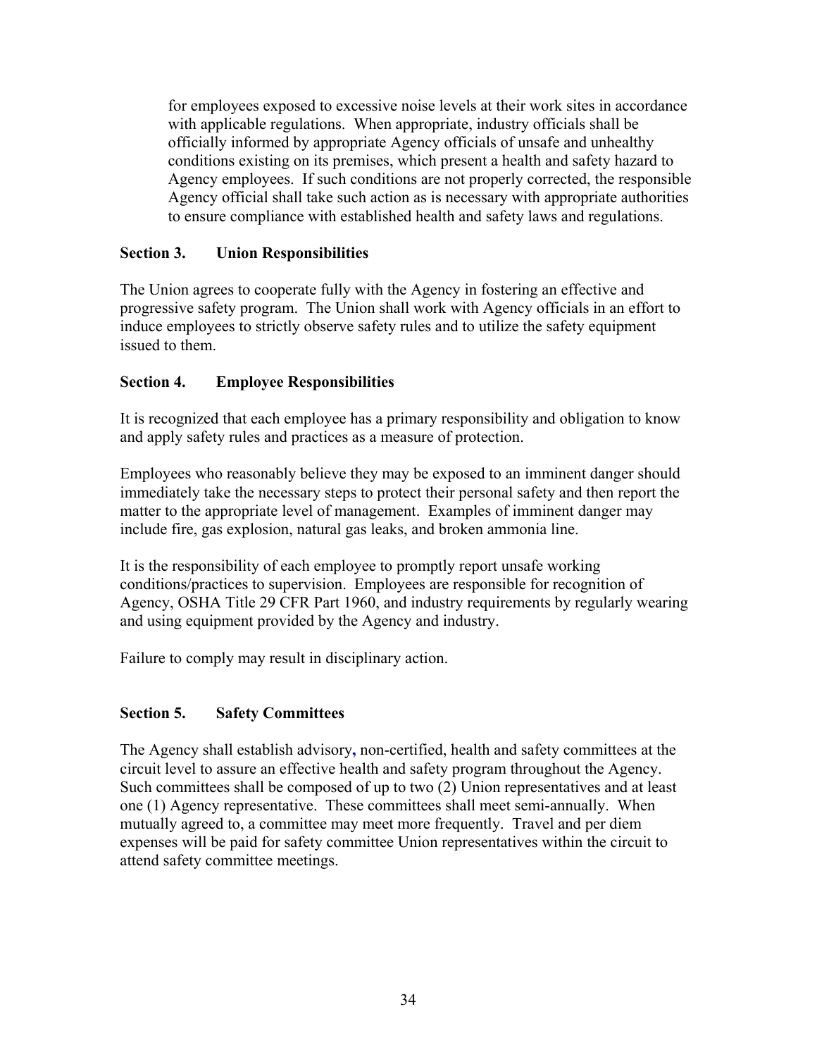for employees exposed to excessive noise levels at their work sites in accordance with applicable regulations. When appropriate, industry officials shall be officially informed by appropriate Agency officials of unsafe and unhealthy conditions existing on its premises, which present a health and safety hazard to Agency employees. If such conditions are not properly corrected, the responsible Agency official shall take such action as is necessary with appropriate authorities to ensure compliance with established health and safety laws and regulations.

**Section 3. Union Responsibilities**

The Union agrees to cooperate fully with the Agency in fostering an effective and progressive safety program. The Union shall work with Agency officials in an effort to induce employees to strictly observe safety rules and to utilize the safety equipment issued to them.

**Section 4. Employee Responsibilities**

It is recognized that each employee has a primary responsibility and obligation to know and apply safety rules and practices as a measure of protection.

Employees who reasonably believe they may be exposed to an imminent danger should immediately take the necessary steps to protect their personal safety and then report the matter to the appropriate level of management. Examples of imminent danger may include fire, gas explosion, natural gas leaks, and broken ammonia line.

It is the responsibility of each employee to promptly report unsafe working conditions/practices to supervision. Employees are responsible for recognition of Agency, OSHA Title 29 CFR Part 1960, and industry requirements by regularly wearing and using equipment provided by the Agency and industry.

Failure to comply may result in disciplinary action.

**Section 5. Safety Committees**

The Agency shall establish advisory, non-certified, health and safety committees at the circuit level to assure an effective health and safety program throughout the Agency. Such committees shall be composed of up to two (2) Union representatives and at least one (1) Agency representative. These committees shall meet semi-annually. When mutually agreed to, a committee may meet more frequently. Travel and per diem expenses will be paid for safety committee Union representatives within the circuit to attend safety committee meetings.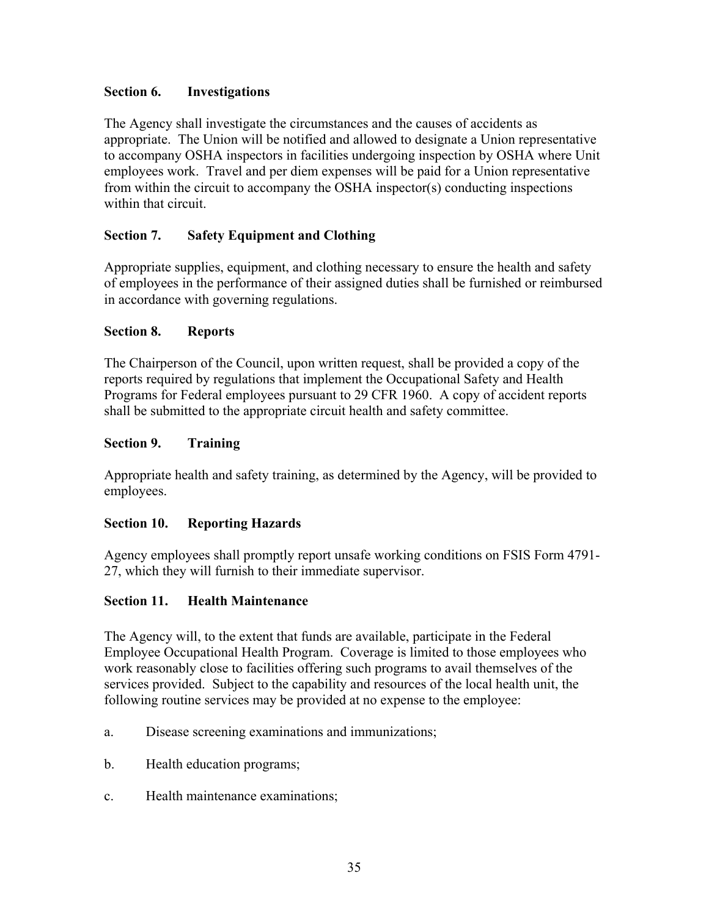### Section 6. Investigations

The Agency shall investigate the circumstances and the causes of accidents as appropriate. The Union will be notified and allowed to designate a Union representative to accompany OSHA inspectors in facilities undergoing inspection by OSHA where Unit employees work. Travel and per diem expenses will be paid for a Union representative from within the circuit to accompany the OSHA inspector(s) conducting inspections within that circuit.

### Section 7. Safety Equipment and Clothing

Appropriate supplies, equipment, and clothing necessary to ensure the health and safety of employees in the performance of their assigned duties shall be furnished or reimbursed in accordance with governing regulations.

### Section 8. Reports

The Chairperson of the Council, upon written request, shall be provided a copy of the reports required by regulations that implement the Occupational Safety and Health Programs for Federal employees pursuant to 29 CFR 1960. A copy of accident reports shall be submitted to the appropriate circuit health and safety committee.

### Section 9. Training

Appropriate health and safety training, as determined by the Agency, will be provided to employees.

### Section 10. Reporting Hazards

Agency employees shall promptly report unsafe working conditions on FSIS Form 4791-27, which they will furnish to their immediate supervisor.

### Section 11. Health Maintenance

The Agency will, to the extent that funds are available, participate in the Federal Employee Occupational Health Program. Coverage is limited to those employees who work reasonably close to facilities offering such programs to avail themselves of the services provided. Subject to the capability and resources of the local health unit, the following routine services may be provided at no expense to the employee:

a. Disease screening examinations and immunizations;

b. Health education programs;

c. Health maintenance examinations;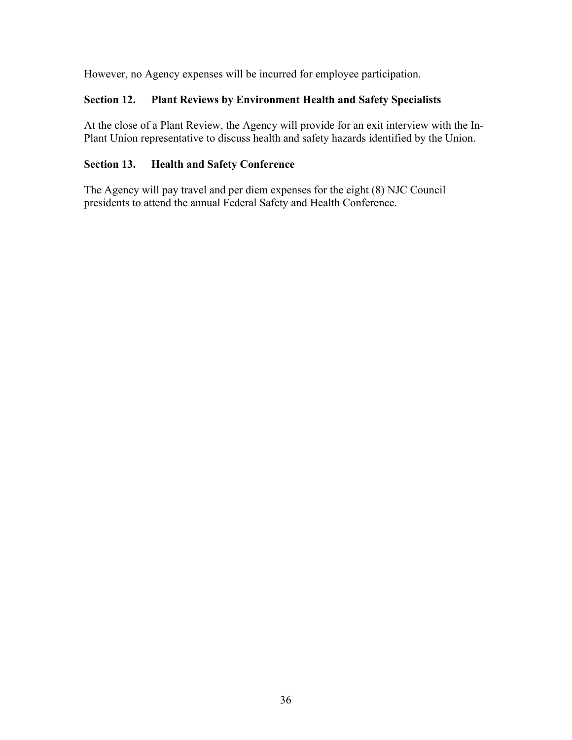However, no Agency expenses will be incurred for employee participation.

### Section 12. Plant Reviews by Environment Health and Safety Specialists

At the close of a Plant Review, the Agency will provide for an exit interview with the In-Plant Union representative to discuss health and safety hazards identified by the Union.

### Section 13. Health and Safety Conference

The Agency will pay travel and per diem expenses for the eight (8) NJC Council presidents to attend the annual Federal Safety and Health Conference.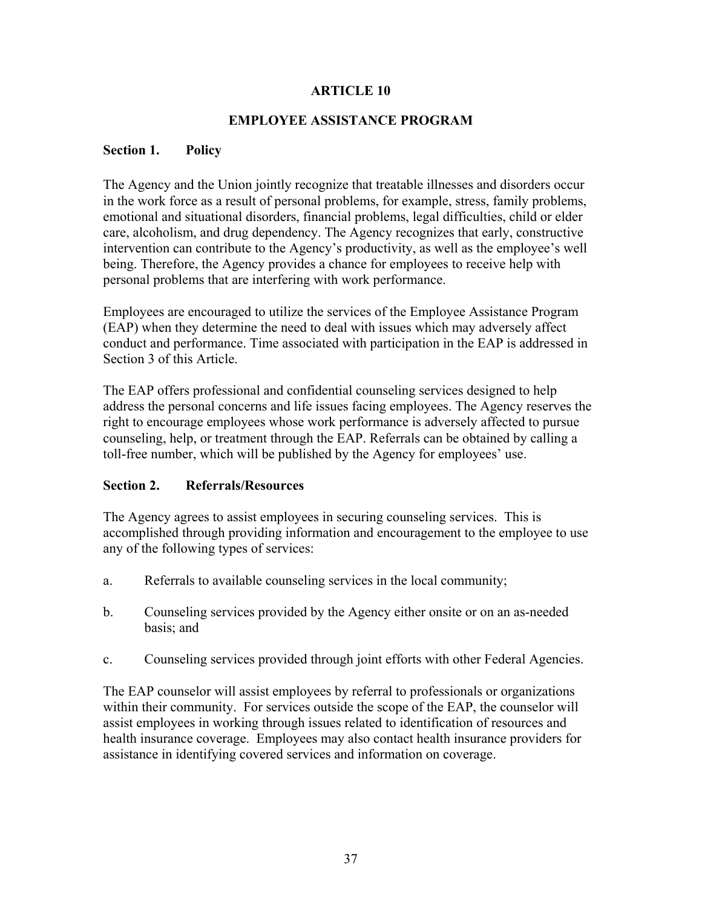# ARTICLE 10

## EMPLOYEE ASSISTANCE PROGRAM

### Section 1. Policy

The Agency and the Union jointly recognize that treatable illnesses and disorders occur in the work force as a result of personal problems, for example, stress, family problems, emotional and situational disorders, financial problems, legal difficulties, child or elder care, alcoholism, and drug dependency. The Agency recognizes that early, constructive intervention can contribute to the Agency's productivity, as well as the employee's well being. Therefore, the Agency provides a chance for employees to receive help with personal problems that are interfering with work performance.

Employees are encouraged to utilize the services of the Employee Assistance Program (EAP) when they determine the need to deal with issues which may adversely affect conduct and performance. Time associated with participation in the EAP is addressed in Section 3 of this Article.

The EAP offers professional and confidential counseling services designed to help address the personal concerns and life issues facing employees. The Agency reserves the right to encourage employees whose work performance is adversely affected to pursue counseling, help, or treatment through the EAP. Referrals can be obtained by calling a toll-free number, which will be published by the Agency for employees' use.

### Section 2. Referrals/Resources

The Agency agrees to assist employees in securing counseling services. This is accomplished through providing information and encouragement to the employee to use any of the following types of services:

a. Referrals to available counseling services in the local community;

b. Counseling services provided by the Agency either onsite or on an as-needed basis; and

c. Counseling services provided through joint efforts with other Federal Agencies.

The EAP counselor will assist employees by referral to professionals or organizations within their community. For services outside the scope of the EAP, the counselor will assist employees in working through issues related to identification of resources and health insurance coverage. Employees may also contact health insurance providers for assistance in identifying covered services and information on coverage.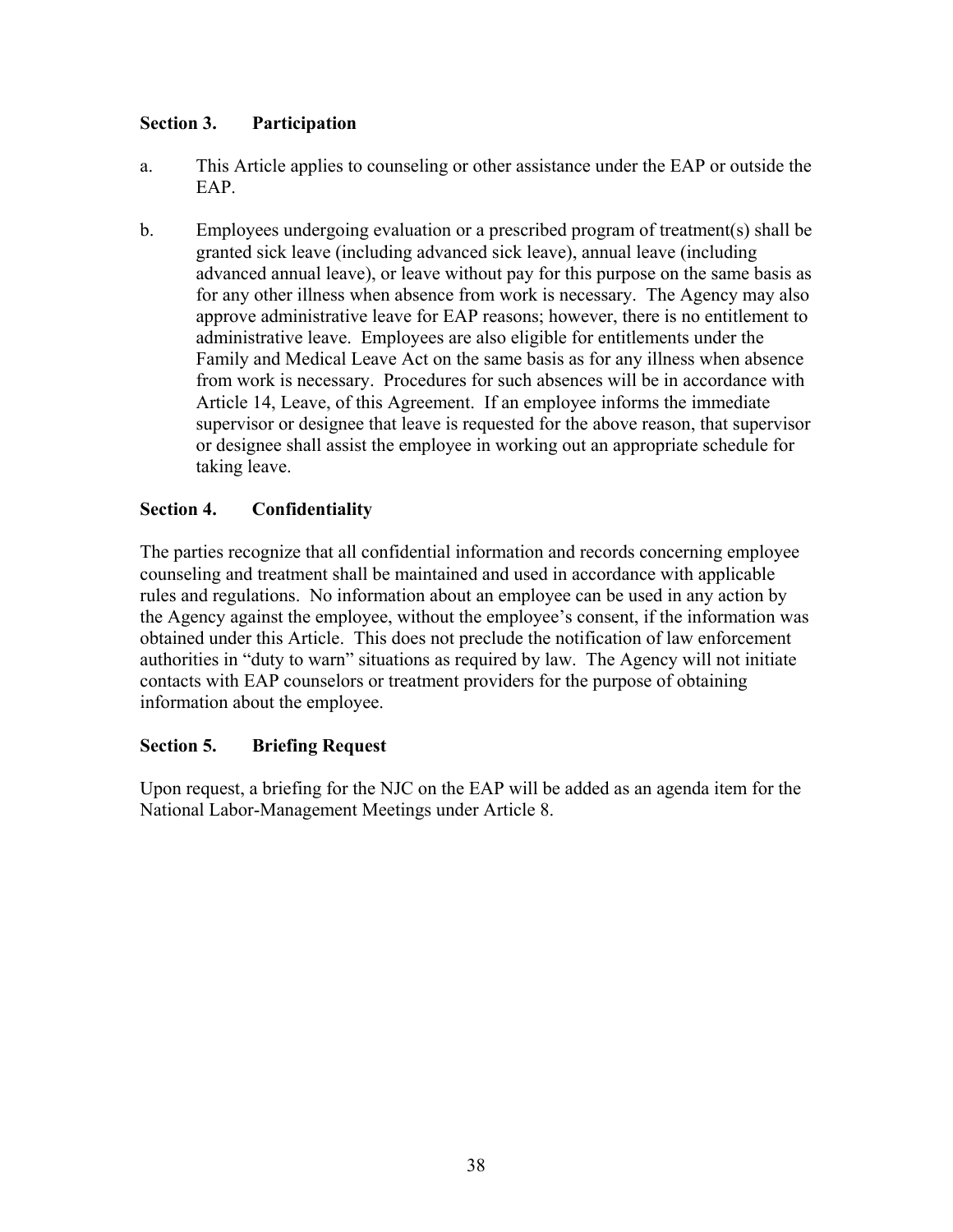**Section 3. Participation**

a. This Article applies to counseling or other assistance under the EAP or outside the EAP.

b. Employees undergoing evaluation or a prescribed program of treatment(s) shall be granted sick leave (including advanced sick leave), annual leave (including advanced annual leave), or leave without pay for this purpose on the same basis as for any other illness when absence from work is necessary. The Agency may also approve administrative leave for EAP reasons; however, there is no entitlement to administrative leave. Employees are also eligible for entitlements under the Family and Medical Leave Act on the same basis as for any illness when absence from work is necessary. Procedures for such absences will be in accordance with Article 14, Leave, of this Agreement. If an employee informs the immediate supervisor or designee that leave is requested for the above reason, that supervisor or designee shall assist the employee in working out an appropriate schedule for taking leave.

**Section 4. Confidentiality**

The parties recognize that all confidential information and records concerning employee counseling and treatment shall be maintained and used in accordance with applicable rules and regulations. No information about an employee can be used in any action by the Agency against the employee, without the employee's consent, if the information was obtained under this Article. This does not preclude the notification of law enforcement authorities in "duty to warn" situations as required by law. The Agency will not initiate contacts with EAP counselors or treatment providers for the purpose of obtaining information about the employee.

**Section 5. Briefing Request**

Upon request, a briefing for the NJC on the EAP will be added as an agenda item for the National Labor-Management Meetings under Article 8.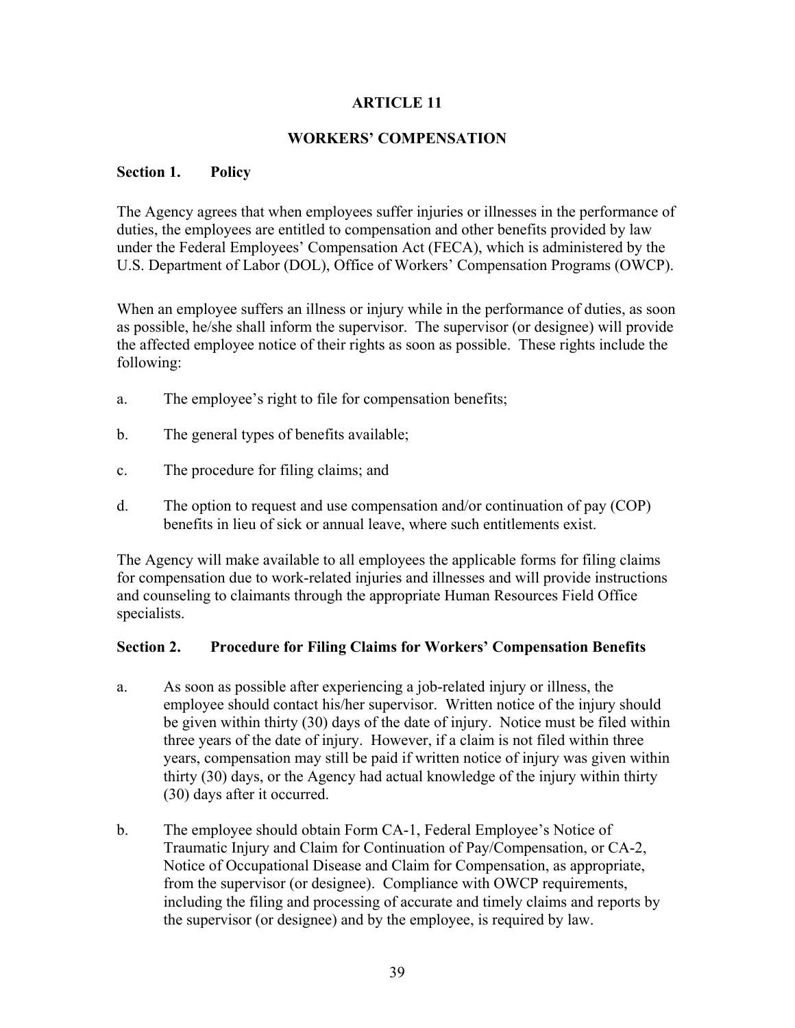# ARTICLE 11

## WORKERS' COMPENSATION

### Section 1. Policy

The Agency agrees that when employees suffer injuries or illnesses in the performance of duties, the employees are entitled to compensation and other benefits provided by law under the Federal Employees' Compensation Act (FECA), which is administered by the U.S. Department of Labor (DOL), Office of Workers' Compensation Programs (OWCP).

When an employee suffers an illness or injury while in the performance of duties, as soon as possible, he/she shall inform the supervisor. The supervisor (or designee) will provide the affected employee notice of their rights as soon as possible. These rights include the following:

a. The employee's right to file for compensation benefits;

b. The general types of benefits available;

c. The procedure for filing claims; and

d. The option to request and use compensation and/or continuation of pay (COP) benefits in lieu of sick or annual leave, where such entitlements exist.

The Agency will make available to all employees the applicable forms for filing claims for compensation due to work-related injuries and illnesses and will provide instructions and counseling to claimants through the appropriate Human Resources Field Office specialists.

### Section 2. Procedure for Filing Claims for Workers' Compensation Benefits

a. As soon as possible after experiencing a job-related injury or illness, the employee should contact his/her supervisor. Written notice of the injury should be given within thirty (30) days of the date of injury. Notice must be filed within three years of the date of injury. However, if a claim is not filed within three years, compensation may still be paid if written notice of injury was given within thirty (30) days, or the Agency had actual knowledge of the injury within thirty (30) days after it occurred.

b. The employee should obtain Form CA-1, Federal Employee's Notice of Traumatic Injury and Claim for Continuation of Pay/Compensation, or CA-2, Notice of Occupational Disease and Claim for Compensation, as appropriate, from the supervisor (or designee). Compliance with OWCP requirements, including the filing and processing of accurate and timely claims and reports by the supervisor (or designee) and by the employee, is required by law.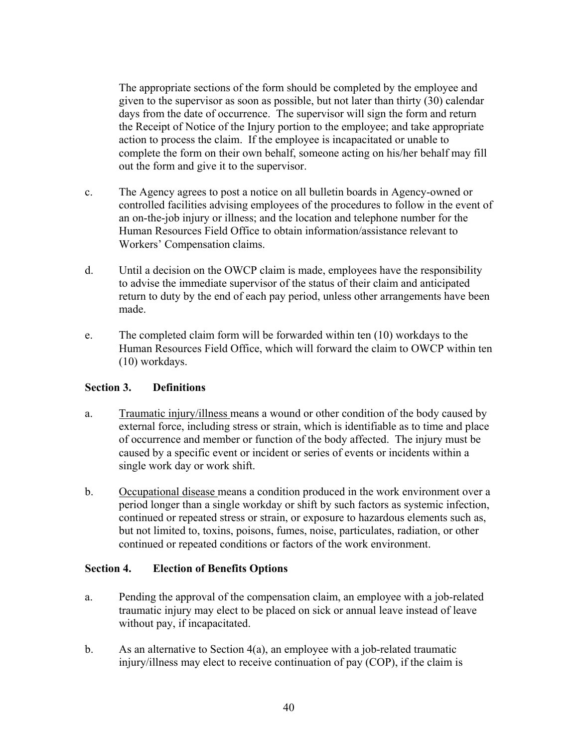The appropriate sections of the form should be completed by the employee and given to the supervisor as soon as possible, but not later than thirty (30) calendar days from the date of occurrence. The supervisor will sign the form and return the Receipt of Notice of the Injury portion to the employee; and take appropriate action to process the claim. If the employee is incapacitated or unable to complete the form on their own behalf, someone acting on his/her behalf may fill out the form and give it to the supervisor.

c. The Agency agrees to post a notice on all bulletin boards in Agency-owned or controlled facilities advising employees of the procedures to follow in the event of an on-the-job injury or illness; and the location and telephone number for the Human Resources Field Office to obtain information/assistance relevant to Workers' Compensation claims.

d. Until a decision on the OWCP claim is made, employees have the responsibility to advise the immediate supervisor of the status of their claim and anticipated return to duty by the end of each pay period, unless other arrangements have been made.

e. The completed claim form will be forwarded within ten (10) workdays to the Human Resources Field Office, which will forward the claim to OWCP within ten (10) workdays.

**Section 3. Definitions**

a. Traumatic injury/illness means a wound or other condition of the body caused by external force, including stress or strain, which is identifiable as to time and place of occurrence and member or function of the body affected. The injury must be caused by a specific event or incident or series of events or incidents within a single work day or work shift.

b. Occupational disease means a condition produced in the work environment over a period longer than a single workday or shift by such factors as systemic infection, continued or repeated stress or strain, or exposure to hazardous elements such as, but not limited to, toxins, poisons, fumes, noise, particulates, radiation, or other continued or repeated conditions or factors of the work environment.

**Section 4. Election of Benefits Options**

a. Pending the approval of the compensation claim, an employee with a job-related traumatic injury may elect to be placed on sick or annual leave instead of leave without pay, if incapacitated.

b. As an alternative to Section 4(a), an employee with a job-related traumatic injury/illness may elect to receive continuation of pay (COP), if the claim is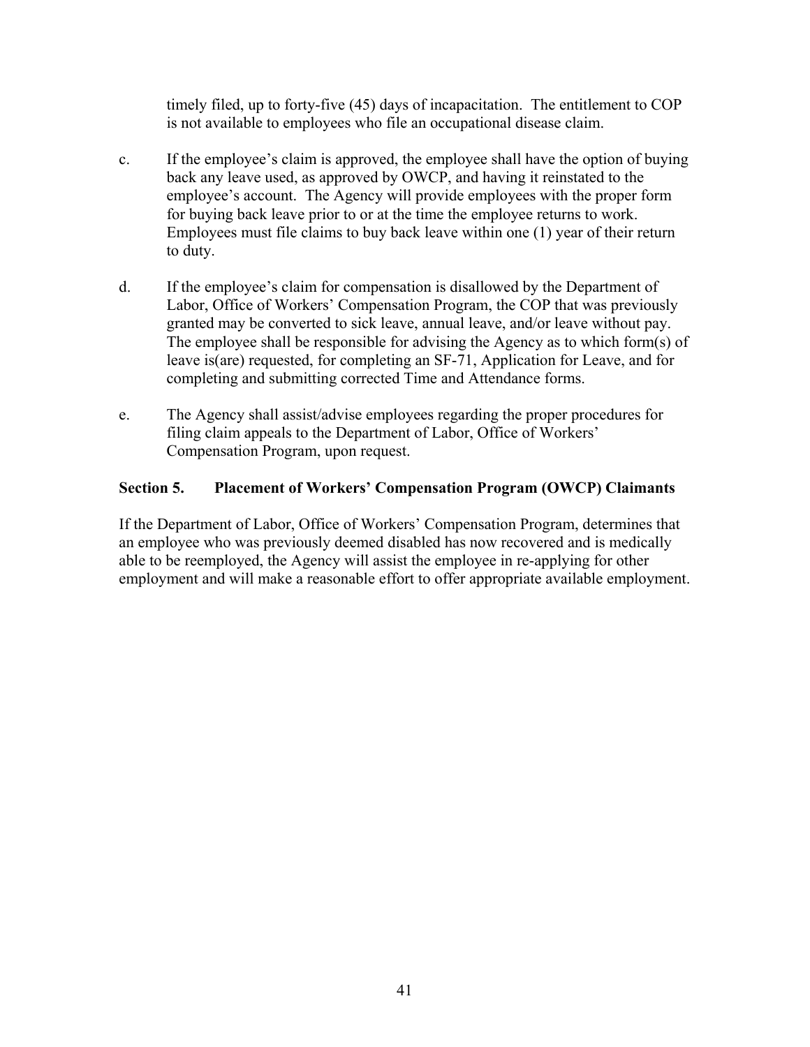timely filed, up to forty-five (45) days of incapacitation. The entitlement to COP is not available to employees who file an occupational disease claim.

c. If the employee's claim is approved, the employee shall have the option of buying back any leave used, as approved by OWCP, and having it reinstated to the employee's account. The Agency will provide employees with the proper form for buying back leave prior to or at the time the employee returns to work. Employees must file claims to buy back leave within one (1) year of their return to duty.

d. If the employee's claim for compensation is disallowed by the Department of Labor, Office of Workers' Compensation Program, the COP that was previously granted may be converted to sick leave, annual leave, and/or leave without pay. The employee shall be responsible for advising the Agency as to which form(s) of leave is(are) requested, for completing an SF-71, Application for Leave, and for completing and submitting corrected Time and Attendance forms.

e. The Agency shall assist/advise employees regarding the proper procedures for filing claim appeals to the Department of Labor, Office of Workers' Compensation Program, upon request.

### Section 5. Placement of Workers' Compensation Program (OWCP) Claimants

If the Department of Labor, Office of Workers' Compensation Program, determines that an employee who was previously deemed disabled has now recovered and is medically able to be reemployed, the Agency will assist the employee in re-applying for other employment and will make a reasonable effort to offer appropriate available employment.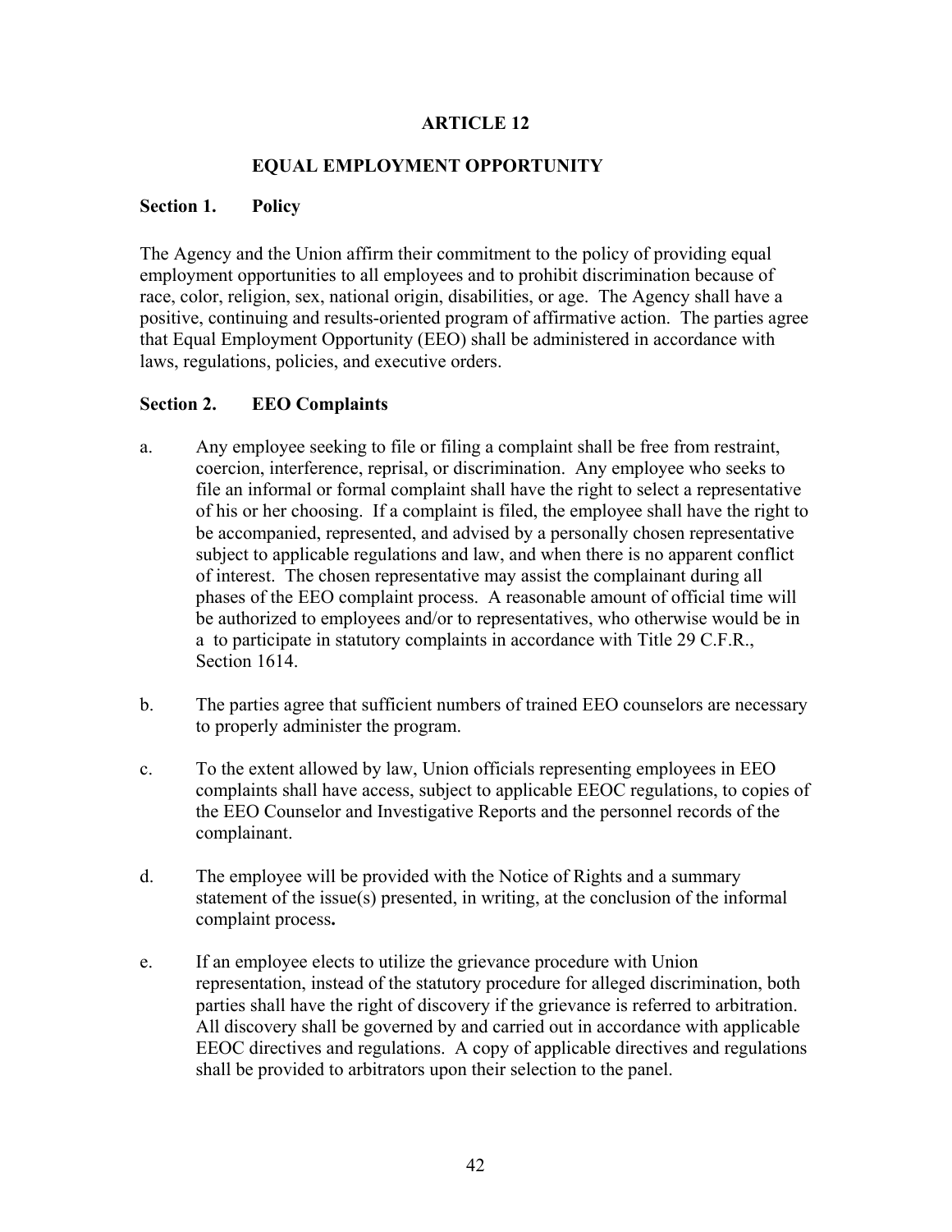# ARTICLE 12

## EQUAL EMPLOYMENT OPPORTUNITY

### Section 1. Policy

The Agency and the Union affirm their commitment to the policy of providing equal employment opportunities to all employees and to prohibit discrimination because of race, color, religion, sex, national origin, disabilities, or age. The Agency shall have a positive, continuing and results-oriented program of affirmative action. The parties agree that Equal Employment Opportunity (EEO) shall be administered in accordance with laws, regulations, policies, and executive orders.

### Section 2. EEO Complaints

a. Any employee seeking to file or filing a complaint shall be free from restraint, coercion, interference, reprisal, or discrimination. Any employee who seeks to file an informal or formal complaint shall have the right to select a representative of his or her choosing. If a complaint is filed, the employee shall have the right to be accompanied, represented, and advised by a personally chosen representative subject to applicable regulations and law, and when there is no apparent conflict of interest. The chosen representative may assist the complainant during all phases of the EEO complaint process. A reasonable amount of official time will be authorized to employees and/or to representatives, who otherwise would be in a to participate in statutory complaints in accordance with Title 29 C.F.R., Section 1614.

b. The parties agree that sufficient numbers of trained EEO counselors are necessary to properly administer the program.

c. To the extent allowed by law, Union officials representing employees in EEO complaints shall have access, subject to applicable EEOC regulations, to copies of the EEO Counselor and Investigative Reports and the personnel records of the complainant.

d. The employee will be provided with the Notice of Rights and a summary statement of the issue(s) presented, in writing, at the conclusion of the informal complaint process**.**

e. If an employee elects to utilize the grievance procedure with Union representation, instead of the statutory procedure for alleged discrimination, both parties shall have the right of discovery if the grievance is referred to arbitration. All discovery shall be governed by and carried out in accordance with applicable EEOC directives and regulations. A copy of applicable directives and regulations shall be provided to arbitrators upon their selection to the panel.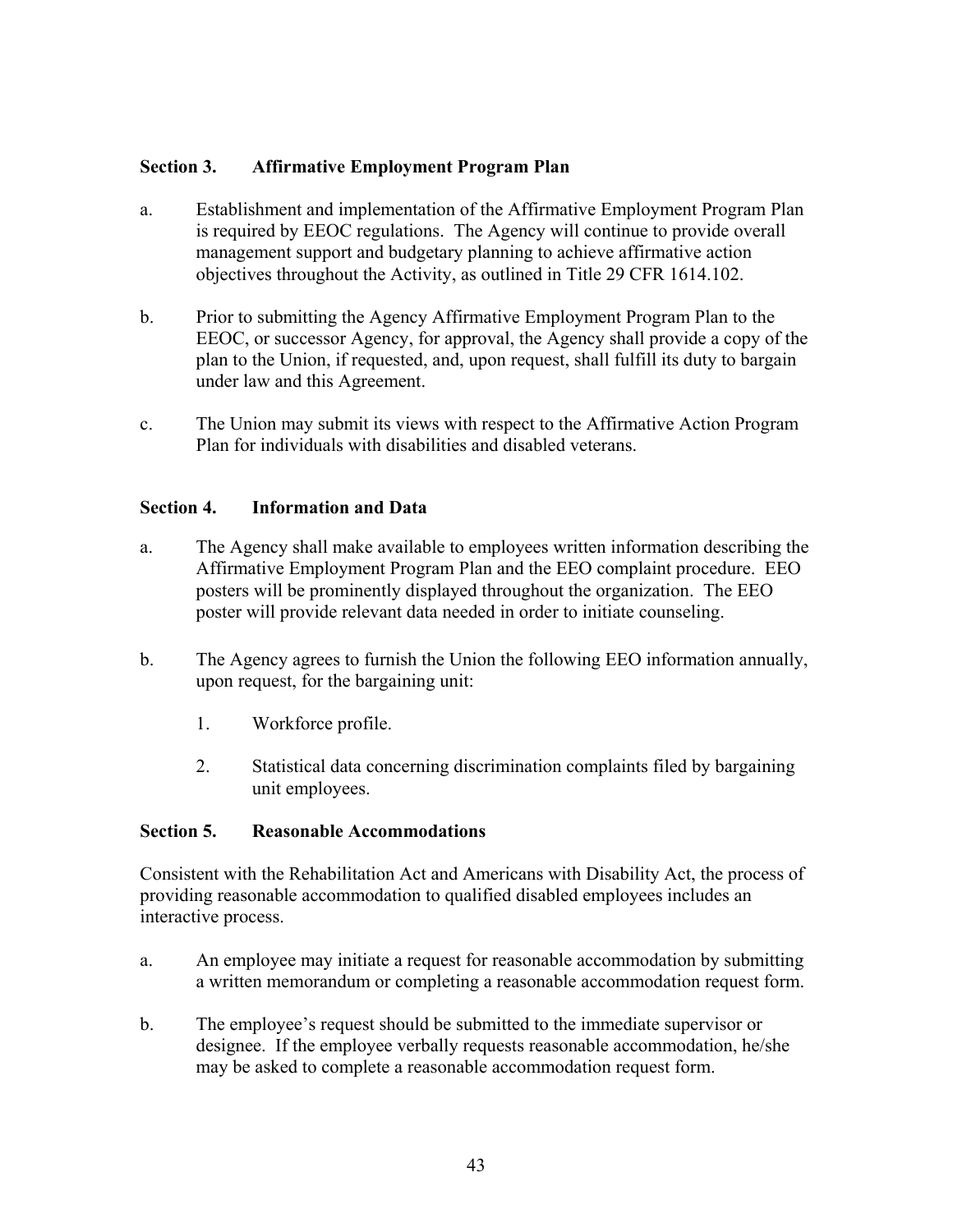### Section 3. Affirmative Employment Program Plan

a. Establishment and implementation of the Affirmative Employment Program Plan is required by EEOC regulations. The Agency will continue to provide overall management support and budgetary planning to achieve affirmative action objectives throughout the Activity, as outlined in Title 29 CFR 1614.102.

b. Prior to submitting the Agency Affirmative Employment Program Plan to the EEOC, or successor Agency, for approval, the Agency shall provide a copy of the plan to the Union, if requested, and, upon request, shall fulfill its duty to bargain under law and this Agreement.

c. The Union may submit its views with respect to the Affirmative Action Program Plan for individuals with disabilities and disabled veterans.

### Section 4. Information and Data

a. The Agency shall make available to employees written information describing the Affirmative Employment Program Plan and the EEO complaint procedure. EEO posters will be prominently displayed throughout the organization. The EEO poster will provide relevant data needed in order to initiate counseling.

b. The Agency agrees to furnish the Union the following EEO information annually, upon request, for the bargaining unit:

   1. Workforce profile.

   2. Statistical data concerning discrimination complaints filed by bargaining unit employees.

### Section 5. Reasonable Accommodations

Consistent with the Rehabilitation Act and Americans with Disability Act, the process of providing reasonable accommodation to qualified disabled employees includes an interactive process.

a. An employee may initiate a request for reasonable accommodation by submitting a written memorandum or completing a reasonable accommodation request form.

b. The employee's request should be submitted to the immediate supervisor or designee. If the employee verbally requests reasonable accommodation, he/she may be asked to complete a reasonable accommodation request form.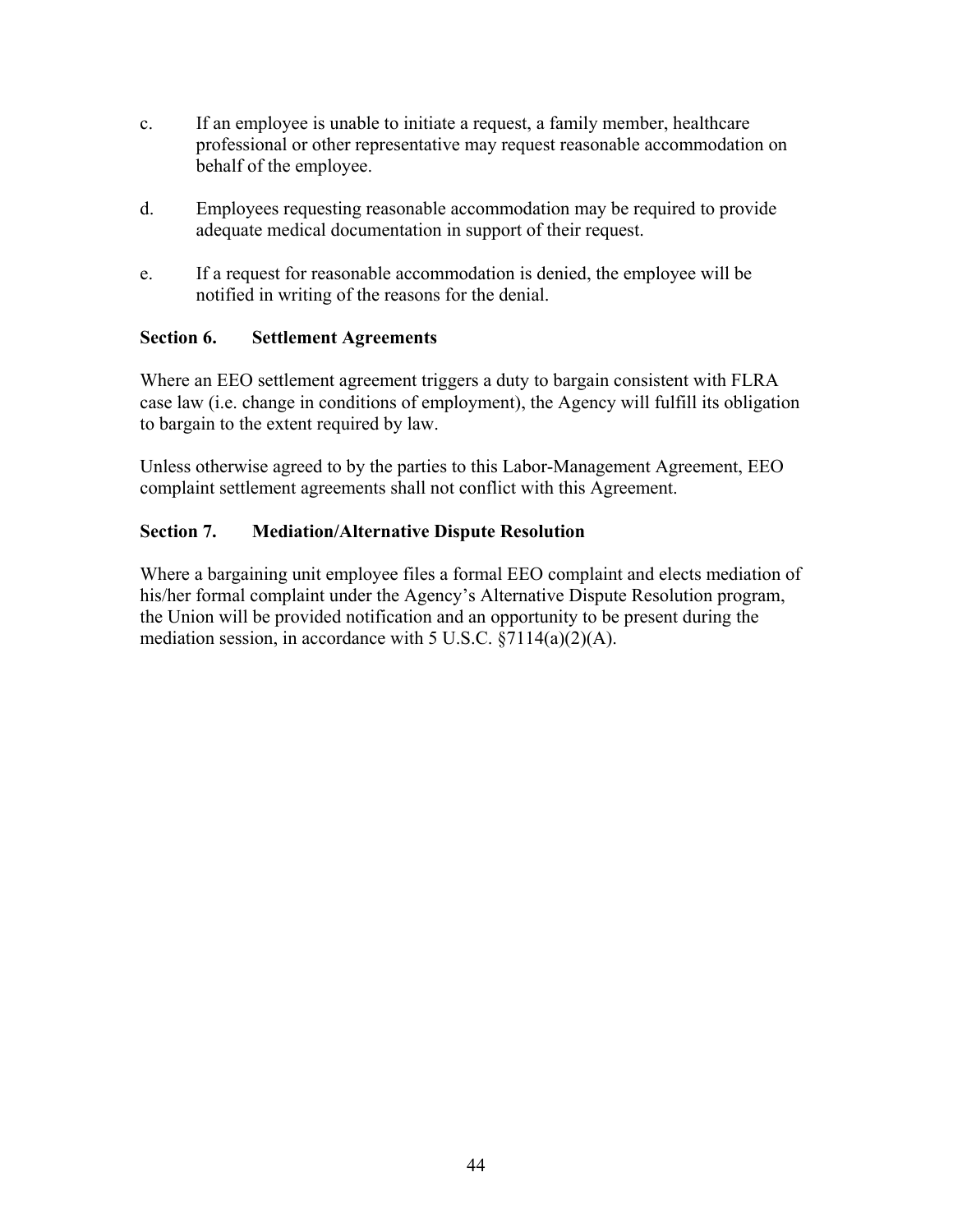c. If an employee is unable to initiate a request, a family member, healthcare professional or other representative may request reasonable accommodation on behalf of the employee.

d. Employees requesting reasonable accommodation may be required to provide adequate medical documentation in support of their request.

e. If a request for reasonable accommodation is denied, the employee will be notified in writing of the reasons for the denial.

### Section 6. Settlement Agreements

Where an EEO settlement agreement triggers a duty to bargain consistent with FLRA case law (i.e. change in conditions of employment), the Agency will fulfill its obligation to bargain to the extent required by law.

Unless otherwise agreed to by the parties to this Labor-Management Agreement, EEO complaint settlement agreements shall not conflict with this Agreement.

### Section 7. Mediation/Alternative Dispute Resolution

Where a bargaining unit employee files a formal EEO complaint and elects mediation of his/her formal complaint under the Agency's Alternative Dispute Resolution program, the Union will be provided notification and an opportunity to be present during the mediation session, in accordance with 5 U.S.C. §7114(a)(2)(A).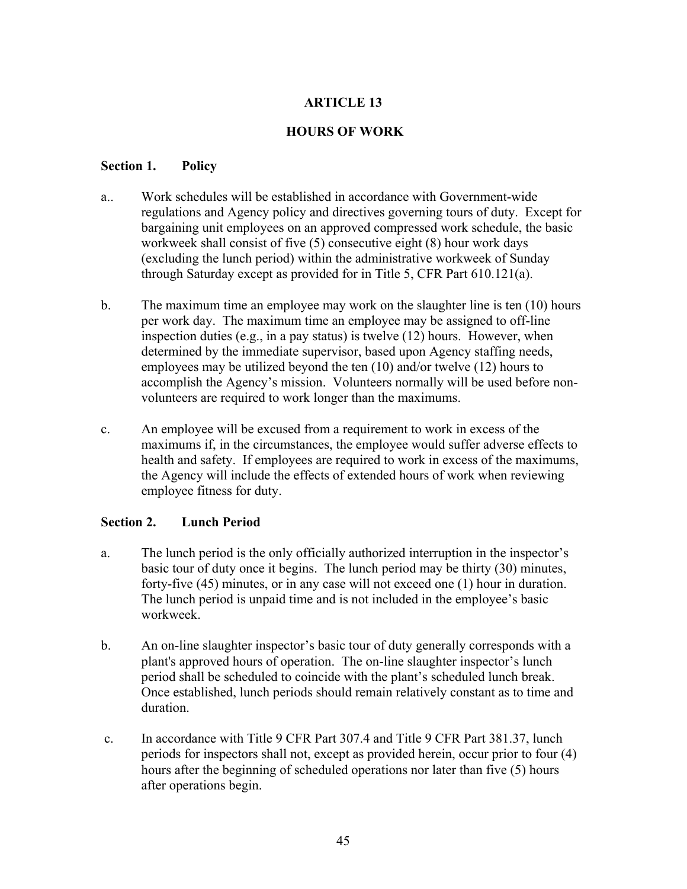# ARTICLE 13

## HOURS OF WORK

### Section 1. Policy

a.. Work schedules will be established in accordance with Government-wide regulations and Agency policy and directives governing tours of duty. Except for bargaining unit employees on an approved compressed work schedule, the basic workweek shall consist of five (5) consecutive eight (8) hour work days (excluding the lunch period) within the administrative workweek of Sunday through Saturday except as provided for in Title 5, CFR Part 610.121(a).

b. The maximum time an employee may work on the slaughter line is ten (10) hours per work day. The maximum time an employee may be assigned to off-line inspection duties (e.g., in a pay status) is twelve (12) hours. However, when determined by the immediate supervisor, based upon Agency staffing needs, employees may be utilized beyond the ten (10) and/or twelve (12) hours to accomplish the Agency's mission. Volunteers normally will be used before non-volunteers are required to work longer than the maximums.

c. An employee will be excused from a requirement to work in excess of the maximums if, in the circumstances, the employee would suffer adverse effects to health and safety. If employees are required to work in excess of the maximums, the Agency will include the effects of extended hours of work when reviewing employee fitness for duty.

### Section 2. Lunch Period

a. The lunch period is the only officially authorized interruption in the inspector's basic tour of duty once it begins. The lunch period may be thirty (30) minutes, forty-five (45) minutes, or in any case will not exceed one (1) hour in duration. The lunch period is unpaid time and is not included in the employee's basic workweek.

b. An on-line slaughter inspector's basic tour of duty generally corresponds with a plant's approved hours of operation. The on-line slaughter inspector's lunch period shall be scheduled to coincide with the plant's scheduled lunch break. Once established, lunch periods should remain relatively constant as to time and duration.

c. In accordance with Title 9 CFR Part 307.4 and Title 9 CFR Part 381.37, lunch periods for inspectors shall not, except as provided herein, occur prior to four (4) hours after the beginning of scheduled operations nor later than five (5) hours after operations begin.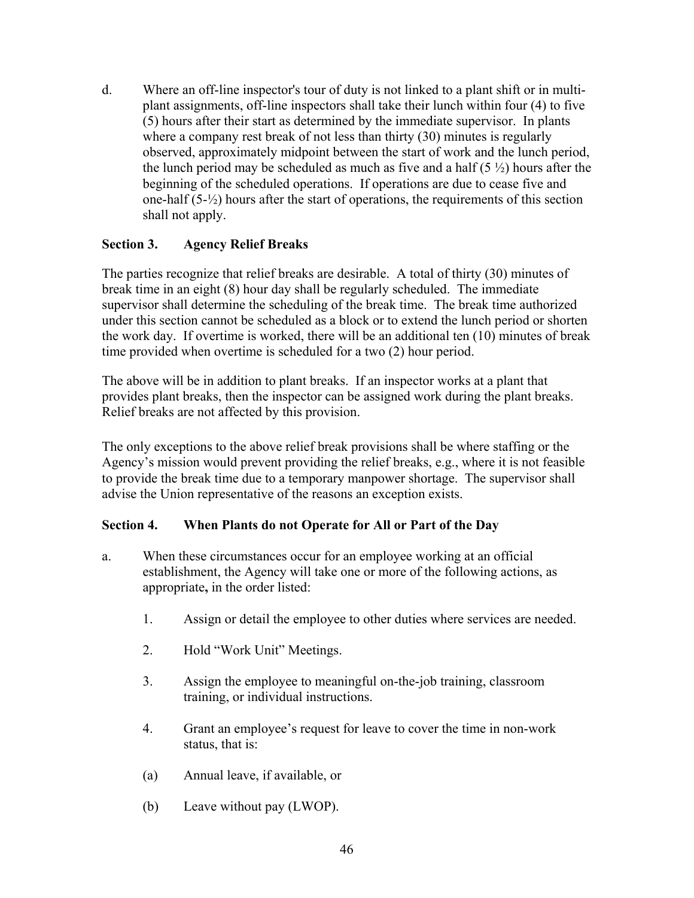d. Where an off-line inspector's tour of duty is not linked to a plant shift or in multi-plant assignments, off-line inspectors shall take their lunch within four (4) to five (5) hours after their start as determined by the immediate supervisor. In plants where a company rest break of not less than thirty (30) minutes is regularly observed, approximately midpoint between the start of work and the lunch period, the lunch period may be scheduled as much as five and a half (5 ½) hours after the beginning of the scheduled operations. If operations are due to cease five and one-half (5-½) hours after the start of operations, the requirements of this section shall not apply.

### Section 3. Agency Relief Breaks

The parties recognize that relief breaks are desirable. A total of thirty (30) minutes of break time in an eight (8) hour day shall be regularly scheduled. The immediate supervisor shall determine the scheduling of the break time. The break time authorized under this section cannot be scheduled as a block or to extend the lunch period or shorten the work day. If overtime is worked, there will be an additional ten (10) minutes of break time provided when overtime is scheduled for a two (2) hour period.

The above will be in addition to plant breaks. If an inspector works at a plant that provides plant breaks, then the inspector can be assigned work during the plant breaks. Relief breaks are not affected by this provision.

The only exceptions to the above relief break provisions shall be where staffing or the Agency's mission would prevent providing the relief breaks, e.g., where it is not feasible to provide the break time due to a temporary manpower shortage. The supervisor shall advise the Union representative of the reasons an exception exists.

### Section 4. When Plants do not Operate for All or Part of the Day

a. When these circumstances occur for an employee working at an official establishment, the Agency will take one or more of the following actions, as appropriate**,** in the order listed:

   1. Assign or detail the employee to other duties where services are needed.

   2. Hold "Work Unit" Meetings.

   3. Assign the employee to meaningful on-the-job training, classroom training, or individual instructions.

   4. Grant an employee's request for leave to cover the time in non-work status, that is:

   (a) Annual leave, if available, or

   (b) Leave without pay (LWOP).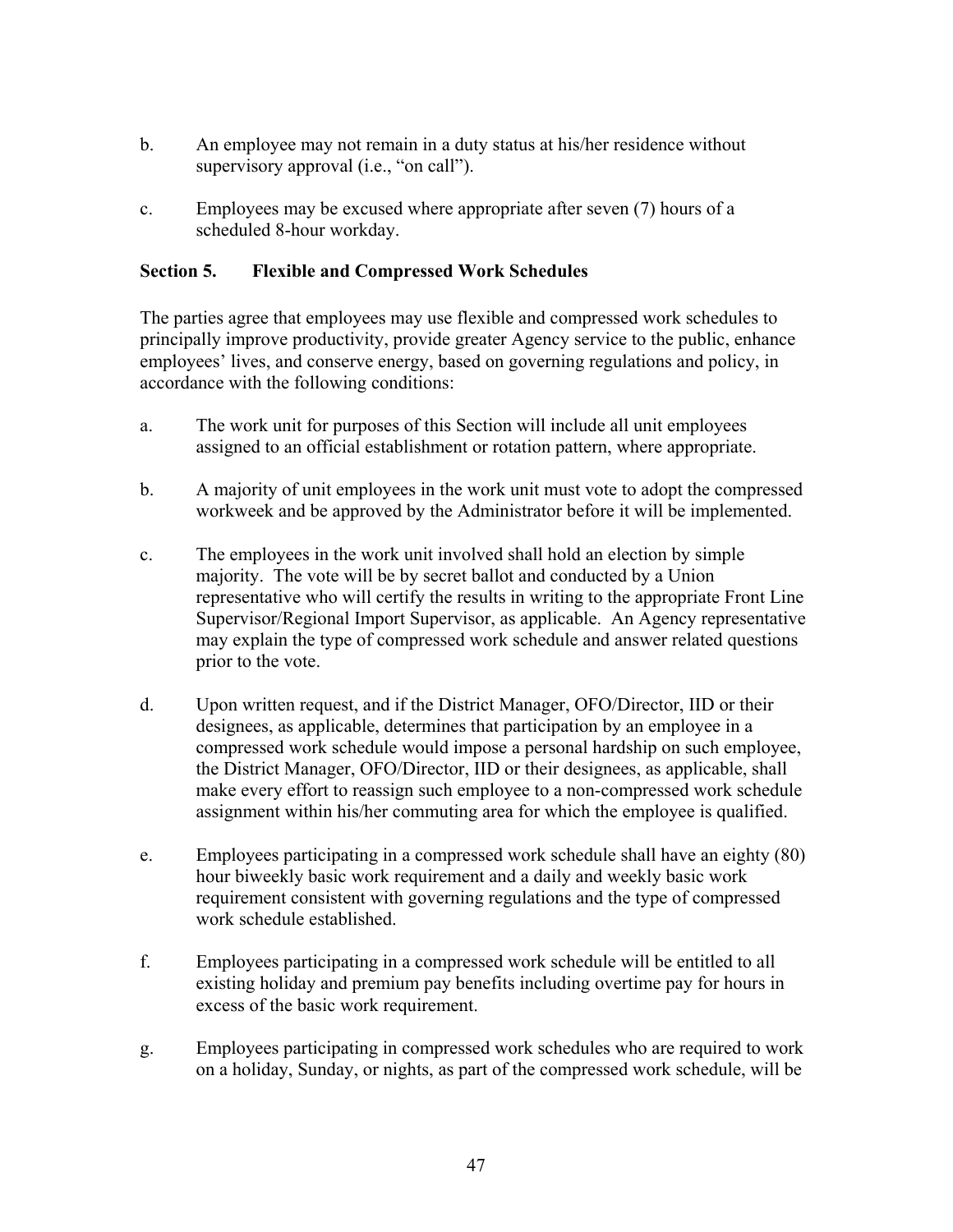b. An employee may not remain in a duty status at his/her residence without supervisory approval (i.e., "on call").

c. Employees may be excused where appropriate after seven (7) hours of a scheduled 8-hour workday.

### Section 5. Flexible and Compressed Work Schedules

The parties agree that employees may use flexible and compressed work schedules to principally improve productivity, provide greater Agency service to the public, enhance employees' lives, and conserve energy, based on governing regulations and policy, in accordance with the following conditions:

a. The work unit for purposes of this Section will include all unit employees assigned to an official establishment or rotation pattern, where appropriate.

b. A majority of unit employees in the work unit must vote to adopt the compressed workweek and be approved by the Administrator before it will be implemented.

c. The employees in the work unit involved shall hold an election by simple majority. The vote will be by secret ballot and conducted by a Union representative who will certify the results in writing to the appropriate Front Line Supervisor/Regional Import Supervisor, as applicable. An Agency representative may explain the type of compressed work schedule and answer related questions prior to the vote.

d. Upon written request, and if the District Manager, OFO/Director, IID or their designees, as applicable, determines that participation by an employee in a compressed work schedule would impose a personal hardship on such employee, the District Manager, OFO/Director, IID or their designees, as applicable, shall make every effort to reassign such employee to a non-compressed work schedule assignment within his/her commuting area for which the employee is qualified.

e. Employees participating in a compressed work schedule shall have an eighty (80) hour biweekly basic work requirement and a daily and weekly basic work requirement consistent with governing regulations and the type of compressed work schedule established.

f. Employees participating in a compressed work schedule will be entitled to all existing holiday and premium pay benefits including overtime pay for hours in excess of the basic work requirement.

g. Employees participating in compressed work schedules who are required to work on a holiday, Sunday, or nights, as part of the compressed work schedule, will be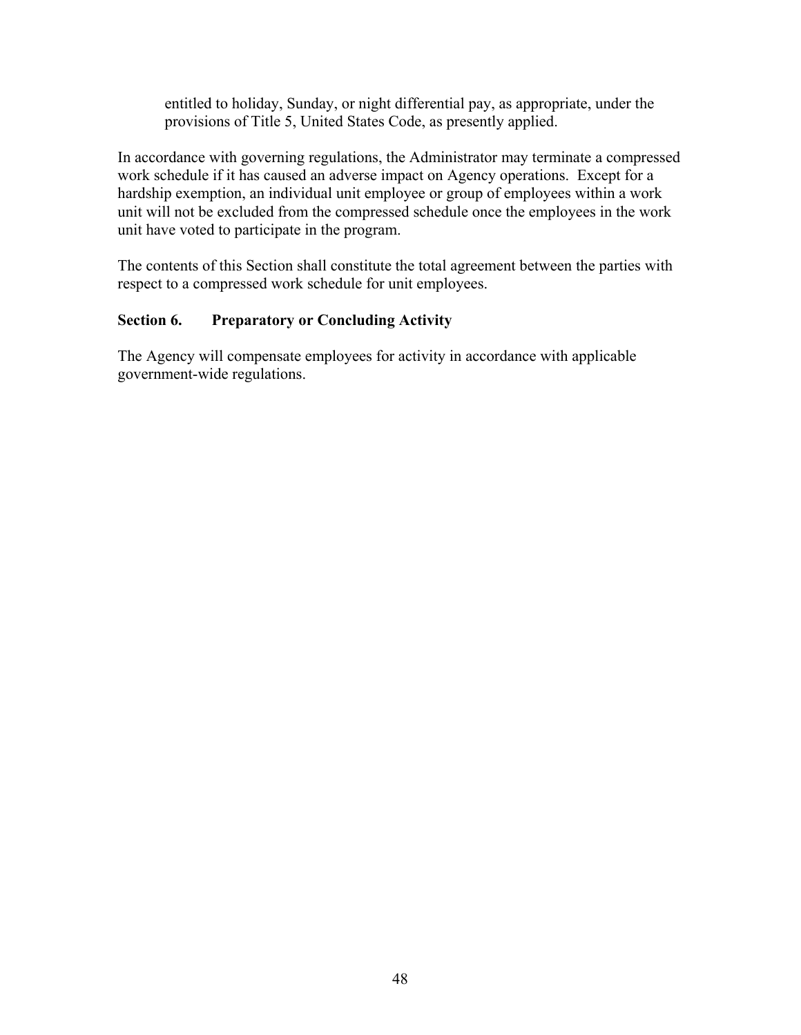entitled to holiday, Sunday, or night differential pay, as appropriate, under the provisions of Title 5, United States Code, as presently applied.

In accordance with governing regulations, the Administrator may terminate a compressed work schedule if it has caused an adverse impact on Agency operations. Except for a hardship exemption, an individual unit employee or group of employees within a work unit will not be excluded from the compressed schedule once the employees in the work unit have voted to participate in the program.

The contents of this Section shall constitute the total agreement between the parties with respect to a compressed work schedule for unit employees.

### Section 6. Preparatory or Concluding Activity

The Agency will compensate employees for activity in accordance with applicable government-wide regulations.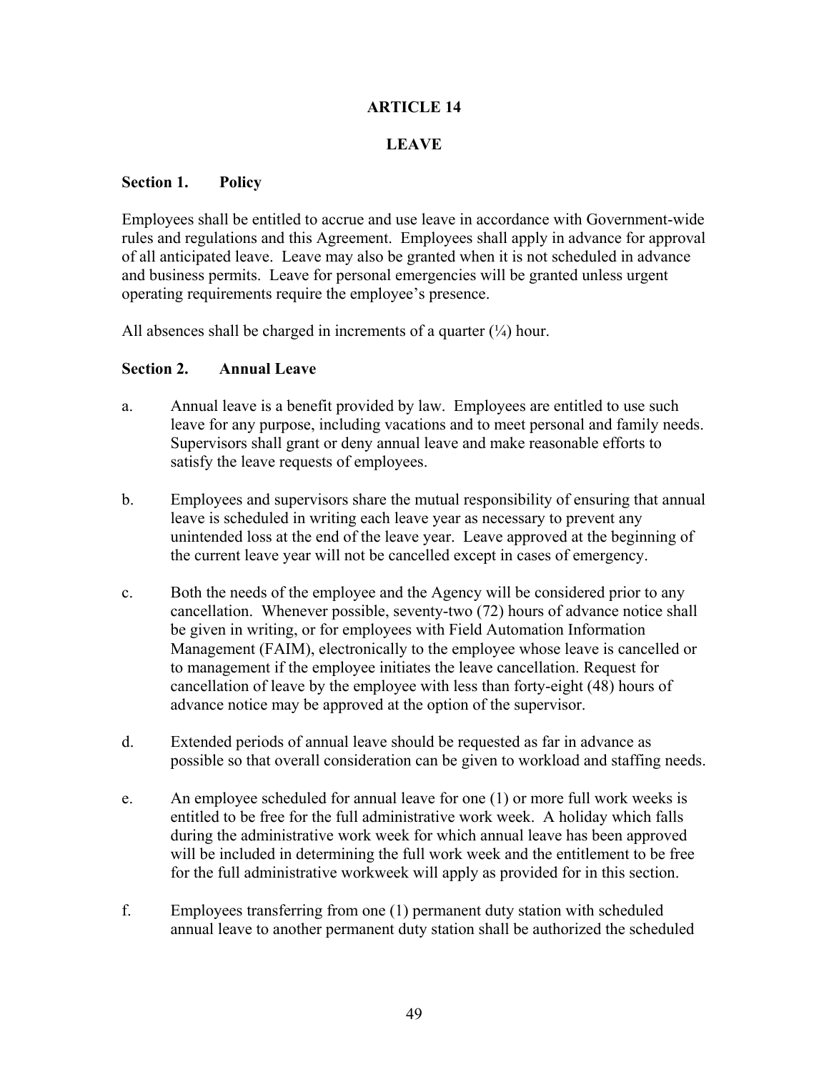# ARTICLE 14

# LEAVE

## Section 1. Policy

Employees shall be entitled to accrue and use leave in accordance with Government-wide rules and regulations and this Agreement. Employees shall apply in advance for approval of all anticipated leave. Leave may also be granted when it is not scheduled in advance and business permits. Leave for personal emergencies will be granted unless urgent operating requirements require the employee's presence.

All absences shall be charged in increments of a quarter (¼) hour.

## Section 2. Annual Leave

a. Annual leave is a benefit provided by law. Employees are entitled to use such leave for any purpose, including vacations and to meet personal and family needs. Supervisors shall grant or deny annual leave and make reasonable efforts to satisfy the leave requests of employees.

b. Employees and supervisors share the mutual responsibility of ensuring that annual leave is scheduled in writing each leave year as necessary to prevent any unintended loss at the end of the leave year. Leave approved at the beginning of the current leave year will not be cancelled except in cases of emergency.

c. Both the needs of the employee and the Agency will be considered prior to any cancellation. Whenever possible, seventy-two (72) hours of advance notice shall be given in writing, or for employees with Field Automation Information Management (FAIM), electronically to the employee whose leave is cancelled or to management if the employee initiates the leave cancellation. Request for cancellation of leave by the employee with less than forty-eight (48) hours of advance notice may be approved at the option of the supervisor.

d. Extended periods of annual leave should be requested as far in advance as possible so that overall consideration can be given to workload and staffing needs.

e. An employee scheduled for annual leave for one (1) or more full work weeks is entitled to be free for the full administrative work week. A holiday which falls during the administrative work week for which annual leave has been approved will be included in determining the full work week and the entitlement to be free for the full administrative workweek will apply as provided for in this section.

f. Employees transferring from one (1) permanent duty station with scheduled annual leave to another permanent duty station shall be authorized the scheduled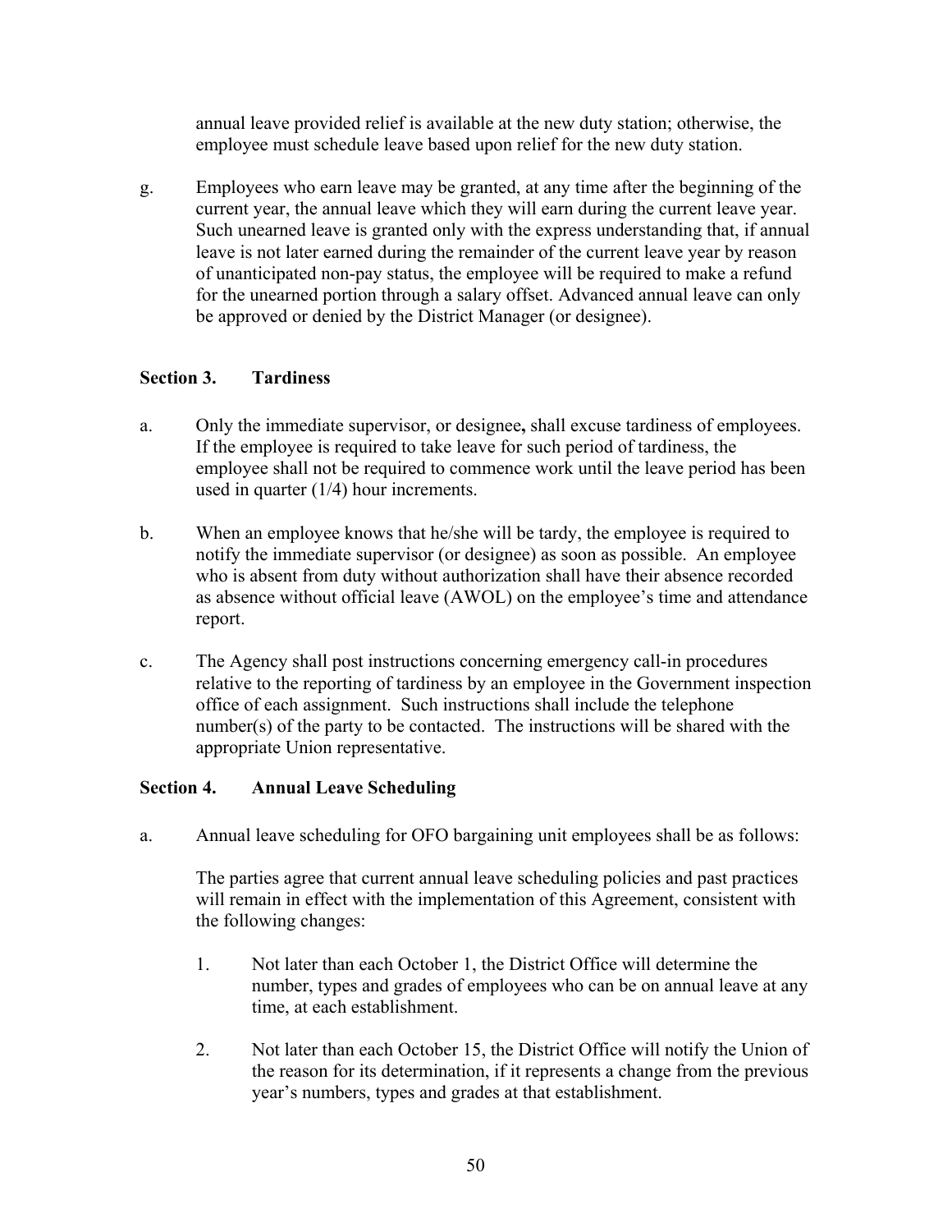annual leave provided relief is available at the new duty station; otherwise, the employee must schedule leave based upon relief for the new duty station.

g. Employees who earn leave may be granted, at any time after the beginning of the current year, the annual leave which they will earn during the current leave year. Such unearned leave is granted only with the express understanding that, if annual leave is not later earned during the remainder of the current leave year by reason of unanticipated non-pay status, the employee will be required to make a refund for the unearned portion through a salary offset. Advanced annual leave can only be approved or denied by the District Manager (or designee).

### Section 3. Tardiness

a. Only the immediate supervisor, or designee**,** shall excuse tardiness of employees. If the employee is required to take leave for such period of tardiness, the employee shall not be required to commence work until the leave period has been used in quarter (1/4) hour increments.

b. When an employee knows that he/she will be tardy, the employee is required to notify the immediate supervisor (or designee) as soon as possible. An employee who is absent from duty without authorization shall have their absence recorded as absence without official leave (AWOL) on the employee's time and attendance report.

c. The Agency shall post instructions concerning emergency call-in procedures relative to the reporting of tardiness by an employee in the Government inspection office of each assignment. Such instructions shall include the telephone number(s) of the party to be contacted. The instructions will be shared with the appropriate Union representative.

### Section 4. Annual Leave Scheduling

a. Annual leave scheduling for OFO bargaining unit employees shall be as follows:

The parties agree that current annual leave scheduling policies and past practices will remain in effect with the implementation of this Agreement, consistent with the following changes:

1. Not later than each October 1, the District Office will determine the number, types and grades of employees who can be on annual leave at any time, at each establishment.

2. Not later than each October 15, the District Office will notify the Union of the reason for its determination, if it represents a change from the previous year's numbers, types and grades at that establishment.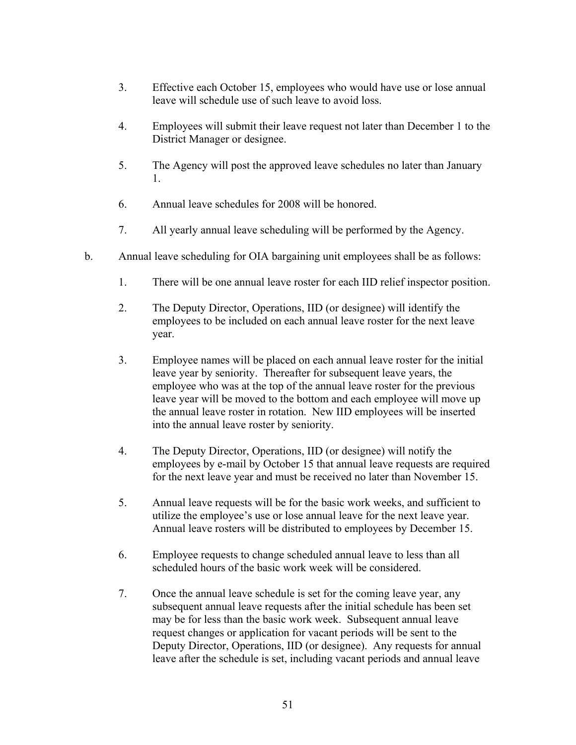3. Effective each October 15, employees who would have use or lose annual leave will schedule use of such leave to avoid loss.

4. Employees will submit their leave request not later than December 1 to the District Manager or designee.

5. The Agency will post the approved leave schedules no later than January 1.

6. Annual leave schedules for 2008 will be honored.

7. All yearly annual leave scheduling will be performed by the Agency.

b. Annual leave scheduling for OIA bargaining unit employees shall be as follows:

1. There will be one annual leave roster for each IID relief inspector position.

2. The Deputy Director, Operations, IID (or designee) will identify the employees to be included on each annual leave roster for the next leave year.

3. Employee names will be placed on each annual leave roster for the initial leave year by seniority. Thereafter for subsequent leave years, the employee who was at the top of the annual leave roster for the previous leave year will be moved to the bottom and each employee will move up the annual leave roster in rotation. New IID employees will be inserted into the annual leave roster by seniority.

4. The Deputy Director, Operations, IID (or designee) will notify the employees by e-mail by October 15 that annual leave requests are required for the next leave year and must be received no later than November 15.

5. Annual leave requests will be for the basic work weeks, and sufficient to utilize the employee's use or lose annual leave for the next leave year. Annual leave rosters will be distributed to employees by December 15.

6. Employee requests to change scheduled annual leave to less than all scheduled hours of the basic work week will be considered.

7. Once the annual leave schedule is set for the coming leave year, any subsequent annual leave requests after the initial schedule has been set may be for less than the basic work week. Subsequent annual leave request changes or application for vacant periods will be sent to the Deputy Director, Operations, IID (or designee). Any requests for annual leave after the schedule is set, including vacant periods and annual leave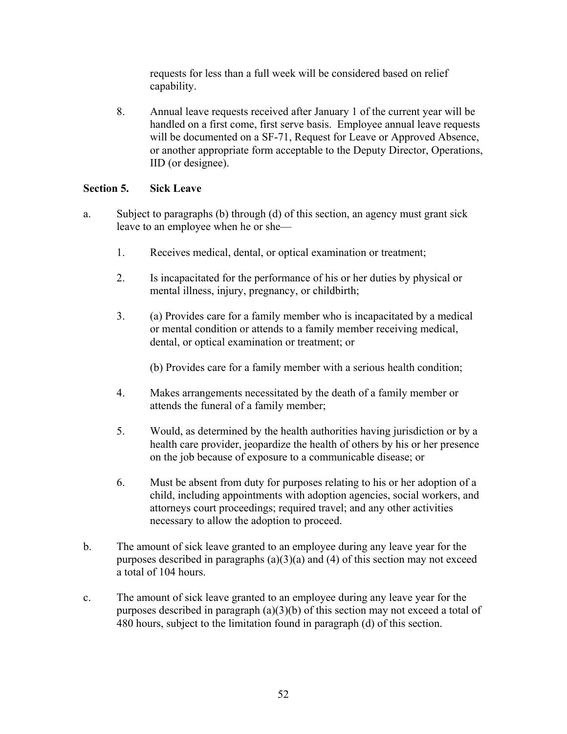requests for less than a full week will be considered based on relief capability.

8. Annual leave requests received after January 1 of the current year will be handled on a first come, first serve basis. Employee annual leave requests will be documented on a SF-71, Request for Leave or Approved Absence, or another appropriate form acceptable to the Deputy Director, Operations, IID (or designee).

**Section 5. Sick Leave**

a. Subject to paragraphs (b) through (d) of this section, an agency must grant sick leave to an employee when he or she—

   1. Receives medical, dental, or optical examination or treatment;

   2. Is incapacitated for the performance of his or her duties by physical or mental illness, injury, pregnancy, or childbirth;

   3. (a) Provides care for a family member who is incapacitated by a medical or mental condition or attends to a family member receiving medical, dental, or optical examination or treatment; or

      (b) Provides care for a family member with a serious health condition;

   4. Makes arrangements necessitated by the death of a family member or attends the funeral of a family member;

   5. Would, as determined by the health authorities having jurisdiction or by a health care provider, jeopardize the health of others by his or her presence on the job because of exposure to a communicable disease; or

   6. Must be absent from duty for purposes relating to his or her adoption of a child, including appointments with adoption agencies, social workers, and attorneys court proceedings; required travel; and any other activities necessary to allow the adoption to proceed.

b. The amount of sick leave granted to an employee during any leave year for the purposes described in paragraphs (a)(3)(a) and (4) of this section may not exceed a total of 104 hours.

c. The amount of sick leave granted to an employee during any leave year for the purposes described in paragraph (a)(3)(b) of this section may not exceed a total of 480 hours, subject to the limitation found in paragraph (d) of this section.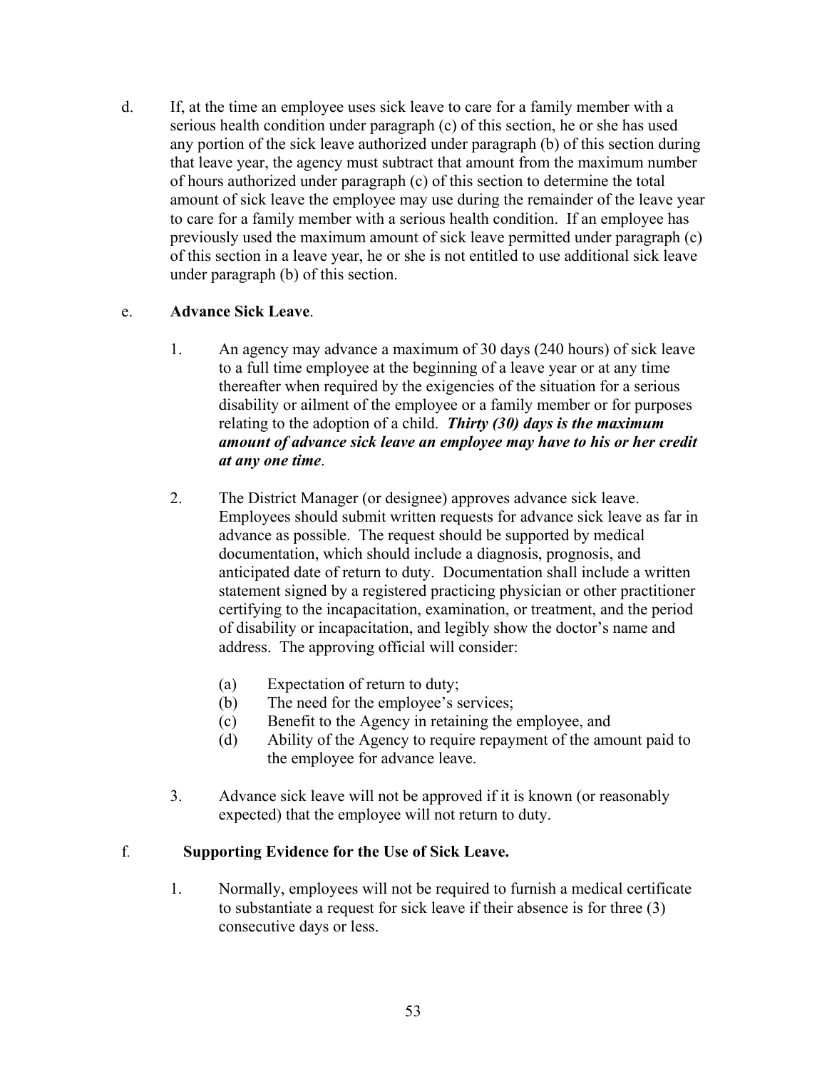d. If, at the time an employee uses sick leave to care for a family member with a serious health condition under paragraph (c) of this section, he or she has used any portion of the sick leave authorized under paragraph (b) of this section during that leave year, the agency must subtract that amount from the maximum number of hours authorized under paragraph (c) of this section to determine the total amount of sick leave the employee may use during the remainder of the leave year to care for a family member with a serious health condition. If an employee has previously used the maximum amount of sick leave permitted under paragraph (c) of this section in a leave year, he or she is not entitled to use additional sick leave under paragraph (b) of this section.

e. **Advance Sick Leave**.

1. An agency may advance a maximum of 30 days (240 hours) of sick leave to a full time employee at the beginning of a leave year or at any time thereafter when required by the exigencies of the situation for a serious disability or ailment of the employee or a family member or for purposes relating to the adoption of a child. ***Thirty (30) days is the maximum amount of advance sick leave an employee may have to his or her credit at any one time***.

2. The District Manager (or designee) approves advance sick leave. Employees should submit written requests for advance sick leave as far in advance as possible. The request should be supported by medical documentation, which should include a diagnosis, prognosis, and anticipated date of return to duty. Documentation shall include a written statement signed by a registered practicing physician or other practitioner certifying to the incapacitation, examination, or treatment, and the period of disability or incapacitation, and legibly show the doctor's name and address. The approving official will consider:

   (a) Expectation of return to duty;
   (b) The need for the employee's services;
   (c) Benefit to the Agency in retaining the employee, and
   (d) Ability of the Agency to require repayment of the amount paid to the employee for advance leave.

3. Advance sick leave will not be approved if it is known (or reasonably expected) that the employee will not return to duty.

f. **Supporting Evidence for the Use of Sick Leave.**

1. Normally, employees will not be required to furnish a medical certificate to substantiate a request for sick leave if their absence is for three (3) consecutive days or less.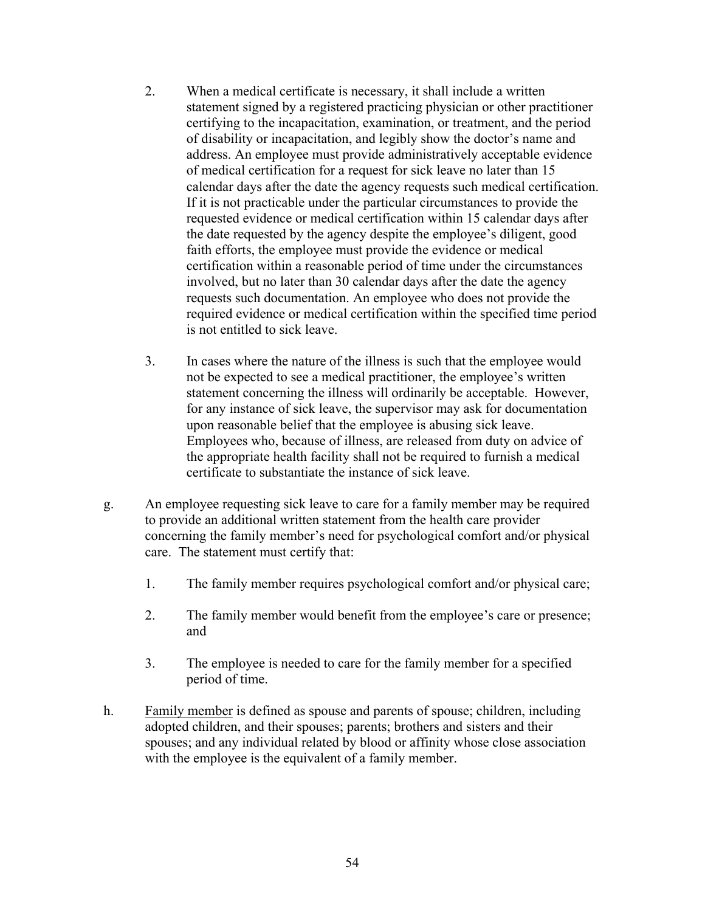2. When a medical certificate is necessary, it shall include a written statement signed by a registered practicing physician or other practitioner certifying to the incapacitation, examination, or treatment, and the period of disability or incapacitation, and legibly show the doctor's name and address. An employee must provide administratively acceptable evidence of medical certification for a request for sick leave no later than 15 calendar days after the date the agency requests such medical certification. If it is not practicable under the particular circumstances to provide the requested evidence or medical certification within 15 calendar days after the date requested by the agency despite the employee's diligent, good faith efforts, the employee must provide the evidence or medical certification within a reasonable period of time under the circumstances involved, but no later than 30 calendar days after the date the agency requests such documentation. An employee who does not provide the required evidence or medical certification within the specified time period is not entitled to sick leave.

3. In cases where the nature of the illness is such that the employee would not be expected to see a medical practitioner, the employee's written statement concerning the illness will ordinarily be acceptable. However, for any instance of sick leave, the supervisor may ask for documentation upon reasonable belief that the employee is abusing sick leave. Employees who, because of illness, are released from duty on advice of the appropriate health facility shall not be required to furnish a medical certificate to substantiate the instance of sick leave.

g. An employee requesting sick leave to care for a family member may be required to provide an additional written statement from the health care provider concerning the family member's need for psychological comfort and/or physical care. The statement must certify that:

   1. The family member requires psychological comfort and/or physical care;

   2. The family member would benefit from the employee's care or presence; and

   3. The employee is needed to care for the family member for a specified period of time.

h. <u>Family member</u> is defined as spouse and parents of spouse; children, including adopted children, and their spouses; parents; brothers and sisters and their spouses; and any individual related by blood or affinity whose close association with the employee is the equivalent of a family member.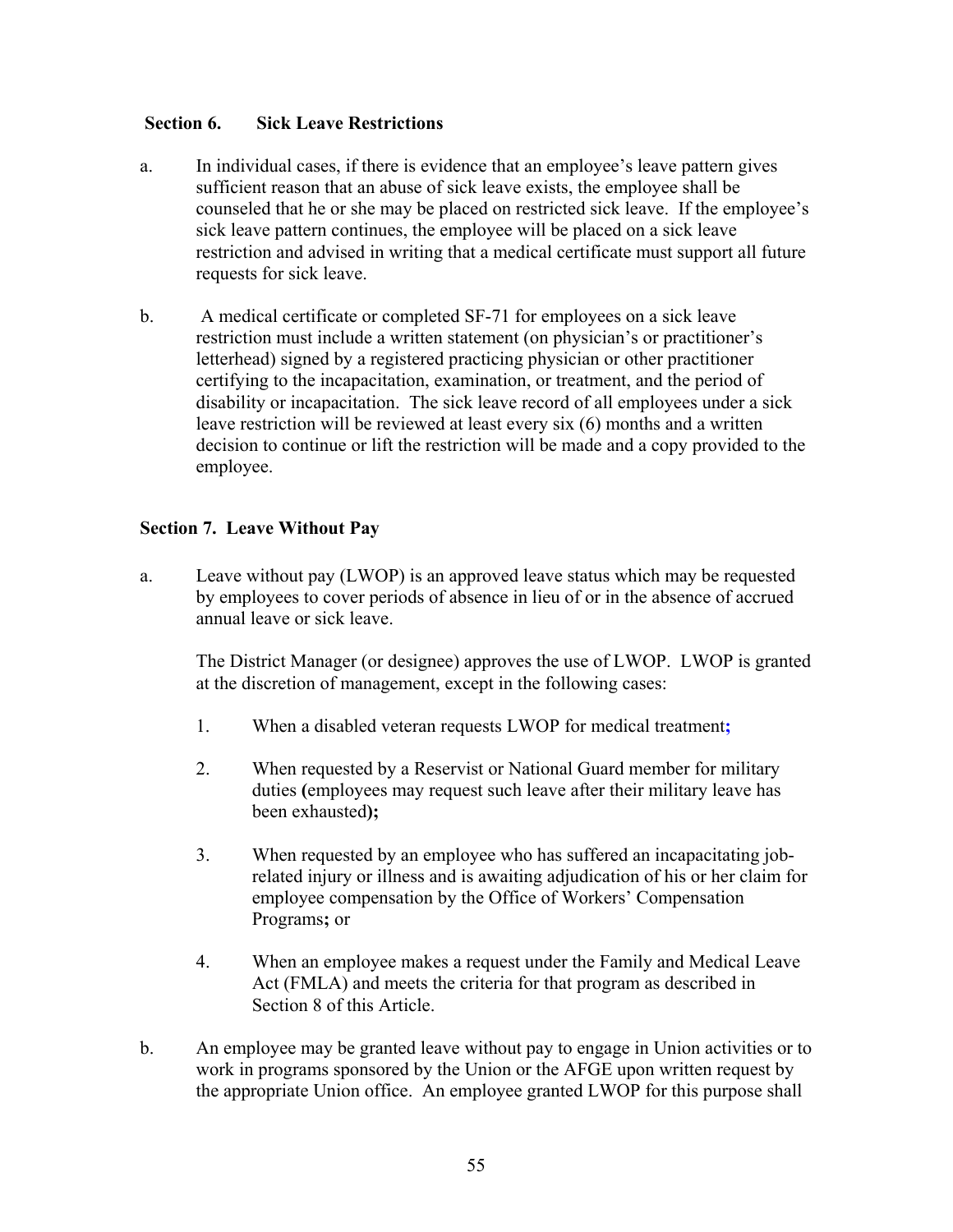**Section 6. Sick Leave Restrictions**

a. In individual cases, if there is evidence that an employee's leave pattern gives sufficient reason that an abuse of sick leave exists, the employee shall be counseled that he or she may be placed on restricted sick leave. If the employee's sick leave pattern continues, the employee will be placed on a sick leave restriction and advised in writing that a medical certificate must support all future requests for sick leave.

b. A medical certificate or completed SF-71 for employees on a sick leave restriction must include a written statement (on physician's or practitioner's letterhead) signed by a registered practicing physician or other practitioner certifying to the incapacitation, examination, or treatment, and the period of disability or incapacitation. The sick leave record of all employees under a sick leave restriction will be reviewed at least every six (6) months and a written decision to continue or lift the restriction will be made and a copy provided to the employee.

**Section 7. Leave Without Pay**

a. Leave without pay (LWOP) is an approved leave status which may be requested by employees to cover periods of absence in lieu of or in the absence of accrued annual leave or sick leave.

   The District Manager (or designee) approves the use of LWOP. LWOP is granted at the discretion of management, except in the following cases:

   1. When a disabled veteran requests LWOP for medical treatment;

   2. When requested by a Reservist or National Guard member for military duties (employees may request such leave after their military leave has been exhausted);

   3. When requested by an employee who has suffered an incapacitating job-related injury or illness and is awaiting adjudication of his or her claim for employee compensation by the Office of Workers' Compensation Programs; or

   4. When an employee makes a request under the Family and Medical Leave Act (FMLA) and meets the criteria for that program as described in Section 8 of this Article.

b. An employee may be granted leave without pay to engage in Union activities or to work in programs sponsored by the Union or the AFGE upon written request by the appropriate Union office. An employee granted LWOP for this purpose shall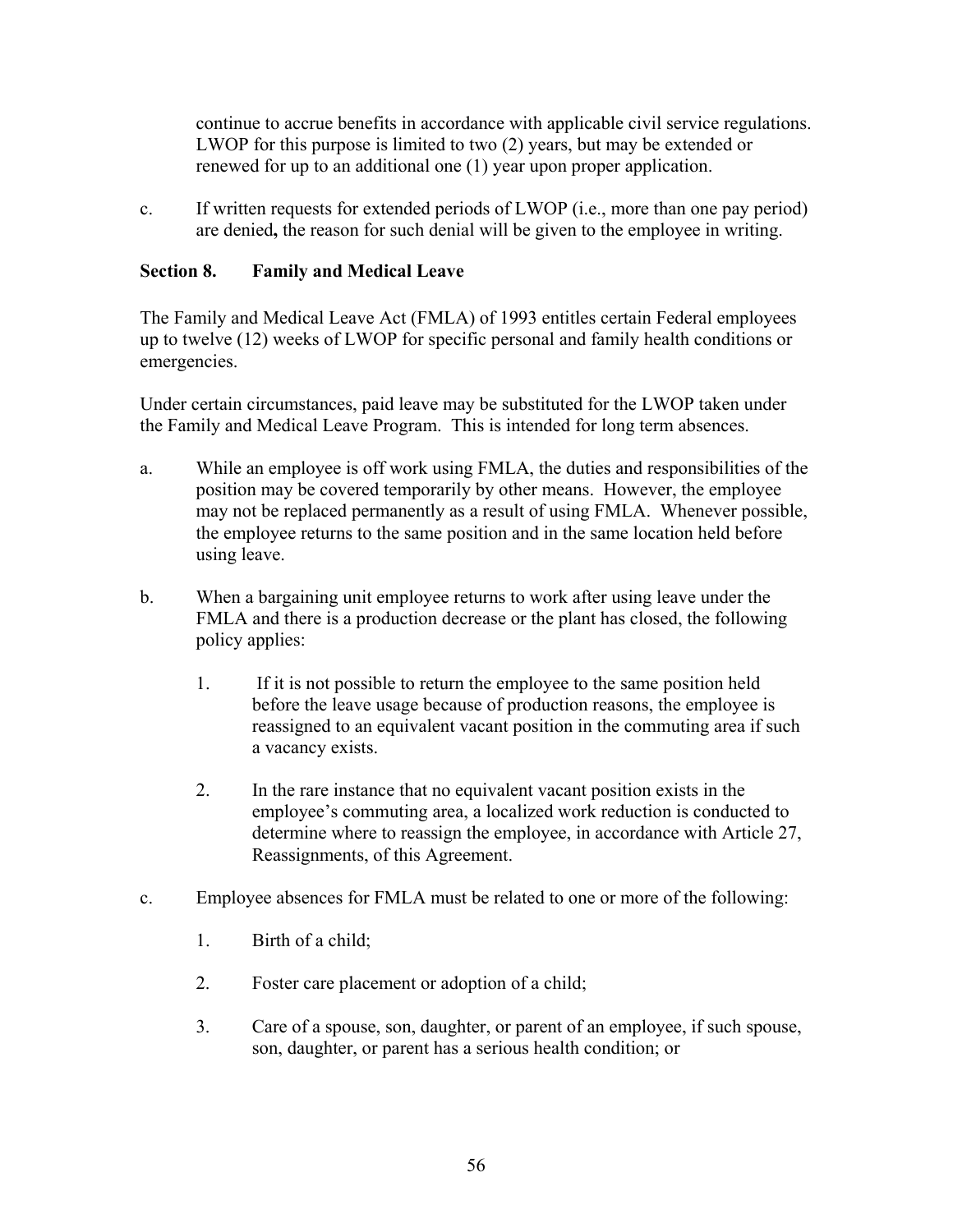continue to accrue benefits in accordance with applicable civil service regulations. LWOP for this purpose is limited to two (2) years, but may be extended or renewed for up to an additional one (1) year upon proper application.

c. If written requests for extended periods of LWOP (i.e., more than one pay period) are denied**,** the reason for such denial will be given to the employee in writing.

### Section 8. Family and Medical Leave

The Family and Medical Leave Act (FMLA) of 1993 entitles certain Federal employees up to twelve (12) weeks of LWOP for specific personal and family health conditions or emergencies.

Under certain circumstances, paid leave may be substituted for the LWOP taken under the Family and Medical Leave Program. This is intended for long term absences.

a. While an employee is off work using FMLA, the duties and responsibilities of the position may be covered temporarily by other means. However, the employee may not be replaced permanently as a result of using FMLA. Whenever possible, the employee returns to the same position and in the same location held before using leave.

b. When a bargaining unit employee returns to work after using leave under the FMLA and there is a production decrease or the plant has closed, the following policy applies:

   1. If it is not possible to return the employee to the same position held before the leave usage because of production reasons, the employee is reassigned to an equivalent vacant position in the commuting area if such a vacancy exists.

   2. In the rare instance that no equivalent vacant position exists in the employee's commuting area, a localized work reduction is conducted to determine where to reassign the employee, in accordance with Article 27, Reassignments, of this Agreement.

c. Employee absences for FMLA must be related to one or more of the following:

   1. Birth of a child;

   2. Foster care placement or adoption of a child;

   3. Care of a spouse, son, daughter, or parent of an employee, if such spouse, son, daughter, or parent has a serious health condition; or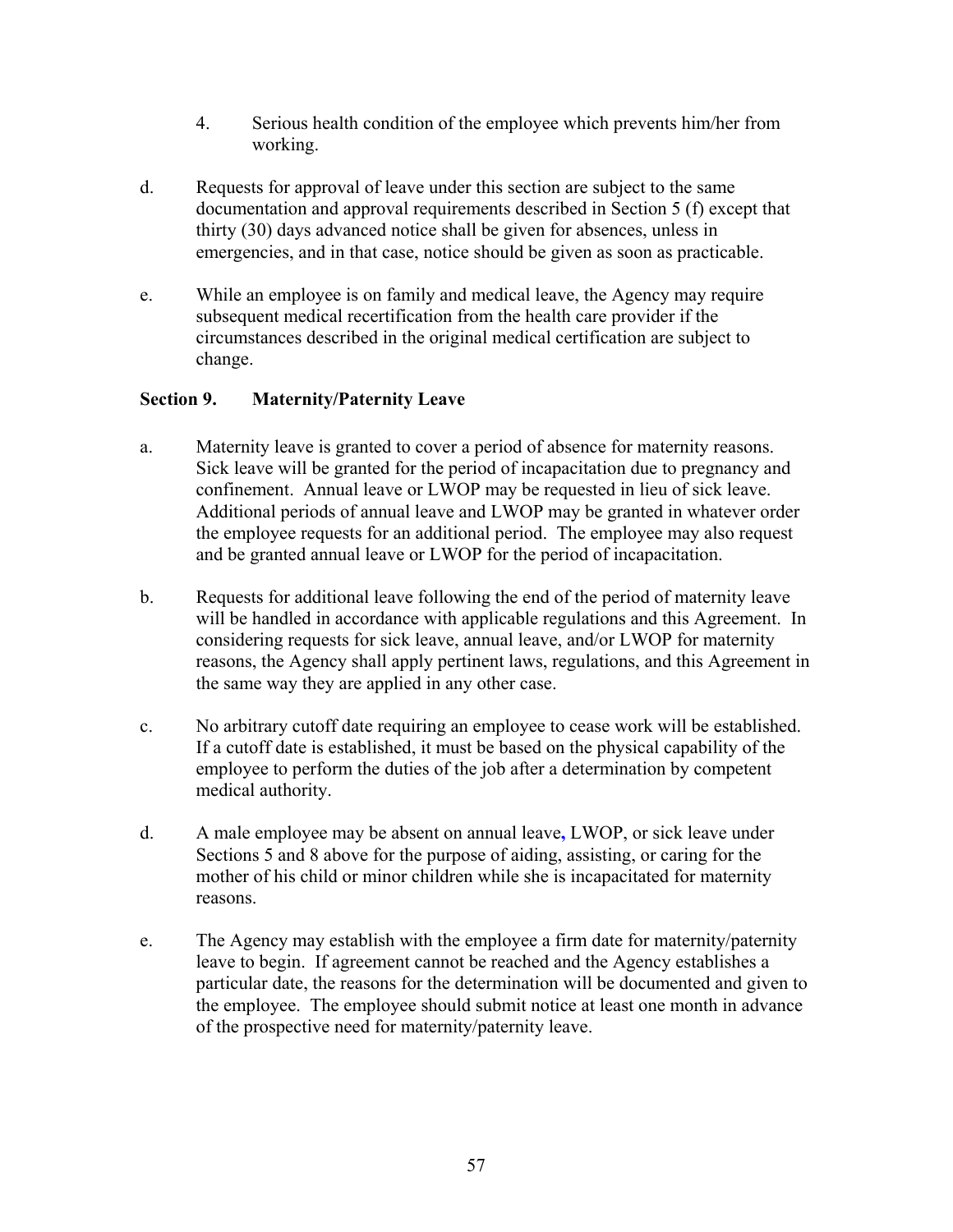4. Serious health condition of the employee which prevents him/her from working.

d. Requests for approval of leave under this section are subject to the same documentation and approval requirements described in Section 5 (f) except that thirty (30) days advanced notice shall be given for absences, unless in emergencies, and in that case, notice should be given as soon as practicable.

e. While an employee is on family and medical leave, the Agency may require subsequent medical recertification from the health care provider if the circumstances described in the original medical certification are subject to change.

**Section 9. Maternity/Paternity Leave**

a. Maternity leave is granted to cover a period of absence for maternity reasons. Sick leave will be granted for the period of incapacitation due to pregnancy and confinement. Annual leave or LWOP may be requested in lieu of sick leave. Additional periods of annual leave and LWOP may be granted in whatever order the employee requests for an additional period. The employee may also request and be granted annual leave or LWOP for the period of incapacitation.

b. Requests for additional leave following the end of the period of maternity leave will be handled in accordance with applicable regulations and this Agreement. In considering requests for sick leave, annual leave, and/or LWOP for maternity reasons, the Agency shall apply pertinent laws, regulations, and this Agreement in the same way they are applied in any other case.

c. No arbitrary cutoff date requiring an employee to cease work will be established. If a cutoff date is established, it must be based on the physical capability of the employee to perform the duties of the job after a determination by competent medical authority.

d. A male employee may be absent on annual leave, LWOP, or sick leave under Sections 5 and 8 above for the purpose of aiding, assisting, or caring for the mother of his child or minor children while she is incapacitated for maternity reasons.

e. The Agency may establish with the employee a firm date for maternity/paternity leave to begin. If agreement cannot be reached and the Agency establishes a particular date, the reasons for the determination will be documented and given to the employee. The employee should submit notice at least one month in advance of the prospective need for maternity/paternity leave.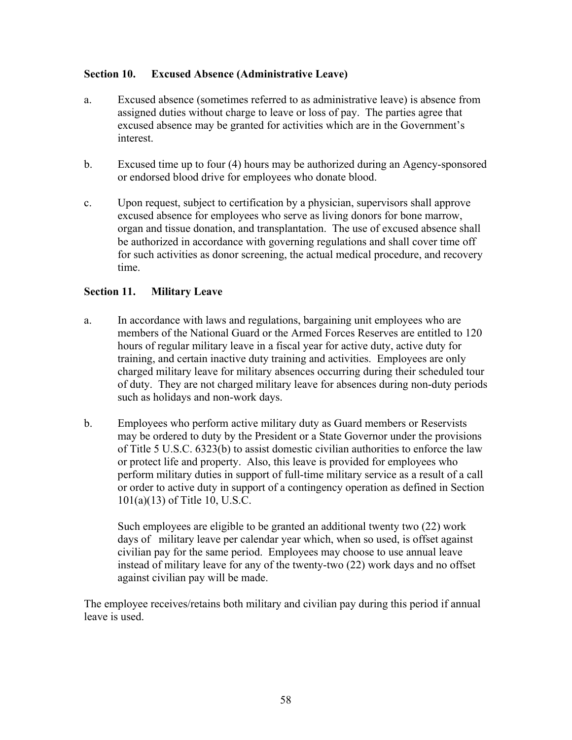### Section 10. Excused Absence (Administrative Leave)

a. Excused absence (sometimes referred to as administrative leave) is absence from assigned duties without charge to leave or loss of pay. The parties agree that excused absence may be granted for activities which are in the Government's interest.

b. Excused time up to four (4) hours may be authorized during an Agency-sponsored or endorsed blood drive for employees who donate blood.

c. Upon request, subject to certification by a physician, supervisors shall approve excused absence for employees who serve as living donors for bone marrow, organ and tissue donation, and transplantation. The use of excused absence shall be authorized in accordance with governing regulations and shall cover time off for such activities as donor screening, the actual medical procedure, and recovery time.

### Section 11. Military Leave

a. In accordance with laws and regulations, bargaining unit employees who are members of the National Guard or the Armed Forces Reserves are entitled to 120 hours of regular military leave in a fiscal year for active duty, active duty for training, and certain inactive duty training and activities. Employees are only charged military leave for military absences occurring during their scheduled tour of duty. They are not charged military leave for absences during non-duty periods such as holidays and non-work days.

b. Employees who perform active military duty as Guard members or Reservists may be ordered to duty by the President or a State Governor under the provisions of Title 5 U.S.C. 6323(b) to assist domestic civilian authorities to enforce the law or protect life and property. Also, this leave is provided for employees who perform military duties in support of full-time military service as a result of a call or order to active duty in support of a contingency operation as defined in Section 101(a)(13) of Title 10, U.S.C.

   Such employees are eligible to be granted an additional twenty two (22) work days of military leave per calendar year which, when so used, is offset against civilian pay for the same period. Employees may choose to use annual leave instead of military leave for any of the twenty-two (22) work days and no offset against civilian pay will be made.

The employee receives/retains both military and civilian pay during this period if annual leave is used.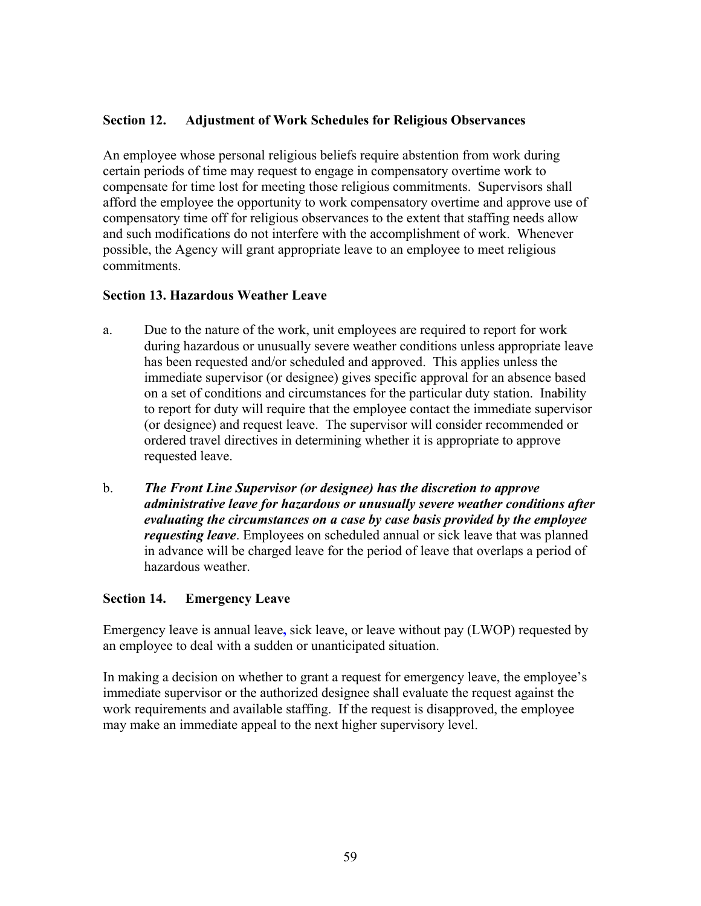## Section 12. Adjustment of Work Schedules for Religious Observances

An employee whose personal religious beliefs require abstention from work during certain periods of time may request to engage in compensatory overtime work to compensate for time lost for meeting those religious commitments. Supervisors shall afford the employee the opportunity to work compensatory overtime and approve use of compensatory time off for religious observances to the extent that staffing needs allow and such modifications do not interfere with the accomplishment of work. Whenever possible, the Agency will grant appropriate leave to an employee to meet religious commitments.

## Section 13. Hazardous Weather Leave

a. Due to the nature of the work, unit employees are required to report for work during hazardous or unusually severe weather conditions unless appropriate leave has been requested and/or scheduled and approved. This applies unless the immediate supervisor (or designee) gives specific approval for an absence based on a set of conditions and circumstances for the particular duty station. Inability to report for duty will require that the employee contact the immediate supervisor (or designee) and request leave. The supervisor will consider recommended or ordered travel directives in determining whether it is appropriate to approve requested leave.

b. ***The Front Line Supervisor (or designee) has the discretion to approve administrative leave for hazardous or unusually severe weather conditions after evaluating the circumstances on a case by case basis provided by the employee requesting leave***. Employees on scheduled annual or sick leave that was planned in advance will be charged leave for the period of leave that overlaps a period of hazardous weather.

## Section 14. Emergency Leave

Emergency leave is annual leave, sick leave, or leave without pay (LWOP) requested by an employee to deal with a sudden or unanticipated situation.

In making a decision on whether to grant a request for emergency leave, the employee's immediate supervisor or the authorized designee shall evaluate the request against the work requirements and available staffing. If the request is disapproved, the employee may make an immediate appeal to the next higher supervisory level.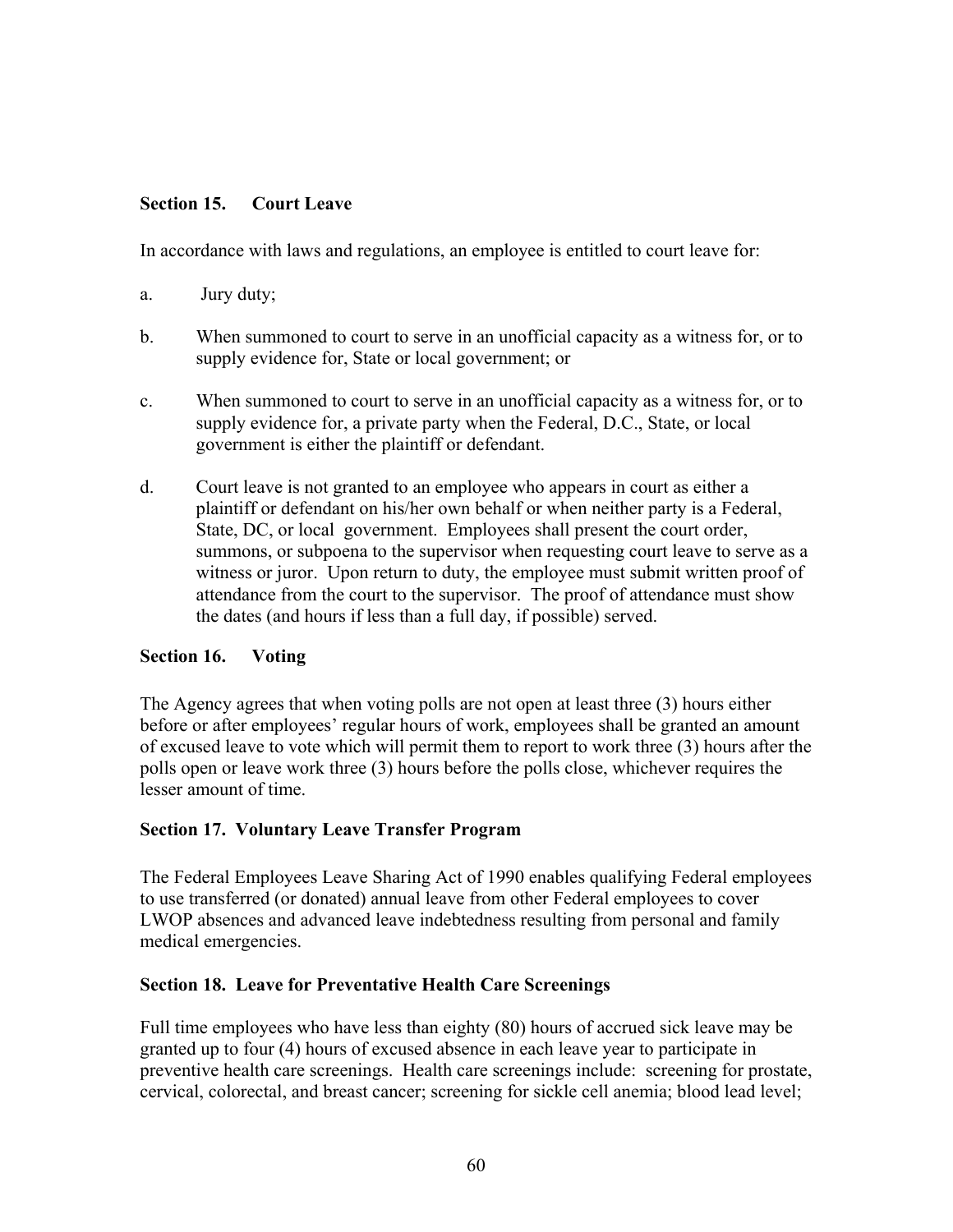### Section 15. Court Leave

In accordance with laws and regulations, an employee is entitled to court leave for:

a. Jury duty;

b. When summoned to court to serve in an unofficial capacity as a witness for, or to supply evidence for, State or local government; or

c. When summoned to court to serve in an unofficial capacity as a witness for, or to supply evidence for, a private party when the Federal, D.C., State, or local government is either the plaintiff or defendant.

d. Court leave is not granted to an employee who appears in court as either a plaintiff or defendant on his/her own behalf or when neither party is a Federal, State, DC, or local government. Employees shall present the court order, summons, or subpoena to the supervisor when requesting court leave to serve as a witness or juror. Upon return to duty, the employee must submit written proof of attendance from the court to the supervisor. The proof of attendance must show the dates (and hours if less than a full day, if possible) served.

### Section 16. Voting

The Agency agrees that when voting polls are not open at least three (3) hours either before or after employees' regular hours of work, employees shall be granted an amount of excused leave to vote which will permit them to report to work three (3) hours after the polls open or leave work three (3) hours before the polls close, whichever requires the lesser amount of time.

### Section 17. Voluntary Leave Transfer Program

The Federal Employees Leave Sharing Act of 1990 enables qualifying Federal employees to use transferred (or donated) annual leave from other Federal employees to cover LWOP absences and advanced leave indebtedness resulting from personal and family medical emergencies.

### Section 18. Leave for Preventative Health Care Screenings

Full time employees who have less than eighty (80) hours of accrued sick leave may be granted up to four (4) hours of excused absence in each leave year to participate in preventive health care screenings. Health care screenings include: screening for prostate, cervical, colorectal, and breast cancer; screening for sickle cell anemia; blood lead level;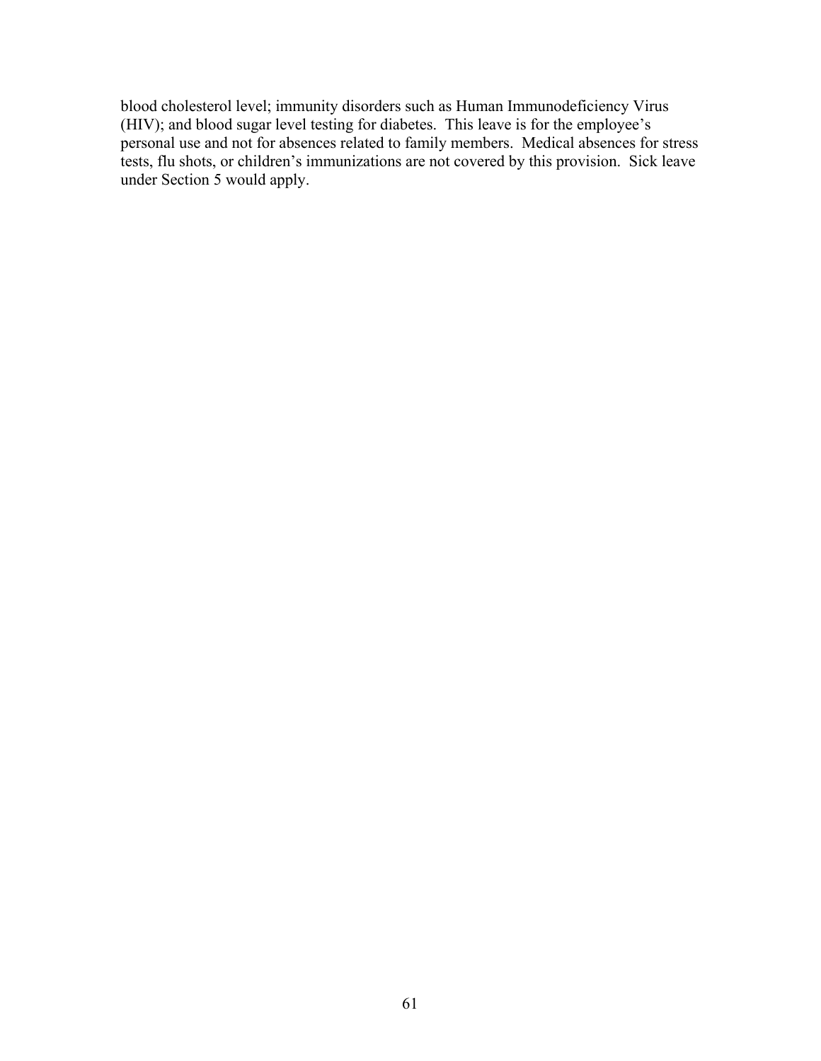blood cholesterol level; immunity disorders such as Human Immunodeficiency Virus (HIV); and blood sugar level testing for diabetes. This leave is for the employee's personal use and not for absences related to family members. Medical absences for stress tests, flu shots, or children's immunizations are not covered by this provision. Sick leave under Section 5 would apply.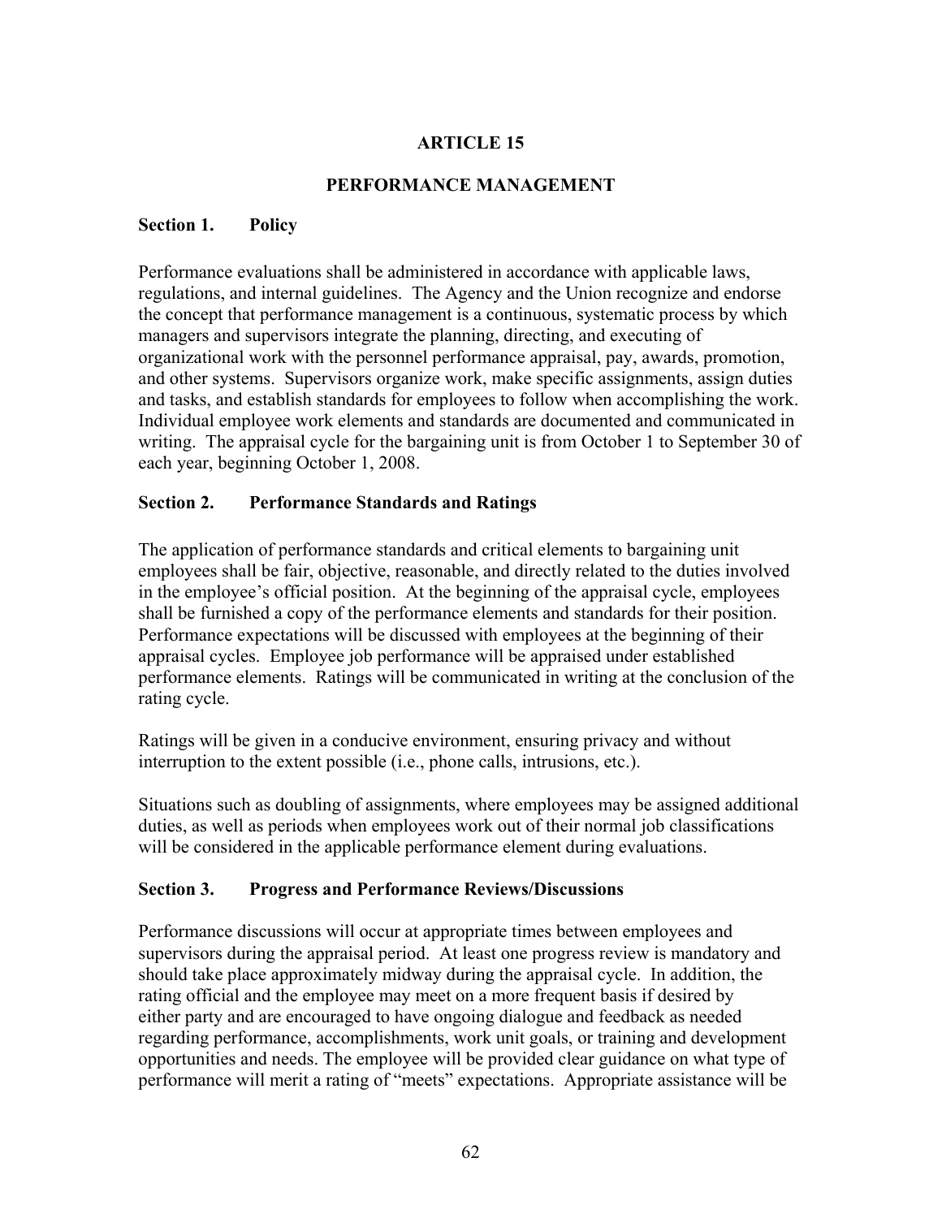# ARTICLE 15

## PERFORMANCE MANAGEMENT

### Section 1. Policy

Performance evaluations shall be administered in accordance with applicable laws, regulations, and internal guidelines. The Agency and the Union recognize and endorse the concept that performance management is a continuous, systematic process by which managers and supervisors integrate the planning, directing, and executing of organizational work with the personnel performance appraisal, pay, awards, promotion, and other systems. Supervisors organize work, make specific assignments, assign duties and tasks, and establish standards for employees to follow when accomplishing the work. Individual employee work elements and standards are documented and communicated in writing. The appraisal cycle for the bargaining unit is from October 1 to September 30 of each year, beginning October 1, 2008.

### Section 2. Performance Standards and Ratings

The application of performance standards and critical elements to bargaining unit employees shall be fair, objective, reasonable, and directly related to the duties involved in the employee's official position. At the beginning of the appraisal cycle, employees shall be furnished a copy of the performance elements and standards for their position. Performance expectations will be discussed with employees at the beginning of their appraisal cycles. Employee job performance will be appraised under established performance elements. Ratings will be communicated in writing at the conclusion of the rating cycle.

Ratings will be given in a conducive environment, ensuring privacy and without interruption to the extent possible (i.e., phone calls, intrusions, etc.).

Situations such as doubling of assignments, where employees may be assigned additional duties, as well as periods when employees work out of their normal job classifications will be considered in the applicable performance element during evaluations.

### Section 3. Progress and Performance Reviews/Discussions

Performance discussions will occur at appropriate times between employees and supervisors during the appraisal period. At least one progress review is mandatory and should take place approximately midway during the appraisal cycle. In addition, the rating official and the employee may meet on a more frequent basis if desired by either party and are encouraged to have ongoing dialogue and feedback as needed regarding performance, accomplishments, work unit goals, or training and development opportunities and needs. The employee will be provided clear guidance on what type of performance will merit a rating of "meets" expectations. Appropriate assistance will be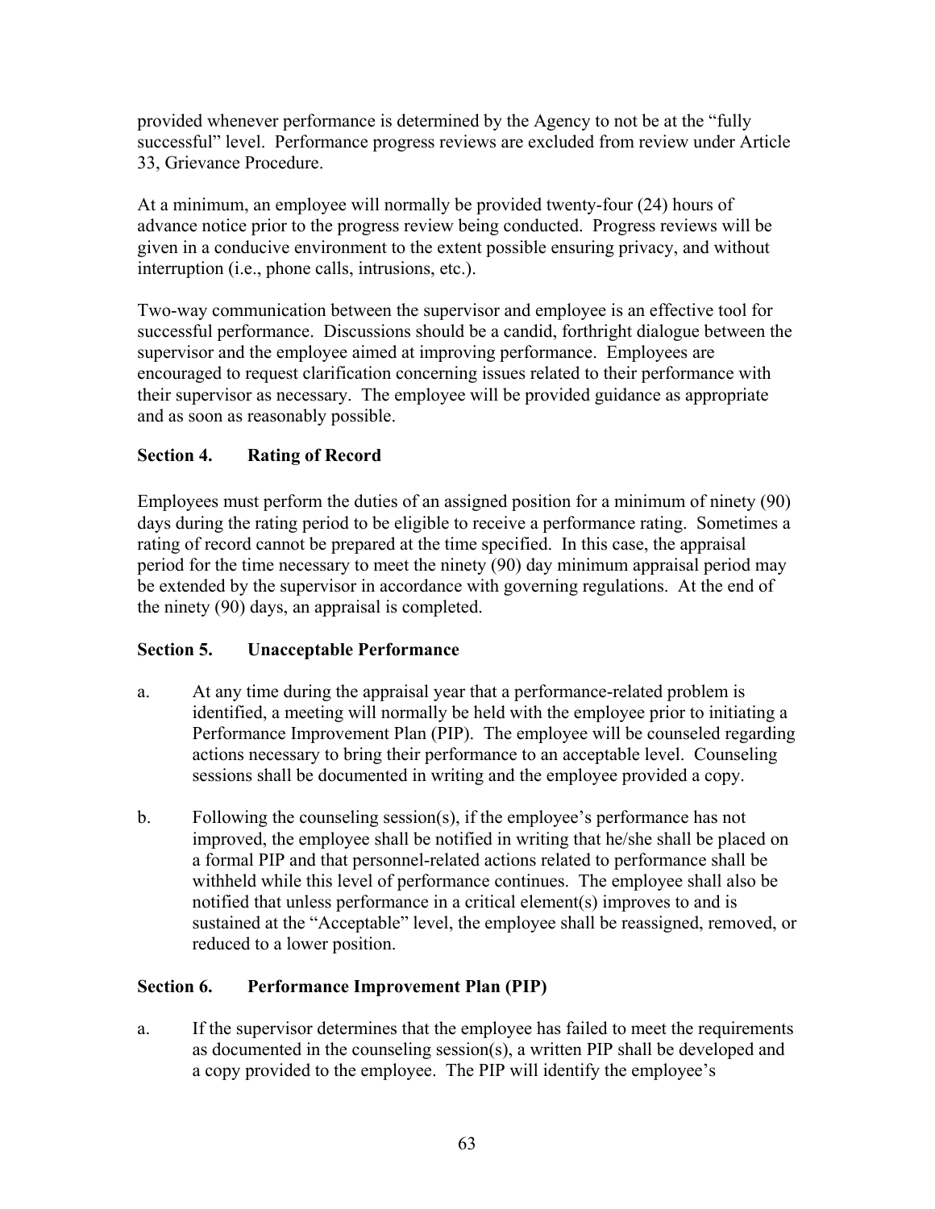provided whenever performance is determined by the Agency to not be at the "fully successful" level. Performance progress reviews are excluded from review under Article 33, Grievance Procedure.

At a minimum, an employee will normally be provided twenty-four (24) hours of advance notice prior to the progress review being conducted. Progress reviews will be given in a conducive environment to the extent possible ensuring privacy, and without interruption (i.e., phone calls, intrusions, etc.).

Two-way communication between the supervisor and employee is an effective tool for successful performance. Discussions should be a candid, forthright dialogue between the supervisor and the employee aimed at improving performance. Employees are encouraged to request clarification concerning issues related to their performance with their supervisor as necessary. The employee will be provided guidance as appropriate and as soon as reasonably possible.

**Section 4. Rating of Record**

Employees must perform the duties of an assigned position for a minimum of ninety (90) days during the rating period to be eligible to receive a performance rating. Sometimes a rating of record cannot be prepared at the time specified. In this case, the appraisal period for the time necessary to meet the ninety (90) day minimum appraisal period may be extended by the supervisor in accordance with governing regulations. At the end of the ninety (90) days, an appraisal is completed.

**Section 5. Unacceptable Performance**

a. At any time during the appraisal year that a performance-related problem is identified, a meeting will normally be held with the employee prior to initiating a Performance Improvement Plan (PIP). The employee will be counseled regarding actions necessary to bring their performance to an acceptable level. Counseling sessions shall be documented in writing and the employee provided a copy.

b. Following the counseling session(s), if the employee's performance has not improved, the employee shall be notified in writing that he/she shall be placed on a formal PIP and that personnel-related actions related to performance shall be withheld while this level of performance continues. The employee shall also be notified that unless performance in a critical element(s) improves to and is sustained at the "Acceptable" level, the employee shall be reassigned, removed, or reduced to a lower position.

**Section 6. Performance Improvement Plan (PIP)**

a. If the supervisor determines that the employee has failed to meet the requirements as documented in the counseling session(s), a written PIP shall be developed and a copy provided to the employee. The PIP will identify the employee's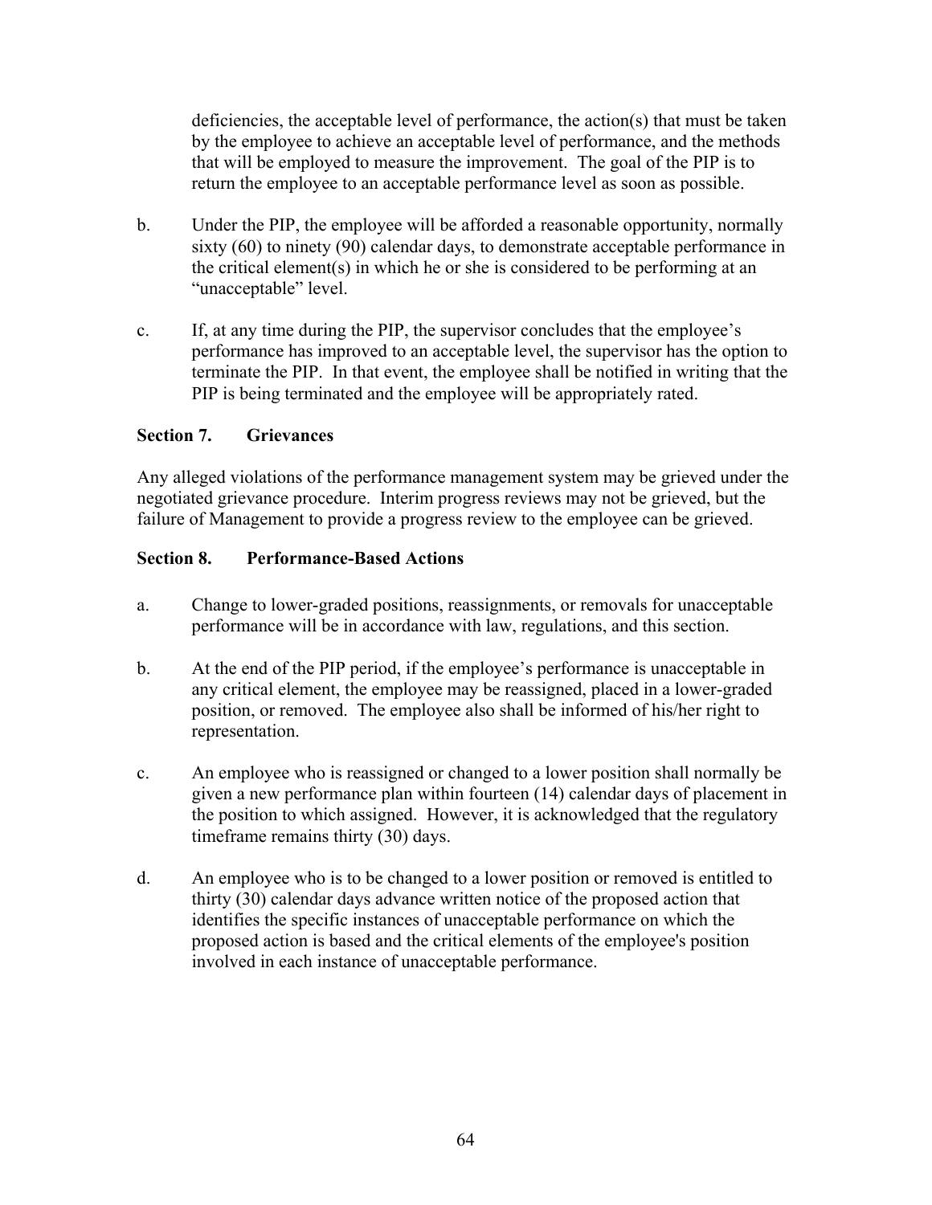deficiencies, the acceptable level of performance, the action(s) that must be taken by the employee to achieve an acceptable level of performance, and the methods that will be employed to measure the improvement. The goal of the PIP is to return the employee to an acceptable performance level as soon as possible.

b. Under the PIP, the employee will be afforded a reasonable opportunity, normally sixty (60) to ninety (90) calendar days, to demonstrate acceptable performance in the critical element(s) in which he or she is considered to be performing at an "unacceptable" level.

c. If, at any time during the PIP, the supervisor concludes that the employee's performance has improved to an acceptable level, the supervisor has the option to terminate the PIP. In that event, the employee shall be notified in writing that the PIP is being terminated and the employee will be appropriately rated.

### Section 7. Grievances

Any alleged violations of the performance management system may be grieved under the negotiated grievance procedure. Interim progress reviews may not be grieved, but the failure of Management to provide a progress review to the employee can be grieved.

### Section 8. Performance-Based Actions

a. Change to lower-graded positions, reassignments, or removals for unacceptable performance will be in accordance with law, regulations, and this section.

b. At the end of the PIP period, if the employee's performance is unacceptable in any critical element, the employee may be reassigned, placed in a lower-graded position, or removed. The employee also shall be informed of his/her right to representation.

c. An employee who is reassigned or changed to a lower position shall normally be given a new performance plan within fourteen (14) calendar days of placement in the position to which assigned. However, it is acknowledged that the regulatory timeframe remains thirty (30) days.

d. An employee who is to be changed to a lower position or removed is entitled to thirty (30) calendar days advance written notice of the proposed action that identifies the specific instances of unacceptable performance on which the proposed action is based and the critical elements of the employee's position involved in each instance of unacceptable performance.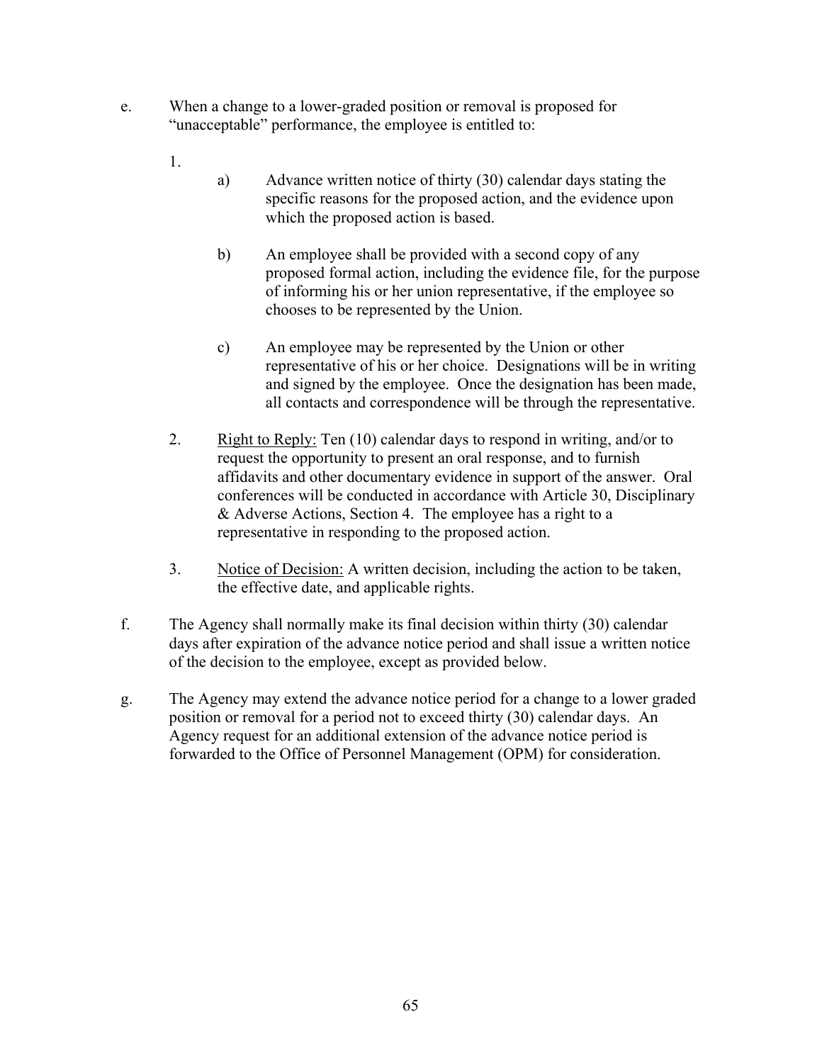e. When a change to a lower-graded position or removal is proposed for "unacceptable" performance, the employee is entitled to:

   1.
      a) Advance written notice of thirty (30) calendar days stating the specific reasons for the proposed action, and the evidence upon which the proposed action is based.

      b) An employee shall be provided with a second copy of any proposed formal action, including the evidence file, for the purpose of informing his or her union representative, if the employee so chooses to be represented by the Union.

      c) An employee may be represented by the Union or other representative of his or her choice. Designations will be in writing and signed by the employee. Once the designation has been made, all contacts and correspondence will be through the representative.

   2. <u>Right to Reply:</u> Ten (10) calendar days to respond in writing, and/or to request the opportunity to present an oral response, and to furnish affidavits and other documentary evidence in support of the answer. Oral conferences will be conducted in accordance with Article 30, Disciplinary & Adverse Actions, Section 4. The employee has a right to a representative in responding to the proposed action.

   3. <u>Notice of Decision:</u> A written decision, including the action to be taken, the effective date, and applicable rights.

f. The Agency shall normally make its final decision within thirty (30) calendar days after expiration of the advance notice period and shall issue a written notice of the decision to the employee, except as provided below.

g. The Agency may extend the advance notice period for a change to a lower graded position or removal for a period not to exceed thirty (30) calendar days. An Agency request for an additional extension of the advance notice period is forwarded to the Office of Personnel Management (OPM) for consideration.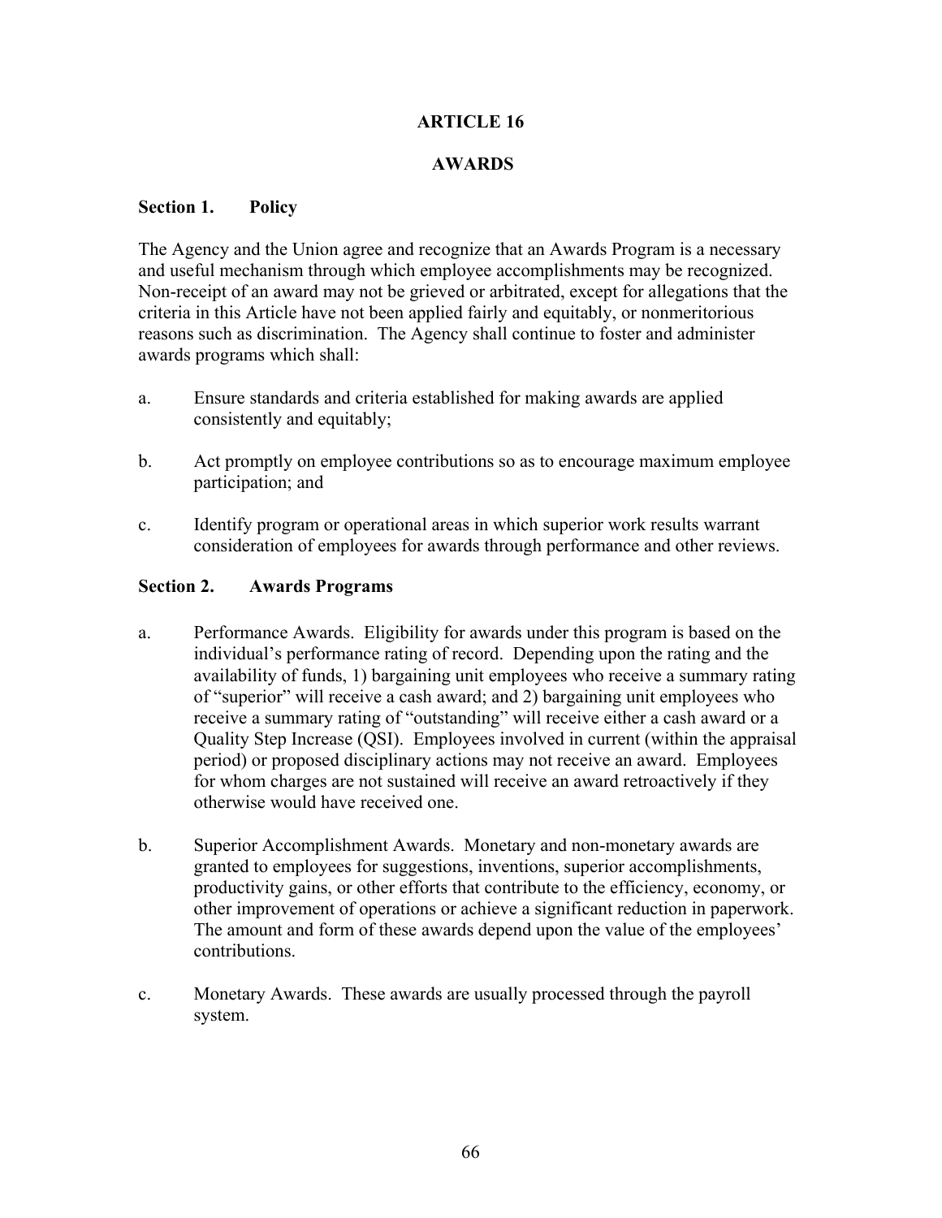# ARTICLE 16

# AWARDS

## Section 1. Policy

The Agency and the Union agree and recognize that an Awards Program is a necessary and useful mechanism through which employee accomplishments may be recognized. Non-receipt of an award may not be grieved or arbitrated, except for allegations that the criteria in this Article have not been applied fairly and equitably, or nonmeritorious reasons such as discrimination. The Agency shall continue to foster and administer awards programs which shall:

a. Ensure standards and criteria established for making awards are applied consistently and equitably;

b. Act promptly on employee contributions so as to encourage maximum employee participation; and

c. Identify program or operational areas in which superior work results warrant consideration of employees for awards through performance and other reviews.

## Section 2. Awards Programs

a. Performance Awards. Eligibility for awards under this program is based on the individual's performance rating of record. Depending upon the rating and the availability of funds, 1) bargaining unit employees who receive a summary rating of "superior" will receive a cash award; and 2) bargaining unit employees who receive a summary rating of "outstanding" will receive either a cash award or a Quality Step Increase (QSI). Employees involved in current (within the appraisal period) or proposed disciplinary actions may not receive an award. Employees for whom charges are not sustained will receive an award retroactively if they otherwise would have received one.

b. Superior Accomplishment Awards. Monetary and non-monetary awards are granted to employees for suggestions, inventions, superior accomplishments, productivity gains, or other efforts that contribute to the efficiency, economy, or other improvement of operations or achieve a significant reduction in paperwork. The amount and form of these awards depend upon the value of the employees' contributions.

c. Monetary Awards. These awards are usually processed through the payroll system.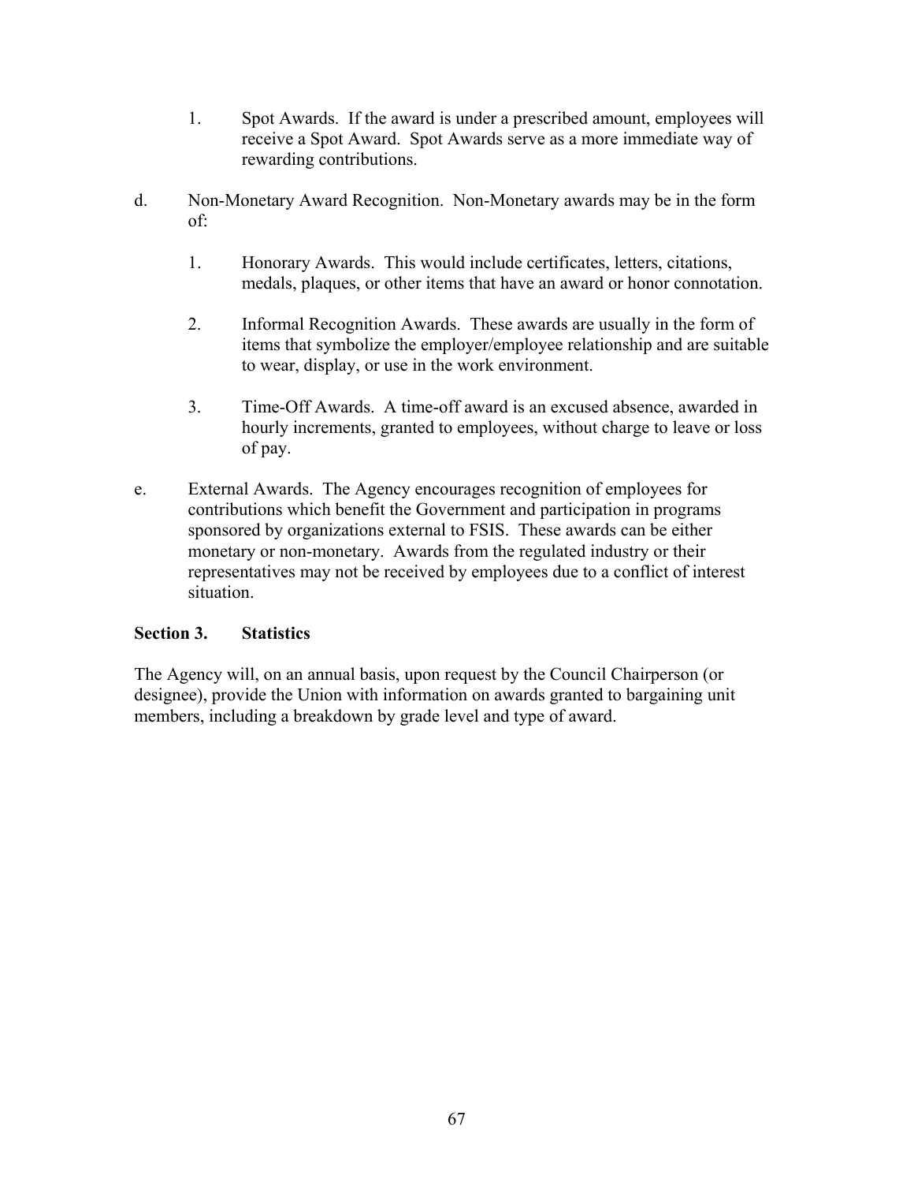1. Spot Awards. If the award is under a prescribed amount, employees will receive a Spot Award. Spot Awards serve as a more immediate way of rewarding contributions.

d. Non-Monetary Award Recognition. Non-Monetary awards may be in the form of:

   1. Honorary Awards. This would include certificates, letters, citations, medals, plaques, or other items that have an award or honor connotation.

   2. Informal Recognition Awards. These awards are usually in the form of items that symbolize the employer/employee relationship and are suitable to wear, display, or use in the work environment.

   3. Time-Off Awards. A time-off award is an excused absence, awarded in hourly increments, granted to employees, without charge to leave or loss of pay.

e. External Awards. The Agency encourages recognition of employees for contributions which benefit the Government and participation in programs sponsored by organizations external to FSIS. These awards can be either monetary or non-monetary. Awards from the regulated industry or their representatives may not be received by employees due to a conflict of interest situation.

**Section 3. Statistics**

The Agency will, on an annual basis, upon request by the Council Chairperson (or designee), provide the Union with information on awards granted to bargaining unit members, including a breakdown by grade level and type of award.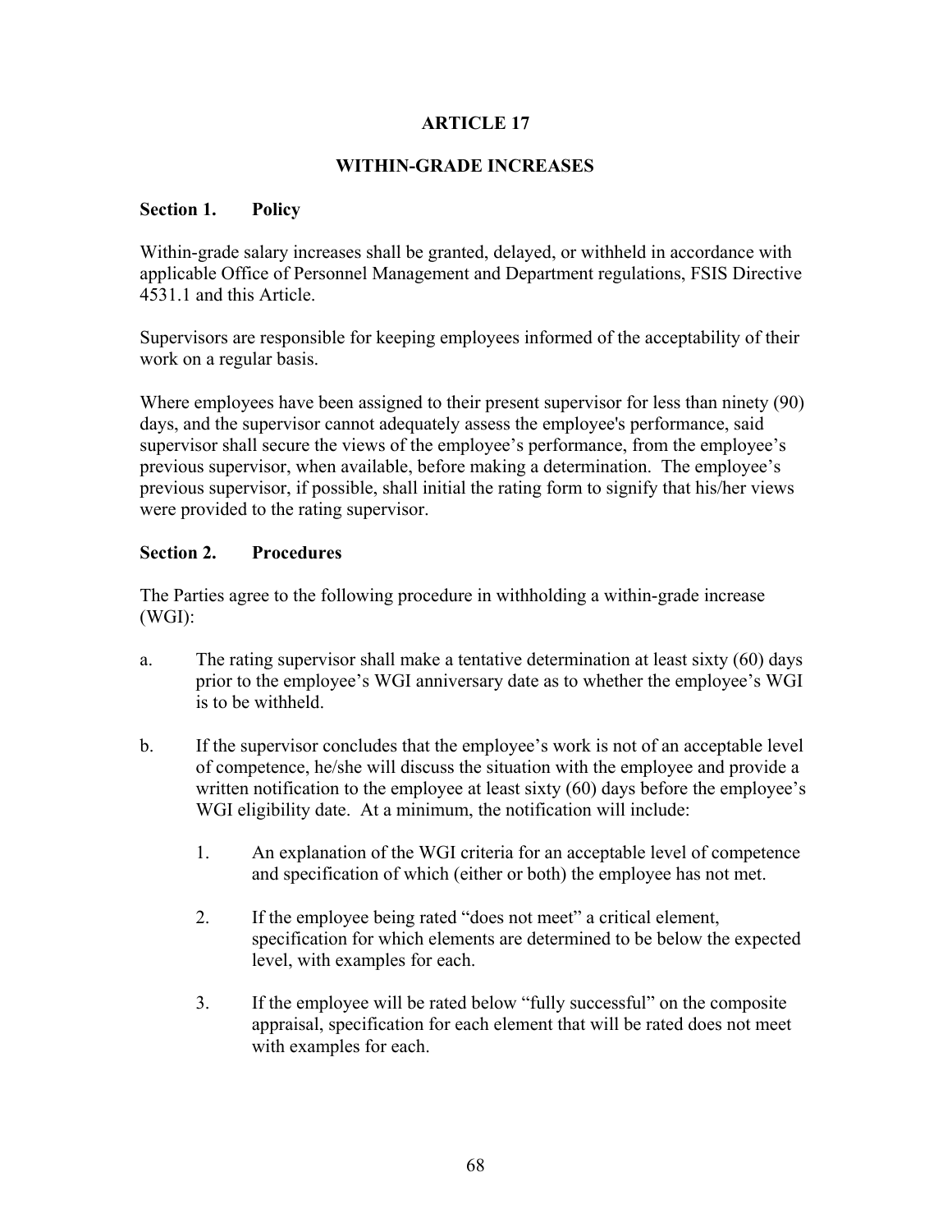# ARTICLE 17

## WITHIN-GRADE INCREASES

### Section 1. Policy

Within-grade salary increases shall be granted, delayed, or withheld in accordance with applicable Office of Personnel Management and Department regulations, FSIS Directive 4531.1 and this Article.

Supervisors are responsible for keeping employees informed of the acceptability of their work on a regular basis.

Where employees have been assigned to their present supervisor for less than ninety (90) days, and the supervisor cannot adequately assess the employee's performance, said supervisor shall secure the views of the employee's performance, from the employee's previous supervisor, when available, before making a determination. The employee's previous supervisor, if possible, shall initial the rating form to signify that his/her views were provided to the rating supervisor.

### Section 2. Procedures

The Parties agree to the following procedure in withholding a within-grade increase (WGI):

a. The rating supervisor shall make a tentative determination at least sixty (60) days prior to the employee's WGI anniversary date as to whether the employee's WGI is to be withheld.

b. If the supervisor concludes that the employee's work is not of an acceptable level of competence, he/she will discuss the situation with the employee and provide a written notification to the employee at least sixty (60) days before the employee's WGI eligibility date. At a minimum, the notification will include:

   1. An explanation of the WGI criteria for an acceptable level of competence and specification of which (either or both) the employee has not met.

   2. If the employee being rated "does not meet" a critical element, specification for which elements are determined to be below the expected level, with examples for each.

   3. If the employee will be rated below "fully successful" on the composite appraisal, specification for each element that will be rated does not meet with examples for each.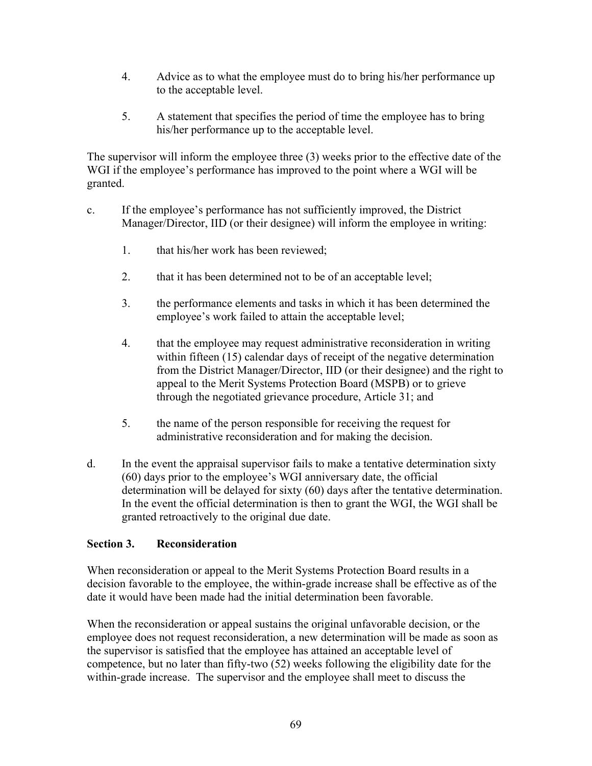4. Advice as to what the employee must do to bring his/her performance up to the acceptable level.

5. A statement that specifies the period of time the employee has to bring his/her performance up to the acceptable level.

The supervisor will inform the employee three (3) weeks prior to the effective date of the WGI if the employee's performance has improved to the point where a WGI will be granted.

c. If the employee's performance has not sufficiently improved, the District Manager/Director, IID (or their designee) will inform the employee in writing:

   1. that his/her work has been reviewed;

   2. that it has been determined not to be of an acceptable level;

   3. the performance elements and tasks in which it has been determined the employee's work failed to attain the acceptable level;

   4. that the employee may request administrative reconsideration in writing within fifteen (15) calendar days of receipt of the negative determination from the District Manager/Director, IID (or their designee) and the right to appeal to the Merit Systems Protection Board (MSPB) or to grieve through the negotiated grievance procedure, Article 31; and

   5. the name of the person responsible for receiving the request for administrative reconsideration and for making the decision.

d. In the event the appraisal supervisor fails to make a tentative determination sixty (60) days prior to the employee's WGI anniversary date, the official determination will be delayed for sixty (60) days after the tentative determination. In the event the official determination is then to grant the WGI, the WGI shall be granted retroactively to the original due date.

**Section 3. Reconsideration**

When reconsideration or appeal to the Merit Systems Protection Board results in a decision favorable to the employee, the within-grade increase shall be effective as of the date it would have been made had the initial determination been favorable.

When the reconsideration or appeal sustains the original unfavorable decision, or the employee does not request reconsideration, a new determination will be made as soon as the supervisor is satisfied that the employee has attained an acceptable level of competence, but no later than fifty-two (52) weeks following the eligibility date for the within-grade increase. The supervisor and the employee shall meet to discuss the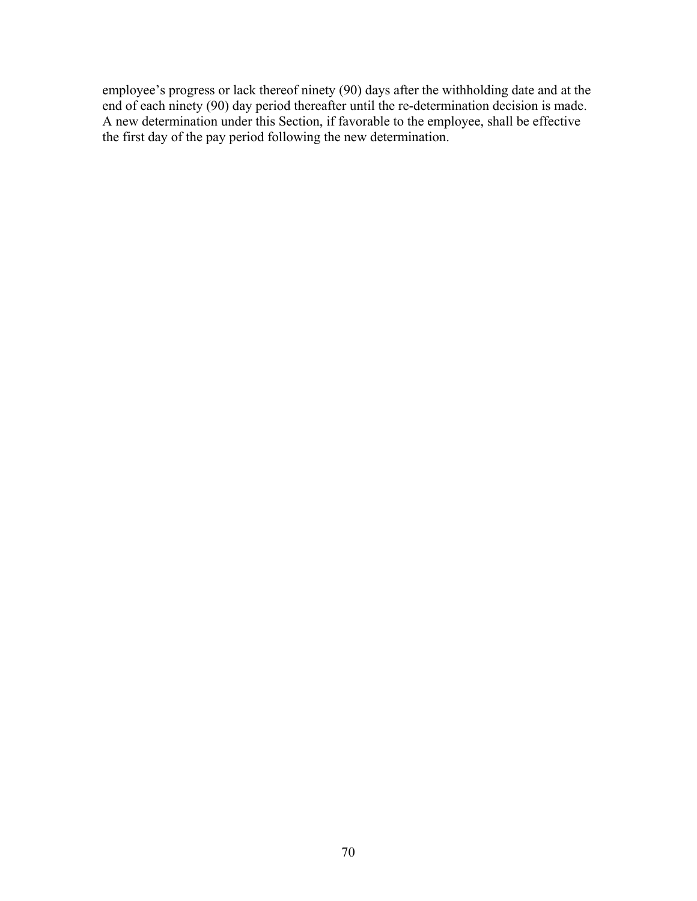employee's progress or lack thereof ninety (90) days after the withholding date and at the end of each ninety (90) day period thereafter until the re-determination decision is made. A new determination under this Section, if favorable to the employee, shall be effective the first day of the pay period following the new determination.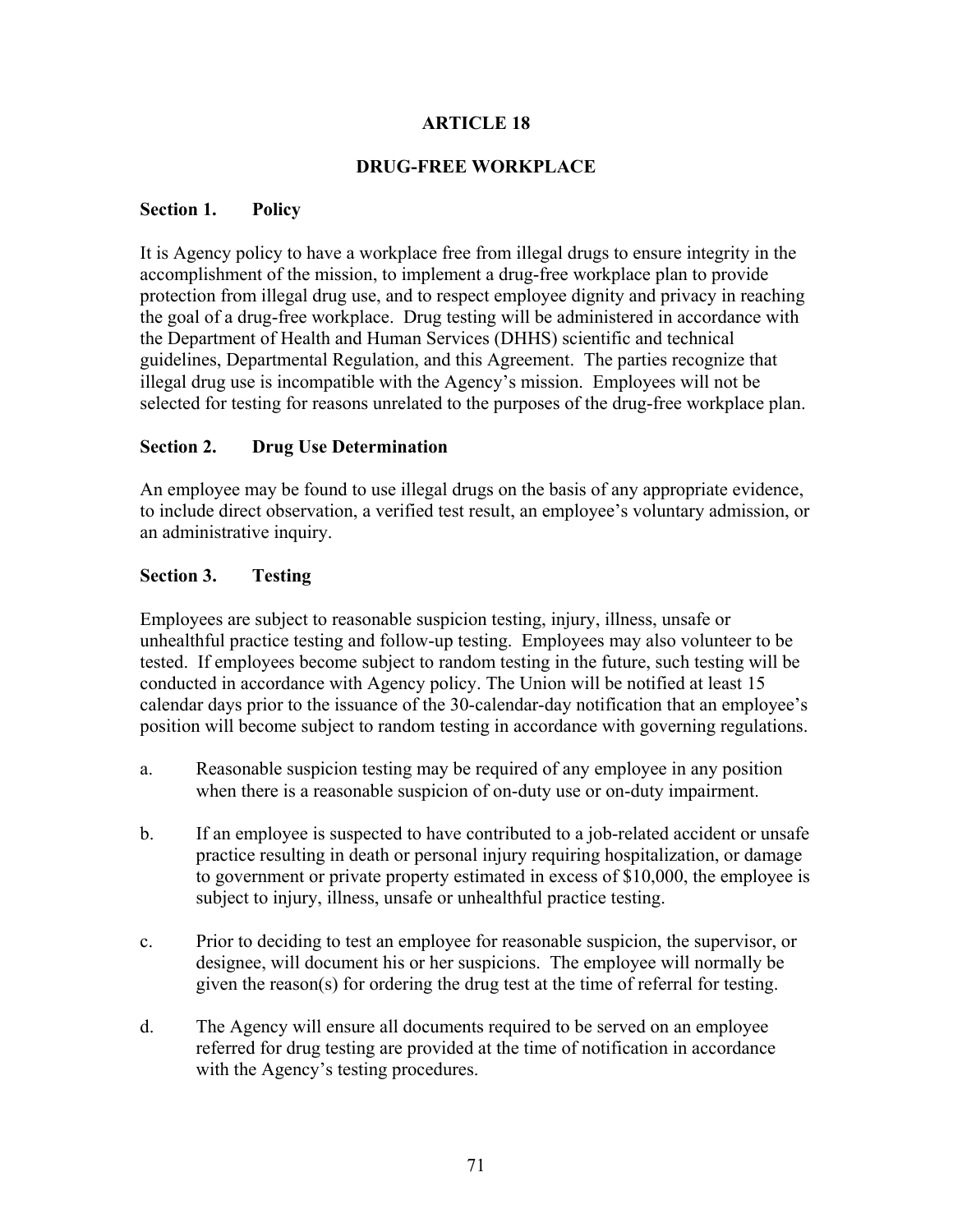# ARTICLE 18

## DRUG-FREE WORKPLACE

### Section 1. Policy

It is Agency policy to have a workplace free from illegal drugs to ensure integrity in the accomplishment of the mission, to implement a drug-free workplace plan to provide protection from illegal drug use, and to respect employee dignity and privacy in reaching the goal of a drug-free workplace. Drug testing will be administered in accordance with the Department of Health and Human Services (DHHS) scientific and technical guidelines, Departmental Regulation, and this Agreement. The parties recognize that illegal drug use is incompatible with the Agency's mission. Employees will not be selected for testing for reasons unrelated to the purposes of the drug-free workplace plan.

### Section 2. Drug Use Determination

An employee may be found to use illegal drugs on the basis of any appropriate evidence, to include direct observation, a verified test result, an employee's voluntary admission, or an administrative inquiry.

### Section 3. Testing

Employees are subject to reasonable suspicion testing, injury, illness, unsafe or unhealthful practice testing and follow-up testing. Employees may also volunteer to be tested. If employees become subject to random testing in the future, such testing will be conducted in accordance with Agency policy. The Union will be notified at least 15 calendar days prior to the issuance of the 30-calendar-day notification that an employee's position will become subject to random testing in accordance with governing regulations.

a. Reasonable suspicion testing may be required of any employee in any position when there is a reasonable suspicion of on-duty use or on-duty impairment.

b. If an employee is suspected to have contributed to a job-related accident or unsafe practice resulting in death or personal injury requiring hospitalization, or damage to government or private property estimated in excess of $10,000, the employee is subject to injury, illness, unsafe or unhealthful practice testing.

c. Prior to deciding to test an employee for reasonable suspicion, the supervisor, or designee, will document his or her suspicions. The employee will normally be given the reason(s) for ordering the drug test at the time of referral for testing.

d. The Agency will ensure all documents required to be served on an employee referred for drug testing are provided at the time of notification in accordance with the Agency's testing procedures.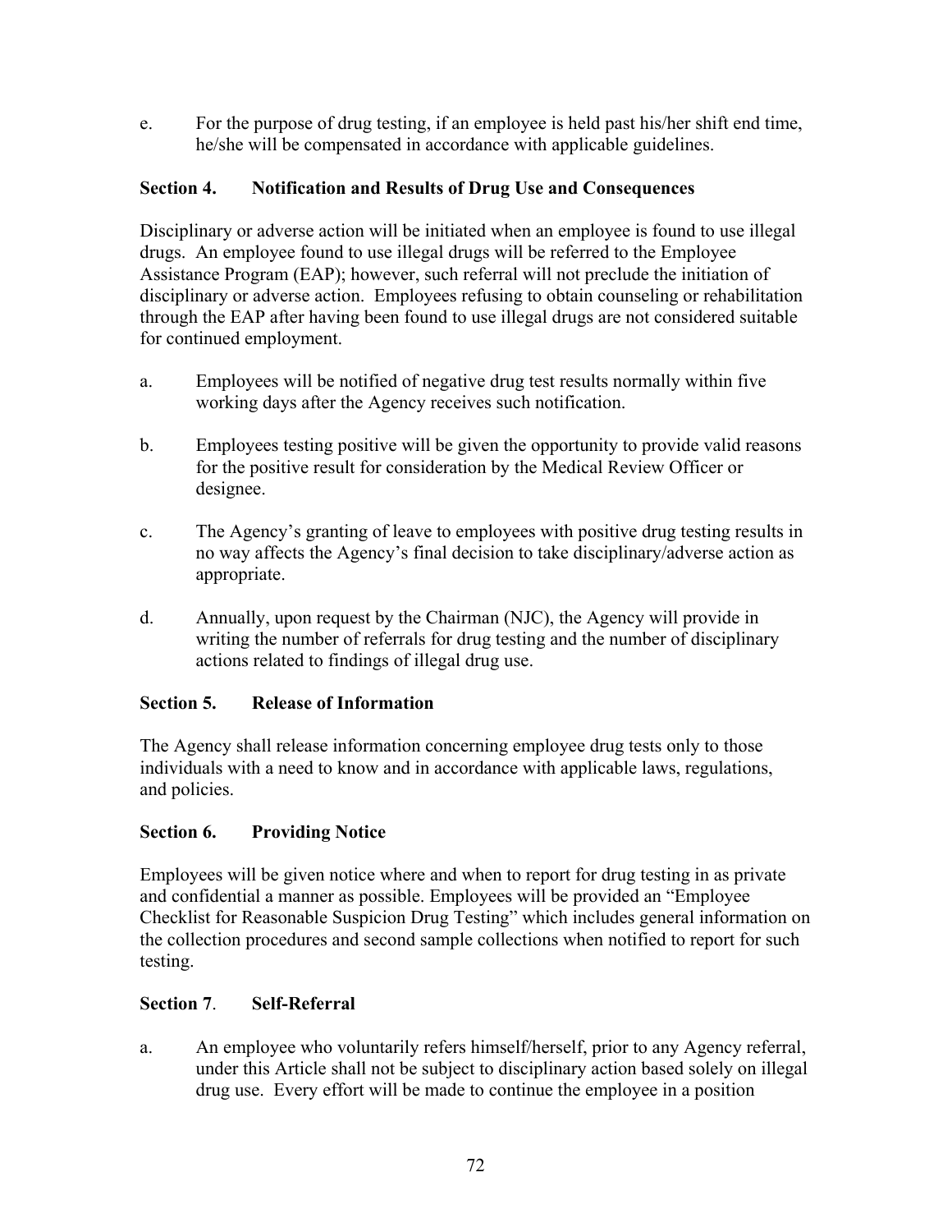e. For the purpose of drug testing, if an employee is held past his/her shift end time, he/she will be compensated in accordance with applicable guidelines.

**Section 4. Notification and Results of Drug Use and Consequences**

Disciplinary or adverse action will be initiated when an employee is found to use illegal drugs. An employee found to use illegal drugs will be referred to the Employee Assistance Program (EAP); however, such referral will not preclude the initiation of disciplinary or adverse action. Employees refusing to obtain counseling or rehabilitation through the EAP after having been found to use illegal drugs are not considered suitable for continued employment.

a. Employees will be notified of negative drug test results normally within five working days after the Agency receives such notification.

b. Employees testing positive will be given the opportunity to provide valid reasons for the positive result for consideration by the Medical Review Officer or designee.

c. The Agency's granting of leave to employees with positive drug testing results in no way affects the Agency's final decision to take disciplinary/adverse action as appropriate.

d. Annually, upon request by the Chairman (NJC), the Agency will provide in writing the number of referrals for drug testing and the number of disciplinary actions related to findings of illegal drug use.

**Section 5. Release of Information**

The Agency shall release information concerning employee drug tests only to those individuals with a need to know and in accordance with applicable laws, regulations, and policies.

**Section 6. Providing Notice**

Employees will be given notice where and when to report for drug testing in as private and confidential a manner as possible. Employees will be provided an "Employee Checklist for Reasonable Suspicion Drug Testing" which includes general information on the collection procedures and second sample collections when notified to report for such testing.

**Section 7. Self-Referral**

a. An employee who voluntarily refers himself/herself, prior to any Agency referral, under this Article shall not be subject to disciplinary action based solely on illegal drug use. Every effort will be made to continue the employee in a position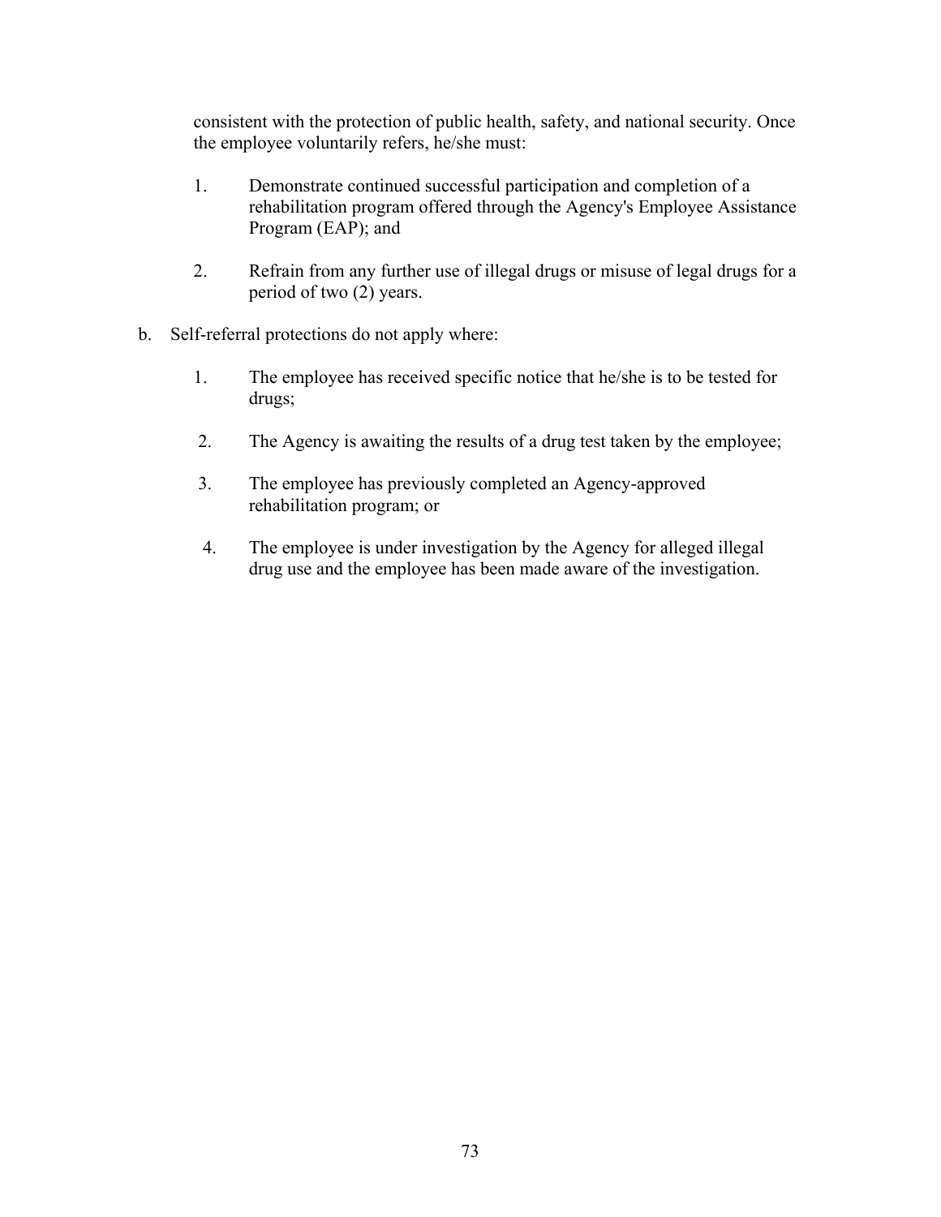consistent with the protection of public health, safety, and national security. Once the employee voluntarily refers, he/she must:

1. Demonstrate continued successful participation and completion of a rehabilitation program offered through the Agency's Employee Assistance Program (EAP); and

2. Refrain from any further use of illegal drugs or misuse of legal drugs for a period of two (2) years.

b. Self-referral protections do not apply where:

1. The employee has received specific notice that he/she is to be tested for drugs;

2. The Agency is awaiting the results of a drug test taken by the employee;

3. The employee has previously completed an Agency-approved rehabilitation program; or

4. The employee is under investigation by the Agency for alleged illegal drug use and the employee has been made aware of the investigation.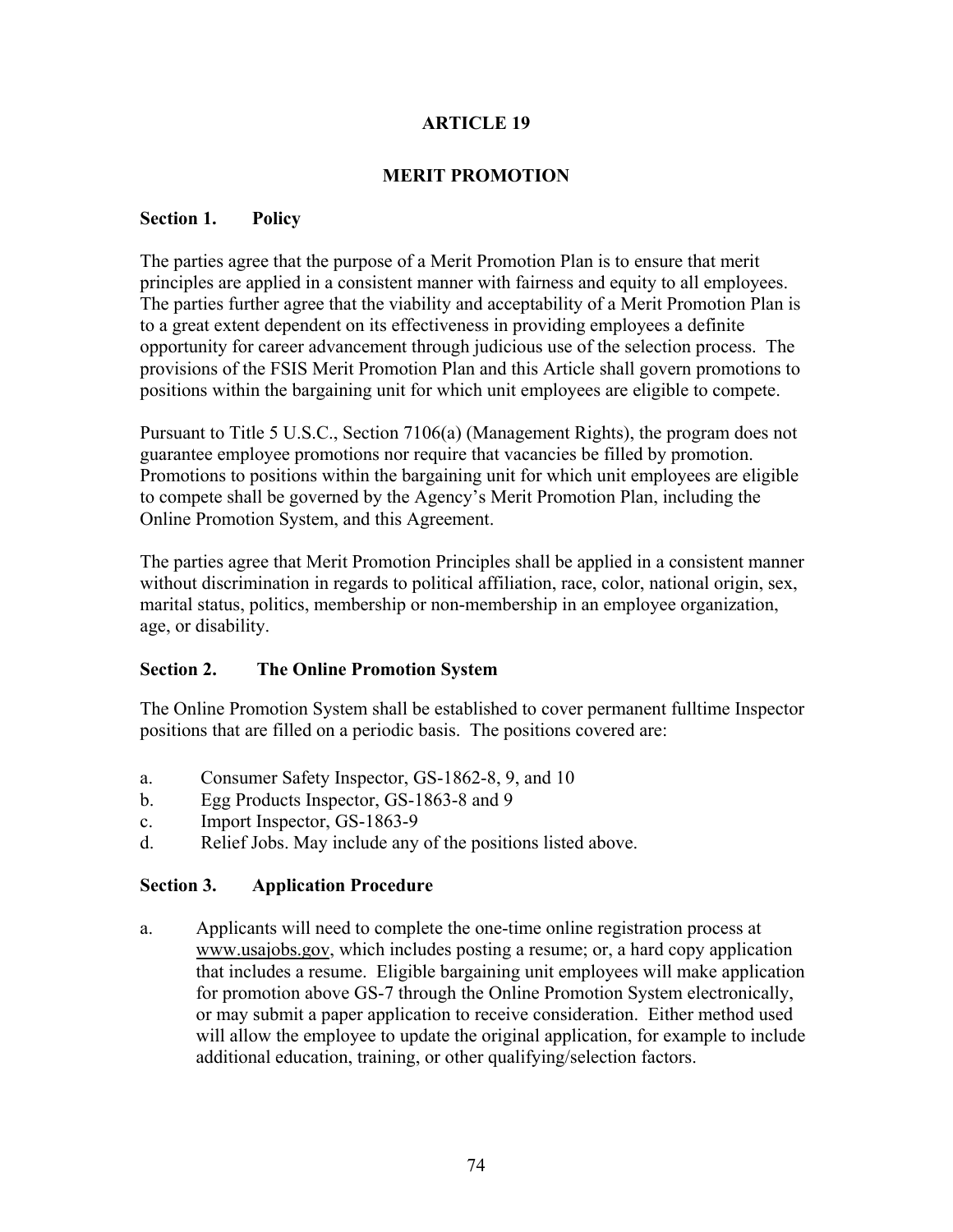# ARTICLE 19

## MERIT PROMOTION

### Section 1. Policy

The parties agree that the purpose of a Merit Promotion Plan is to ensure that merit principles are applied in a consistent manner with fairness and equity to all employees. The parties further agree that the viability and acceptability of a Merit Promotion Plan is to a great extent dependent on its effectiveness in providing employees a definite opportunity for career advancement through judicious use of the selection process. The provisions of the FSIS Merit Promotion Plan and this Article shall govern promotions to positions within the bargaining unit for which unit employees are eligible to compete.

Pursuant to Title 5 U.S.C., Section 7106(a) (Management Rights), the program does not guarantee employee promotions nor require that vacancies be filled by promotion. Promotions to positions within the bargaining unit for which unit employees are eligible to compete shall be governed by the Agency's Merit Promotion Plan, including the Online Promotion System, and this Agreement.

The parties agree that Merit Promotion Principles shall be applied in a consistent manner without discrimination in regards to political affiliation, race, color, national origin, sex, marital status, politics, membership or non-membership in an employee organization, age, or disability.

### Section 2. The Online Promotion System

The Online Promotion System shall be established to cover permanent fulltime Inspector positions that are filled on a periodic basis. The positions covered are:

a. Consumer Safety Inspector, GS-1862-8, 9, and 10
b. Egg Products Inspector, GS-1863-8 and 9
c. Import Inspector, GS-1863-9
d. Relief Jobs. May include any of the positions listed above.

### Section 3. Application Procedure

a. Applicants will need to complete the one-time online registration process at www.usajobs.gov, which includes posting a resume; or, a hard copy application that includes a resume. Eligible bargaining unit employees will make application for promotion above GS-7 through the Online Promotion System electronically, or may submit a paper application to receive consideration. Either method used will allow the employee to update the original application, for example to include additional education, training, or other qualifying/selection factors.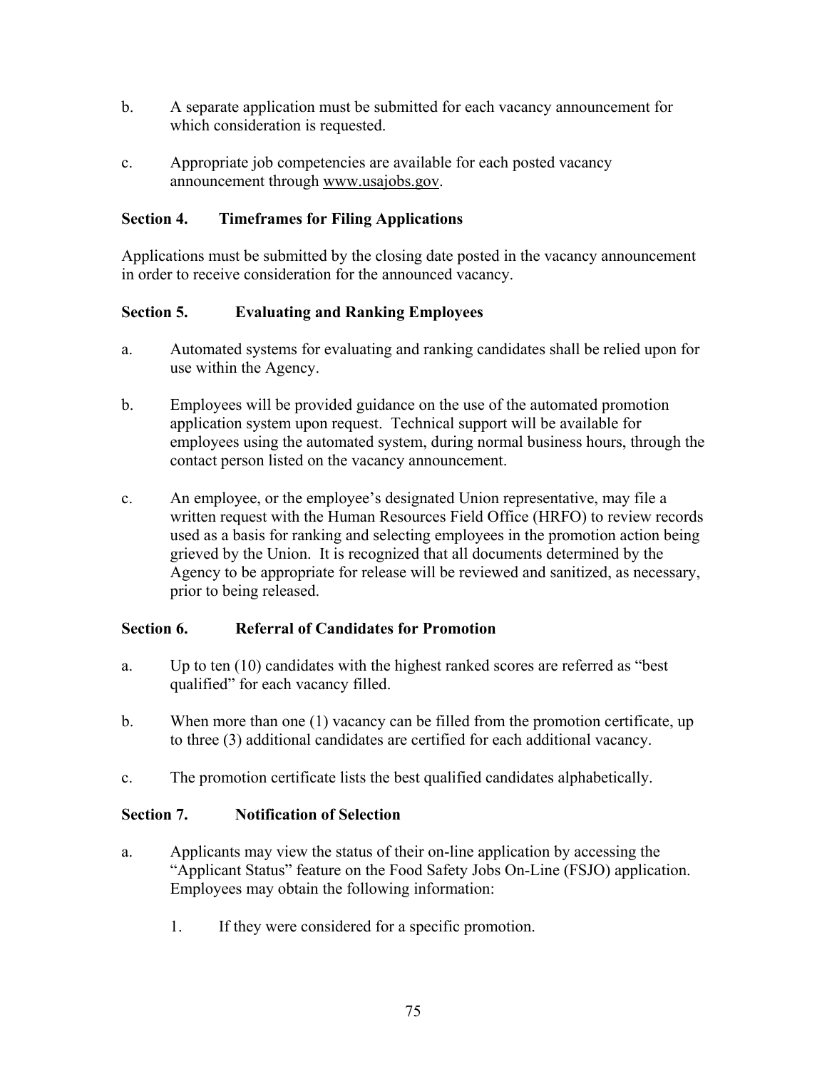b. A separate application must be submitted for each vacancy announcement for which consideration is requested.

c. Appropriate job competencies are available for each posted vacancy announcement through www.usajobs.gov.

### Section 4. Timeframes for Filing Applications

Applications must be submitted by the closing date posted in the vacancy announcement in order to receive consideration for the announced vacancy.

### Section 5. Evaluating and Ranking Employees

a. Automated systems for evaluating and ranking candidates shall be relied upon for use within the Agency.

b. Employees will be provided guidance on the use of the automated promotion application system upon request. Technical support will be available for employees using the automated system, during normal business hours, through the contact person listed on the vacancy announcement.

c. An employee, or the employee's designated Union representative, may file a written request with the Human Resources Field Office (HRFO) to review records used as a basis for ranking and selecting employees in the promotion action being grieved by the Union. It is recognized that all documents determined by the Agency to be appropriate for release will be reviewed and sanitized, as necessary, prior to being released.

### Section 6. Referral of Candidates for Promotion

a. Up to ten (10) candidates with the highest ranked scores are referred as "best qualified" for each vacancy filled.

b. When more than one (1) vacancy can be filled from the promotion certificate, up to three (3) additional candidates are certified for each additional vacancy.

c. The promotion certificate lists the best qualified candidates alphabetically.

### Section 7. Notification of Selection

a. Applicants may view the status of their on-line application by accessing the "Applicant Status" feature on the Food Safety Jobs On-Line (FSJO) application. Employees may obtain the following information:

   1. If they were considered for a specific promotion.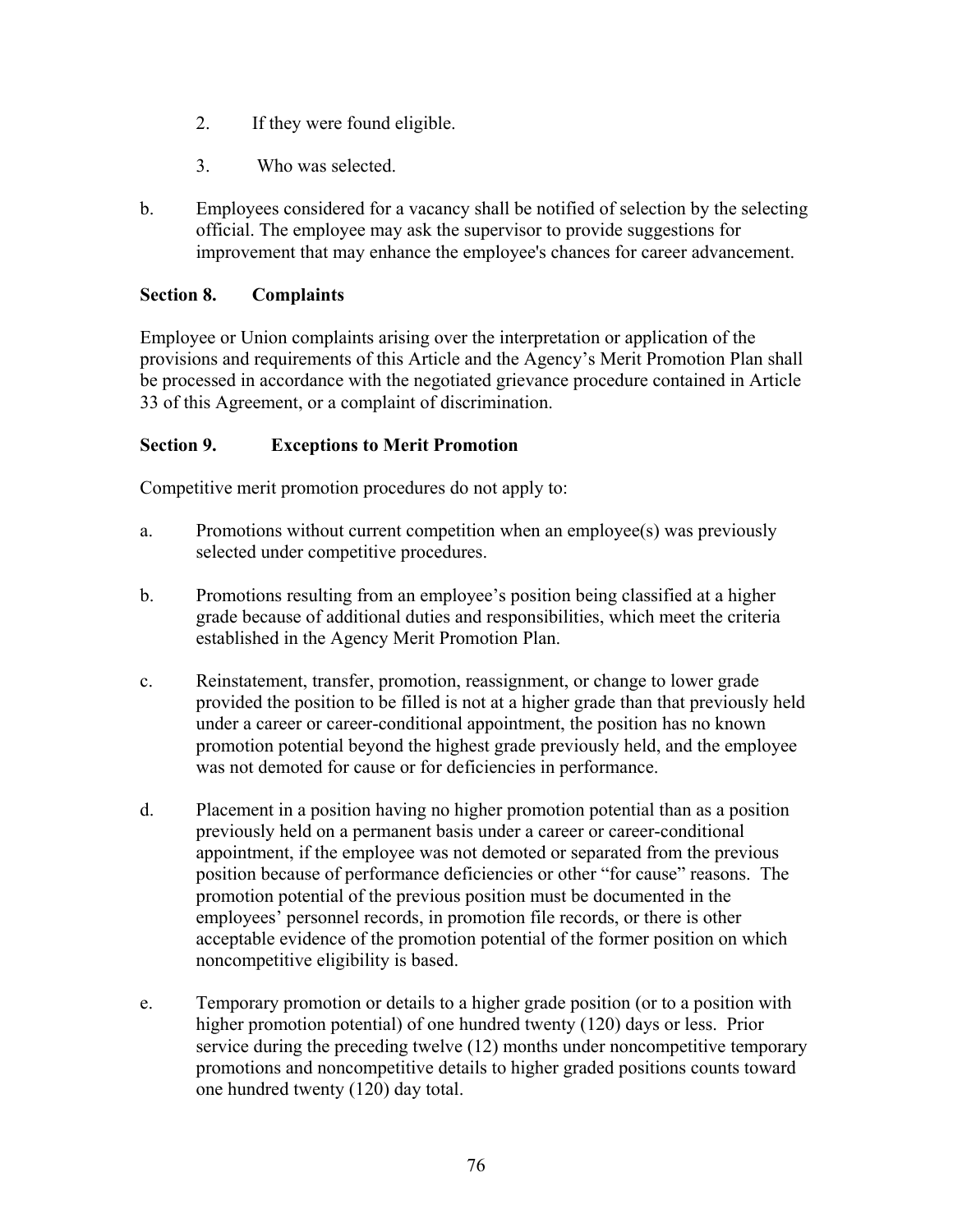2. If they were found eligible.

3. Who was selected.

b. Employees considered for a vacancy shall be notified of selection by the selecting official. The employee may ask the supervisor to provide suggestions for improvement that may enhance the employee's chances for career advancement.

**Section 8. Complaints**

Employee or Union complaints arising over the interpretation or application of the provisions and requirements of this Article and the Agency's Merit Promotion Plan shall be processed in accordance with the negotiated grievance procedure contained in Article 33 of this Agreement, or a complaint of discrimination.

**Section 9. Exceptions to Merit Promotion**

Competitive merit promotion procedures do not apply to:

a. Promotions without current competition when an employee(s) was previously selected under competitive procedures.

b. Promotions resulting from an employee's position being classified at a higher grade because of additional duties and responsibilities, which meet the criteria established in the Agency Merit Promotion Plan.

c. Reinstatement, transfer, promotion, reassignment, or change to lower grade provided the position to be filled is not at a higher grade than that previously held under a career or career-conditional appointment, the position has no known promotion potential beyond the highest grade previously held, and the employee was not demoted for cause or for deficiencies in performance.

d. Placement in a position having no higher promotion potential than as a position previously held on a permanent basis under a career or career-conditional appointment, if the employee was not demoted or separated from the previous position because of performance deficiencies or other "for cause" reasons. The promotion potential of the previous position must be documented in the employees' personnel records, in promotion file records, or there is other acceptable evidence of the promotion potential of the former position on which noncompetitive eligibility is based.

e. Temporary promotion or details to a higher grade position (or to a position with higher promotion potential) of one hundred twenty (120) days or less. Prior service during the preceding twelve (12) months under noncompetitive temporary promotions and noncompetitive details to higher graded positions counts toward one hundred twenty (120) day total.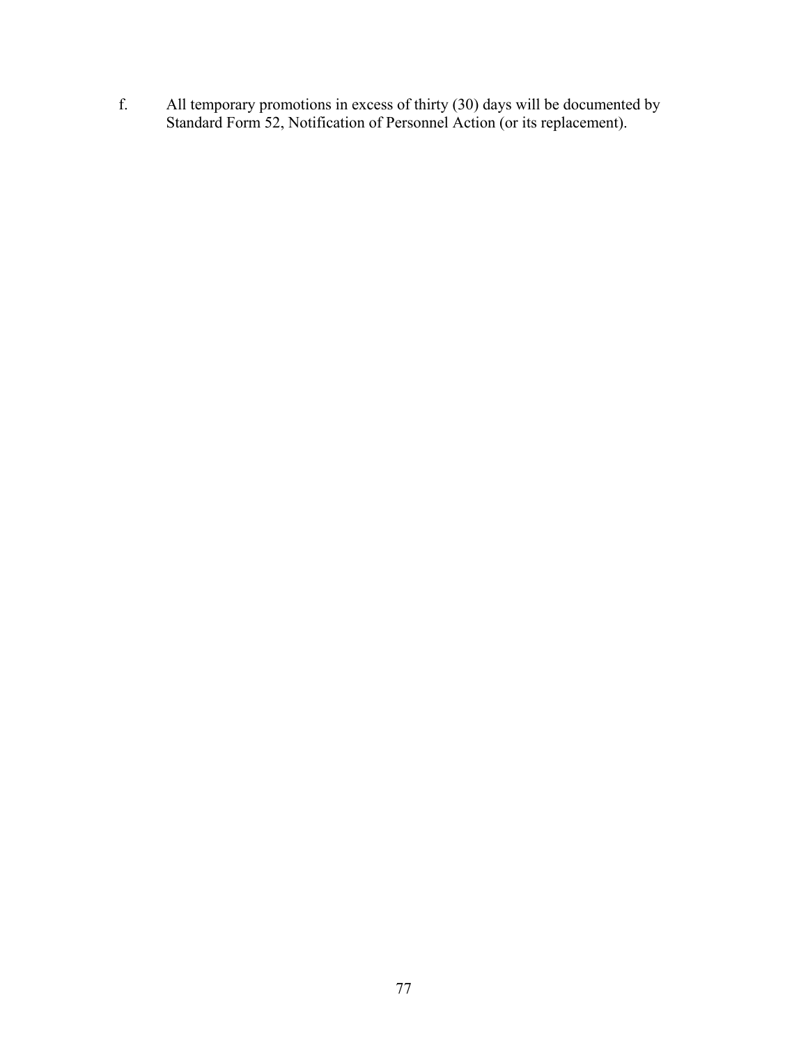f. All temporary promotions in excess of thirty (30) days will be documented by Standard Form 52, Notification of Personnel Action (or its replacement).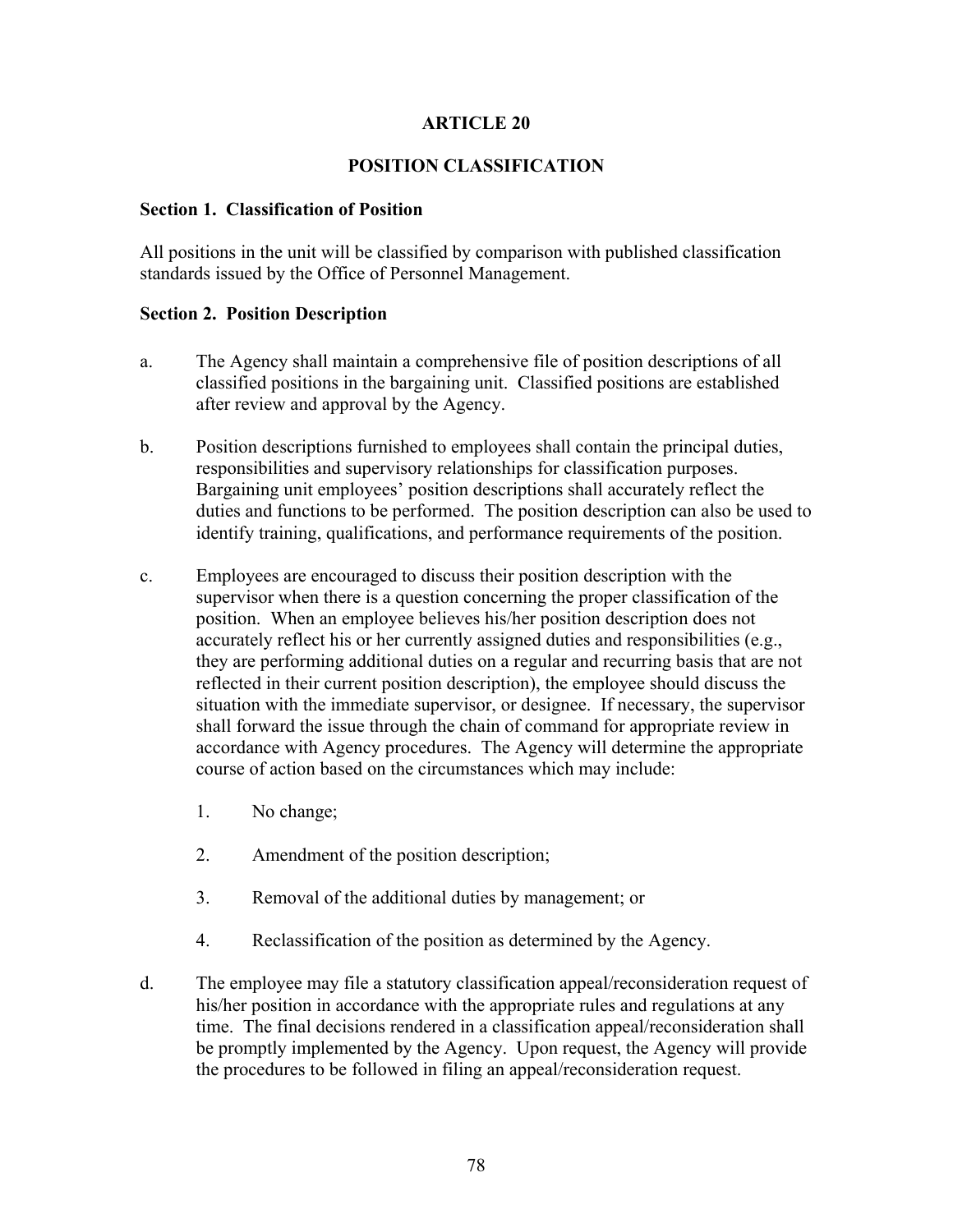# ARTICLE 20

## POSITION CLASSIFICATION

### Section 1. Classification of Position

All positions in the unit will be classified by comparison with published classification standards issued by the Office of Personnel Management.

### Section 2. Position Description

a. The Agency shall maintain a comprehensive file of position descriptions of all classified positions in the bargaining unit. Classified positions are established after review and approval by the Agency.

b. Position descriptions furnished to employees shall contain the principal duties, responsibilities and supervisory relationships for classification purposes. Bargaining unit employees' position descriptions shall accurately reflect the duties and functions to be performed. The position description can also be used to identify training, qualifications, and performance requirements of the position.

c. Employees are encouraged to discuss their position description with the supervisor when there is a question concerning the proper classification of the position. When an employee believes his/her position description does not accurately reflect his or her currently assigned duties and responsibilities (e.g., they are performing additional duties on a regular and recurring basis that are not reflected in their current position description), the employee should discuss the situation with the immediate supervisor, or designee. If necessary, the supervisor shall forward the issue through the chain of command for appropriate review in accordance with Agency procedures. The Agency will determine the appropriate course of action based on the circumstances which may include:

   1. No change;

   2. Amendment of the position description;

   3. Removal of the additional duties by management; or

   4. Reclassification of the position as determined by the Agency.

d. The employee may file a statutory classification appeal/reconsideration request of his/her position in accordance with the appropriate rules and regulations at any time. The final decisions rendered in a classification appeal/reconsideration shall be promptly implemented by the Agency. Upon request, the Agency will provide the procedures to be followed in filing an appeal/reconsideration request.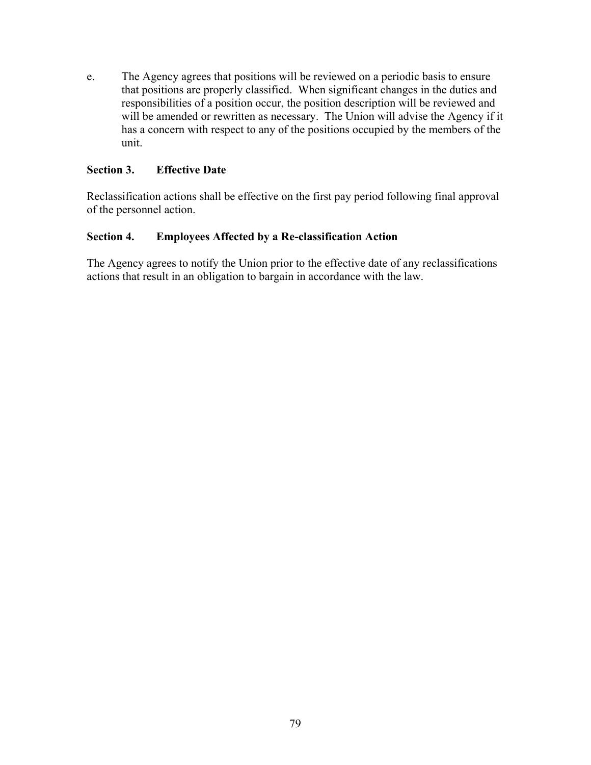e. The Agency agrees that positions will be reviewed on a periodic basis to ensure that positions are properly classified. When significant changes in the duties and responsibilities of a position occur, the position description will be reviewed and will be amended or rewritten as necessary. The Union will advise the Agency if it has a concern with respect to any of the positions occupied by the members of the unit.

### Section 3. Effective Date

Reclassification actions shall be effective on the first pay period following final approval of the personnel action.

### Section 4. Employees Affected by a Re-classification Action

The Agency agrees to notify the Union prior to the effective date of any reclassifications actions that result in an obligation to bargain in accordance with the law.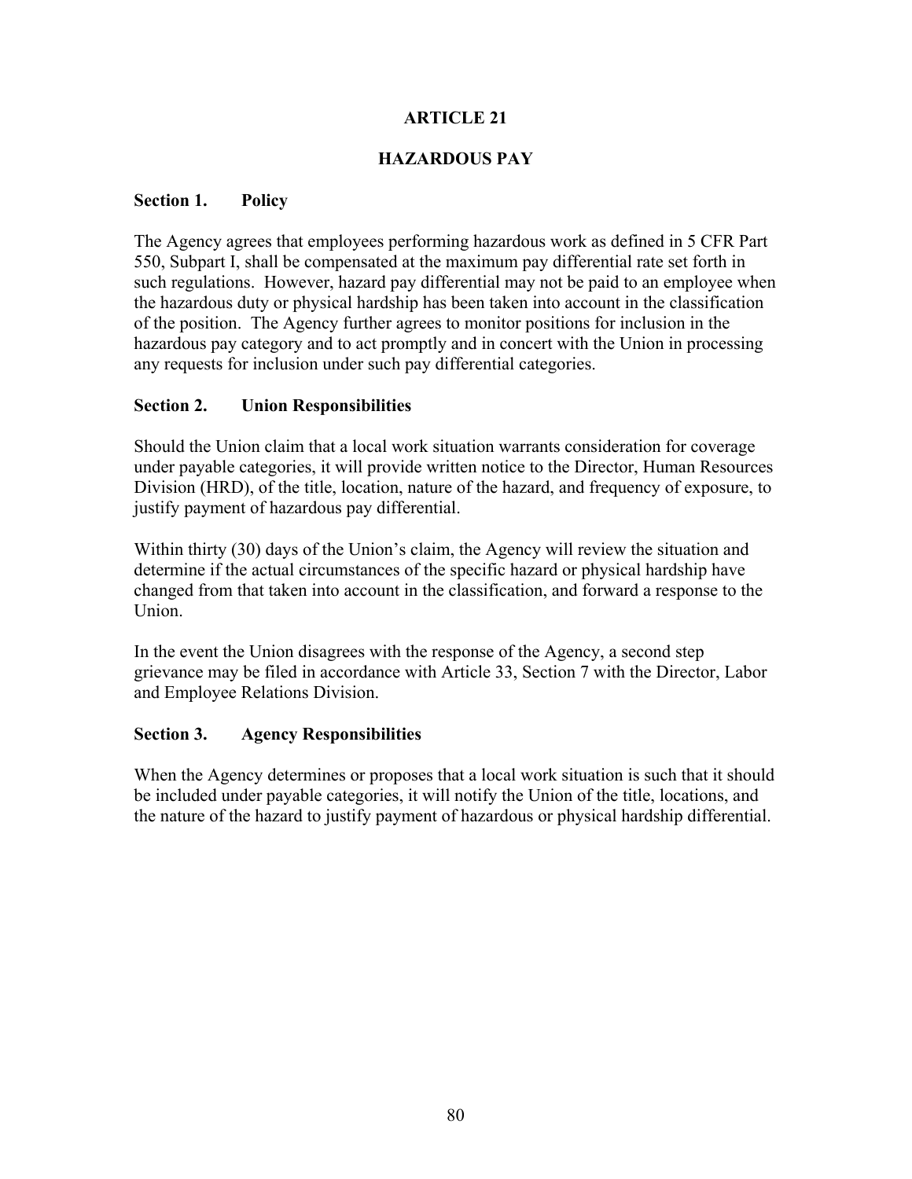# ARTICLE 21

## HAZARDOUS PAY

### Section 1. Policy

The Agency agrees that employees performing hazardous work as defined in 5 CFR Part 550, Subpart I, shall be compensated at the maximum pay differential rate set forth in such regulations. However, hazard pay differential may not be paid to an employee when the hazardous duty or physical hardship has been taken into account in the classification of the position. The Agency further agrees to monitor positions for inclusion in the hazardous pay category and to act promptly and in concert with the Union in processing any requests for inclusion under such pay differential categories.

### Section 2. Union Responsibilities

Should the Union claim that a local work situation warrants consideration for coverage under payable categories, it will provide written notice to the Director, Human Resources Division (HRD), of the title, location, nature of the hazard, and frequency of exposure, to justify payment of hazardous pay differential.

Within thirty (30) days of the Union's claim, the Agency will review the situation and determine if the actual circumstances of the specific hazard or physical hardship have changed from that taken into account in the classification, and forward a response to the Union.

In the event the Union disagrees with the response of the Agency, a second step grievance may be filed in accordance with Article 33, Section 7 with the Director, Labor and Employee Relations Division.

### Section 3. Agency Responsibilities

When the Agency determines or proposes that a local work situation is such that it should be included under payable categories, it will notify the Union of the title, locations, and the nature of the hazard to justify payment of hazardous or physical hardship differential.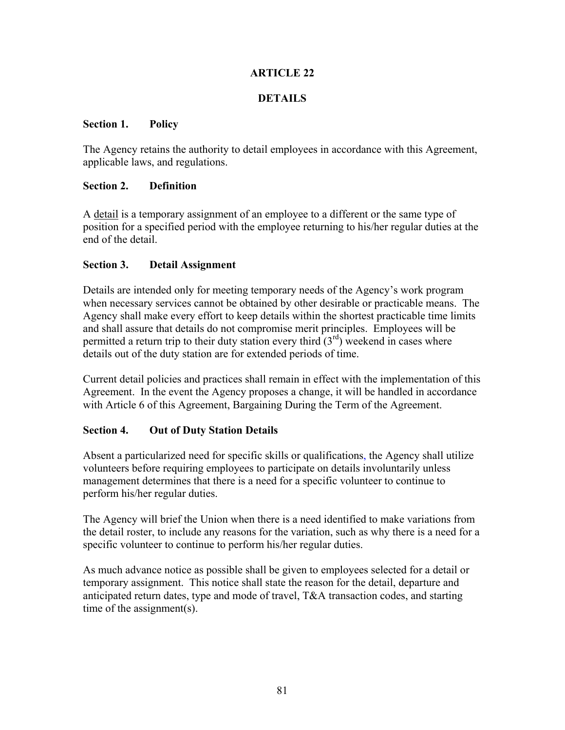# ARTICLE 22

# DETAILS

### Section 1. Policy

The Agency retains the authority to detail employees in accordance with this Agreement, applicable laws, and regulations.

### Section 2. Definition

A <u>detail</u> is a temporary assignment of an employee to a different or the same type of position for a specified period with the employee returning to his/her regular duties at the end of the detail.

### Section 3. Detail Assignment

Details are intended only for meeting temporary needs of the Agency's work program when necessary services cannot be obtained by other desirable or practicable means. The Agency shall make every effort to keep details within the shortest practicable time limits and shall assure that details do not compromise merit principles. Employees will be permitted a return trip to their duty station every third (3rd) weekend in cases where details out of the duty station are for extended periods of time.

Current detail policies and practices shall remain in effect with the implementation of this Agreement. In the event the Agency proposes a change, it will be handled in accordance with Article 6 of this Agreement, Bargaining During the Term of the Agreement.

### Section 4. Out of Duty Station Details

Absent a particularized need for specific skills or qualifications, the Agency shall utilize volunteers before requiring employees to participate on details involuntarily unless management determines that there is a need for a specific volunteer to continue to perform his/her regular duties.

The Agency will brief the Union when there is a need identified to make variations from the detail roster, to include any reasons for the variation, such as why there is a need for a specific volunteer to continue to perform his/her regular duties.

As much advance notice as possible shall be given to employees selected for a detail or temporary assignment. This notice shall state the reason for the detail, departure and anticipated return dates, type and mode of travel, T&A transaction codes, and starting time of the assignment(s).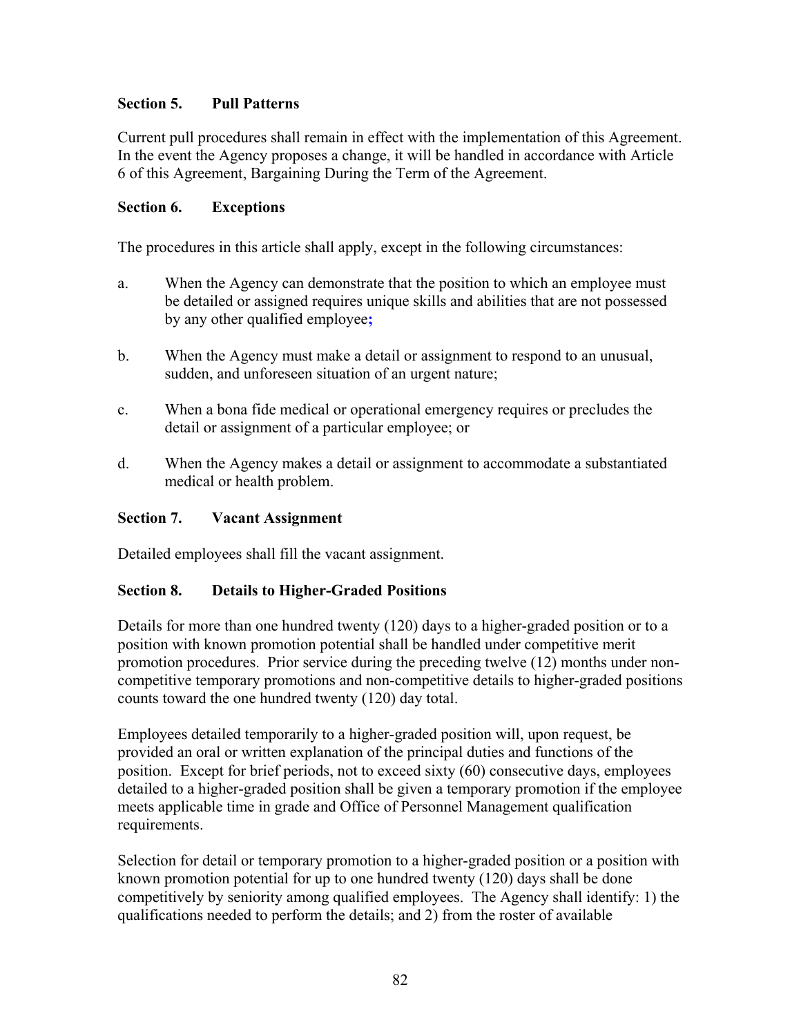### Section 5. Pull Patterns

Current pull procedures shall remain in effect with the implementation of this Agreement. In the event the Agency proposes a change, it will be handled in accordance with Article 6 of this Agreement, Bargaining During the Term of the Agreement.

### Section 6. Exceptions

The procedures in this article shall apply, except in the following circumstances:

a. When the Agency can demonstrate that the position to which an employee must be detailed or assigned requires unique skills and abilities that are not possessed by any other qualified employee;

b. When the Agency must make a detail or assignment to respond to an unusual, sudden, and unforeseen situation of an urgent nature;

c. When a bona fide medical or operational emergency requires or precludes the detail or assignment of a particular employee; or

d. When the Agency makes a detail or assignment to accommodate a substantiated medical or health problem.

### Section 7. Vacant Assignment

Detailed employees shall fill the vacant assignment.

### Section 8. Details to Higher-Graded Positions

Details for more than one hundred twenty (120) days to a higher-graded position or to a position with known promotion potential shall be handled under competitive merit promotion procedures. Prior service during the preceding twelve (12) months under non-competitive temporary promotions and non-competitive details to higher-graded positions counts toward the one hundred twenty (120) day total.

Employees detailed temporarily to a higher-graded position will, upon request, be provided an oral or written explanation of the principal duties and functions of the position. Except for brief periods, not to exceed sixty (60) consecutive days, employees detailed to a higher-graded position shall be given a temporary promotion if the employee meets applicable time in grade and Office of Personnel Management qualification requirements.

Selection for detail or temporary promotion to a higher-graded position or a position with known promotion potential for up to one hundred twenty (120) days shall be done competitively by seniority among qualified employees. The Agency shall identify: 1) the qualifications needed to perform the details; and 2) from the roster of available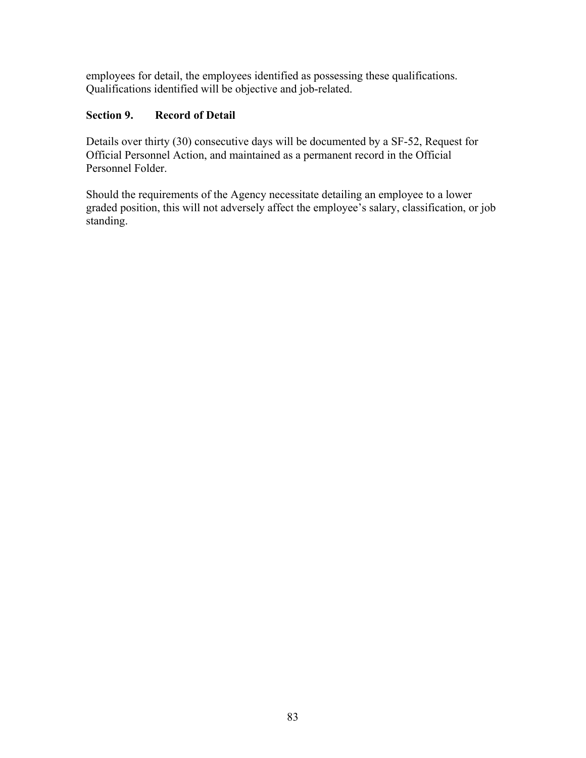employees for detail, the employees identified as possessing these qualifications. Qualifications identified will be objective and job-related.

### Section 9. Record of Detail

Details over thirty (30) consecutive days will be documented by a SF-52, Request for Official Personnel Action, and maintained as a permanent record in the Official Personnel Folder.

Should the requirements of the Agency necessitate detailing an employee to a lower graded position, this will not adversely affect the employee's salary, classification, or job standing.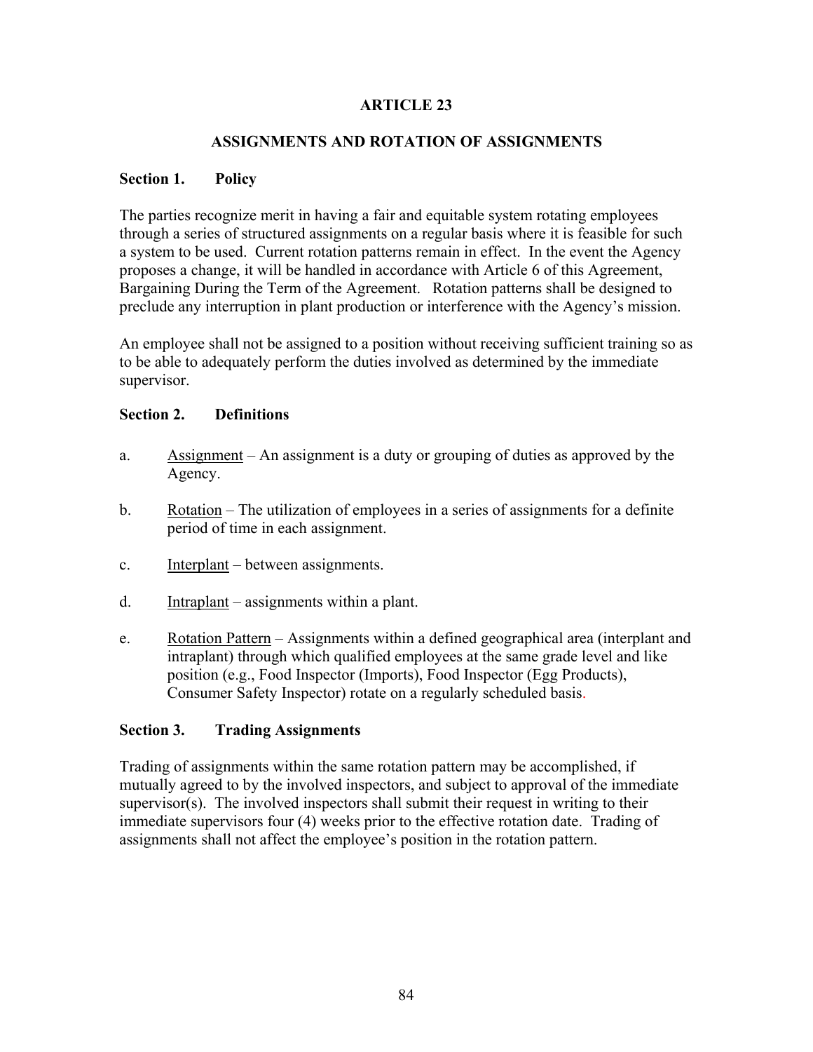# ARTICLE 23

## ASSIGNMENTS AND ROTATION OF ASSIGNMENTS

### Section 1. Policy

The parties recognize merit in having a fair and equitable system rotating employees through a series of structured assignments on a regular basis where it is feasible for such a system to be used. Current rotation patterns remain in effect. In the event the Agency proposes a change, it will be handled in accordance with Article 6 of this Agreement, Bargaining During the Term of the Agreement. Rotation patterns shall be designed to preclude any interruption in plant production or interference with the Agency's mission.

An employee shall not be assigned to a position without receiving sufficient training so as to be able to adequately perform the duties involved as determined by the immediate supervisor.

### Section 2. Definitions

a. <u>Assignment</u> – An assignment is a duty or grouping of duties as approved by the Agency.

b. <u>Rotation</u> – The utilization of employees in a series of assignments for a definite period of time in each assignment.

c. <u>Interplant</u> – between assignments.

d. <u>Intraplant</u> – assignments within a plant.

e. <u>Rotation Pattern</u> – Assignments within a defined geographical area (interplant and intraplant) through which qualified employees at the same grade level and like position (e.g., Food Inspector (Imports), Food Inspector (Egg Products), Consumer Safety Inspector) rotate on a regularly scheduled basis.

### Section 3. Trading Assignments

Trading of assignments within the same rotation pattern may be accomplished, if mutually agreed to by the involved inspectors, and subject to approval of the immediate supervisor(s). The involved inspectors shall submit their request in writing to their immediate supervisors four (4) weeks prior to the effective rotation date. Trading of assignments shall not affect the employee's position in the rotation pattern.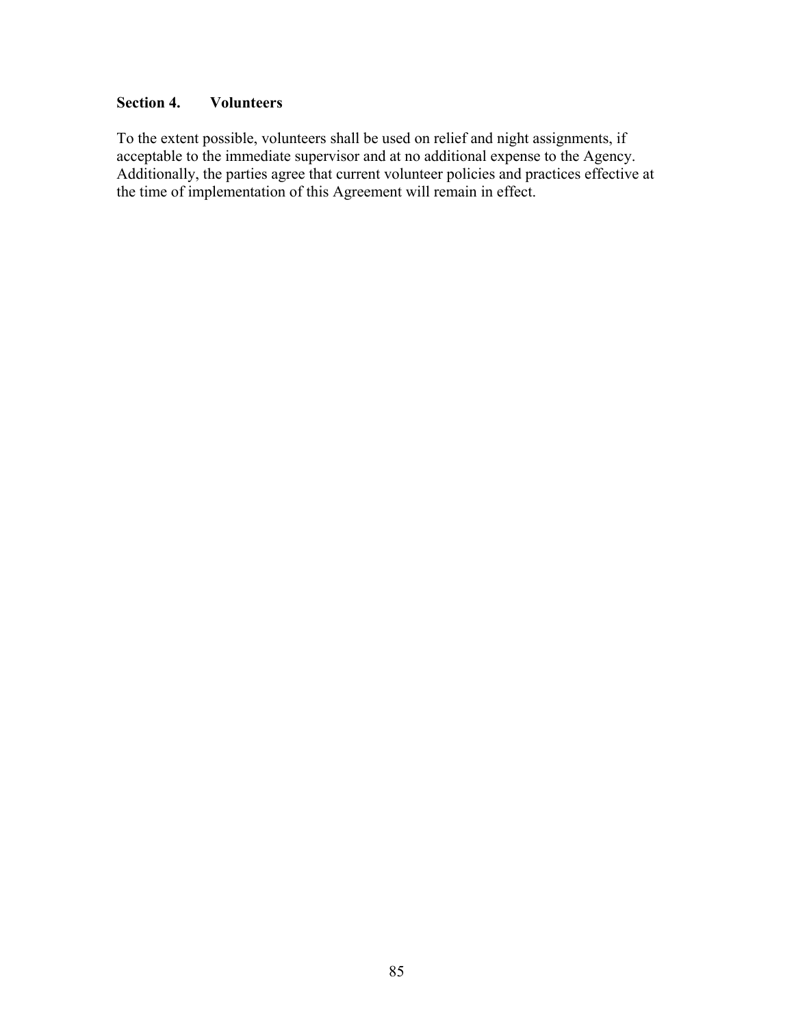### Section 4. Volunteers

To the extent possible, volunteers shall be used on relief and night assignments, if acceptable to the immediate supervisor and at no additional expense to the Agency. Additionally, the parties agree that current volunteer policies and practices effective at the time of implementation of this Agreement will remain in effect.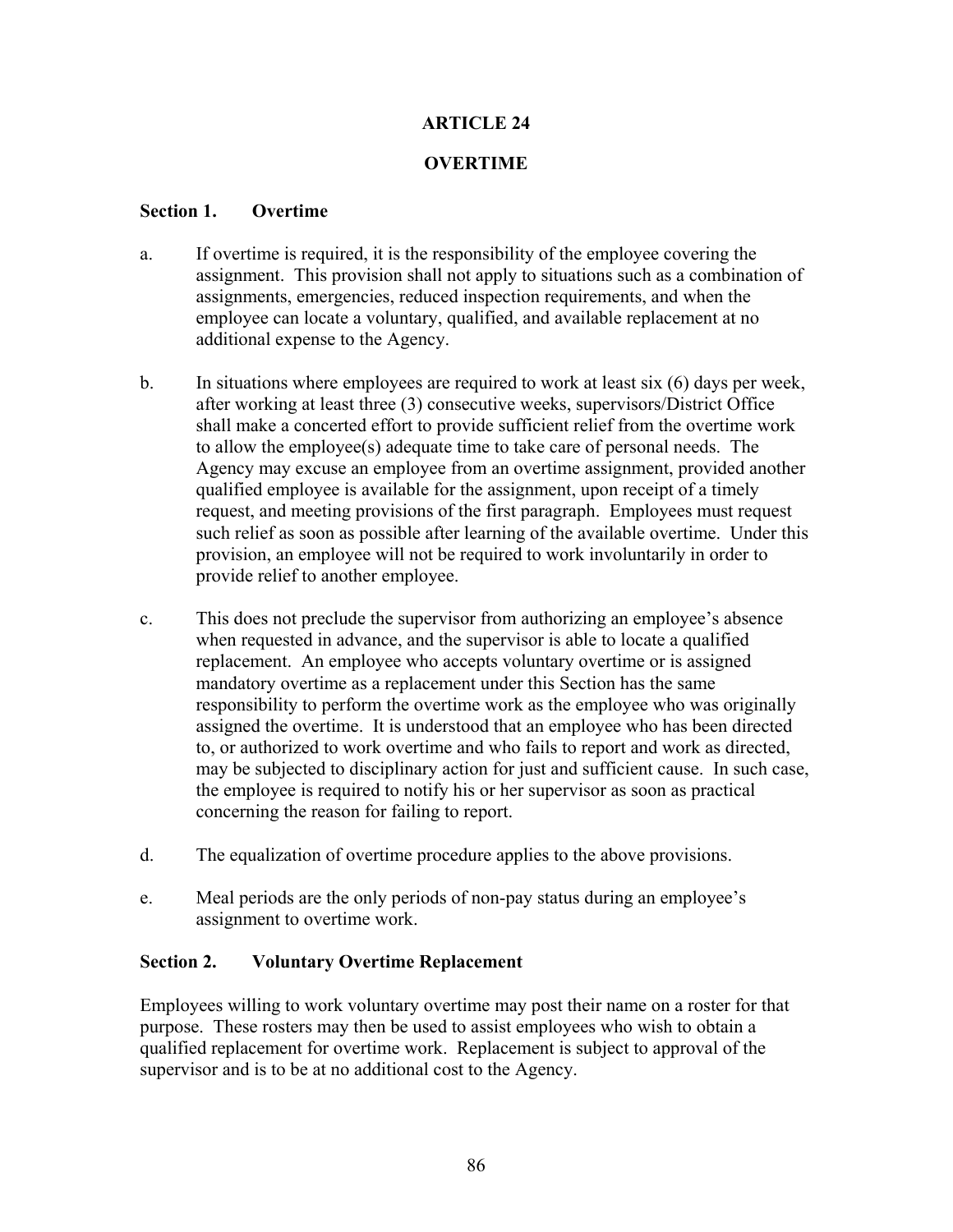# ARTICLE 24

# OVERTIME

## Section 1. Overtime

a. If overtime is required, it is the responsibility of the employee covering the assignment. This provision shall not apply to situations such as a combination of assignments, emergencies, reduced inspection requirements, and when the employee can locate a voluntary, qualified, and available replacement at no additional expense to the Agency.

b. In situations where employees are required to work at least six (6) days per week, after working at least three (3) consecutive weeks, supervisors/District Office shall make a concerted effort to provide sufficient relief from the overtime work to allow the employee(s) adequate time to take care of personal needs. The Agency may excuse an employee from an overtime assignment, provided another qualified employee is available for the assignment, upon receipt of a timely request, and meeting provisions of the first paragraph. Employees must request such relief as soon as possible after learning of the available overtime. Under this provision, an employee will not be required to work involuntarily in order to provide relief to another employee.

c. This does not preclude the supervisor from authorizing an employee's absence when requested in advance, and the supervisor is able to locate a qualified replacement. An employee who accepts voluntary overtime or is assigned mandatory overtime as a replacement under this Section has the same responsibility to perform the overtime work as the employee who was originally assigned the overtime. It is understood that an employee who has been directed to, or authorized to work overtime and who fails to report and work as directed, may be subjected to disciplinary action for just and sufficient cause. In such case, the employee is required to notify his or her supervisor as soon as practical concerning the reason for failing to report.

d. The equalization of overtime procedure applies to the above provisions.

e. Meal periods are the only periods of non-pay status during an employee's assignment to overtime work.

## Section 2. Voluntary Overtime Replacement

Employees willing to work voluntary overtime may post their name on a roster for that purpose. These rosters may then be used to assist employees who wish to obtain a qualified replacement for overtime work. Replacement is subject to approval of the supervisor and is to be at no additional cost to the Agency.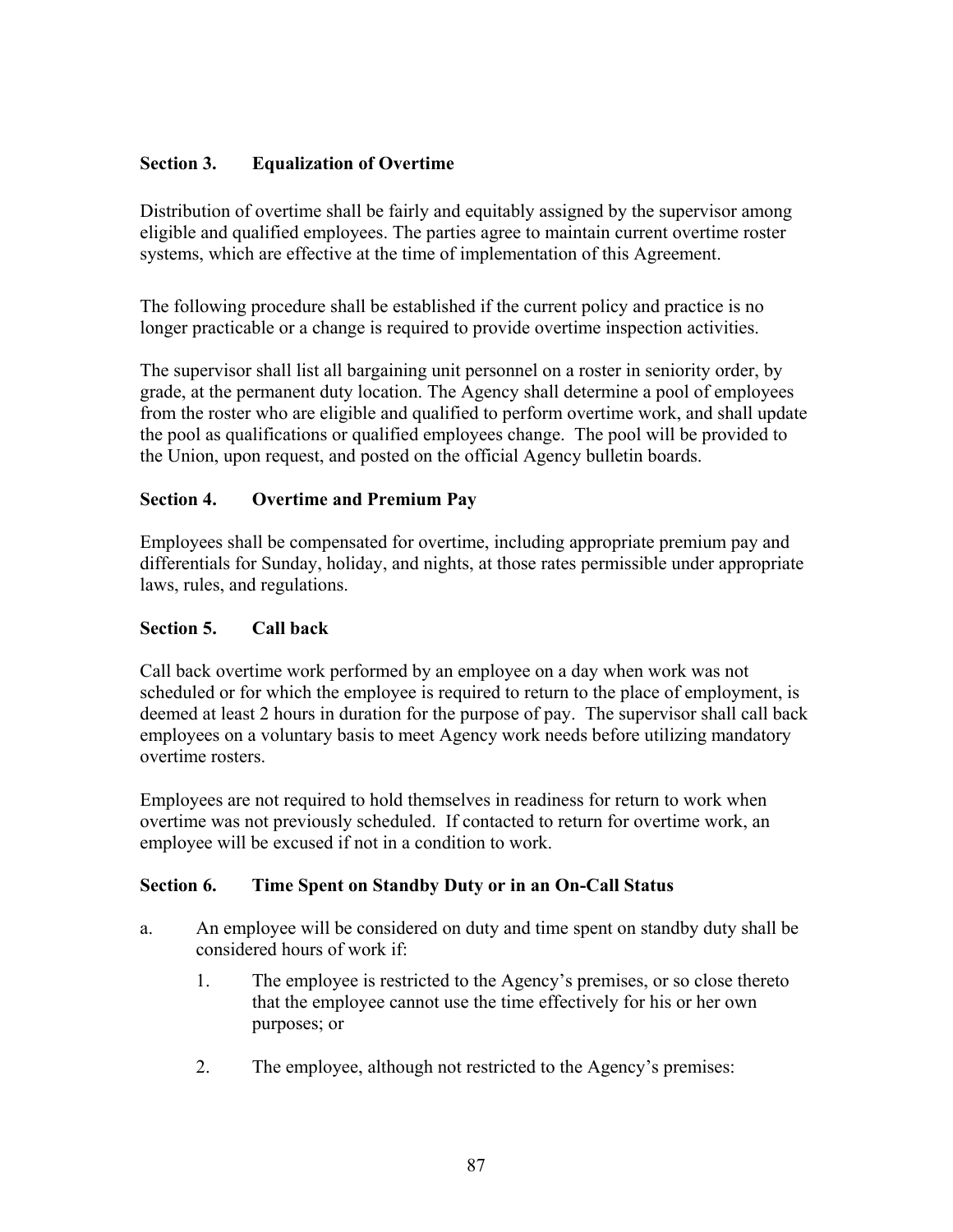### Section 3. Equalization of Overtime

Distribution of overtime shall be fairly and equitably assigned by the supervisor among eligible and qualified employees. The parties agree to maintain current overtime roster systems, which are effective at the time of implementation of this Agreement.

The following procedure shall be established if the current policy and practice is no longer practicable or a change is required to provide overtime inspection activities.

The supervisor shall list all bargaining unit personnel on a roster in seniority order, by grade, at the permanent duty location. The Agency shall determine a pool of employees from the roster who are eligible and qualified to perform overtime work, and shall update the pool as qualifications or qualified employees change. The pool will be provided to the Union, upon request, and posted on the official Agency bulletin boards.

### Section 4. Overtime and Premium Pay

Employees shall be compensated for overtime, including appropriate premium pay and differentials for Sunday, holiday, and nights, at those rates permissible under appropriate laws, rules, and regulations.

### Section 5. Call back

Call back overtime work performed by an employee on a day when work was not scheduled or for which the employee is required to return to the place of employment, is deemed at least 2 hours in duration for the purpose of pay. The supervisor shall call back employees on a voluntary basis to meet Agency work needs before utilizing mandatory overtime rosters.

Employees are not required to hold themselves in readiness for return to work when overtime was not previously scheduled. If contacted to return for overtime work, an employee will be excused if not in a condition to work.

### Section 6. Time Spent on Standby Duty or in an On-Call Status

a. An employee will be considered on duty and time spent on standby duty shall be considered hours of work if:

   1. The employee is restricted to the Agency's premises, or so close thereto that the employee cannot use the time effectively for his or her own purposes; or

   2. The employee, although not restricted to the Agency's premises: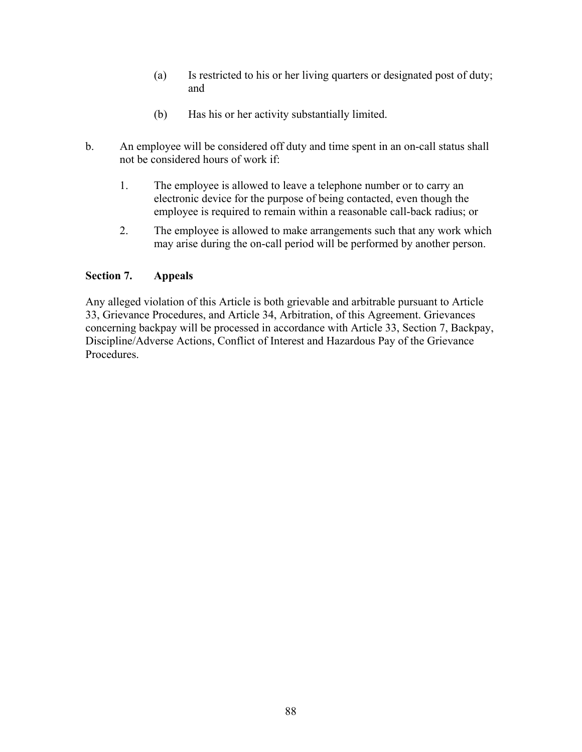(a) Is restricted to his or her living quarters or designated post of duty; and

(b) Has his or her activity substantially limited.

b. An employee will be considered off duty and time spent in an on-call status shall not be considered hours of work if:

1. The employee is allowed to leave a telephone number or to carry an electronic device for the purpose of being contacted, even though the employee is required to remain within a reasonable call-back radius; or

2. The employee is allowed to make arrangements such that any work which may arise during the on-call period will be performed by another person.

**Section 7. Appeals**

Any alleged violation of this Article is both grievable and arbitrable pursuant to Article 33, Grievance Procedures, and Article 34, Arbitration, of this Agreement. Grievances concerning backpay will be processed in accordance with Article 33, Section 7, Backpay, Discipline/Adverse Actions, Conflict of Interest and Hazardous Pay of the Grievance Procedures.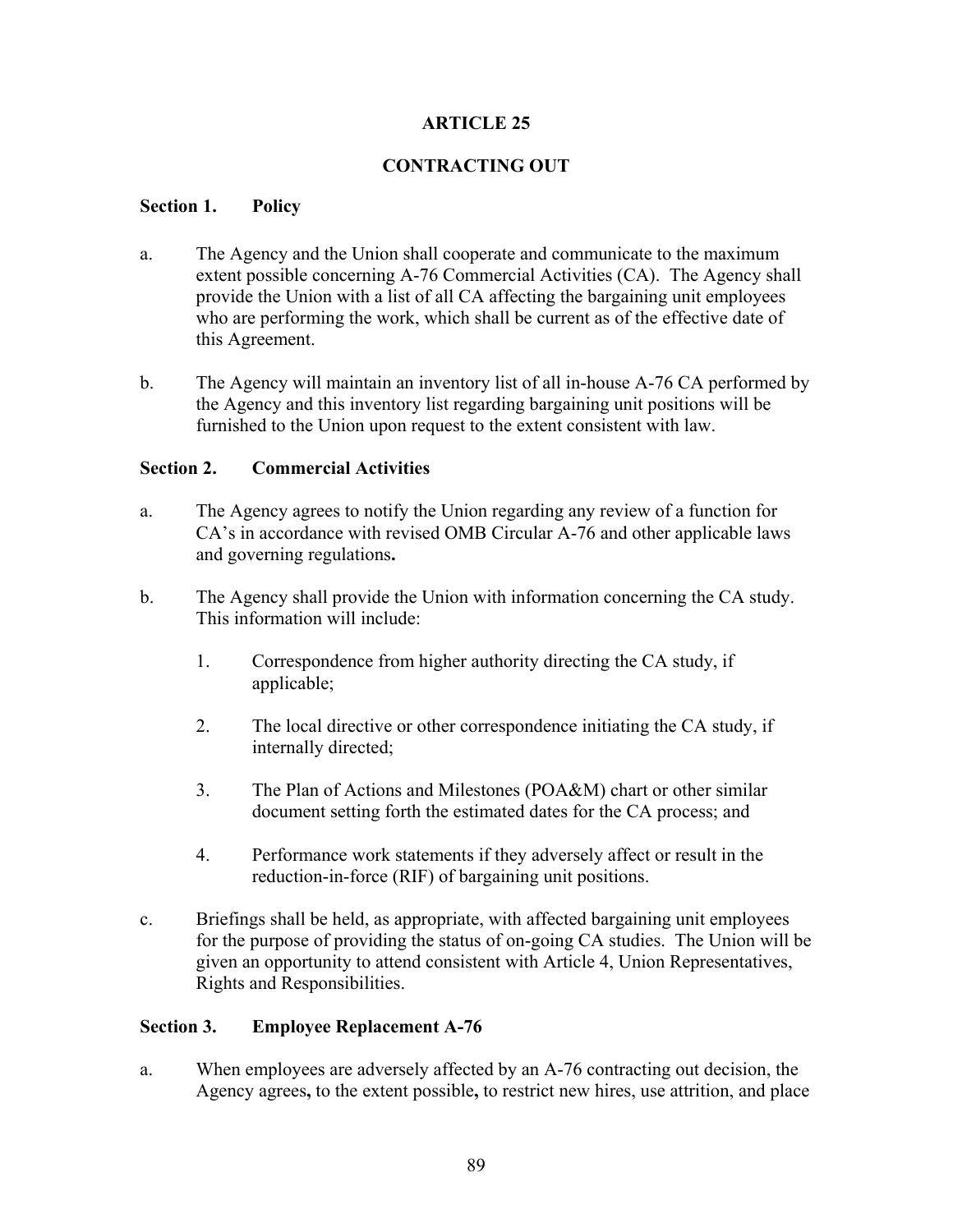# ARTICLE 25

# CONTRACTING OUT

**Section 1. Policy**

a. The Agency and the Union shall cooperate and communicate to the maximum extent possible concerning A-76 Commercial Activities (CA). The Agency shall provide the Union with a list of all CA affecting the bargaining unit employees who are performing the work, which shall be current as of the effective date of this Agreement.

b. The Agency will maintain an inventory list of all in-house A-76 CA performed by the Agency and this inventory list regarding bargaining unit positions will be furnished to the Union upon request to the extent consistent with law.

**Section 2. Commercial Activities**

a. The Agency agrees to notify the Union regarding any review of a function for CA's in accordance with revised OMB Circular A-76 and other applicable laws and governing regulations**.**

b. The Agency shall provide the Union with information concerning the CA study. This information will include:

   1. Correspondence from higher authority directing the CA study, if applicable;

   2. The local directive or other correspondence initiating the CA study, if internally directed;

   3. The Plan of Actions and Milestones (POA&M) chart or other similar document setting forth the estimated dates for the CA process; and

   4. Performance work statements if they adversely affect or result in the reduction-in-force (RIF) of bargaining unit positions.

c. Briefings shall be held, as appropriate, with affected bargaining unit employees for the purpose of providing the status of on-going CA studies. The Union will be given an opportunity to attend consistent with Article 4, Union Representatives, Rights and Responsibilities.

**Section 3. Employee Replacement A-76**

a. When employees are adversely affected by an A-76 contracting out decision, the Agency agrees**,** to the extent possible**,** to restrict new hires, use attrition, and place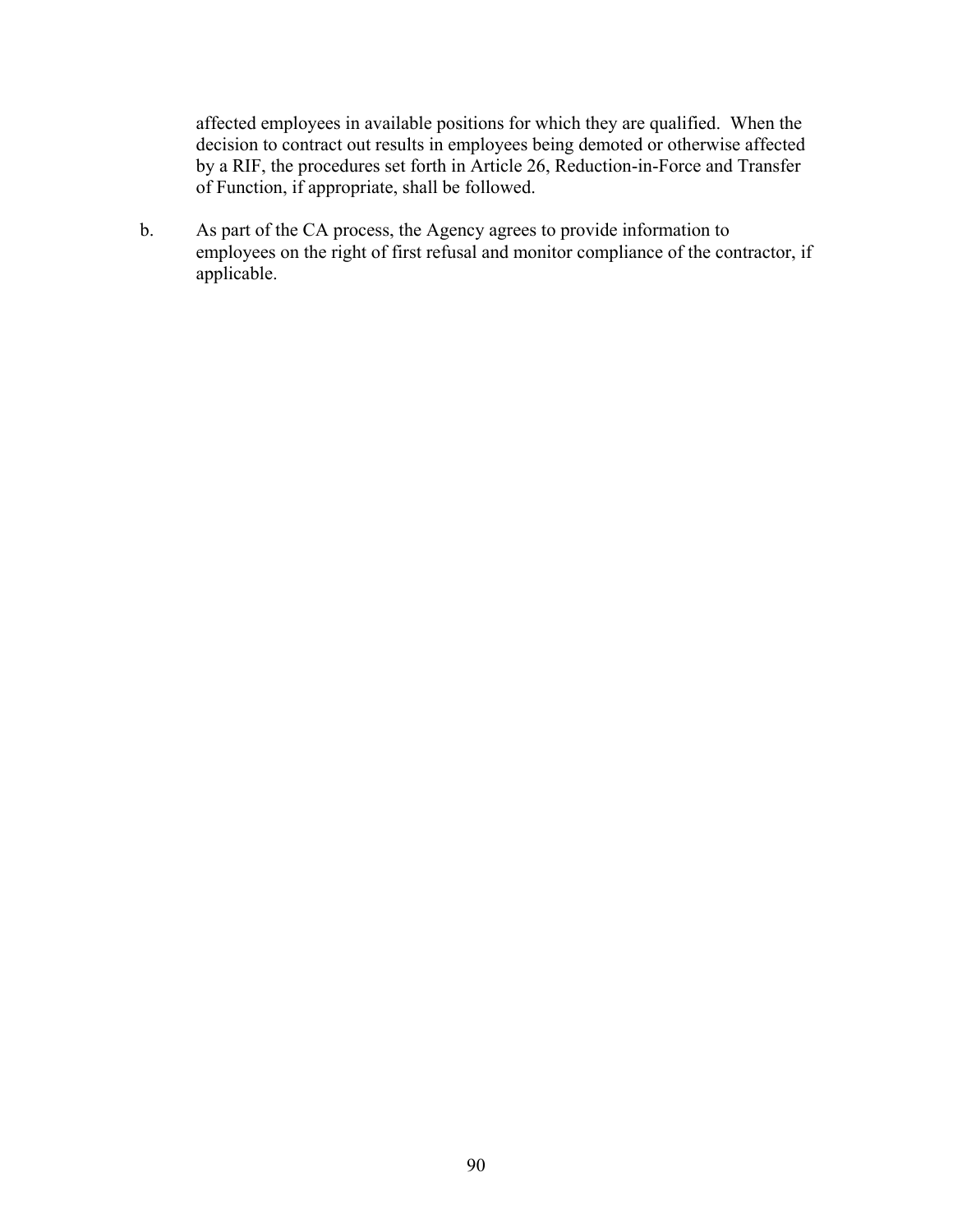affected employees in available positions for which they are qualified. When the decision to contract out results in employees being demoted or otherwise affected by a RIF, the procedures set forth in Article 26, Reduction-in-Force and Transfer of Function, if appropriate, shall be followed.

b. As part of the CA process, the Agency agrees to provide information to employees on the right of first refusal and monitor compliance of the contractor, if applicable.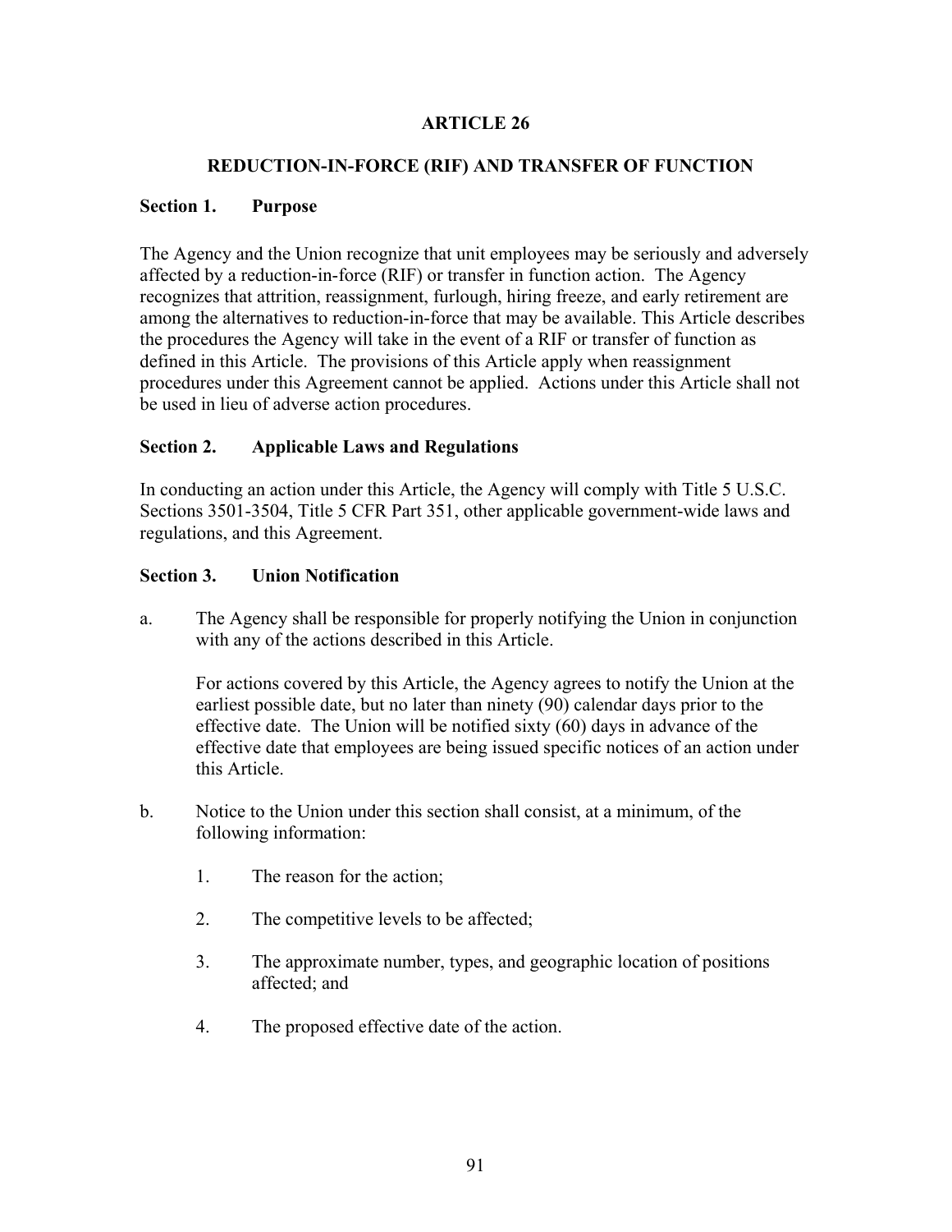# ARTICLE 26

## REDUCTION-IN-FORCE (RIF) AND TRANSFER OF FUNCTION

### Section 1. Purpose

The Agency and the Union recognize that unit employees may be seriously and adversely affected by a reduction-in-force (RIF) or transfer in function action. The Agency recognizes that attrition, reassignment, furlough, hiring freeze, and early retirement are among the alternatives to reduction-in-force that may be available. This Article describes the procedures the Agency will take in the event of a RIF or transfer of function as defined in this Article. The provisions of this Article apply when reassignment procedures under this Agreement cannot be applied. Actions under this Article shall not be used in lieu of adverse action procedures.

### Section 2. Applicable Laws and Regulations

In conducting an action under this Article, the Agency will comply with Title 5 U.S.C. Sections 3501-3504, Title 5 CFR Part 351, other applicable government-wide laws and regulations, and this Agreement.

### Section 3. Union Notification

a. The Agency shall be responsible for properly notifying the Union in conjunction with any of the actions described in this Article.

   For actions covered by this Article, the Agency agrees to notify the Union at the earliest possible date, but no later than ninety (90) calendar days prior to the effective date. The Union will be notified sixty (60) days in advance of the effective date that employees are being issued specific notices of an action under this Article.

b. Notice to the Union under this section shall consist, at a minimum, of the following information:

   1. The reason for the action;

   2. The competitive levels to be affected;

   3. The approximate number, types, and geographic location of positions affected; and

   4. The proposed effective date of the action.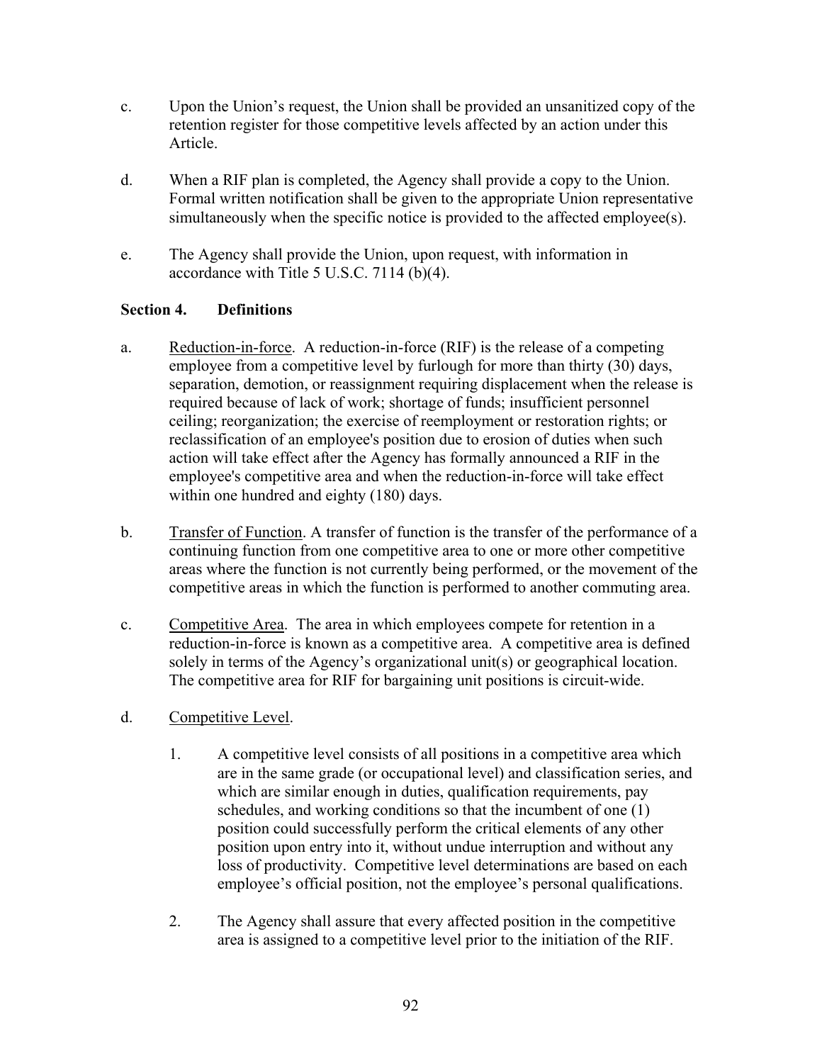c. Upon the Union's request, the Union shall be provided an unsanitized copy of the retention register for those competitive levels affected by an action under this Article.

d. When a RIF plan is completed, the Agency shall provide a copy to the Union. Formal written notification shall be given to the appropriate Union representative simultaneously when the specific notice is provided to the affected employee(s).

e. The Agency shall provide the Union, upon request, with information in accordance with Title 5 U.S.C. 7114 (b)(4).

**Section 4. Definitions**

a. Reduction-in-force. A reduction-in-force (RIF) is the release of a competing employee from a competitive level by furlough for more than thirty (30) days, separation, demotion, or reassignment requiring displacement when the release is required because of lack of work; shortage of funds; insufficient personnel ceiling; reorganization; the exercise of reemployment or restoration rights; or reclassification of an employee's position due to erosion of duties when such action will take effect after the Agency has formally announced a RIF in the employee's competitive area and when the reduction-in-force will take effect within one hundred and eighty (180) days.

b. Transfer of Function. A transfer of function is the transfer of the performance of a continuing function from one competitive area to one or more other competitive areas where the function is not currently being performed, or the movement of the competitive areas in which the function is performed to another commuting area.

c. Competitive Area. The area in which employees compete for retention in a reduction-in-force is known as a competitive area. A competitive area is defined solely in terms of the Agency's organizational unit(s) or geographical location. The competitive area for RIF for bargaining unit positions is circuit-wide.

d. Competitive Level.

1. A competitive level consists of all positions in a competitive area which are in the same grade (or occupational level) and classification series, and which are similar enough in duties, qualification requirements, pay schedules, and working conditions so that the incumbent of one (1) position could successfully perform the critical elements of any other position upon entry into it, without undue interruption and without any loss of productivity. Competitive level determinations are based on each employee's official position, not the employee's personal qualifications.

2. The Agency shall assure that every affected position in the competitive area is assigned to a competitive level prior to the initiation of the RIF.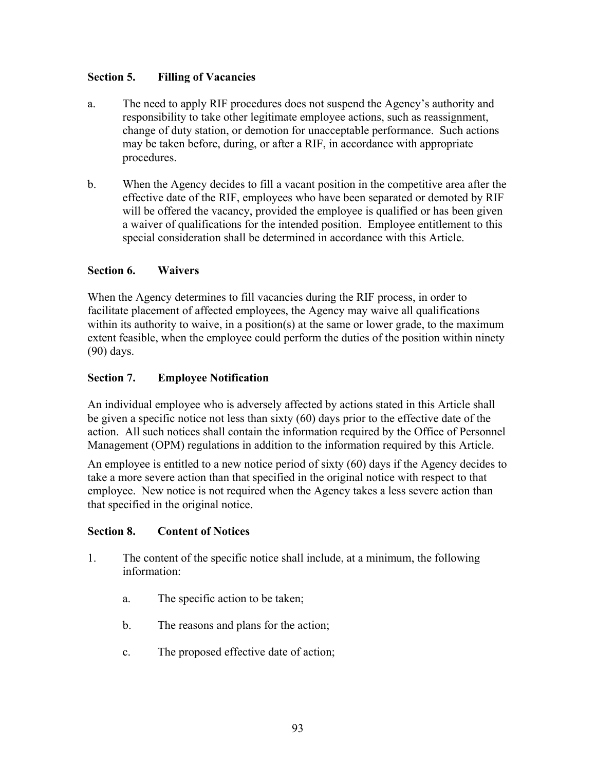### Section 5. Filling of Vacancies

a. The need to apply RIF procedures does not suspend the Agency's authority and responsibility to take other legitimate employee actions, such as reassignment, change of duty station, or demotion for unacceptable performance. Such actions may be taken before, during, or after a RIF, in accordance with appropriate procedures.

b. When the Agency decides to fill a vacant position in the competitive area after the effective date of the RIF, employees who have been separated or demoted by RIF will be offered the vacancy, provided the employee is qualified or has been given a waiver of qualifications for the intended position. Employee entitlement to this special consideration shall be determined in accordance with this Article.

### Section 6. Waivers

When the Agency determines to fill vacancies during the RIF process, in order to facilitate placement of affected employees, the Agency may waive all qualifications within its authority to waive, in a position(s) at the same or lower grade, to the maximum extent feasible, when the employee could perform the duties of the position within ninety (90) days.

### Section 7. Employee Notification

An individual employee who is adversely affected by actions stated in this Article shall be given a specific notice not less than sixty (60) days prior to the effective date of the action. All such notices shall contain the information required by the Office of Personnel Management (OPM) regulations in addition to the information required by this Article.

An employee is entitled to a new notice period of sixty (60) days if the Agency decides to take a more severe action than that specified in the original notice with respect to that employee. New notice is not required when the Agency takes a less severe action than that specified in the original notice.

### Section 8. Content of Notices

1. The content of the specific notice shall include, at a minimum, the following information:

   a. The specific action to be taken;

   b. The reasons and plans for the action;

   c. The proposed effective date of action;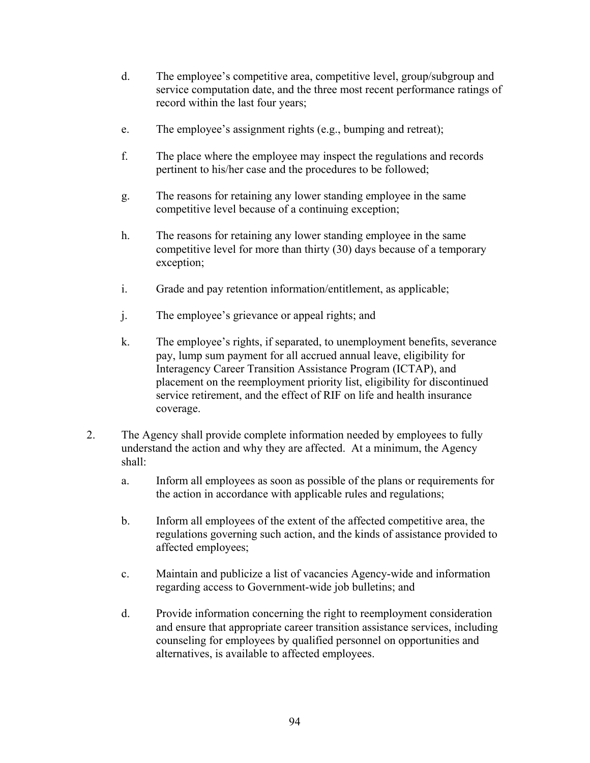d. The employee's competitive area, competitive level, group/subgroup and service computation date, and the three most recent performance ratings of record within the last four years;

e. The employee's assignment rights (e.g., bumping and retreat);

f. The place where the employee may inspect the regulations and records pertinent to his/her case and the procedures to be followed;

g. The reasons for retaining any lower standing employee in the same competitive level because of a continuing exception;

h. The reasons for retaining any lower standing employee in the same competitive level for more than thirty (30) days because of a temporary exception;

i. Grade and pay retention information/entitlement, as applicable;

j. The employee's grievance or appeal rights; and

k. The employee's rights, if separated, to unemployment benefits, severance pay, lump sum payment for all accrued annual leave, eligibility for Interagency Career Transition Assistance Program (ICTAP), and placement on the reemployment priority list, eligibility for discontinued service retirement, and the effect of RIF on life and health insurance coverage.

2. The Agency shall provide complete information needed by employees to fully understand the action and why they are affected. At a minimum, the Agency shall:

   a. Inform all employees as soon as possible of the plans or requirements for the action in accordance with applicable rules and regulations;

   b. Inform all employees of the extent of the affected competitive area, the regulations governing such action, and the kinds of assistance provided to affected employees;

   c. Maintain and publicize a list of vacancies Agency-wide and information regarding access to Government-wide job bulletins; and

   d. Provide information concerning the right to reemployment consideration and ensure that appropriate career transition assistance services, including counseling for employees by qualified personnel on opportunities and alternatives, is available to affected employees.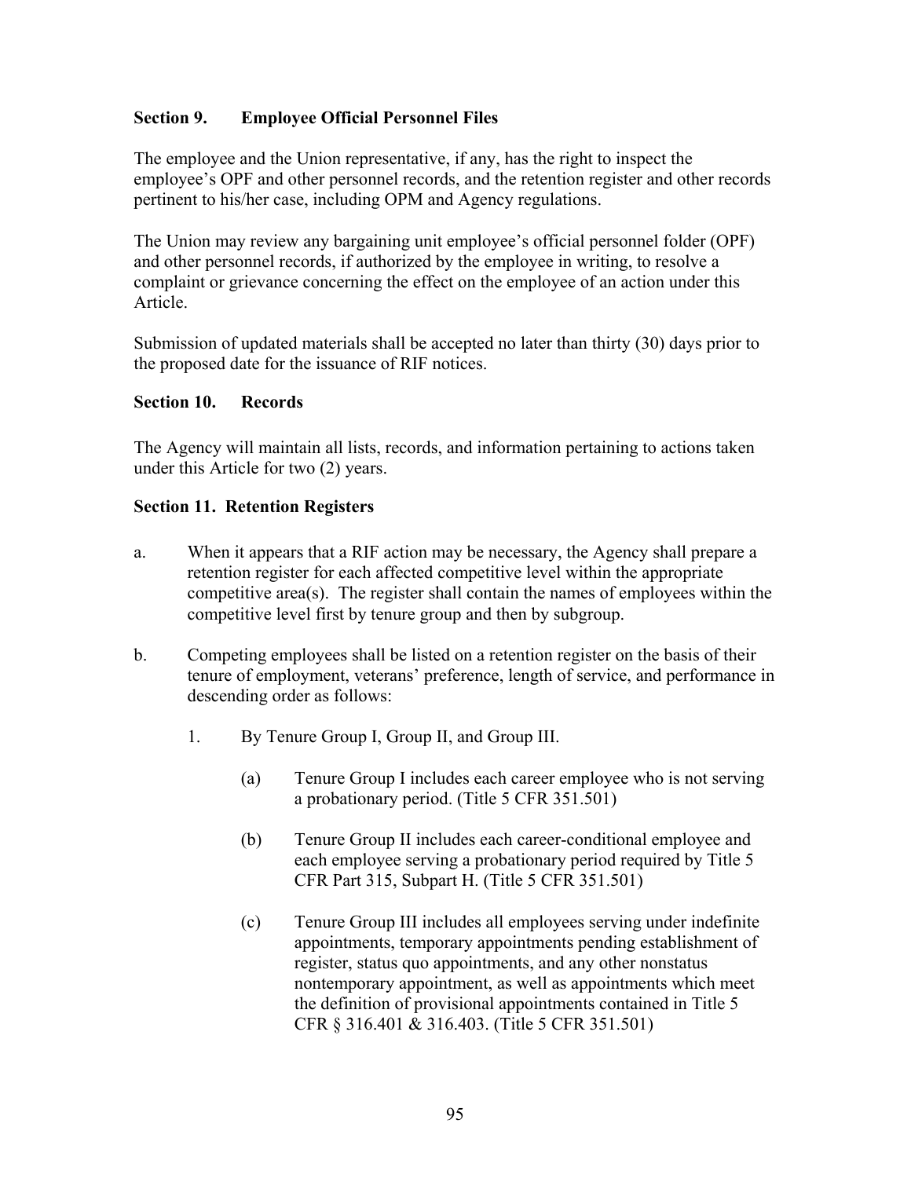### Section 9. Employee Official Personnel Files

The employee and the Union representative, if any, has the right to inspect the employee's OPF and other personnel records, and the retention register and other records pertinent to his/her case, including OPM and Agency regulations.

The Union may review any bargaining unit employee's official personnel folder (OPF) and other personnel records, if authorized by the employee in writing, to resolve a complaint or grievance concerning the effect on the employee of an action under this Article.

Submission of updated materials shall be accepted no later than thirty (30) days prior to the proposed date for the issuance of RIF notices.

### Section 10. Records

The Agency will maintain all lists, records, and information pertaining to actions taken under this Article for two (2) years.

### Section 11. Retention Registers

a. When it appears that a RIF action may be necessary, the Agency shall prepare a retention register for each affected competitive level within the appropriate competitive area(s). The register shall contain the names of employees within the competitive level first by tenure group and then by subgroup.

b. Competing employees shall be listed on a retention register on the basis of their tenure of employment, veterans' preference, length of service, and performance in descending order as follows:

   1. By Tenure Group I, Group II, and Group III.

      (a) Tenure Group I includes each career employee who is not serving a probationary period. (Title 5 CFR 351.501)

      (b) Tenure Group II includes each career-conditional employee and each employee serving a probationary period required by Title 5 CFR Part 315, Subpart H. (Title 5 CFR 351.501)

      (c) Tenure Group III includes all employees serving under indefinite appointments, temporary appointments pending establishment of register, status quo appointments, and any other nonstatus nontemporary appointment, as well as appointments which meet the definition of provisional appointments contained in Title 5 CFR § 316.401 & 316.403. (Title 5 CFR 351.501)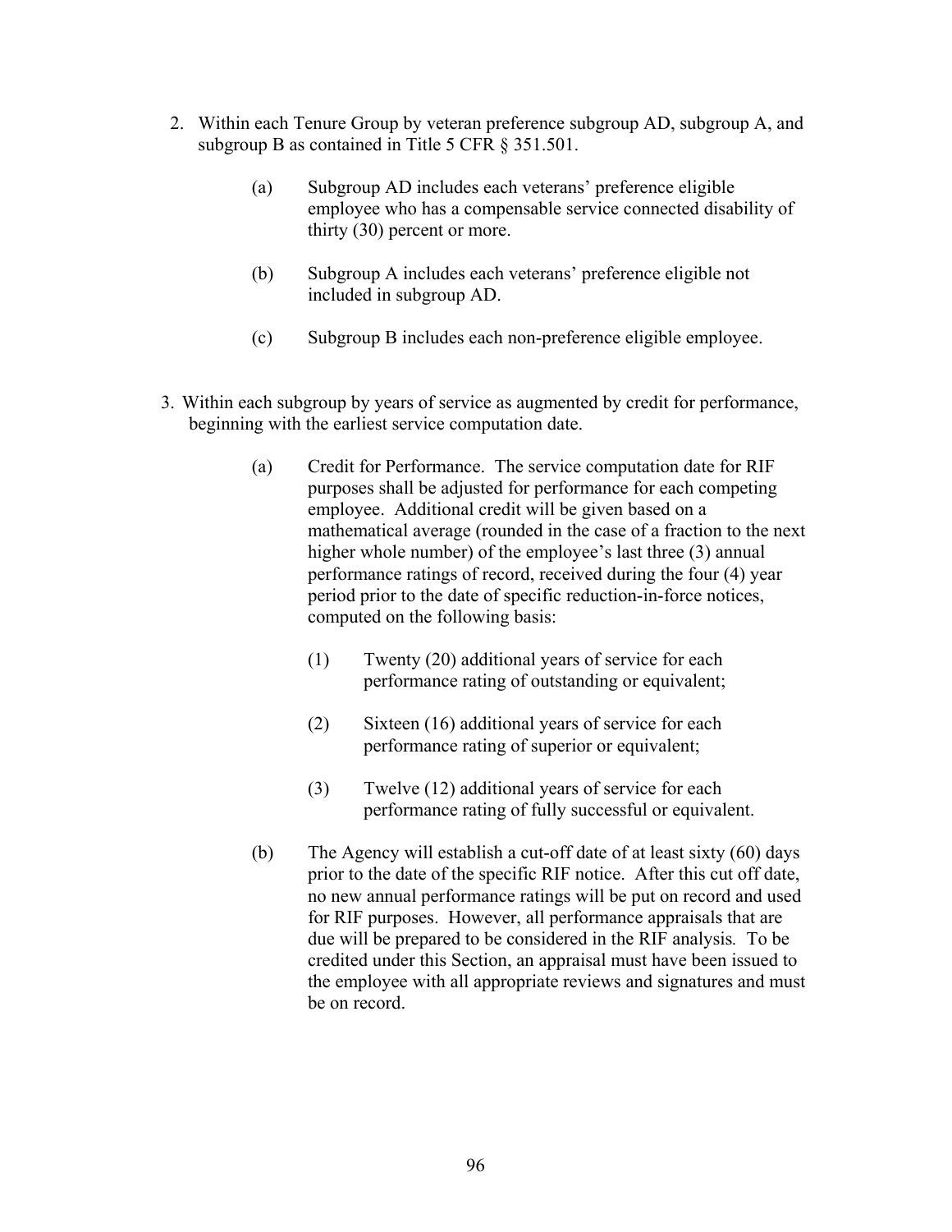2. Within each Tenure Group by veteran preference subgroup AD, subgroup A, and subgroup B as contained in Title 5 CFR § 351.501.

    (a) Subgroup AD includes each veterans' preference eligible employee who has a compensable service connected disability of thirty (30) percent or more.

    (b) Subgroup A includes each veterans' preference eligible not included in subgroup AD.

    (c) Subgroup B includes each non-preference eligible employee.

3. Within each subgroup by years of service as augmented by credit for performance, beginning with the earliest service computation date.

    (a) Credit for Performance. The service computation date for RIF purposes shall be adjusted for performance for each competing employee. Additional credit will be given based on a mathematical average (rounded in the case of a fraction to the next higher whole number) of the employee's last three (3) annual performance ratings of record, received during the four (4) year period prior to the date of specific reduction-in-force notices, computed on the following basis:

        (1) Twenty (20) additional years of service for each performance rating of outstanding or equivalent;

        (2) Sixteen (16) additional years of service for each performance rating of superior or equivalent;

        (3) Twelve (12) additional years of service for each performance rating of fully successful or equivalent.

    (b) The Agency will establish a cut-off date of at least sixty (60) days prior to the date of the specific RIF notice. After this cut off date, no new annual performance ratings will be put on record and used for RIF purposes. However, all performance appraisals that are due will be prepared to be considered in the RIF analysis. To be credited under this Section, an appraisal must have been issued to the employee with all appropriate reviews and signatures and must be on record.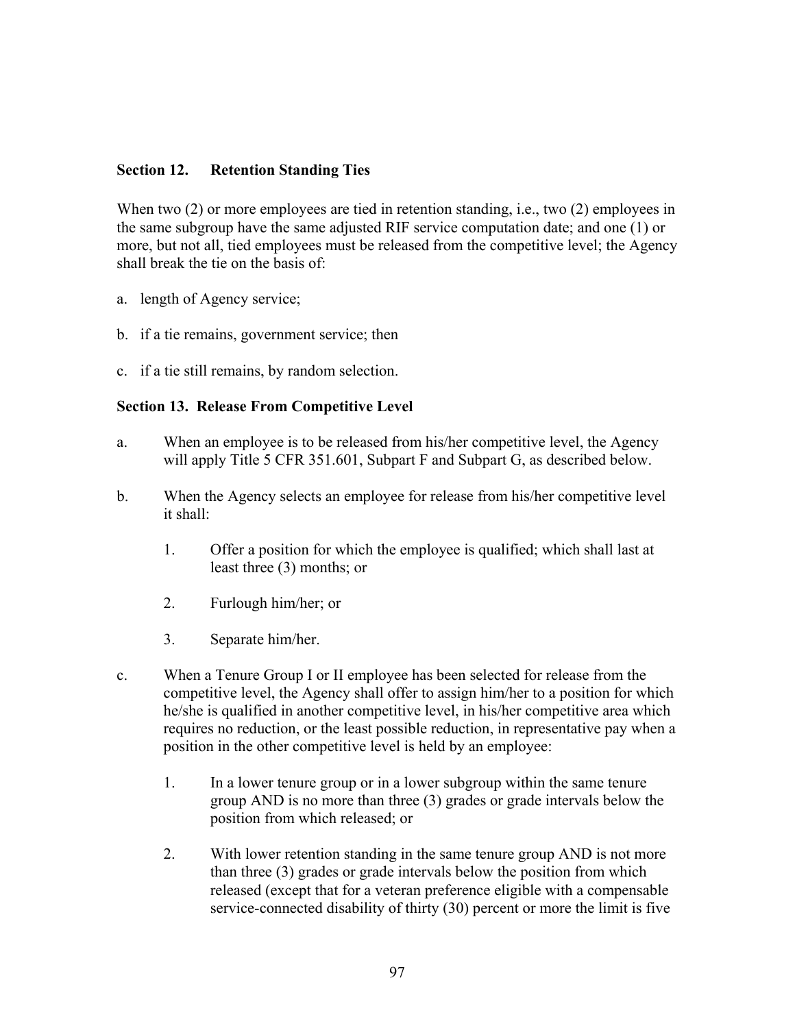### Section 12. Retention Standing Ties

When two (2) or more employees are tied in retention standing, i.e., two (2) employees in the same subgroup have the same adjusted RIF service computation date; and one (1) or more, but not all, tied employees must be released from the competitive level; the Agency shall break the tie on the basis of:

a. length of Agency service;

b. if a tie remains, government service; then

c. if a tie still remains, by random selection.

### Section 13. Release From Competitive Level

a. When an employee is to be released from his/her competitive level, the Agency will apply Title 5 CFR 351.601, Subpart F and Subpart G, as described below.

b. When the Agency selects an employee for release from his/her competitive level it shall:

   1. Offer a position for which the employee is qualified; which shall last at least three (3) months; or

   2. Furlough him/her; or

   3. Separate him/her.

c. When a Tenure Group I or II employee has been selected for release from the competitive level, the Agency shall offer to assign him/her to a position for which he/she is qualified in another competitive level, in his/her competitive area which requires no reduction, or the least possible reduction, in representative pay when a position in the other competitive level is held by an employee:

   1. In a lower tenure group or in a lower subgroup within the same tenure group AND is no more than three (3) grades or grade intervals below the position from which released; or

   2. With lower retention standing in the same tenure group AND is not more than three (3) grades or grade intervals below the position from which released (except that for a veteran preference eligible with a compensable service-connected disability of thirty (30) percent or more the limit is five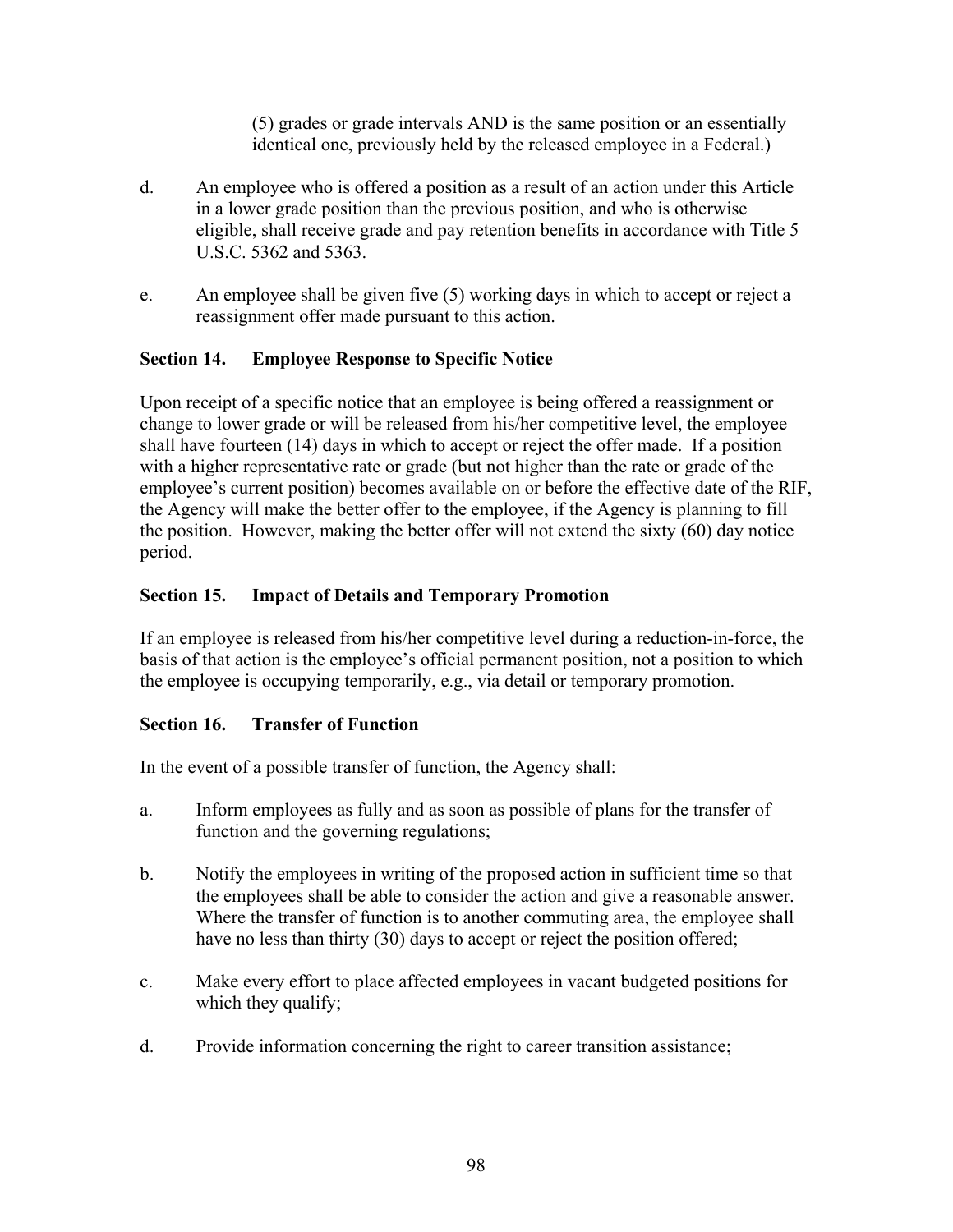(5) grades or grade intervals AND is the same position or an essentially identical one, previously held by the released employee in a Federal.)

d. An employee who is offered a position as a result of an action under this Article in a lower grade position than the previous position, and who is otherwise eligible, shall receive grade and pay retention benefits in accordance with Title 5 U.S.C. 5362 and 5363.

e. An employee shall be given five (5) working days in which to accept or reject a reassignment offer made pursuant to this action.

**Section 14. Employee Response to Specific Notice**

Upon receipt of a specific notice that an employee is being offered a reassignment or change to lower grade or will be released from his/her competitive level, the employee shall have fourteen (14) days in which to accept or reject the offer made. If a position with a higher representative rate or grade (but not higher than the rate or grade of the employee's current position) becomes available on or before the effective date of the RIF, the Agency will make the better offer to the employee, if the Agency is planning to fill the position. However, making the better offer will not extend the sixty (60) day notice period.

**Section 15. Impact of Details and Temporary Promotion**

If an employee is released from his/her competitive level during a reduction-in-force, the basis of that action is the employee's official permanent position, not a position to which the employee is occupying temporarily, e.g., via detail or temporary promotion.

**Section 16. Transfer of Function**

In the event of a possible transfer of function, the Agency shall:

a. Inform employees as fully and as soon as possible of plans for the transfer of function and the governing regulations;

b. Notify the employees in writing of the proposed action in sufficient time so that the employees shall be able to consider the action and give a reasonable answer. Where the transfer of function is to another commuting area, the employee shall have no less than thirty (30) days to accept or reject the position offered;

c. Make every effort to place affected employees in vacant budgeted positions for which they qualify;

d. Provide information concerning the right to career transition assistance;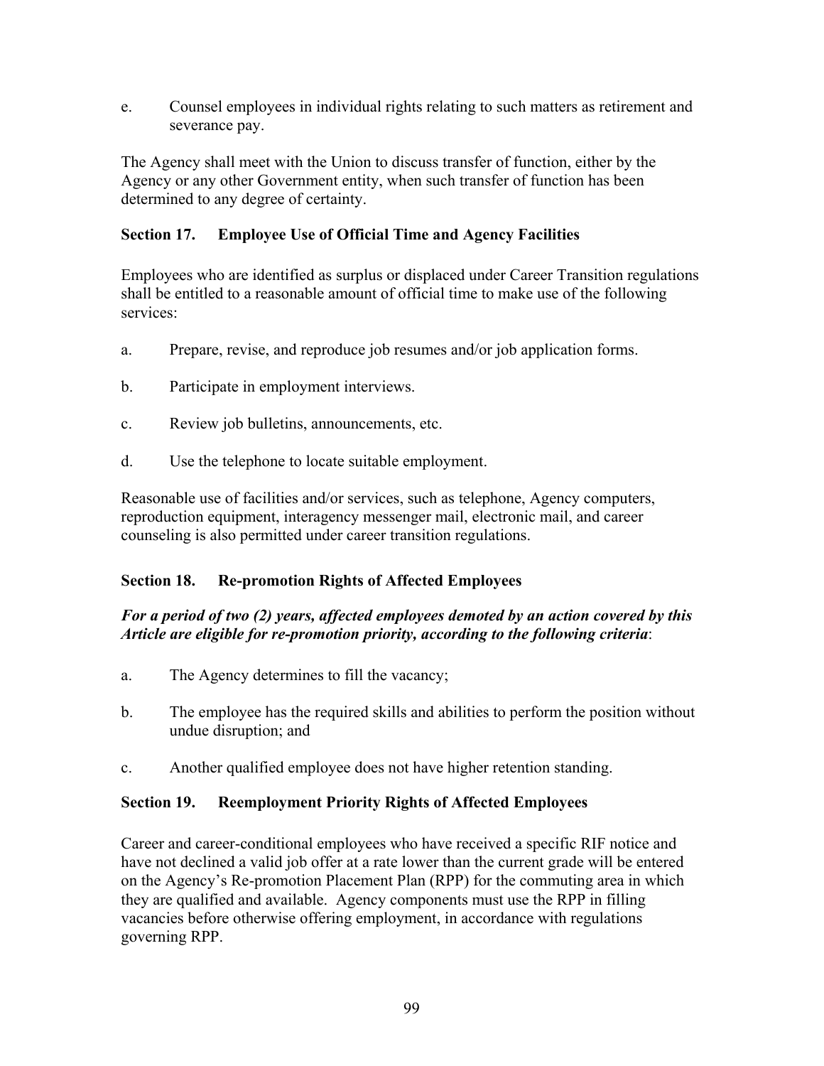e. Counsel employees in individual rights relating to such matters as retirement and severance pay.

The Agency shall meet with the Union to discuss transfer of function, either by the Agency or any other Government entity, when such transfer of function has been determined to any degree of certainty.

### Section 17. Employee Use of Official Time and Agency Facilities

Employees who are identified as surplus or displaced under Career Transition regulations shall be entitled to a reasonable amount of official time to make use of the following services:

a. Prepare, revise, and reproduce job resumes and/or job application forms.

b. Participate in employment interviews.

c. Review job bulletins, announcements, etc.

d. Use the telephone to locate suitable employment.

Reasonable use of facilities and/or services, such as telephone, Agency computers, reproduction equipment, interagency messenger mail, electronic mail, and career counseling is also permitted under career transition regulations.

### Section 18. Re-promotion Rights of Affected Employees

***For a period of two (2) years, affected employees demoted by an action covered by this Article are eligible for re-promotion priority, according to the following criteria***:

a. The Agency determines to fill the vacancy;

b. The employee has the required skills and abilities to perform the position without undue disruption; and

c. Another qualified employee does not have higher retention standing.

### Section 19. Reemployment Priority Rights of Affected Employees

Career and career-conditional employees who have received a specific RIF notice and have not declined a valid job offer at a rate lower than the current grade will be entered on the Agency's Re-promotion Placement Plan (RPP) for the commuting area in which they are qualified and available. Agency components must use the RPP in filling vacancies before otherwise offering employment, in accordance with regulations governing RPP.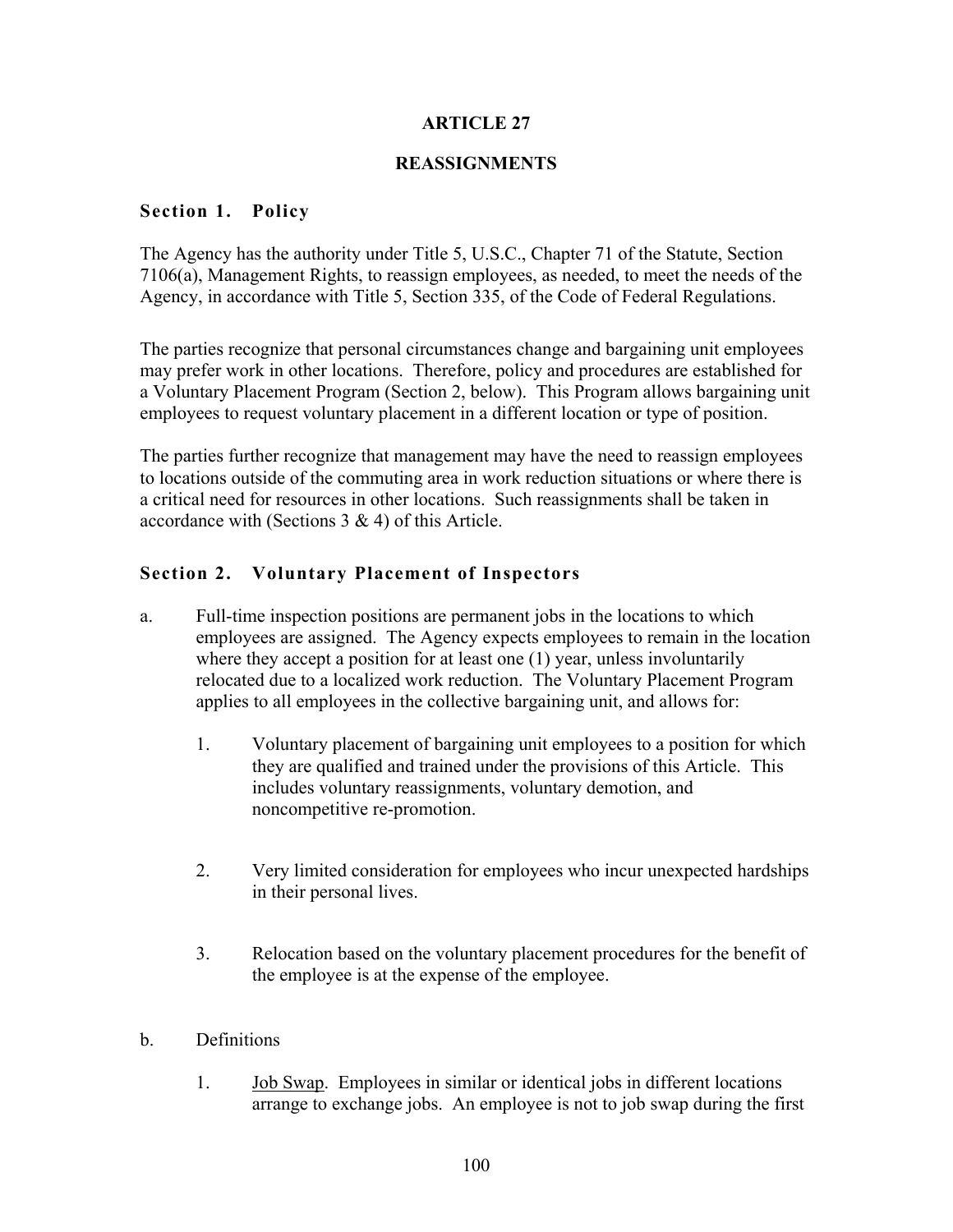# ARTICLE 27

## REASSIGNMENTS

### Section 1. Policy

The Agency has the authority under Title 5, U.S.C., Chapter 71 of the Statute, Section 7106(a), Management Rights, to reassign employees, as needed, to meet the needs of the Agency, in accordance with Title 5, Section 335, of the Code of Federal Regulations.

The parties recognize that personal circumstances change and bargaining unit employees may prefer work in other locations. Therefore, policy and procedures are established for a Voluntary Placement Program (Section 2, below). This Program allows bargaining unit employees to request voluntary placement in a different location or type of position.

The parties further recognize that management may have the need to reassign employees to locations outside of the commuting area in work reduction situations or where there is a critical need for resources in other locations. Such reassignments shall be taken in accordance with (Sections 3 & 4) of this Article.

### Section 2. Voluntary Placement of Inspectors

a. Full-time inspection positions are permanent jobs in the locations to which employees are assigned. The Agency expects employees to remain in the location where they accept a position for at least one (1) year, unless involuntarily relocated due to a localized work reduction. The Voluntary Placement Program applies to all employees in the collective bargaining unit, and allows for:

   1. Voluntary placement of bargaining unit employees to a position for which they are qualified and trained under the provisions of this Article. This includes voluntary reassignments, voluntary demotion, and noncompetitive re-promotion.

   2. Very limited consideration for employees who incur unexpected hardships in their personal lives.

   3. Relocation based on the voluntary placement procedures for the benefit of the employee is at the expense of the employee.

b. Definitions

   1. Job Swap. Employees in similar or identical jobs in different locations arrange to exchange jobs. An employee is not to job swap during the first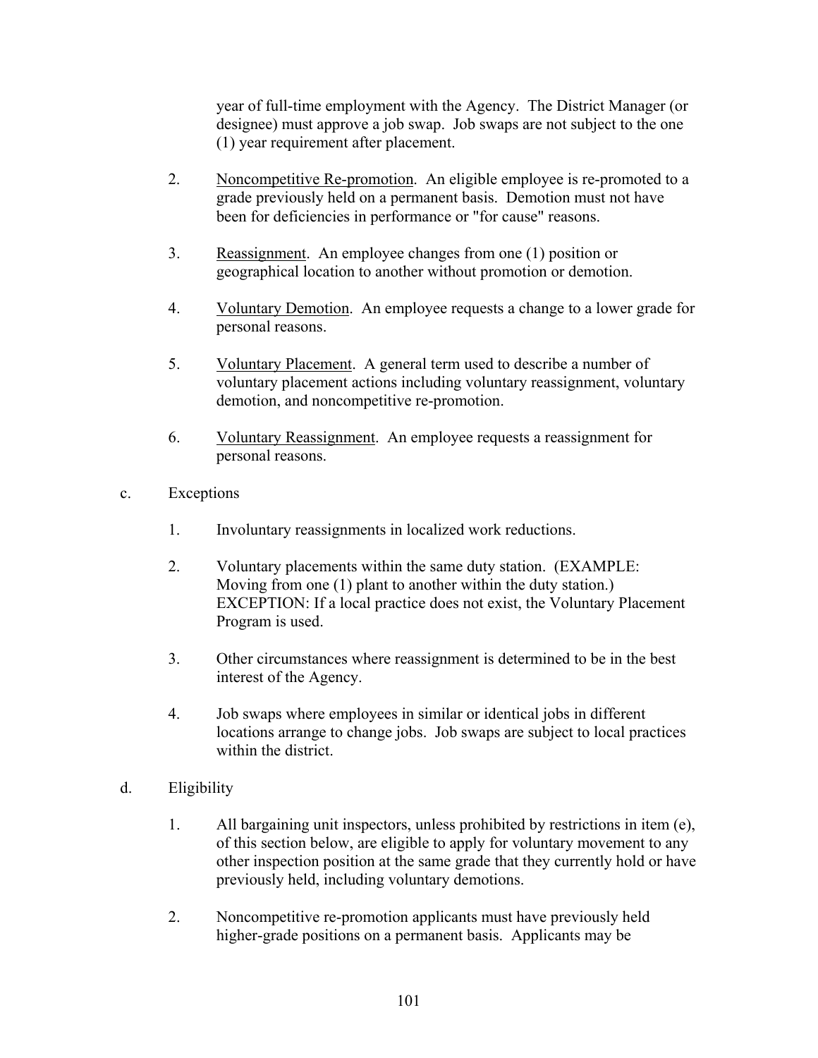year of full-time employment with the Agency. The District Manager (or designee) must approve a job swap. Job swaps are not subject to the one (1) year requirement after placement.

2. Noncompetitive Re-promotion. An eligible employee is re-promoted to a grade previously held on a permanent basis. Demotion must not have been for deficiencies in performance or "for cause" reasons.

3. Reassignment. An employee changes from one (1) position or geographical location to another without promotion or demotion.

4. Voluntary Demotion. An employee requests a change to a lower grade for personal reasons.

5. Voluntary Placement. A general term used to describe a number of voluntary placement actions including voluntary reassignment, voluntary demotion, and noncompetitive re-promotion.

6. Voluntary Reassignment. An employee requests a reassignment for personal reasons.

c. Exceptions

1. Involuntary reassignments in localized work reductions.

2. Voluntary placements within the same duty station. (EXAMPLE: Moving from one (1) plant to another within the duty station.) EXCEPTION: If a local practice does not exist, the Voluntary Placement Program is used.

3. Other circumstances where reassignment is determined to be in the best interest of the Agency.

4. Job swaps where employees in similar or identical jobs in different locations arrange to change jobs. Job swaps are subject to local practices within the district.

d. Eligibility

1. All bargaining unit inspectors, unless prohibited by restrictions in item (e), of this section below, are eligible to apply for voluntary movement to any other inspection position at the same grade that they currently hold or have previously held, including voluntary demotions.

2. Noncompetitive re-promotion applicants must have previously held higher-grade positions on a permanent basis. Applicants may be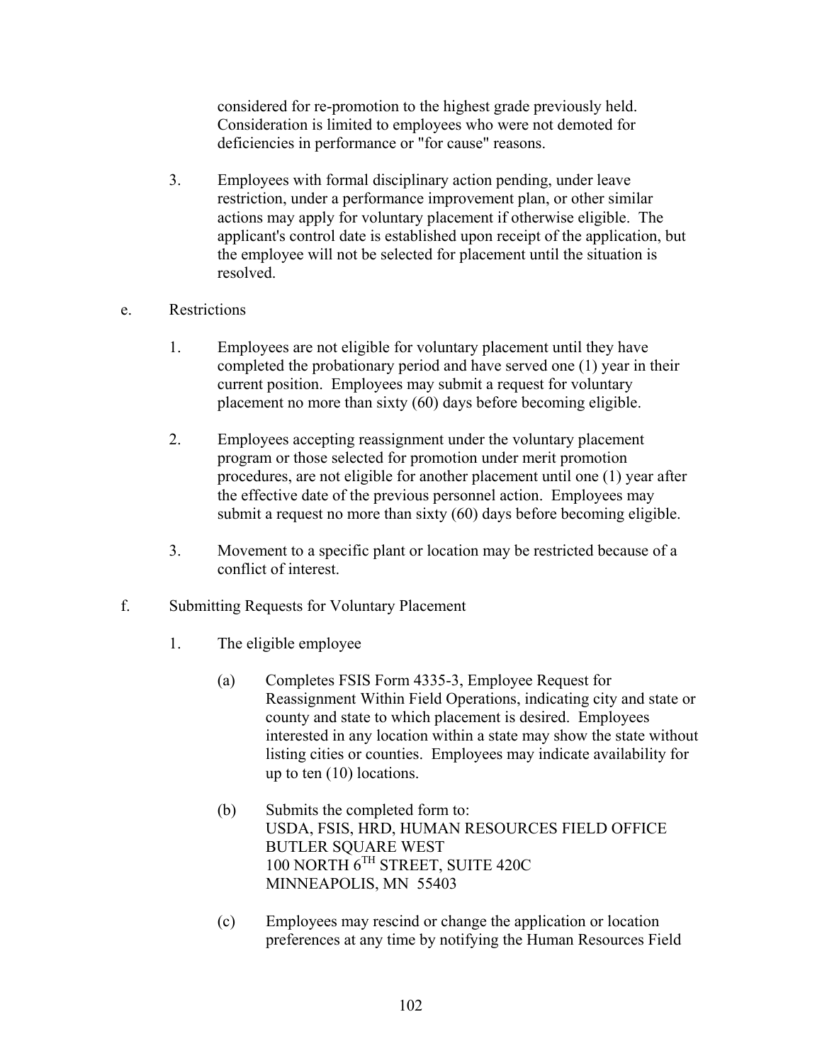considered for re-promotion to the highest grade previously held. Consideration is limited to employees who were not demoted for deficiencies in performance or "for cause" reasons.

3. Employees with formal disciplinary action pending, under leave restriction, under a performance improvement plan, or other similar actions may apply for voluntary placement if otherwise eligible. The applicant's control date is established upon receipt of the application, but the employee will not be selected for placement until the situation is resolved.

e. Restrictions

   1. Employees are not eligible for voluntary placement until they have completed the probationary period and have served one (1) year in their current position. Employees may submit a request for voluntary placement no more than sixty (60) days before becoming eligible.

   2. Employees accepting reassignment under the voluntary placement program or those selected for promotion under merit promotion procedures, are not eligible for another placement until one (1) year after the effective date of the previous personnel action. Employees may submit a request no more than sixty (60) days before becoming eligible.

   3. Movement to a specific plant or location may be restricted because of a conflict of interest.

f. Submitting Requests for Voluntary Placement

   1. The eligible employee

      (a) Completes FSIS Form 4335-3, Employee Request for Reassignment Within Field Operations, indicating city and state or county and state to which placement is desired. Employees interested in any location within a state may show the state without listing cities or counties. Employees may indicate availability for up to ten (10) locations.

      (b) Submits the completed form to:
      USDA, FSIS, HRD, HUMAN RESOURCES FIELD OFFICE
      BUTLER SQUARE WEST
      100 NORTH 6TH STREET, SUITE 420C
      MINNEAPOLIS, MN 55403

      (c) Employees may rescind or change the application or location preferences at any time by notifying the Human Resources Field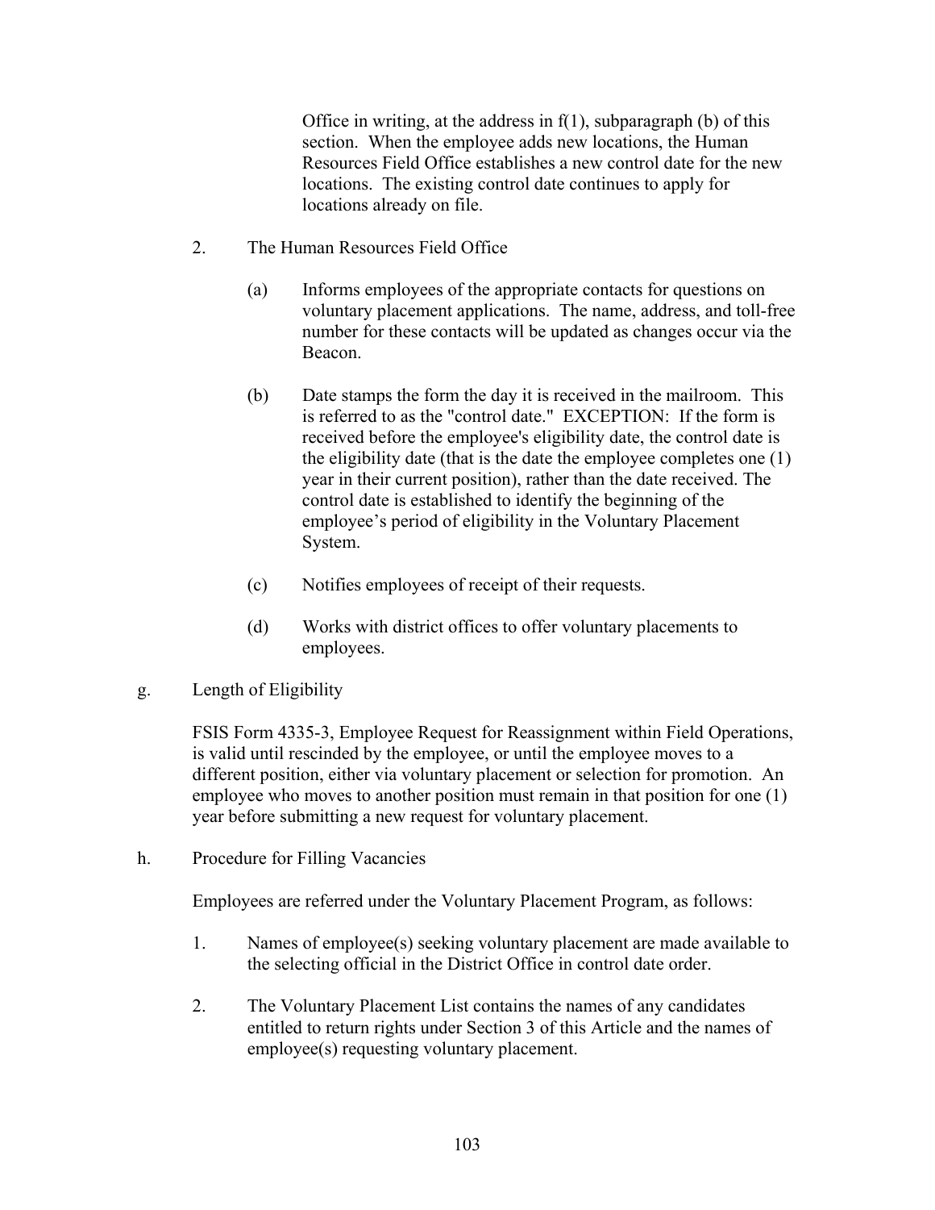Office in writing, at the address in f(1), subparagraph (b) of this section. When the employee adds new locations, the Human Resources Field Office establishes a new control date for the new locations. The existing control date continues to apply for locations already on file.

2. The Human Resources Field Office

   (a) Informs employees of the appropriate contacts for questions on voluntary placement applications. The name, address, and toll-free number for these contacts will be updated as changes occur via the Beacon.

   (b) Date stamps the form the day it is received in the mailroom. This is referred to as the "control date." EXCEPTION: If the form is received before the employee's eligibility date, the control date is the eligibility date (that is the date the employee completes one (1) year in their current position), rather than the date received. The control date is established to identify the beginning of the employee's period of eligibility in the Voluntary Placement System.

   (c) Notifies employees of receipt of their requests.

   (d) Works with district offices to offer voluntary placements to employees.

g. Length of Eligibility

FSIS Form 4335-3, Employee Request for Reassignment within Field Operations, is valid until rescinded by the employee, or until the employee moves to a different position, either via voluntary placement or selection for promotion. An employee who moves to another position must remain in that position for one (1) year before submitting a new request for voluntary placement.

h. Procedure for Filling Vacancies

Employees are referred under the Voluntary Placement Program, as follows:

1. Names of employee(s) seeking voluntary placement are made available to the selecting official in the District Office in control date order.

2. The Voluntary Placement List contains the names of any candidates entitled to return rights under Section 3 of this Article and the names of employee(s) requesting voluntary placement.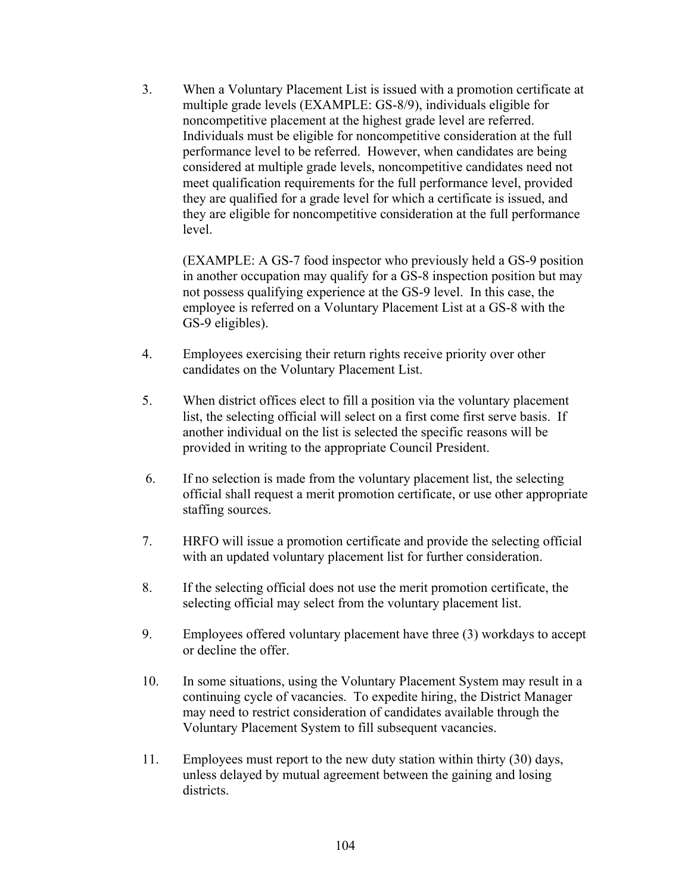3. When a Voluntary Placement List is issued with a promotion certificate at multiple grade levels (EXAMPLE: GS-8/9), individuals eligible for noncompetitive placement at the highest grade level are referred. Individuals must be eligible for noncompetitive consideration at the full performance level to be referred. However, when candidates are being considered at multiple grade levels, noncompetitive candidates need not meet qualification requirements for the full performance level, provided they are qualified for a grade level for which a certificate is issued, and they are eligible for noncompetitive consideration at the full performance level.

   (EXAMPLE: A GS-7 food inspector who previously held a GS-9 position in another occupation may qualify for a GS-8 inspection position but may not possess qualifying experience at the GS-9 level. In this case, the employee is referred on a Voluntary Placement List at a GS-8 with the GS-9 eligibles).

4. Employees exercising their return rights receive priority over other candidates on the Voluntary Placement List.

5. When district offices elect to fill a position via the voluntary placement list, the selecting official will select on a first come first serve basis. If another individual on the list is selected the specific reasons will be provided in writing to the appropriate Council President.

6. If no selection is made from the voluntary placement list, the selecting official shall request a merit promotion certificate, or use other appropriate staffing sources.

7. HRFO will issue a promotion certificate and provide the selecting official with an updated voluntary placement list for further consideration.

8. If the selecting official does not use the merit promotion certificate, the selecting official may select from the voluntary placement list.

9. Employees offered voluntary placement have three (3) workdays to accept or decline the offer.

10. In some situations, using the Voluntary Placement System may result in a continuing cycle of vacancies. To expedite hiring, the District Manager may need to restrict consideration of candidates available through the Voluntary Placement System to fill subsequent vacancies.

11. Employees must report to the new duty station within thirty (30) days, unless delayed by mutual agreement between the gaining and losing districts.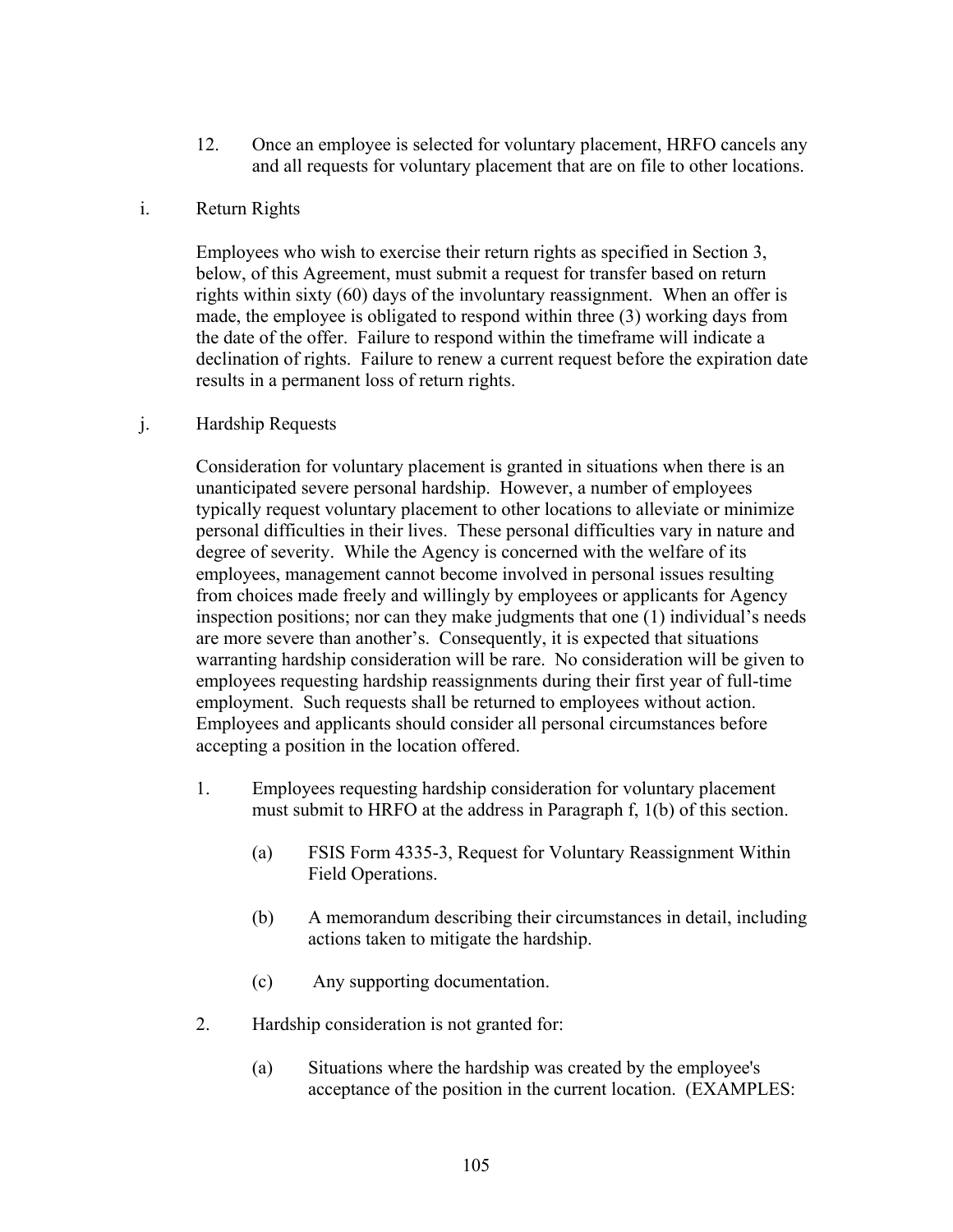12. Once an employee is selected for voluntary placement, HRFO cancels any and all requests for voluntary placement that are on file to other locations.

i. Return Rights

Employees who wish to exercise their return rights as specified in Section 3, below, of this Agreement, must submit a request for transfer based on return rights within sixty (60) days of the involuntary reassignment. When an offer is made, the employee is obligated to respond within three (3) working days from the date of the offer. Failure to respond within the timeframe will indicate a declination of rights. Failure to renew a current request before the expiration date results in a permanent loss of return rights.

j. Hardship Requests

Consideration for voluntary placement is granted in situations when there is an unanticipated severe personal hardship. However, a number of employees typically request voluntary placement to other locations to alleviate or minimize personal difficulties in their lives. These personal difficulties vary in nature and degree of severity. While the Agency is concerned with the welfare of its employees, management cannot become involved in personal issues resulting from choices made freely and willingly by employees or applicants for Agency inspection positions; nor can they make judgments that one (1) individual's needs are more severe than another's. Consequently, it is expected that situations warranting hardship consideration will be rare. No consideration will be given to employees requesting hardship reassignments during their first year of full-time employment. Such requests shall be returned to employees without action. Employees and applicants should consider all personal circumstances before accepting a position in the location offered.

1. Employees requesting hardship consideration for voluntary placement must submit to HRFO at the address in Paragraph f, 1(b) of this section.

   (a) FSIS Form 4335-3, Request for Voluntary Reassignment Within Field Operations.

   (b) A memorandum describing their circumstances in detail, including actions taken to mitigate the hardship.

   (c) Any supporting documentation.

2. Hardship consideration is not granted for:

   (a) Situations where the hardship was created by the employee's acceptance of the position in the current location. (EXAMPLES: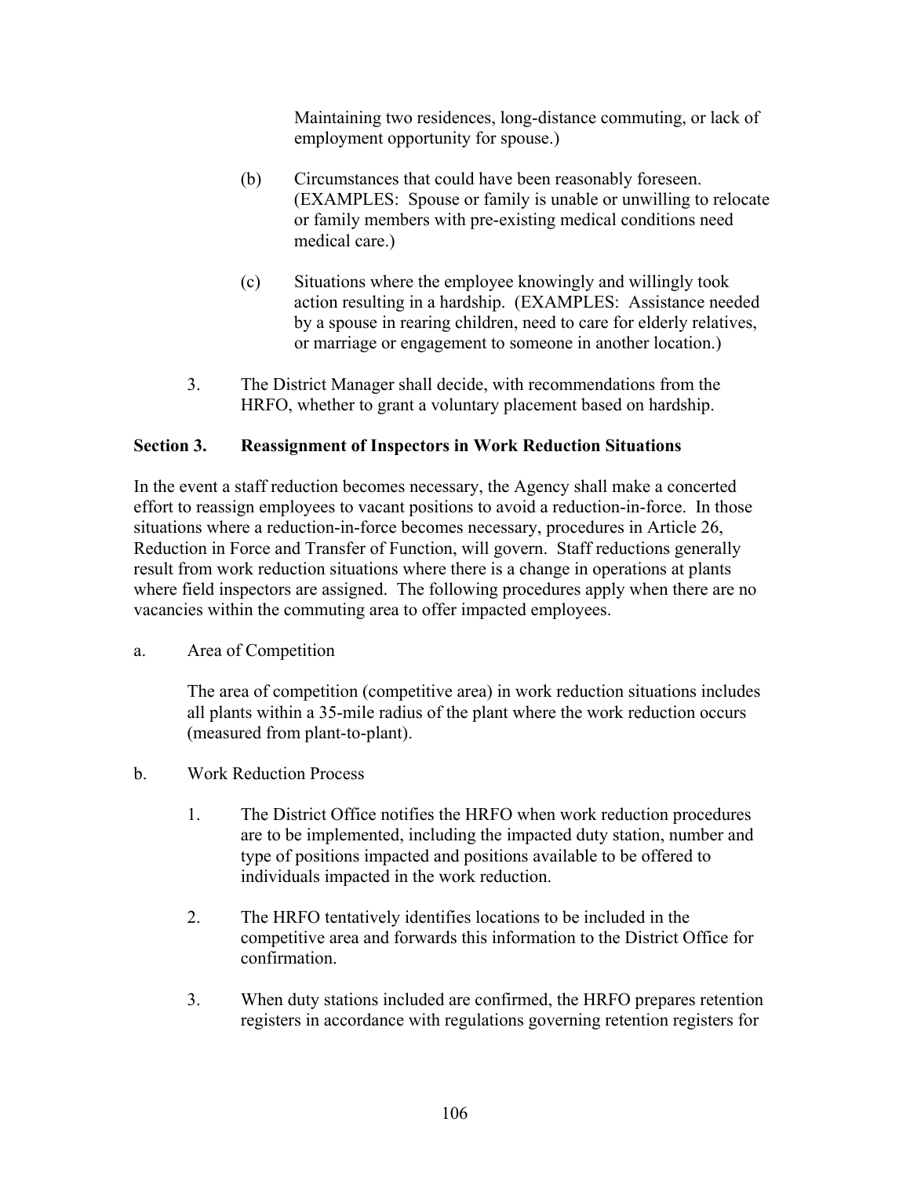Maintaining two residences, long-distance commuting, or lack of employment opportunity for spouse.)

(b) Circumstances that could have been reasonably foreseen. (EXAMPLES: Spouse or family is unable or unwilling to relocate or family members with pre-existing medical conditions need medical care.)

(c) Situations where the employee knowingly and willingly took action resulting in a hardship. (EXAMPLES: Assistance needed by a spouse in rearing children, need to care for elderly relatives, or marriage or engagement to someone in another location.)

3. The District Manager shall decide, with recommendations from the HRFO, whether to grant a voluntary placement based on hardship.

**Section 3. Reassignment of Inspectors in Work Reduction Situations**

In the event a staff reduction becomes necessary, the Agency shall make a concerted effort to reassign employees to vacant positions to avoid a reduction-in-force. In those situations where a reduction-in-force becomes necessary, procedures in Article 26, Reduction in Force and Transfer of Function, will govern. Staff reductions generally result from work reduction situations where there is a change in operations at plants where field inspectors are assigned. The following procedures apply when there are no vacancies within the commuting area to offer impacted employees.

a. Area of Competition

The area of competition (competitive area) in work reduction situations includes all plants within a 35-mile radius of the plant where the work reduction occurs (measured from plant-to-plant).

b. Work Reduction Process

1. The District Office notifies the HRFO when work reduction procedures are to be implemented, including the impacted duty station, number and type of positions impacted and positions available to be offered to individuals impacted in the work reduction.

2. The HRFO tentatively identifies locations to be included in the competitive area and forwards this information to the District Office for confirmation.

3. When duty stations included are confirmed, the HRFO prepares retention registers in accordance with regulations governing retention registers for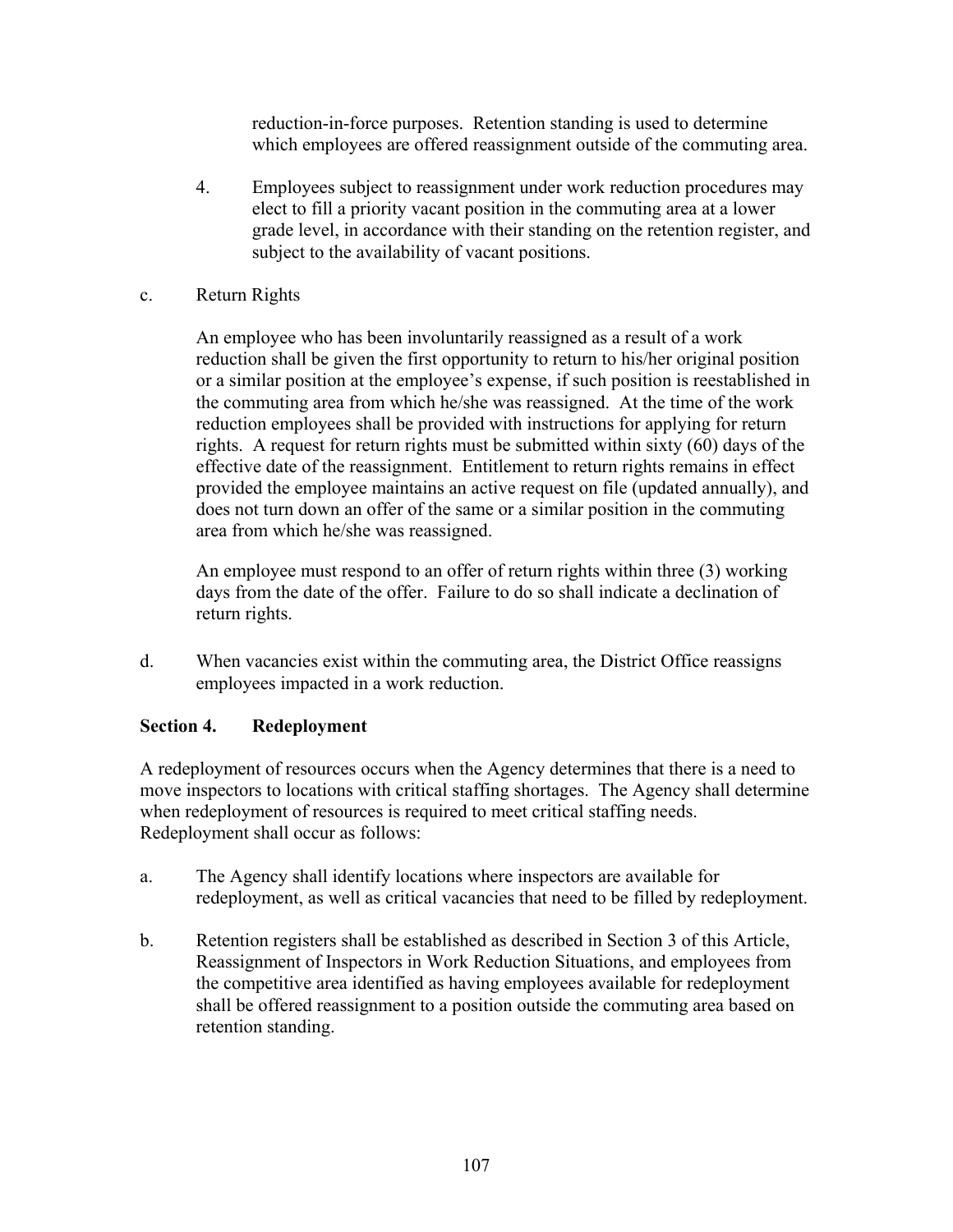reduction-in-force purposes. Retention standing is used to determine which employees are offered reassignment outside of the commuting area.

4. Employees subject to reassignment under work reduction procedures may elect to fill a priority vacant position in the commuting area at a lower grade level, in accordance with their standing on the retention register, and subject to the availability of vacant positions.

c. Return Rights

An employee who has been involuntarily reassigned as a result of a work reduction shall be given the first opportunity to return to his/her original position or a similar position at the employee's expense, if such position is reestablished in the commuting area from which he/she was reassigned. At the time of the work reduction employees shall be provided with instructions for applying for return rights. A request for return rights must be submitted within sixty (60) days of the effective date of the reassignment. Entitlement to return rights remains in effect provided the employee maintains an active request on file (updated annually), and does not turn down an offer of the same or a similar position in the commuting area from which he/she was reassigned.

An employee must respond to an offer of return rights within three (3) working days from the date of the offer. Failure to do so shall indicate a declination of return rights.

d. When vacancies exist within the commuting area, the District Office reassigns employees impacted in a work reduction.

**Section 4. Redeployment**

A redeployment of resources occurs when the Agency determines that there is a need to move inspectors to locations with critical staffing shortages. The Agency shall determine when redeployment of resources is required to meet critical staffing needs. Redeployment shall occur as follows:

a. The Agency shall identify locations where inspectors are available for redeployment, as well as critical vacancies that need to be filled by redeployment.

b. Retention registers shall be established as described in Section 3 of this Article, Reassignment of Inspectors in Work Reduction Situations, and employees from the competitive area identified as having employees available for redeployment shall be offered reassignment to a position outside the commuting area based on retention standing.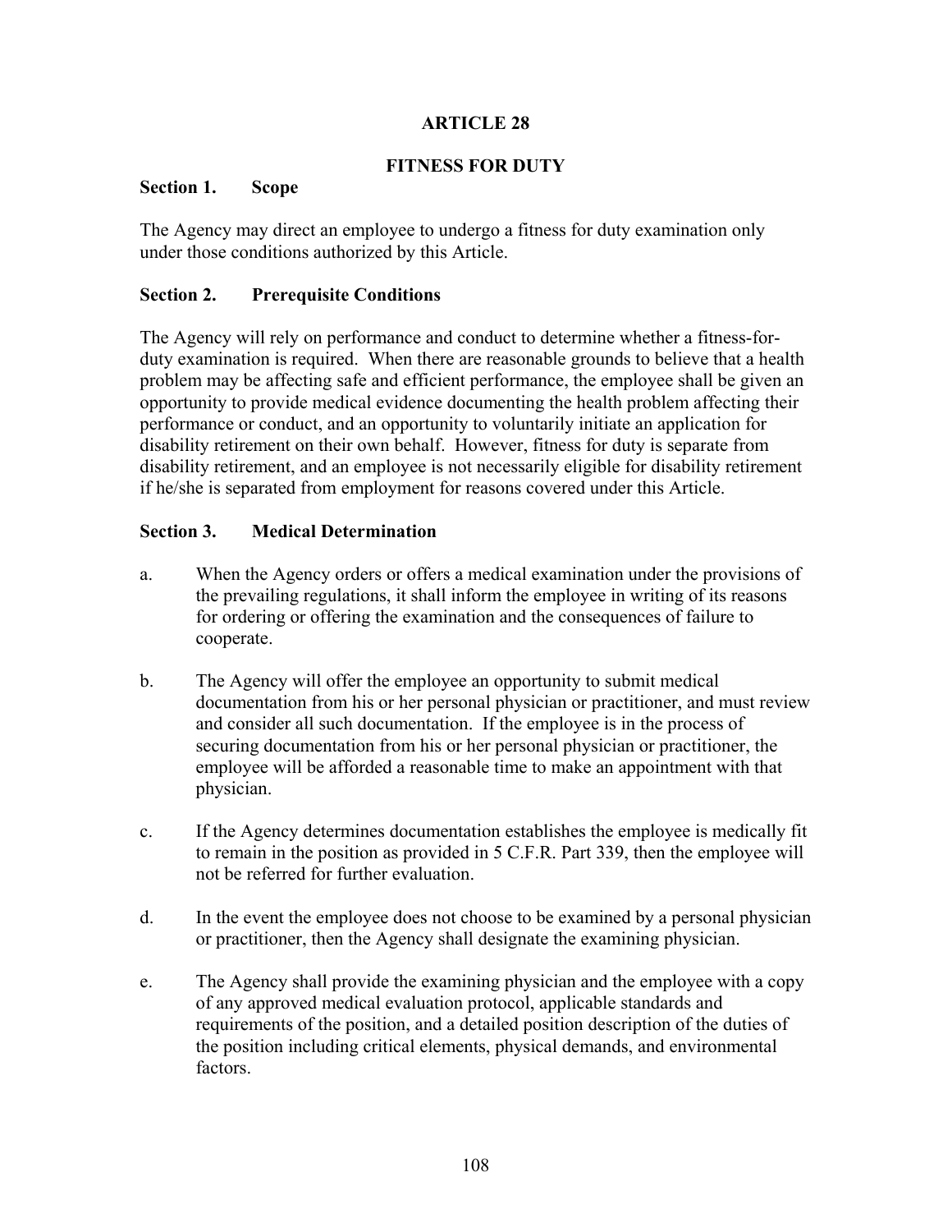## ARTICLE 28

### FITNESS FOR DUTY

**Section 1. Scope**

The Agency may direct an employee to undergo a fitness for duty examination only under those conditions authorized by this Article.

**Section 2. Prerequisite Conditions**

The Agency will rely on performance and conduct to determine whether a fitness-for-duty examination is required. When there are reasonable grounds to believe that a health problem may be affecting safe and efficient performance, the employee shall be given an opportunity to provide medical evidence documenting the health problem affecting their performance or conduct, and an opportunity to voluntarily initiate an application for disability retirement on their own behalf. However, fitness for duty is separate from disability retirement, and an employee is not necessarily eligible for disability retirement if he/she is separated from employment for reasons covered under this Article.

**Section 3. Medical Determination**

a. When the Agency orders or offers a medical examination under the provisions of the prevailing regulations, it shall inform the employee in writing of its reasons for ordering or offering the examination and the consequences of failure to cooperate.

b. The Agency will offer the employee an opportunity to submit medical documentation from his or her personal physician or practitioner, and must review and consider all such documentation. If the employee is in the process of securing documentation from his or her personal physician or practitioner, the employee will be afforded a reasonable time to make an appointment with that physician.

c. If the Agency determines documentation establishes the employee is medically fit to remain in the position as provided in 5 C.F.R. Part 339, then the employee will not be referred for further evaluation.

d. In the event the employee does not choose to be examined by a personal physician or practitioner, then the Agency shall designate the examining physician.

e. The Agency shall provide the examining physician and the employee with a copy of any approved medical evaluation protocol, applicable standards and requirements of the position, and a detailed position description of the duties of the position including critical elements, physical demands, and environmental factors.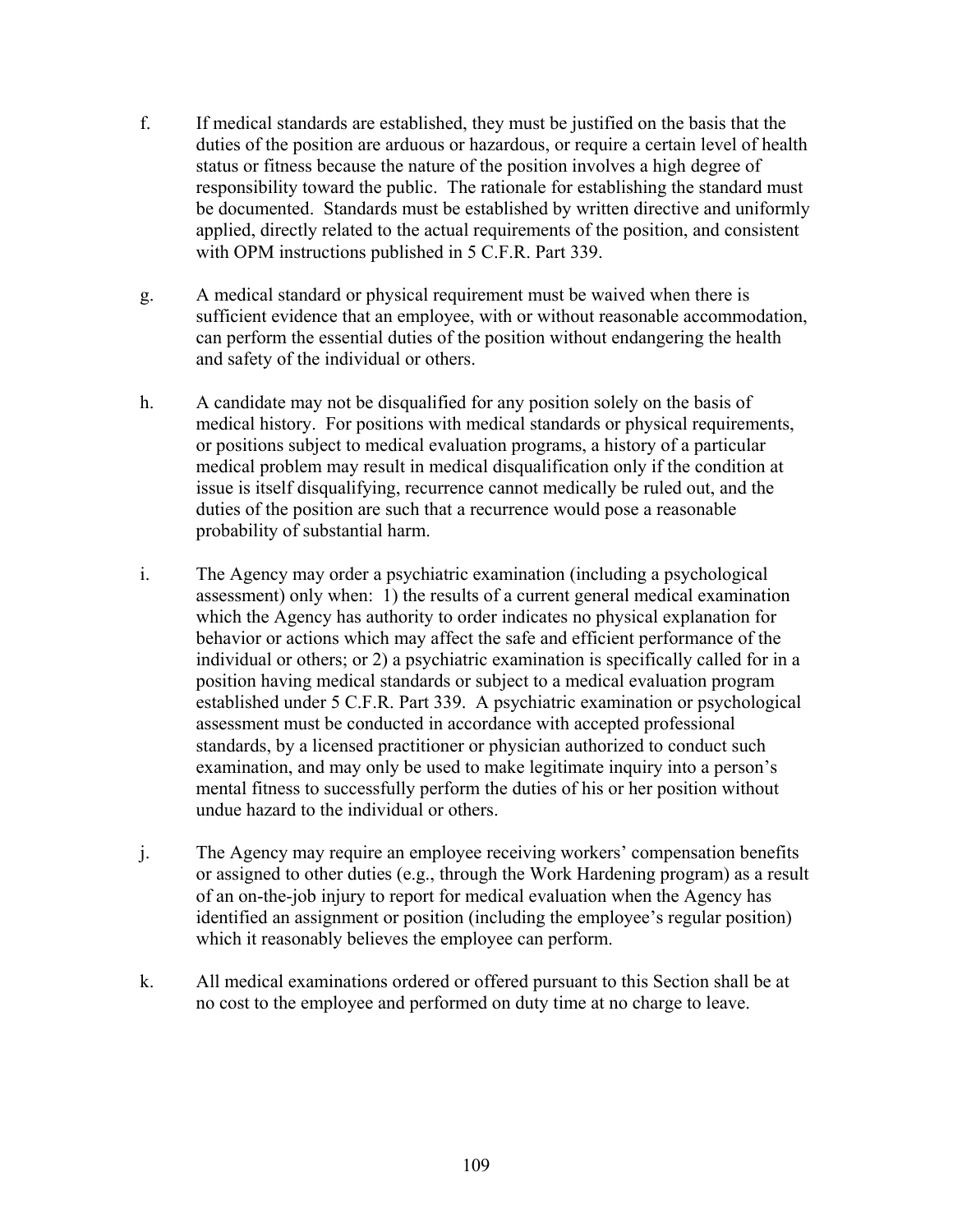f. If medical standards are established, they must be justified on the basis that the duties of the position are arduous or hazardous, or require a certain level of health status or fitness because the nature of the position involves a high degree of responsibility toward the public. The rationale for establishing the standard must be documented. Standards must be established by written directive and uniformly applied, directly related to the actual requirements of the position, and consistent with OPM instructions published in 5 C.F.R. Part 339.

g. A medical standard or physical requirement must be waived when there is sufficient evidence that an employee, with or without reasonable accommodation, can perform the essential duties of the position without endangering the health and safety of the individual or others.

h. A candidate may not be disqualified for any position solely on the basis of medical history. For positions with medical standards or physical requirements, or positions subject to medical evaluation programs, a history of a particular medical problem may result in medical disqualification only if the condition at issue is itself disqualifying, recurrence cannot medically be ruled out, and the duties of the position are such that a recurrence would pose a reasonable probability of substantial harm.

i. The Agency may order a psychiatric examination (including a psychological assessment) only when: 1) the results of a current general medical examination which the Agency has authority to order indicates no physical explanation for behavior or actions which may affect the safe and efficient performance of the individual or others; or 2) a psychiatric examination is specifically called for in a position having medical standards or subject to a medical evaluation program established under 5 C.F.R. Part 339. A psychiatric examination or psychological assessment must be conducted in accordance with accepted professional standards, by a licensed practitioner or physician authorized to conduct such examination, and may only be used to make legitimate inquiry into a person's mental fitness to successfully perform the duties of his or her position without undue hazard to the individual or others.

j. The Agency may require an employee receiving workers' compensation benefits or assigned to other duties (e.g., through the Work Hardening program) as a result of an on-the-job injury to report for medical evaluation when the Agency has identified an assignment or position (including the employee's regular position) which it reasonably believes the employee can perform.

k. All medical examinations ordered or offered pursuant to this Section shall be at no cost to the employee and performed on duty time at no charge to leave.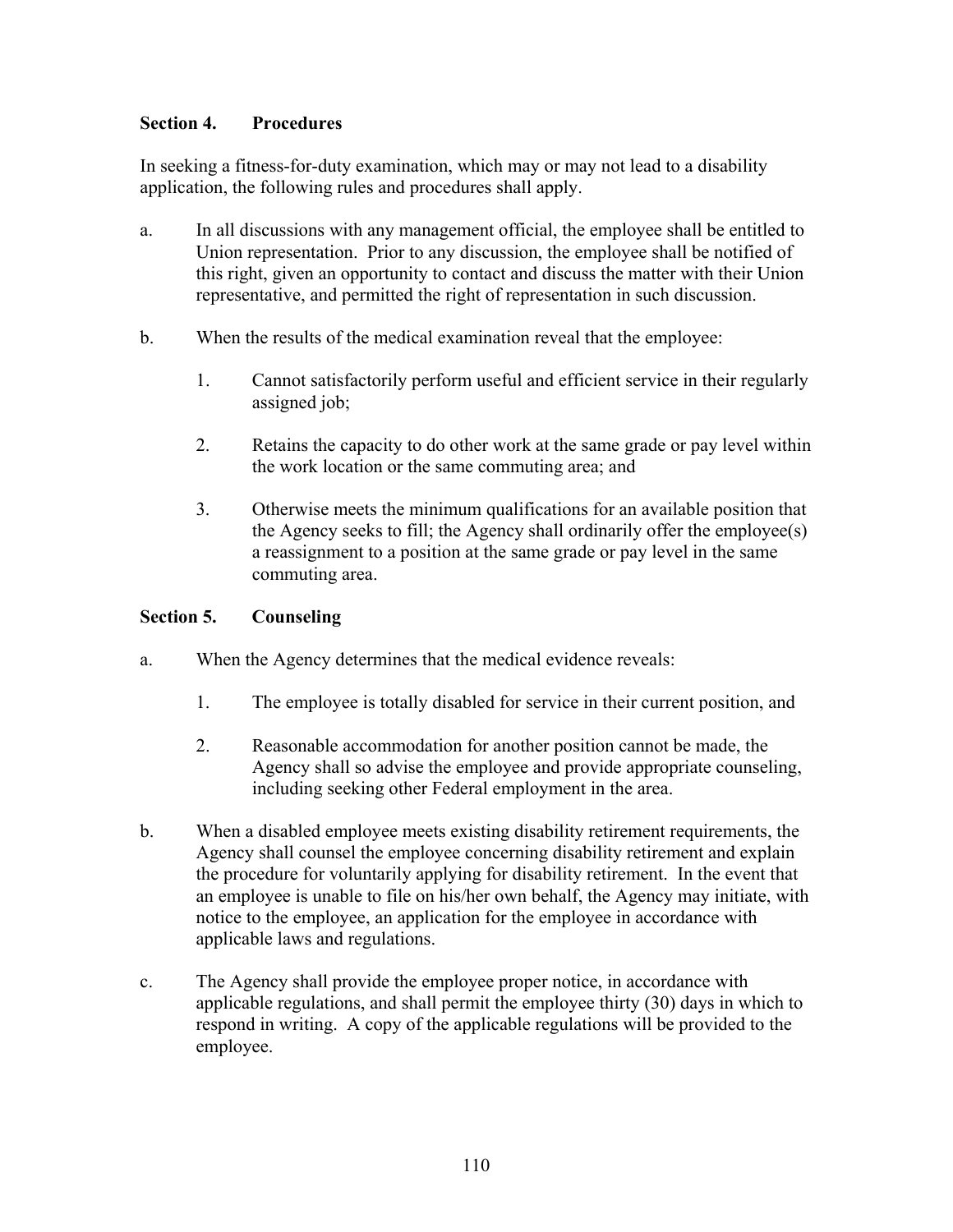### Section 4. Procedures

In seeking a fitness-for-duty examination, which may or may not lead to a disability application, the following rules and procedures shall apply.

a. In all discussions with any management official, the employee shall be entitled to Union representation. Prior to any discussion, the employee shall be notified of this right, given an opportunity to contact and discuss the matter with their Union representative, and permitted the right of representation in such discussion.

b. When the results of the medical examination reveal that the employee:

   1. Cannot satisfactorily perform useful and efficient service in their regularly assigned job;

   2. Retains the capacity to do other work at the same grade or pay level within the work location or the same commuting area; and

   3. Otherwise meets the minimum qualifications for an available position that the Agency seeks to fill; the Agency shall ordinarily offer the employee(s) a reassignment to a position at the same grade or pay level in the same commuting area.

### Section 5. Counseling

a. When the Agency determines that the medical evidence reveals:

   1. The employee is totally disabled for service in their current position, and

   2. Reasonable accommodation for another position cannot be made, the Agency shall so advise the employee and provide appropriate counseling, including seeking other Federal employment in the area.

b. When a disabled employee meets existing disability retirement requirements, the Agency shall counsel the employee concerning disability retirement and explain the procedure for voluntarily applying for disability retirement. In the event that an employee is unable to file on his/her own behalf, the Agency may initiate, with notice to the employee, an application for the employee in accordance with applicable laws and regulations.

c. The Agency shall provide the employee proper notice, in accordance with applicable regulations, and shall permit the employee thirty (30) days in which to respond in writing. A copy of the applicable regulations will be provided to the employee.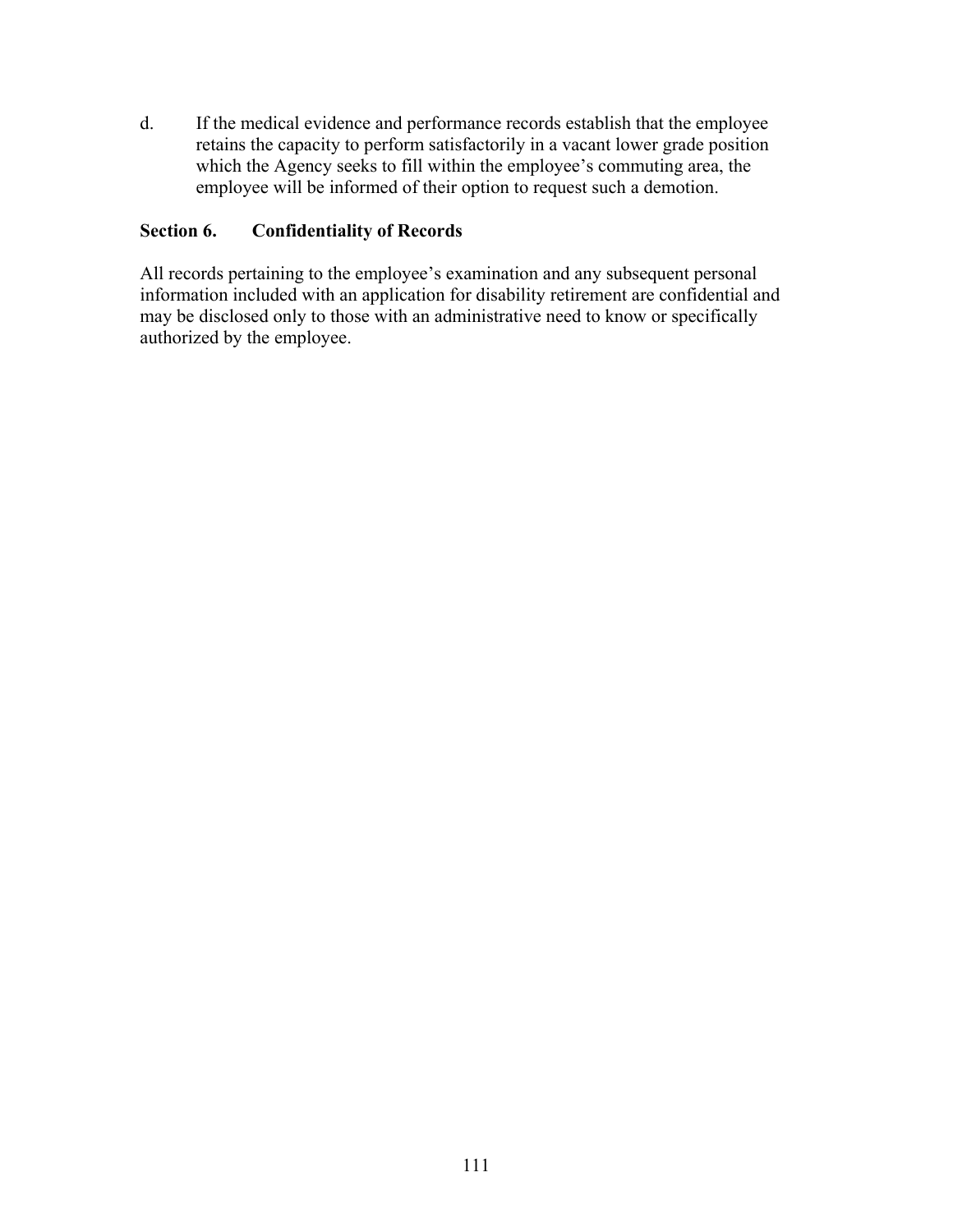d. If the medical evidence and performance records establish that the employee retains the capacity to perform satisfactorily in a vacant lower grade position which the Agency seeks to fill within the employee's commuting area, the employee will be informed of their option to request such a demotion.

### Section 6. Confidentiality of Records

All records pertaining to the employee's examination and any subsequent personal information included with an application for disability retirement are confidential and may be disclosed only to those with an administrative need to know or specifically authorized by the employee.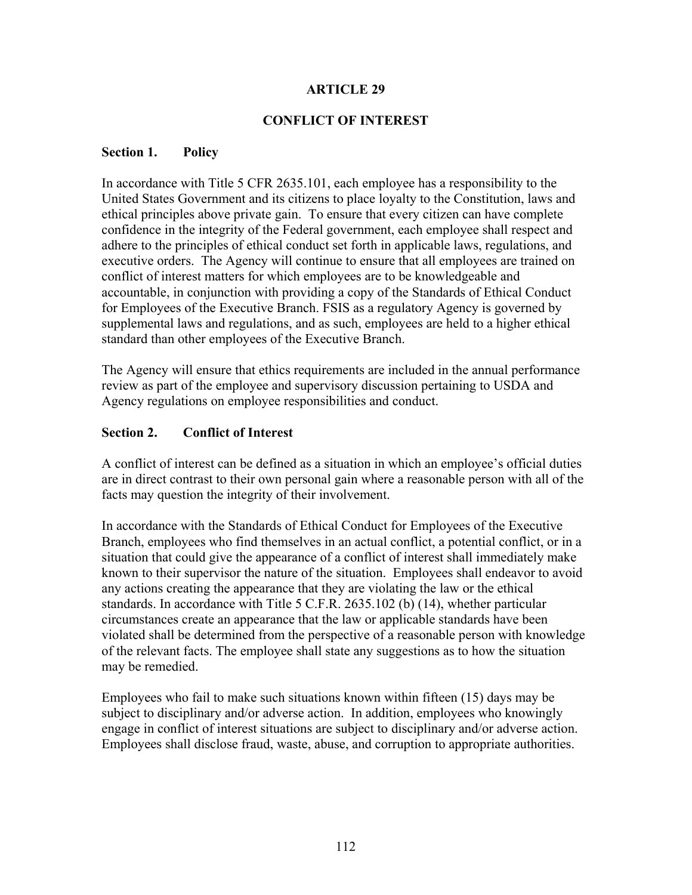# ARTICLE 29

## CONFLICT OF INTEREST

### Section 1. Policy

In accordance with Title 5 CFR 2635.101, each employee has a responsibility to the United States Government and its citizens to place loyalty to the Constitution, laws and ethical principles above private gain. To ensure that every citizen can have complete confidence in the integrity of the Federal government, each employee shall respect and adhere to the principles of ethical conduct set forth in applicable laws, regulations, and executive orders. The Agency will continue to ensure that all employees are trained on conflict of interest matters for which employees are to be knowledgeable and accountable, in conjunction with providing a copy of the Standards of Ethical Conduct for Employees of the Executive Branch. FSIS as a regulatory Agency is governed by supplemental laws and regulations, and as such, employees are held to a higher ethical standard than other employees of the Executive Branch.

The Agency will ensure that ethics requirements are included in the annual performance review as part of the employee and supervisory discussion pertaining to USDA and Agency regulations on employee responsibilities and conduct.

### Section 2. Conflict of Interest

A conflict of interest can be defined as a situation in which an employee's official duties are in direct contrast to their own personal gain where a reasonable person with all of the facts may question the integrity of their involvement.

In accordance with the Standards of Ethical Conduct for Employees of the Executive Branch, employees who find themselves in an actual conflict, a potential conflict, or in a situation that could give the appearance of a conflict of interest shall immediately make known to their supervisor the nature of the situation. Employees shall endeavor to avoid any actions creating the appearance that they are violating the law or the ethical standards. In accordance with Title 5 C.F.R. 2635.102 (b) (14), whether particular circumstances create an appearance that the law or applicable standards have been violated shall be determined from the perspective of a reasonable person with knowledge of the relevant facts. The employee shall state any suggestions as to how the situation may be remedied.

Employees who fail to make such situations known within fifteen (15) days may be subject to disciplinary and/or adverse action. In addition, employees who knowingly engage in conflict of interest situations are subject to disciplinary and/or adverse action. Employees shall disclose fraud, waste, abuse, and corruption to appropriate authorities.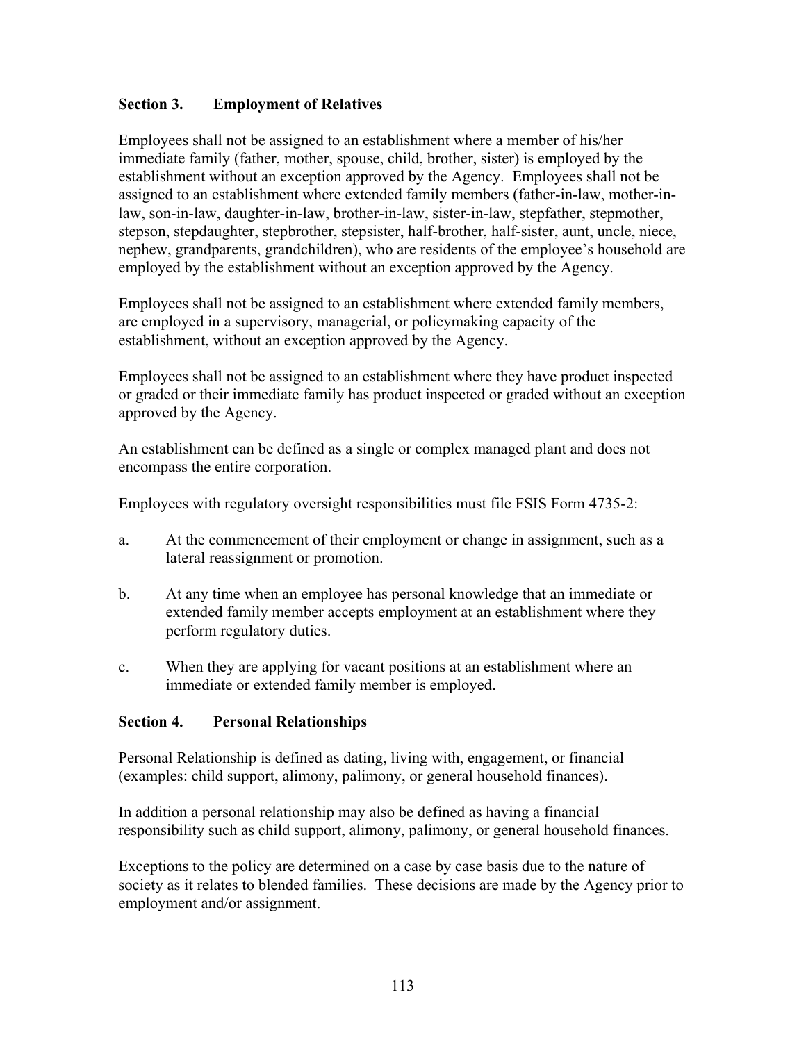## Section 3. Employment of Relatives

Employees shall not be assigned to an establishment where a member of his/her immediate family (father, mother, spouse, child, brother, sister) is employed by the establishment without an exception approved by the Agency. Employees shall not be assigned to an establishment where extended family members (father-in-law, mother-in-law, son-in-law, daughter-in-law, brother-in-law, sister-in-law, stepfather, stepmother, stepson, stepdaughter, stepbrother, stepsister, half-brother, half-sister, aunt, uncle, niece, nephew, grandparents, grandchildren), who are residents of the employee's household are employed by the establishment without an exception approved by the Agency.

Employees shall not be assigned to an establishment where extended family members, are employed in a supervisory, managerial, or policymaking capacity of the establishment, without an exception approved by the Agency.

Employees shall not be assigned to an establishment where they have product inspected or graded or their immediate family has product inspected or graded without an exception approved by the Agency.

An establishment can be defined as a single or complex managed plant and does not encompass the entire corporation.

Employees with regulatory oversight responsibilities must file FSIS Form 4735-2:

a. At the commencement of their employment or change in assignment, such as a lateral reassignment or promotion.

b. At any time when an employee has personal knowledge that an immediate or extended family member accepts employment at an establishment where they perform regulatory duties.

c. When they are applying for vacant positions at an establishment where an immediate or extended family member is employed.

## Section 4. Personal Relationships

Personal Relationship is defined as dating, living with, engagement, or financial (examples: child support, alimony, palimony, or general household finances).

In addition a personal relationship may also be defined as having a financial responsibility such as child support, alimony, palimony, or general household finances.

Exceptions to the policy are determined on a case by case basis due to the nature of society as it relates to blended families. These decisions are made by the Agency prior to employment and/or assignment.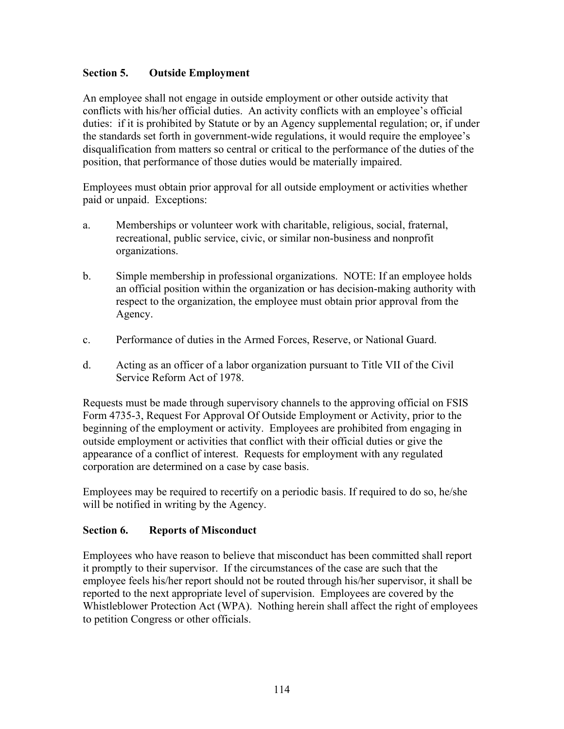## Section 5. Outside Employment

An employee shall not engage in outside employment or other outside activity that conflicts with his/her official duties. An activity conflicts with an employee's official duties: if it is prohibited by Statute or by an Agency supplemental regulation; or, if under the standards set forth in government-wide regulations, it would require the employee's disqualification from matters so central or critical to the performance of the duties of the position, that performance of those duties would be materially impaired.

Employees must obtain prior approval for all outside employment or activities whether paid or unpaid. Exceptions:

a. Memberships or volunteer work with charitable, religious, social, fraternal, recreational, public service, civic, or similar non-business and nonprofit organizations.

b. Simple membership in professional organizations. NOTE: If an employee holds an official position within the organization or has decision-making authority with respect to the organization, the employee must obtain prior approval from the Agency.

c. Performance of duties in the Armed Forces, Reserve, or National Guard.

d. Acting as an officer of a labor organization pursuant to Title VII of the Civil Service Reform Act of 1978.

Requests must be made through supervisory channels to the approving official on FSIS Form 4735-3, Request For Approval Of Outside Employment or Activity, prior to the beginning of the employment or activity. Employees are prohibited from engaging in outside employment or activities that conflict with their official duties or give the appearance of a conflict of interest. Requests for employment with any regulated corporation are determined on a case by case basis.

Employees may be required to recertify on a periodic basis. If required to do so, he/she will be notified in writing by the Agency.

## Section 6. Reports of Misconduct

Employees who have reason to believe that misconduct has been committed shall report it promptly to their supervisor. If the circumstances of the case are such that the employee feels his/her report should not be routed through his/her supervisor, it shall be reported to the next appropriate level of supervision. Employees are covered by the Whistleblower Protection Act (WPA). Nothing herein shall affect the right of employees to petition Congress or other officials.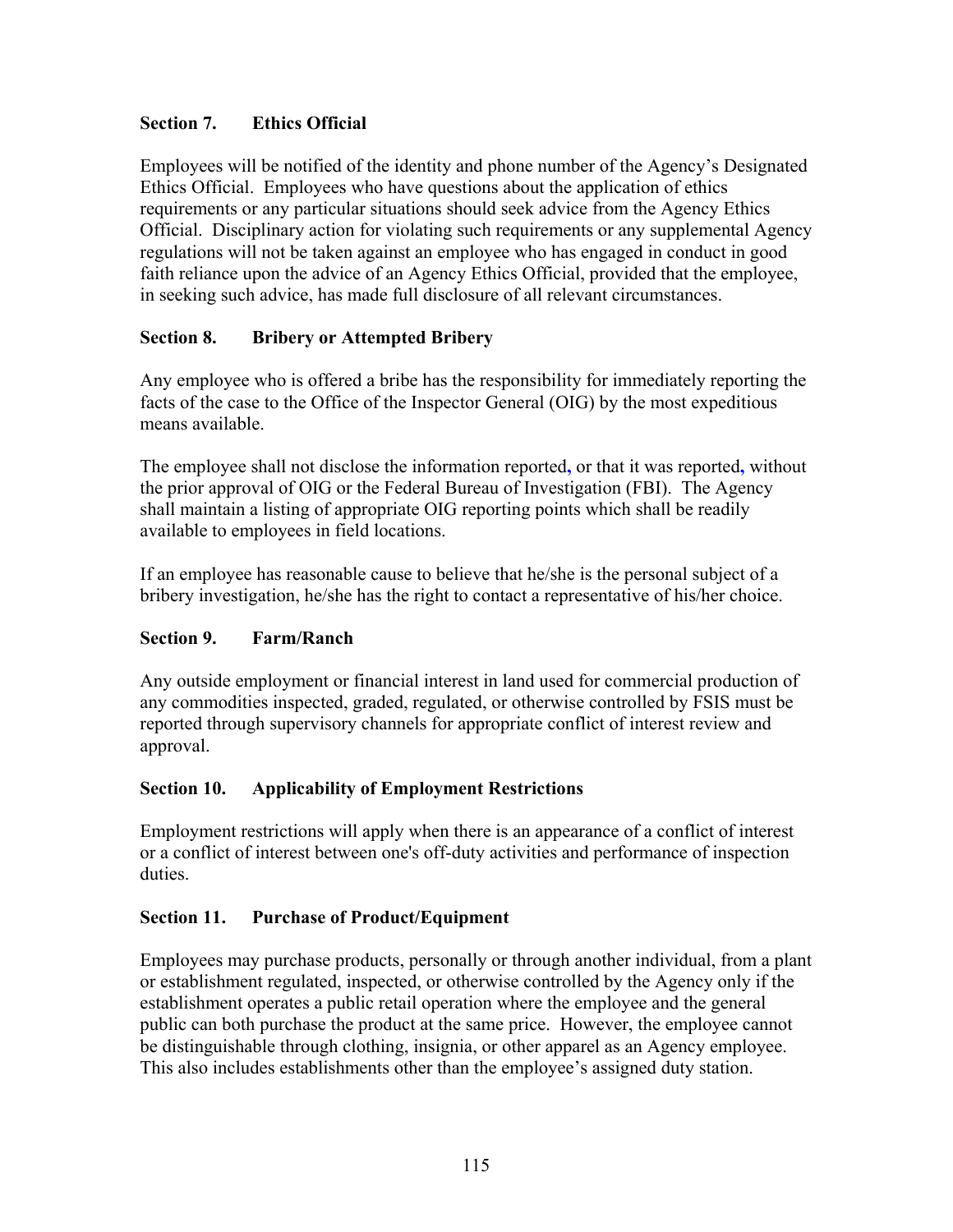## Section 7. Ethics Official

Employees will be notified of the identity and phone number of the Agency's Designated Ethics Official. Employees who have questions about the application of ethics requirements or any particular situations should seek advice from the Agency Ethics Official. Disciplinary action for violating such requirements or any supplemental Agency regulations will not be taken against an employee who has engaged in conduct in good faith reliance upon the advice of an Agency Ethics Official, provided that the employee, in seeking such advice, has made full disclosure of all relevant circumstances.

## Section 8. Bribery or Attempted Bribery

Any employee who is offered a bribe has the responsibility for immediately reporting the facts of the case to the Office of the Inspector General (OIG) by the most expeditious means available.

The employee shall not disclose the information reported, or that it was reported, without the prior approval of OIG or the Federal Bureau of Investigation (FBI). The Agency shall maintain a listing of appropriate OIG reporting points which shall be readily available to employees in field locations.

If an employee has reasonable cause to believe that he/she is the personal subject of a bribery investigation, he/she has the right to contact a representative of his/her choice.

## Section 9. Farm/Ranch

Any outside employment or financial interest in land used for commercial production of any commodities inspected, graded, regulated, or otherwise controlled by FSIS must be reported through supervisory channels for appropriate conflict of interest review and approval.

## Section 10. Applicability of Employment Restrictions

Employment restrictions will apply when there is an appearance of a conflict of interest or a conflict of interest between one's off-duty activities and performance of inspection duties.

## Section 11. Purchase of Product/Equipment

Employees may purchase products, personally or through another individual, from a plant or establishment regulated, inspected, or otherwise controlled by the Agency only if the establishment operates a public retail operation where the employee and the general public can both purchase the product at the same price. However, the employee cannot be distinguishable through clothing, insignia, or other apparel as an Agency employee. This also includes establishments other than the employee's assigned duty station.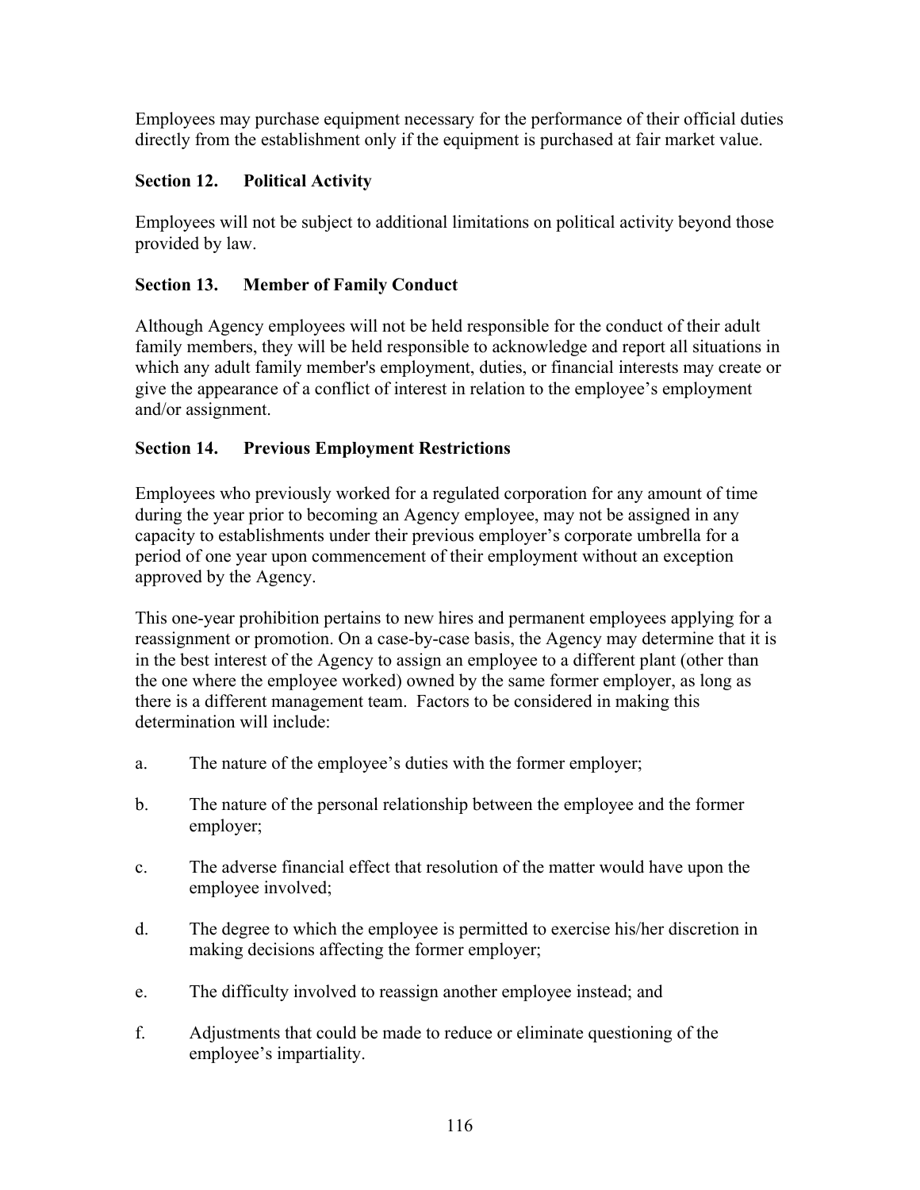Employees may purchase equipment necessary for the performance of their official duties directly from the establishment only if the equipment is purchased at fair market value.

### Section 12. Political Activity

Employees will not be subject to additional limitations on political activity beyond those provided by law.

### Section 13. Member of Family Conduct

Although Agency employees will not be held responsible for the conduct of their adult family members, they will be held responsible to acknowledge and report all situations in which any adult family member's employment, duties, or financial interests may create or give the appearance of a conflict of interest in relation to the employee's employment and/or assignment.

### Section 14. Previous Employment Restrictions

Employees who previously worked for a regulated corporation for any amount of time during the year prior to becoming an Agency employee, may not be assigned in any capacity to establishments under their previous employer's corporate umbrella for a period of one year upon commencement of their employment without an exception approved by the Agency.

This one-year prohibition pertains to new hires and permanent employees applying for a reassignment or promotion. On a case-by-case basis, the Agency may determine that it is in the best interest of the Agency to assign an employee to a different plant (other than the one where the employee worked) owned by the same former employer, as long as there is a different management team. Factors to be considered in making this determination will include:

a. The nature of the employee's duties with the former employer;

b. The nature of the personal relationship between the employee and the former employer;

c. The adverse financial effect that resolution of the matter would have upon the employee involved;

d. The degree to which the employee is permitted to exercise his/her discretion in making decisions affecting the former employer;

e. The difficulty involved to reassign another employee instead; and

f. Adjustments that could be made to reduce or eliminate questioning of the employee's impartiality.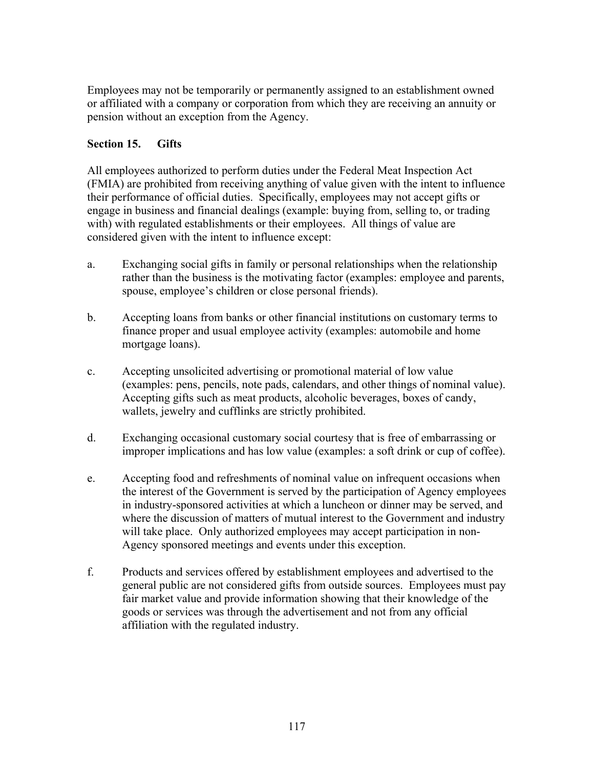Employees may not be temporarily or permanently assigned to an establishment owned or affiliated with a company or corporation from which they are receiving an annuity or pension without an exception from the Agency.

### Section 15. Gifts

All employees authorized to perform duties under the Federal Meat Inspection Act (FMIA) are prohibited from receiving anything of value given with the intent to influence their performance of official duties. Specifically, employees may not accept gifts or engage in business and financial dealings (example: buying from, selling to, or trading with) with regulated establishments or their employees. All things of value are considered given with the intent to influence except:

a. Exchanging social gifts in family or personal relationships when the relationship rather than the business is the motivating factor (examples: employee and parents, spouse, employee's children or close personal friends).

b. Accepting loans from banks or other financial institutions on customary terms to finance proper and usual employee activity (examples: automobile and home mortgage loans).

c. Accepting unsolicited advertising or promotional material of low value (examples: pens, pencils, note pads, calendars, and other things of nominal value). Accepting gifts such as meat products, alcoholic beverages, boxes of candy, wallets, jewelry and cufflinks are strictly prohibited.

d. Exchanging occasional customary social courtesy that is free of embarrassing or improper implications and has low value (examples: a soft drink or cup of coffee).

e. Accepting food and refreshments of nominal value on infrequent occasions when the interest of the Government is served by the participation of Agency employees in industry-sponsored activities at which a luncheon or dinner may be served, and where the discussion of matters of mutual interest to the Government and industry will take place. Only authorized employees may accept participation in non-Agency sponsored meetings and events under this exception.

f. Products and services offered by establishment employees and advertised to the general public are not considered gifts from outside sources. Employees must pay fair market value and provide information showing that their knowledge of the goods or services was through the advertisement and not from any official affiliation with the regulated industry.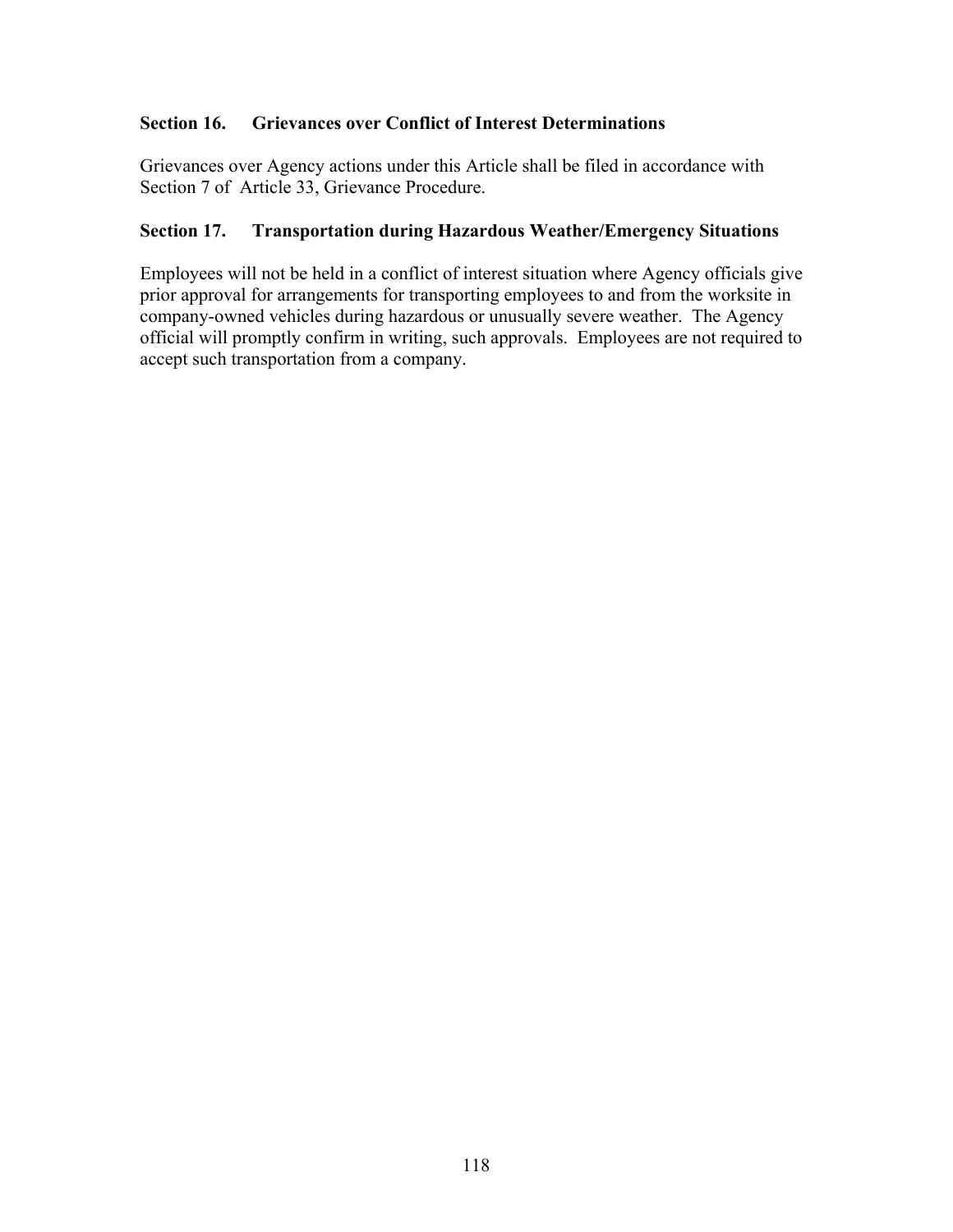### Section 16. Grievances over Conflict of Interest Determinations

Grievances over Agency actions under this Article shall be filed in accordance with Section 7 of Article 33, Grievance Procedure.

### Section 17. Transportation during Hazardous Weather/Emergency Situations

Employees will not be held in a conflict of interest situation where Agency officials give prior approval for arrangements for transporting employees to and from the worksite in company-owned vehicles during hazardous or unusually severe weather. The Agency official will promptly confirm in writing, such approvals. Employees are not required to accept such transportation from a company.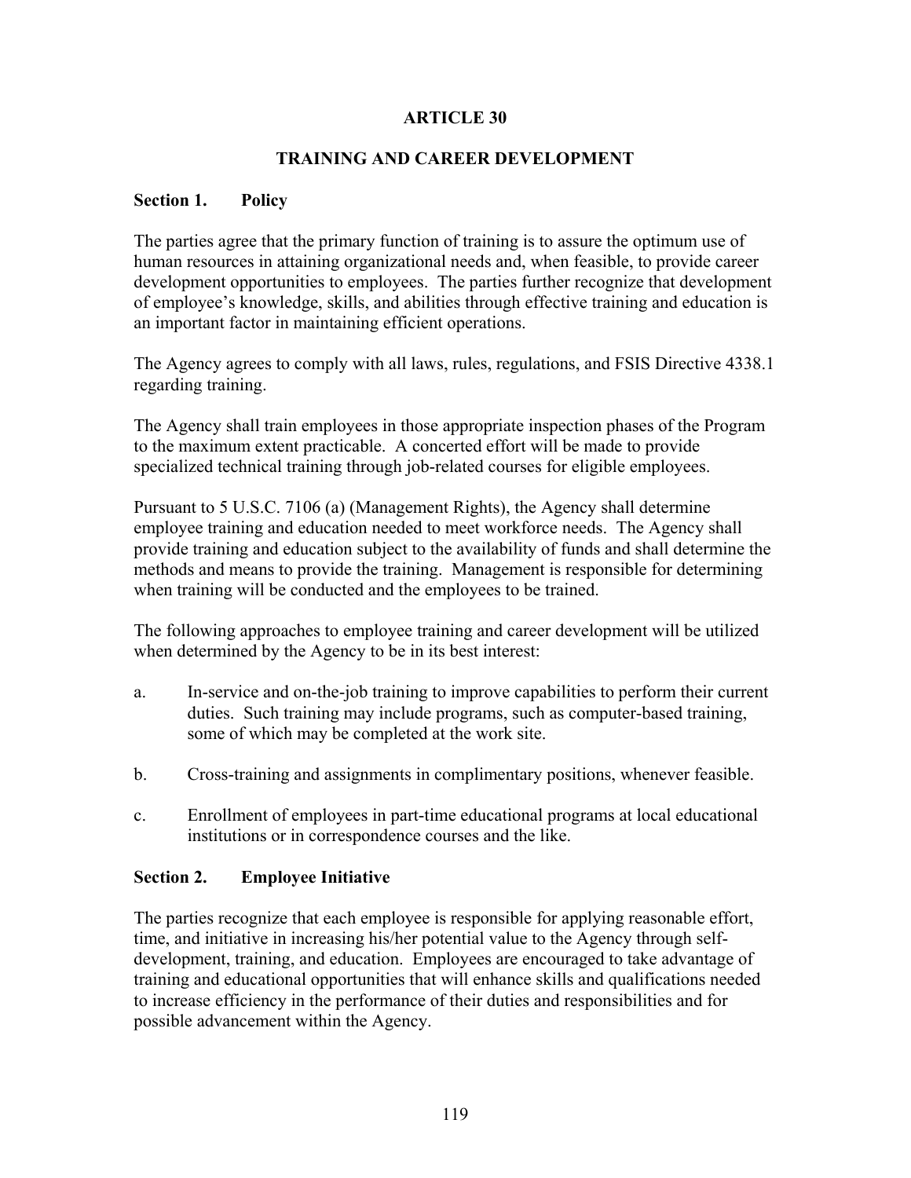# ARTICLE 30

## TRAINING AND CAREER DEVELOPMENT

### Section 1. Policy

The parties agree that the primary function of training is to assure the optimum use of human resources in attaining organizational needs and, when feasible, to provide career development opportunities to employees. The parties further recognize that development of employee's knowledge, skills, and abilities through effective training and education is an important factor in maintaining efficient operations.

The Agency agrees to comply with all laws, rules, regulations, and FSIS Directive 4338.1 regarding training.

The Agency shall train employees in those appropriate inspection phases of the Program to the maximum extent practicable. A concerted effort will be made to provide specialized technical training through job-related courses for eligible employees.

Pursuant to 5 U.S.C. 7106 (a) (Management Rights), the Agency shall determine employee training and education needed to meet workforce needs. The Agency shall provide training and education subject to the availability of funds and shall determine the methods and means to provide the training. Management is responsible for determining when training will be conducted and the employees to be trained.

The following approaches to employee training and career development will be utilized when determined by the Agency to be in its best interest:

a. In-service and on-the-job training to improve capabilities to perform their current duties. Such training may include programs, such as computer-based training, some of which may be completed at the work site.

b. Cross-training and assignments in complimentary positions, whenever feasible.

c. Enrollment of employees in part-time educational programs at local educational institutions or in correspondence courses and the like.

### Section 2. Employee Initiative

The parties recognize that each employee is responsible for applying reasonable effort, time, and initiative in increasing his/her potential value to the Agency through self-development, training, and education. Employees are encouraged to take advantage of training and educational opportunities that will enhance skills and qualifications needed to increase efficiency in the performance of their duties and responsibilities and for possible advancement within the Agency.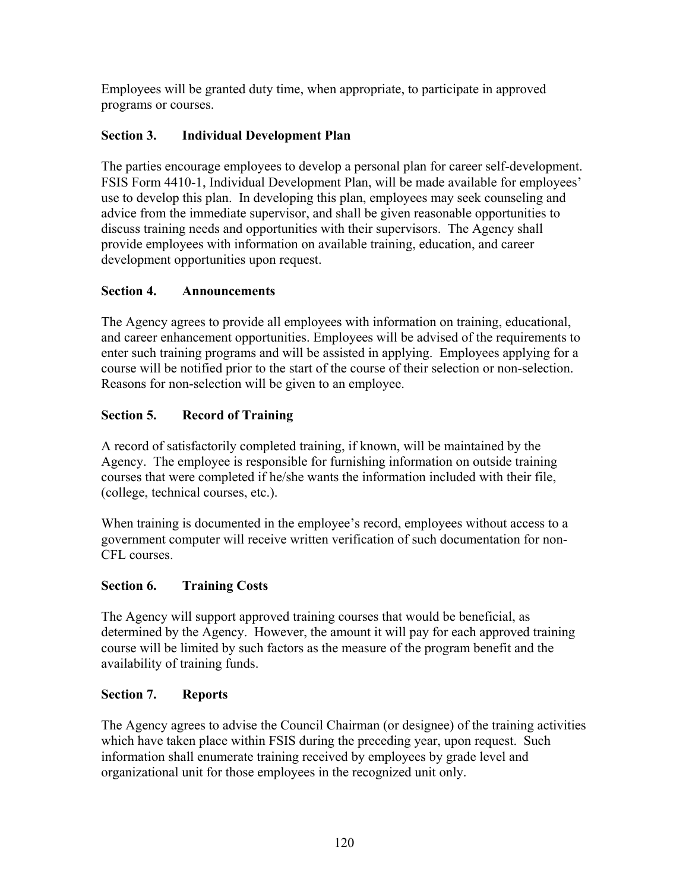Employees will be granted duty time, when appropriate, to participate in approved programs or courses.

### Section 3. Individual Development Plan

The parties encourage employees to develop a personal plan for career self-development. FSIS Form 4410-1, Individual Development Plan, will be made available for employees' use to develop this plan. In developing this plan, employees may seek counseling and advice from the immediate supervisor, and shall be given reasonable opportunities to discuss training needs and opportunities with their supervisors. The Agency shall provide employees with information on available training, education, and career development opportunities upon request.

### Section 4. Announcements

The Agency agrees to provide all employees with information on training, educational, and career enhancement opportunities. Employees will be advised of the requirements to enter such training programs and will be assisted in applying. Employees applying for a course will be notified prior to the start of the course of their selection or non-selection. Reasons for non-selection will be given to an employee.

### Section 5. Record of Training

A record of satisfactorily completed training, if known, will be maintained by the Agency. The employee is responsible for furnishing information on outside training courses that were completed if he/she wants the information included with their file, (college, technical courses, etc.).

When training is documented in the employee's record, employees without access to a government computer will receive written verification of such documentation for non-CFL courses.

### Section 6. Training Costs

The Agency will support approved training courses that would be beneficial, as determined by the Agency. However, the amount it will pay for each approved training course will be limited by such factors as the measure of the program benefit and the availability of training funds.

### Section 7. Reports

The Agency agrees to advise the Council Chairman (or designee) of the training activities which have taken place within FSIS during the preceding year, upon request. Such information shall enumerate training received by employees by grade level and organizational unit for those employees in the recognized unit only.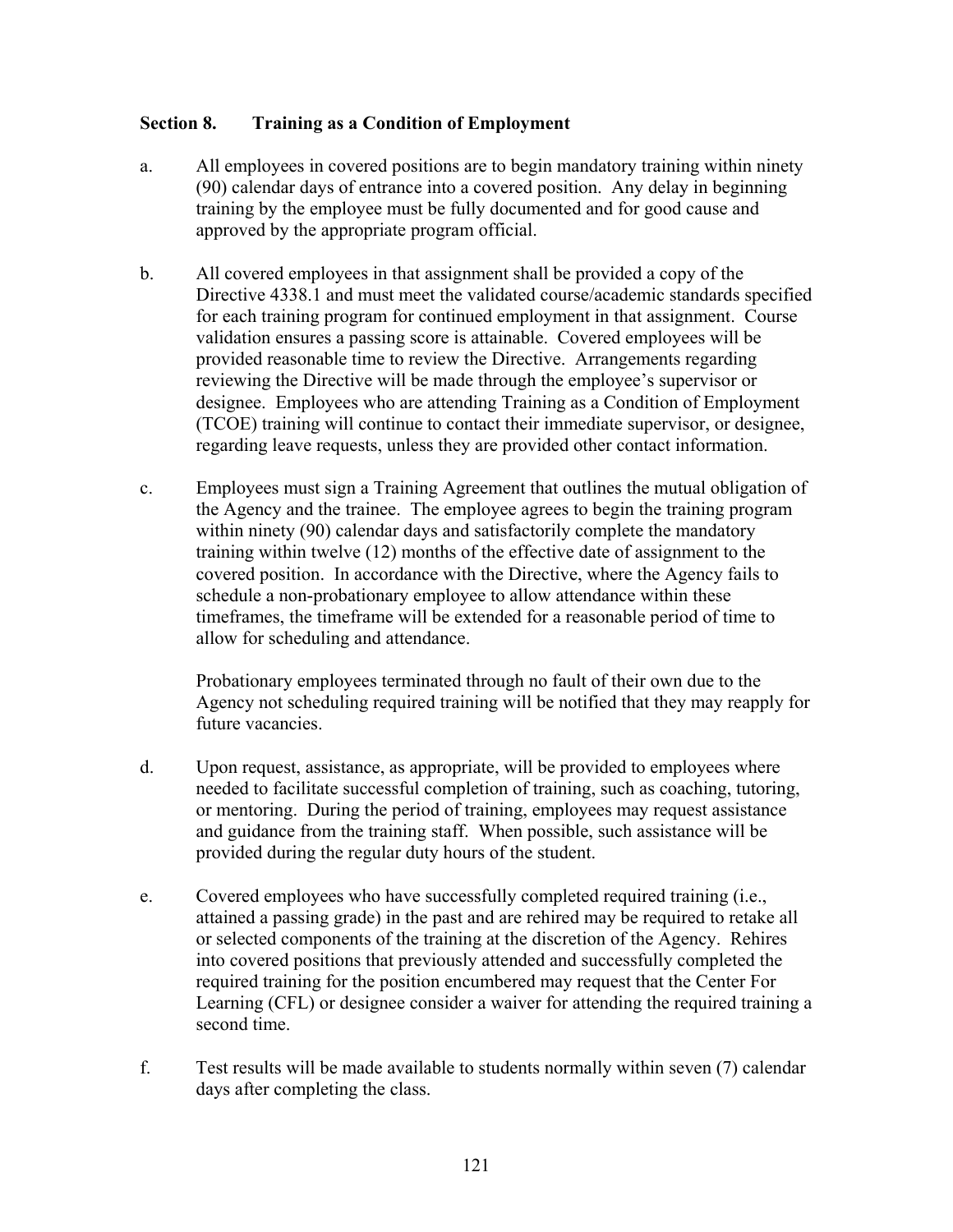## Section 8. Training as a Condition of Employment

a. All employees in covered positions are to begin mandatory training within ninety (90) calendar days of entrance into a covered position. Any delay in beginning training by the employee must be fully documented and for good cause and approved by the appropriate program official.

b. All covered employees in that assignment shall be provided a copy of the Directive 4338.1 and must meet the validated course/academic standards specified for each training program for continued employment in that assignment. Course validation ensures a passing score is attainable. Covered employees will be provided reasonable time to review the Directive. Arrangements regarding reviewing the Directive will be made through the employee's supervisor or designee. Employees who are attending Training as a Condition of Employment (TCOE) training will continue to contact their immediate supervisor, or designee, regarding leave requests, unless they are provided other contact information.

c. Employees must sign a Training Agreement that outlines the mutual obligation of the Agency and the trainee. The employee agrees to begin the training program within ninety (90) calendar days and satisfactorily complete the mandatory training within twelve (12) months of the effective date of assignment to the covered position. In accordance with the Directive, where the Agency fails to schedule a non-probationary employee to allow attendance within these timeframes, the timeframe will be extended for a reasonable period of time to allow for scheduling and attendance.

   Probationary employees terminated through no fault of their own due to the Agency not scheduling required training will be notified that they may reapply for future vacancies.

d. Upon request, assistance, as appropriate, will be provided to employees where needed to facilitate successful completion of training, such as coaching, tutoring, or mentoring. During the period of training, employees may request assistance and guidance from the training staff. When possible, such assistance will be provided during the regular duty hours of the student.

e. Covered employees who have successfully completed required training (i.e., attained a passing grade) in the past and are rehired may be required to retake all or selected components of the training at the discretion of the Agency. Rehires into covered positions that previously attended and successfully completed the required training for the position encumbered may request that the Center For Learning (CFL) or designee consider a waiver for attending the required training a second time.

f. Test results will be made available to students normally within seven (7) calendar days after completing the class.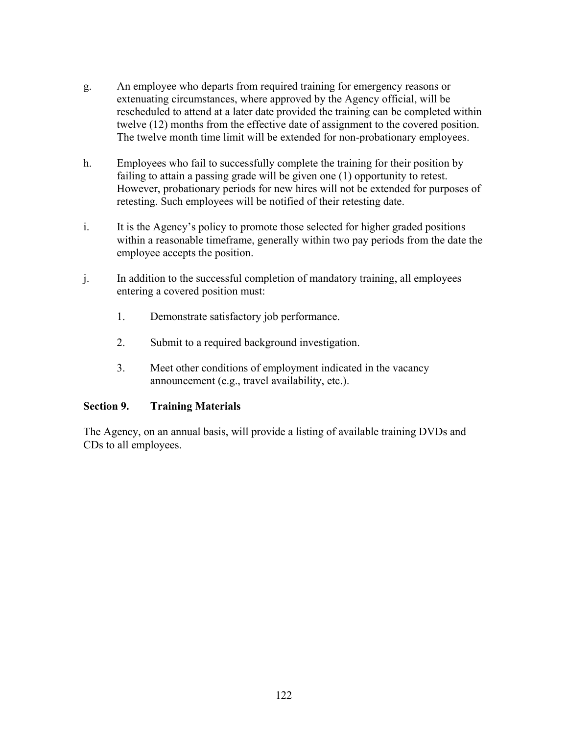g. An employee who departs from required training for emergency reasons or extenuating circumstances, where approved by the Agency official, will be rescheduled to attend at a later date provided the training can be completed within twelve (12) months from the effective date of assignment to the covered position. The twelve month time limit will be extended for non-probationary employees.

h. Employees who fail to successfully complete the training for their position by failing to attain a passing grade will be given one (1) opportunity to retest. However, probationary periods for new hires will not be extended for purposes of retesting. Such employees will be notified of their retesting date.

i. It is the Agency's policy to promote those selected for higher graded positions within a reasonable timeframe, generally within two pay periods from the date the employee accepts the position.

j. In addition to the successful completion of mandatory training, all employees entering a covered position must:

   1. Demonstrate satisfactory job performance.

   2. Submit to a required background investigation.

   3. Meet other conditions of employment indicated in the vacancy announcement (e.g., travel availability, etc.).

**Section 9. Training Materials**

The Agency, on an annual basis, will provide a listing of available training DVDs and CDs to all employees.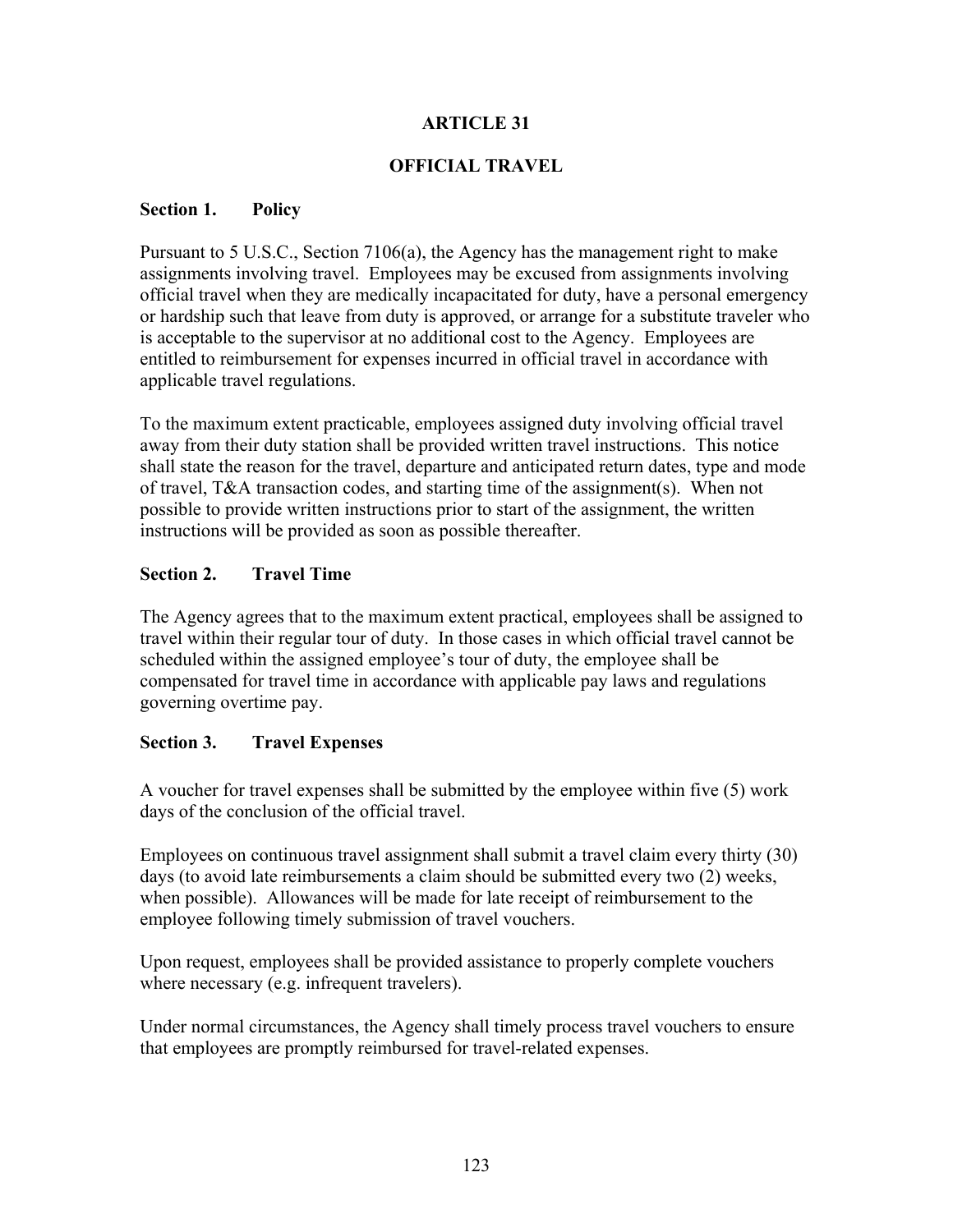# ARTICLE 31

## OFFICIAL TRAVEL

### Section 1. Policy

Pursuant to 5 U.S.C., Section 7106(a), the Agency has the management right to make assignments involving travel. Employees may be excused from assignments involving official travel when they are medically incapacitated for duty, have a personal emergency or hardship such that leave from duty is approved, or arrange for a substitute traveler who is acceptable to the supervisor at no additional cost to the Agency. Employees are entitled to reimbursement for expenses incurred in official travel in accordance with applicable travel regulations.

To the maximum extent practicable, employees assigned duty involving official travel away from their duty station shall be provided written travel instructions. This notice shall state the reason for the travel, departure and anticipated return dates, type and mode of travel, T&A transaction codes, and starting time of the assignment(s). When not possible to provide written instructions prior to start of the assignment, the written instructions will be provided as soon as possible thereafter.

### Section 2. Travel Time

The Agency agrees that to the maximum extent practical, employees shall be assigned to travel within their regular tour of duty. In those cases in which official travel cannot be scheduled within the assigned employee's tour of duty, the employee shall be compensated for travel time in accordance with applicable pay laws and regulations governing overtime pay.

### Section 3. Travel Expenses

A voucher for travel expenses shall be submitted by the employee within five (5) work days of the conclusion of the official travel.

Employees on continuous travel assignment shall submit a travel claim every thirty (30) days (to avoid late reimbursements a claim should be submitted every two (2) weeks, when possible). Allowances will be made for late receipt of reimbursement to the employee following timely submission of travel vouchers.

Upon request, employees shall be provided assistance to properly complete vouchers where necessary (e.g. infrequent travelers).

Under normal circumstances, the Agency shall timely process travel vouchers to ensure that employees are promptly reimbursed for travel-related expenses.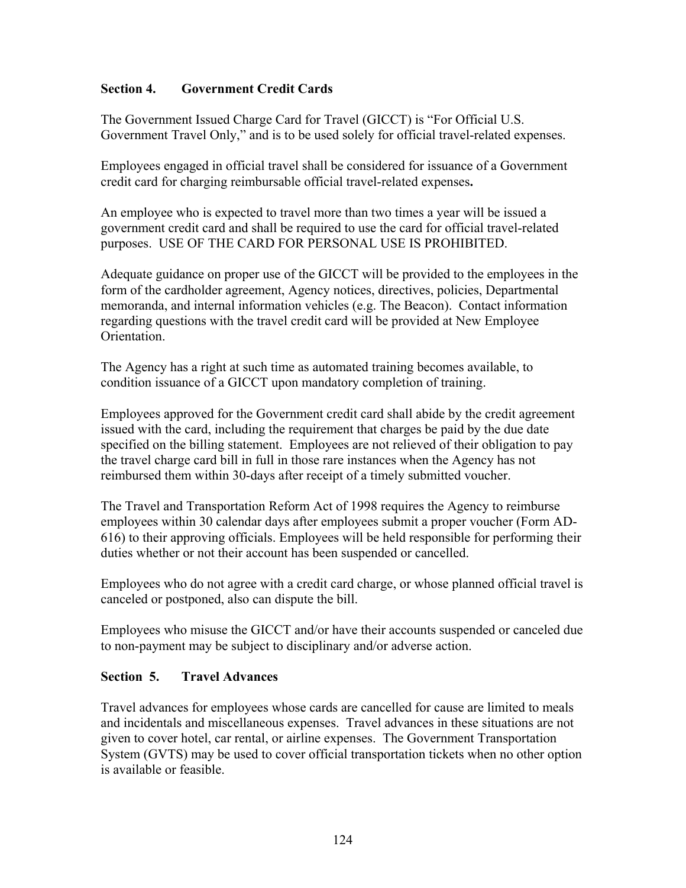## Section 4. Government Credit Cards

The Government Issued Charge Card for Travel (GICCT) is "For Official U.S. Government Travel Only," and is to be used solely for official travel-related expenses.

Employees engaged in official travel shall be considered for issuance of a Government credit card for charging reimbursable official travel-related expenses**.**

An employee who is expected to travel more than two times a year will be issued a government credit card and shall be required to use the card for official travel-related purposes. USE OF THE CARD FOR PERSONAL USE IS PROHIBITED.

Adequate guidance on proper use of the GICCT will be provided to the employees in the form of the cardholder agreement, Agency notices, directives, policies, Departmental memoranda, and internal information vehicles (e.g. The Beacon). Contact information regarding questions with the travel credit card will be provided at New Employee Orientation.

The Agency has a right at such time as automated training becomes available, to condition issuance of a GICCT upon mandatory completion of training.

Employees approved for the Government credit card shall abide by the credit agreement issued with the card, including the requirement that charges be paid by the due date specified on the billing statement. Employees are not relieved of their obligation to pay the travel charge card bill in full in those rare instances when the Agency has not reimbursed them within 30-days after receipt of a timely submitted voucher.

The Travel and Transportation Reform Act of 1998 requires the Agency to reimburse employees within 30 calendar days after employees submit a proper voucher (Form AD-616) to their approving officials. Employees will be held responsible for performing their duties whether or not their account has been suspended or cancelled.

Employees who do not agree with a credit card charge, or whose planned official travel is canceled or postponed, also can dispute the bill.

Employees who misuse the GICCT and/or have their accounts suspended or canceled due to non-payment may be subject to disciplinary and/or adverse action.

## Section 5. Travel Advances

Travel advances for employees whose cards are cancelled for cause are limited to meals and incidentals and miscellaneous expenses. Travel advances in these situations are not given to cover hotel, car rental, or airline expenses. The Government Transportation System (GVTS) may be used to cover official transportation tickets when no other option is available or feasible.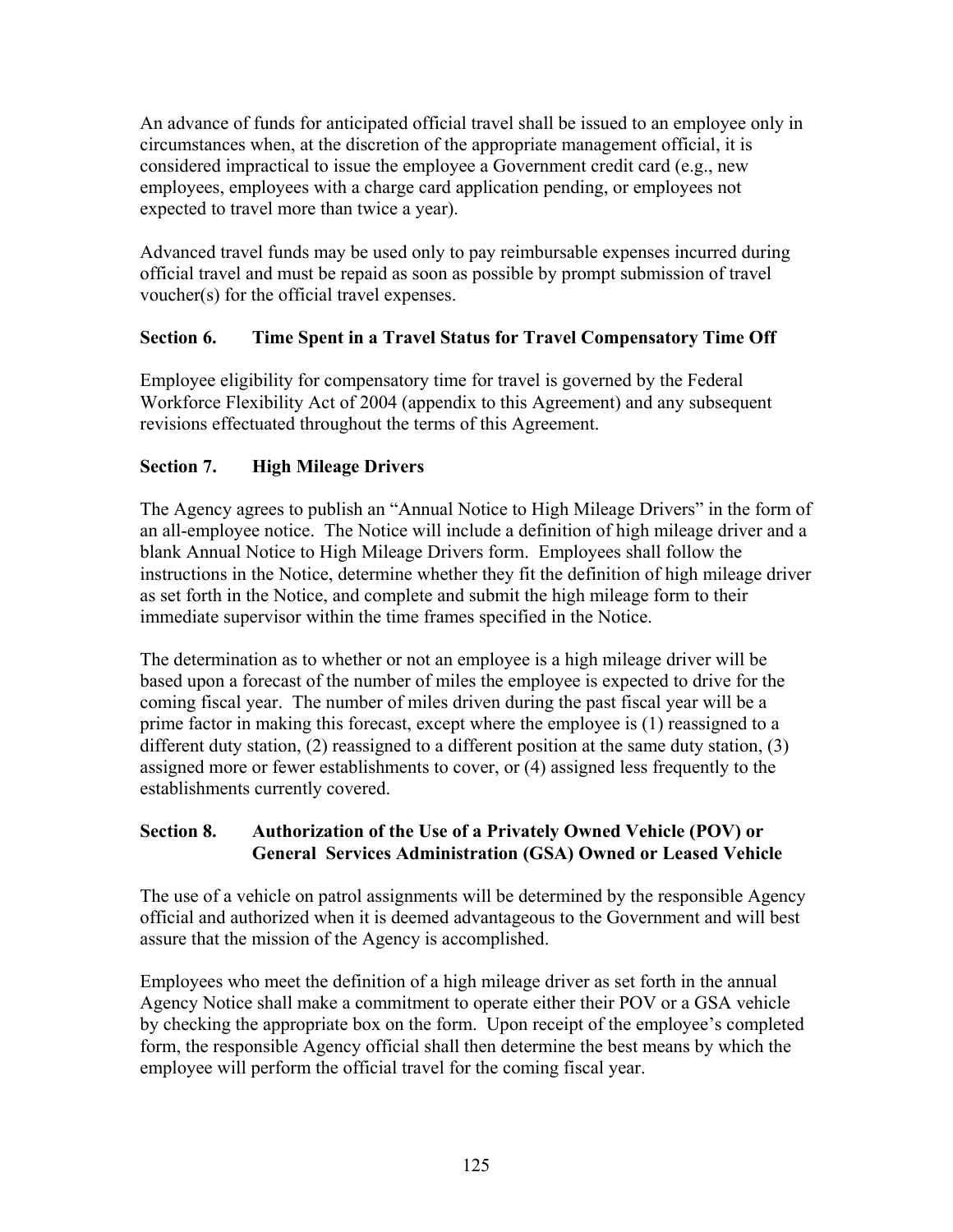An advance of funds for anticipated official travel shall be issued to an employee only in circumstances when, at the discretion of the appropriate management official, it is considered impractical to issue the employee a Government credit card (e.g., new employees, employees with a charge card application pending, or employees not expected to travel more than twice a year).

Advanced travel funds may be used only to pay reimbursable expenses incurred during official travel and must be repaid as soon as possible by prompt submission of travel voucher(s) for the official travel expenses.

### Section 6. Time Spent in a Travel Status for Travel Compensatory Time Off

Employee eligibility for compensatory time for travel is governed by the Federal Workforce Flexibility Act of 2004 (appendix to this Agreement) and any subsequent revisions effectuated throughout the terms of this Agreement.

### Section 7. High Mileage Drivers

The Agency agrees to publish an "Annual Notice to High Mileage Drivers" in the form of an all-employee notice. The Notice will include a definition of high mileage driver and a blank Annual Notice to High Mileage Drivers form. Employees shall follow the instructions in the Notice, determine whether they fit the definition of high mileage driver as set forth in the Notice, and complete and submit the high mileage form to their immediate supervisor within the time frames specified in the Notice.

The determination as to whether or not an employee is a high mileage driver will be based upon a forecast of the number of miles the employee is expected to drive for the coming fiscal year. The number of miles driven during the past fiscal year will be a prime factor in making this forecast, except where the employee is (1) reassigned to a different duty station, (2) reassigned to a different position at the same duty station, (3) assigned more or fewer establishments to cover, or (4) assigned less frequently to the establishments currently covered.

### Section 8. Authorization of the Use of a Privately Owned Vehicle (POV) or General Services Administration (GSA) Owned or Leased Vehicle

The use of a vehicle on patrol assignments will be determined by the responsible Agency official and authorized when it is deemed advantageous to the Government and will best assure that the mission of the Agency is accomplished.

Employees who meet the definition of a high mileage driver as set forth in the annual Agency Notice shall make a commitment to operate either their POV or a GSA vehicle by checking the appropriate box on the form. Upon receipt of the employee's completed form, the responsible Agency official shall then determine the best means by which the employee will perform the official travel for the coming fiscal year.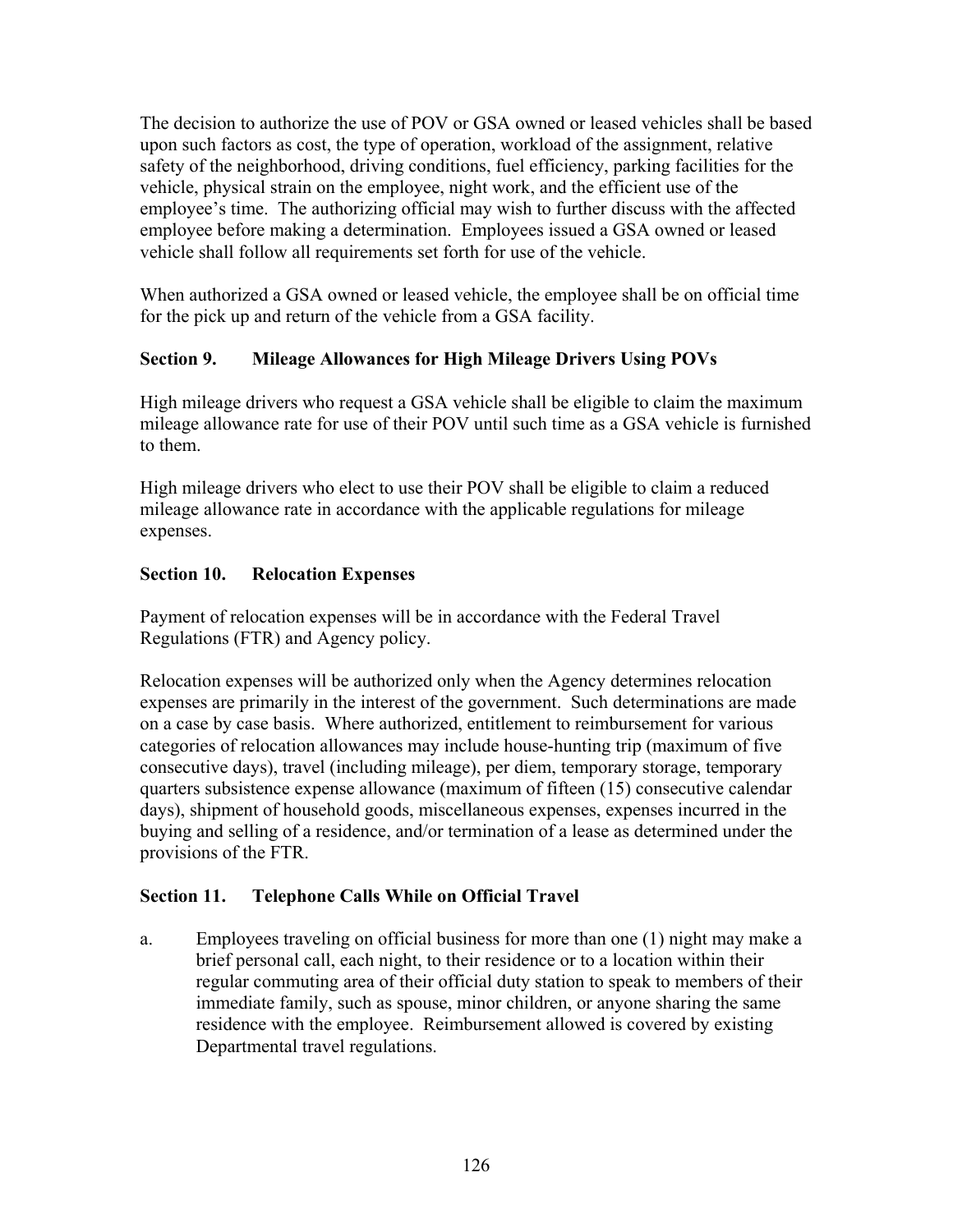The decision to authorize the use of POV or GSA owned or leased vehicles shall be based upon such factors as cost, the type of operation, workload of the assignment, relative safety of the neighborhood, driving conditions, fuel efficiency, parking facilities for the vehicle, physical strain on the employee, night work, and the efficient use of the employee's time. The authorizing official may wish to further discuss with the affected employee before making a determination. Employees issued a GSA owned or leased vehicle shall follow all requirements set forth for use of the vehicle.

When authorized a GSA owned or leased vehicle, the employee shall be on official time for the pick up and return of the vehicle from a GSA facility.

### Section 9. Mileage Allowances for High Mileage Drivers Using POVs

High mileage drivers who request a GSA vehicle shall be eligible to claim the maximum mileage allowance rate for use of their POV until such time as a GSA vehicle is furnished to them.

High mileage drivers who elect to use their POV shall be eligible to claim a reduced mileage allowance rate in accordance with the applicable regulations for mileage expenses.

### Section 10. Relocation Expenses

Payment of relocation expenses will be in accordance with the Federal Travel Regulations (FTR) and Agency policy.

Relocation expenses will be authorized only when the Agency determines relocation expenses are primarily in the interest of the government. Such determinations are made on a case by case basis. Where authorized, entitlement to reimbursement for various categories of relocation allowances may include house-hunting trip (maximum of five consecutive days), travel (including mileage), per diem, temporary storage, temporary quarters subsistence expense allowance (maximum of fifteen (15) consecutive calendar days), shipment of household goods, miscellaneous expenses, expenses incurred in the buying and selling of a residence, and/or termination of a lease as determined under the provisions of the FTR.

### Section 11. Telephone Calls While on Official Travel

a. Employees traveling on official business for more than one (1) night may make a brief personal call, each night, to their residence or to a location within their regular commuting area of their official duty station to speak to members of their immediate family, such as spouse, minor children, or anyone sharing the same residence with the employee. Reimbursement allowed is covered by existing Departmental travel regulations.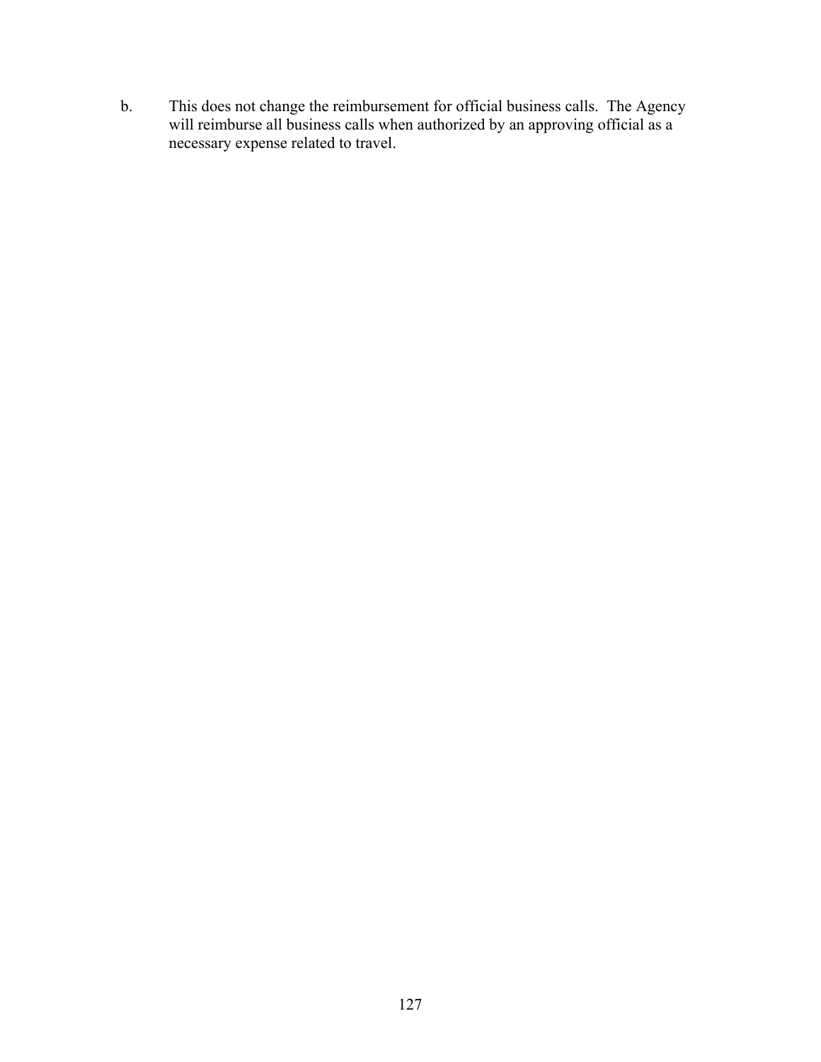b. This does not change the reimbursement for official business calls. The Agency will reimburse all business calls when authorized by an approving official as a necessary expense related to travel.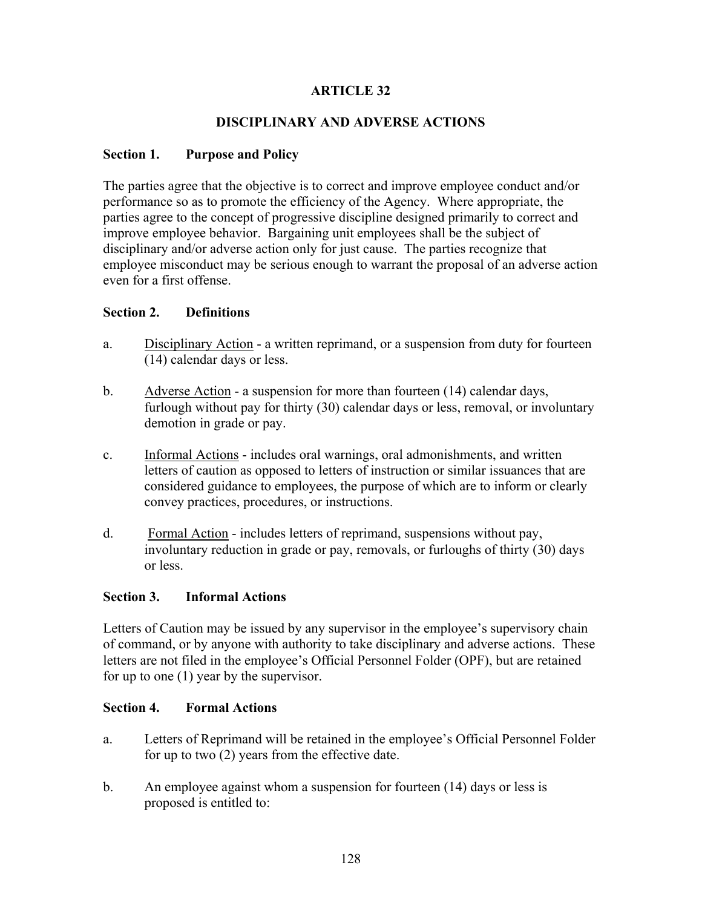# ARTICLE 32

## DISCIPLINARY AND ADVERSE ACTIONS

### Section 1. Purpose and Policy

The parties agree that the objective is to correct and improve employee conduct and/or performance so as to promote the efficiency of the Agency. Where appropriate, the parties agree to the concept of progressive discipline designed primarily to correct and improve employee behavior. Bargaining unit employees shall be the subject of disciplinary and/or adverse action only for just cause. The parties recognize that employee misconduct may be serious enough to warrant the proposal of an adverse action even for a first offense.

### Section 2. Definitions

a. Disciplinary Action - a written reprimand, or a suspension from duty for fourteen (14) calendar days or less.

b. Adverse Action - a suspension for more than fourteen (14) calendar days, furlough without pay for thirty (30) calendar days or less, removal, or involuntary demotion in grade or pay.

c. Informal Actions - includes oral warnings, oral admonishments, and written letters of caution as opposed to letters of instruction or similar issuances that are considered guidance to employees, the purpose of which are to inform or clearly convey practices, procedures, or instructions.

d. Formal Action - includes letters of reprimand, suspensions without pay, involuntary reduction in grade or pay, removals, or furloughs of thirty (30) days or less.

### Section 3. Informal Actions

Letters of Caution may be issued by any supervisor in the employee's supervisory chain of command, or by anyone with authority to take disciplinary and adverse actions. These letters are not filed in the employee's Official Personnel Folder (OPF), but are retained for up to one (1) year by the supervisor.

### Section 4. Formal Actions

a. Letters of Reprimand will be retained in the employee's Official Personnel Folder for up to two (2) years from the effective date.

b. An employee against whom a suspension for fourteen (14) days or less is proposed is entitled to: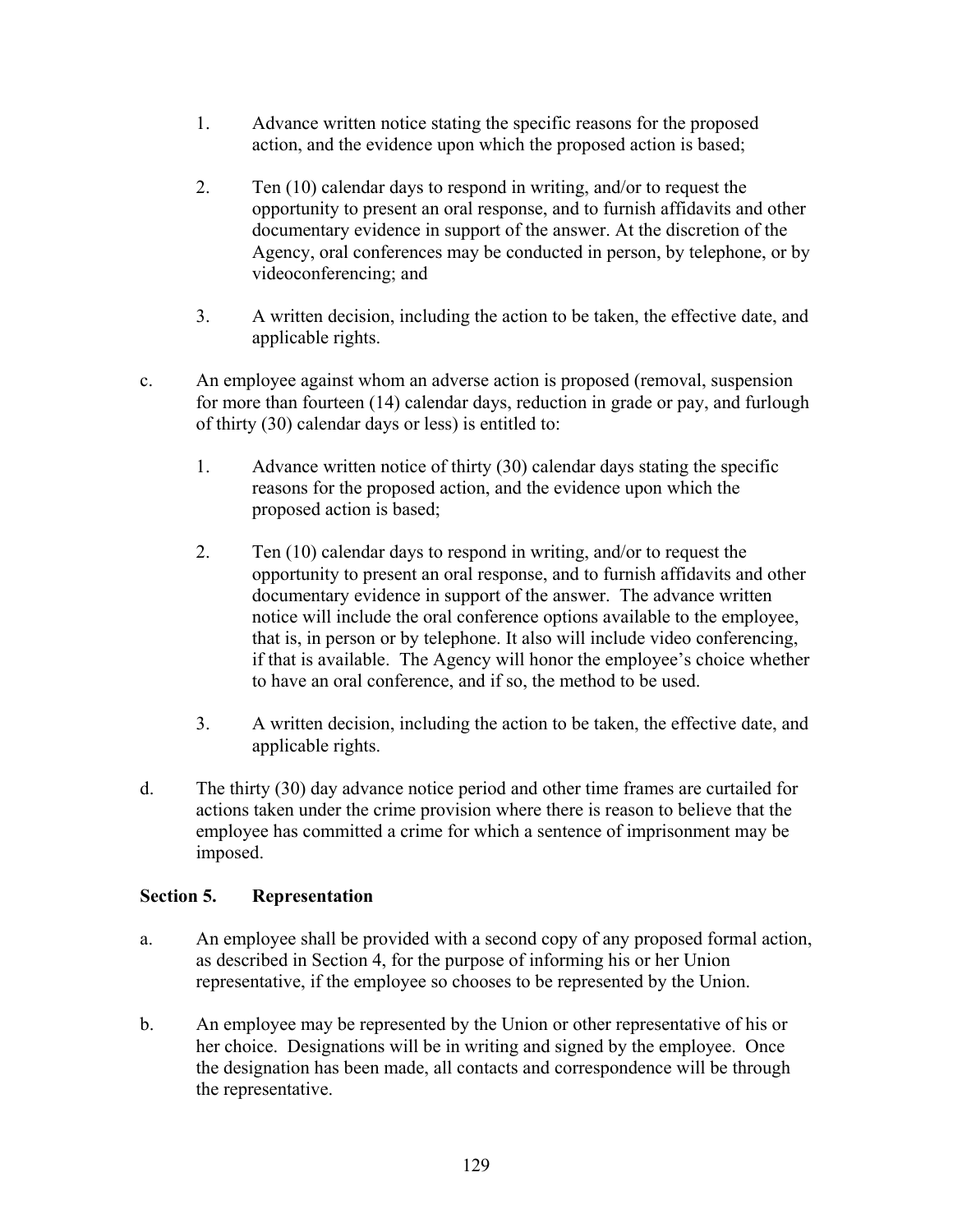1. Advance written notice stating the specific reasons for the proposed action, and the evidence upon which the proposed action is based;

2. Ten (10) calendar days to respond in writing, and/or to request the opportunity to present an oral response, and to furnish affidavits and other documentary evidence in support of the answer. At the discretion of the Agency, oral conferences may be conducted in person, by telephone, or by videoconferencing; and

3. A written decision, including the action to be taken, the effective date, and applicable rights.

c. An employee against whom an adverse action is proposed (removal, suspension for more than fourteen (14) calendar days, reduction in grade or pay, and furlough of thirty (30) calendar days or less) is entitled to:

1. Advance written notice of thirty (30) calendar days stating the specific reasons for the proposed action, and the evidence upon which the proposed action is based;

2. Ten (10) calendar days to respond in writing, and/or to request the opportunity to present an oral response, and to furnish affidavits and other documentary evidence in support of the answer. The advance written notice will include the oral conference options available to the employee, that is, in person or by telephone. It also will include video conferencing, if that is available. The Agency will honor the employee's choice whether to have an oral conference, and if so, the method to be used.

3. A written decision, including the action to be taken, the effective date, and applicable rights.

d. The thirty (30) day advance notice period and other time frames are curtailed for actions taken under the crime provision where there is reason to believe that the employee has committed a crime for which a sentence of imprisonment may be imposed.

## Section 5. Representation

a. An employee shall be provided with a second copy of any proposed formal action, as described in Section 4, for the purpose of informing his or her Union representative, if the employee so chooses to be represented by the Union.

b. An employee may be represented by the Union or other representative of his or her choice. Designations will be in writing and signed by the employee. Once the designation has been made, all contacts and correspondence will be through the representative.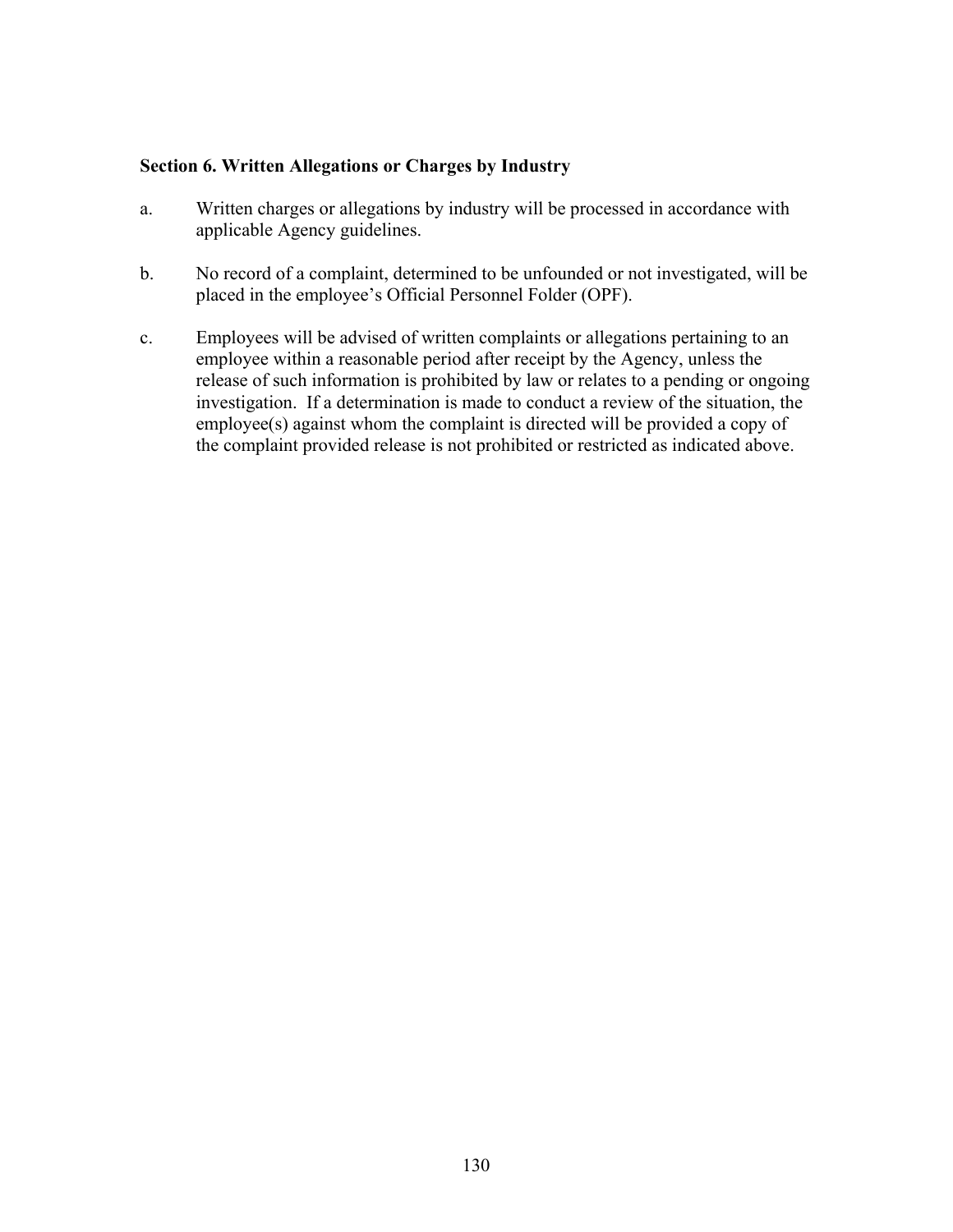**Section 6. Written Allegations or Charges by Industry**

a. Written charges or allegations by industry will be processed in accordance with applicable Agency guidelines.

b. No record of a complaint, determined to be unfounded or not investigated, will be placed in the employee's Official Personnel Folder (OPF).

c. Employees will be advised of written complaints or allegations pertaining to an employee within a reasonable period after receipt by the Agency, unless the release of such information is prohibited by law or relates to a pending or ongoing investigation. If a determination is made to conduct a review of the situation, the employee(s) against whom the complaint is directed will be provided a copy of the complaint provided release is not prohibited or restricted as indicated above.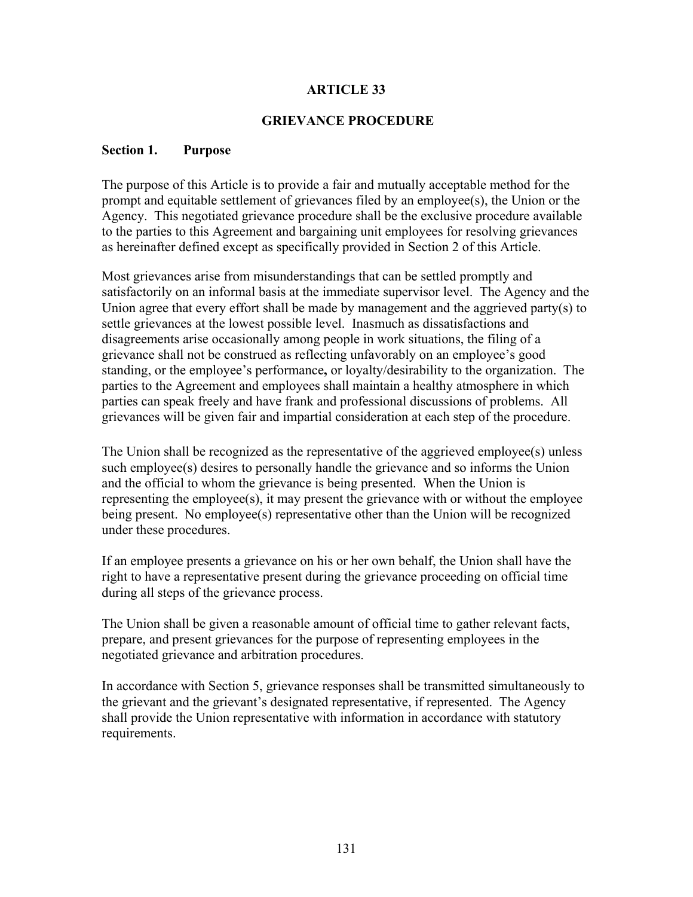# ARTICLE 33

## GRIEVANCE PROCEDURE

### Section 1. Purpose

The purpose of this Article is to provide a fair and mutually acceptable method for the prompt and equitable settlement of grievances filed by an employee(s), the Union or the Agency. This negotiated grievance procedure shall be the exclusive procedure available to the parties to this Agreement and bargaining unit employees for resolving grievances as hereinafter defined except as specifically provided in Section 2 of this Article.

Most grievances arise from misunderstandings that can be settled promptly and satisfactorily on an informal basis at the immediate supervisor level. The Agency and the Union agree that every effort shall be made by management and the aggrieved party(s) to settle grievances at the lowest possible level. Inasmuch as dissatisfactions and disagreements arise occasionally among people in work situations, the filing of a grievance shall not be construed as reflecting unfavorably on an employee's good standing, or the employee's performance**,** or loyalty/desirability to the organization. The parties to the Agreement and employees shall maintain a healthy atmosphere in which parties can speak freely and have frank and professional discussions of problems. All grievances will be given fair and impartial consideration at each step of the procedure.

The Union shall be recognized as the representative of the aggrieved employee(s) unless such employee(s) desires to personally handle the grievance and so informs the Union and the official to whom the grievance is being presented. When the Union is representing the employee(s), it may present the grievance with or without the employee being present. No employee(s) representative other than the Union will be recognized under these procedures.

If an employee presents a grievance on his or her own behalf, the Union shall have the right to have a representative present during the grievance proceeding on official time during all steps of the grievance process.

The Union shall be given a reasonable amount of official time to gather relevant facts, prepare, and present grievances for the purpose of representing employees in the negotiated grievance and arbitration procedures.

In accordance with Section 5, grievance responses shall be transmitted simultaneously to the grievant and the grievant's designated representative, if represented. The Agency shall provide the Union representative with information in accordance with statutory requirements.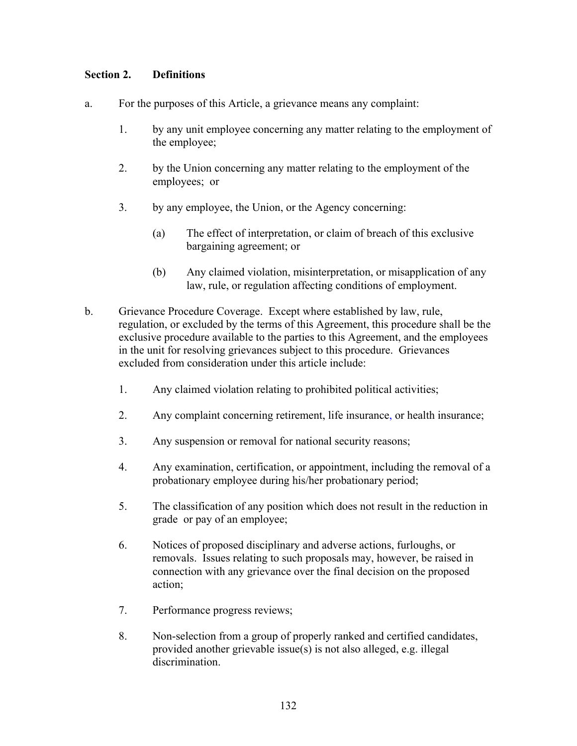### Section 2. Definitions

a. For the purposes of this Article, a grievance means any complaint:

   1. by any unit employee concerning any matter relating to the employment of the employee;

   2. by the Union concerning any matter relating to the employment of the employees; or

   3. by any employee, the Union, or the Agency concerning:

      (a) The effect of interpretation, or claim of breach of this exclusive bargaining agreement; or

      (b) Any claimed violation, misinterpretation, or misapplication of any law, rule, or regulation affecting conditions of employment.

b. Grievance Procedure Coverage. Except where established by law, rule, regulation, or excluded by the terms of this Agreement, this procedure shall be the exclusive procedure available to the parties to this Agreement, and the employees in the unit for resolving grievances subject to this procedure. Grievances excluded from consideration under this article include:

   1. Any claimed violation relating to prohibited political activities;

   2. Any complaint concerning retirement, life insurance, or health insurance;

   3. Any suspension or removal for national security reasons;

   4. Any examination, certification, or appointment, including the removal of a probationary employee during his/her probationary period;

   5. The classification of any position which does not result in the reduction in grade or pay of an employee;

   6. Notices of proposed disciplinary and adverse actions, furloughs, or removals. Issues relating to such proposals may, however, be raised in connection with any grievance over the final decision on the proposed action;

   7. Performance progress reviews;

   8. Non-selection from a group of properly ranked and certified candidates, provided another grievable issue(s) is not also alleged, e.g. illegal discrimination.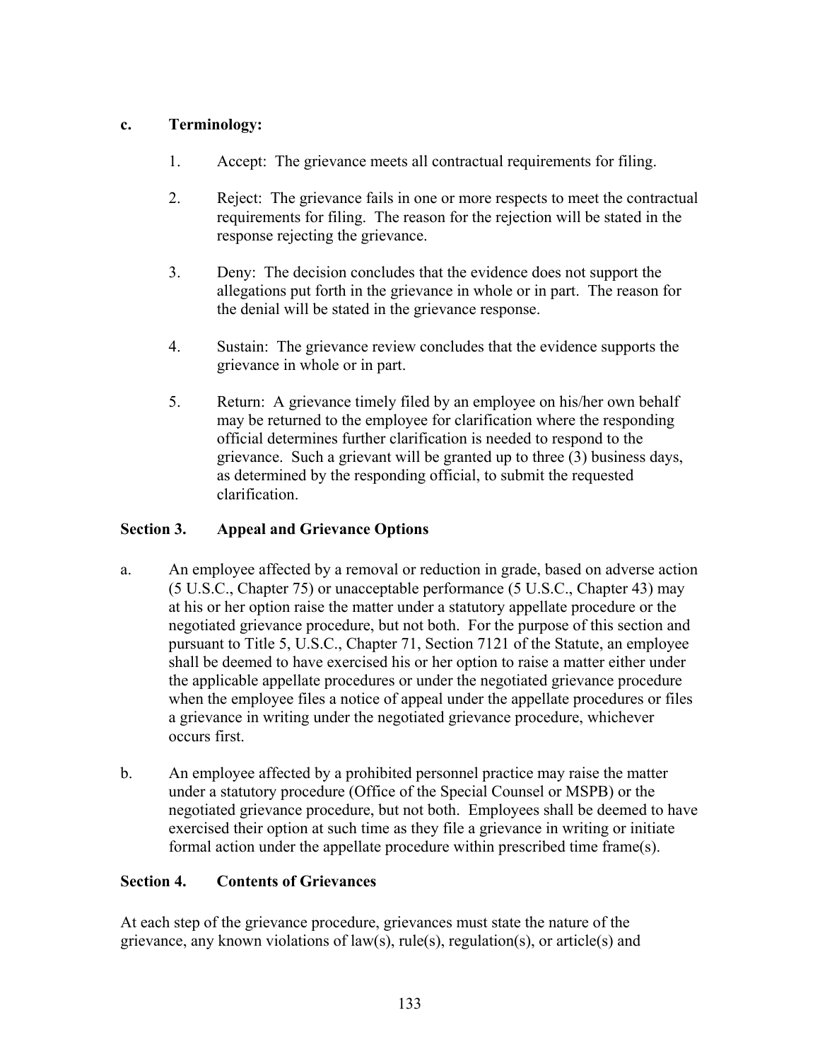**c. Terminology:**

1. Accept: The grievance meets all contractual requirements for filing.

2. Reject: The grievance fails in one or more respects to meet the contractual requirements for filing. The reason for the rejection will be stated in the response rejecting the grievance.

3. Deny: The decision concludes that the evidence does not support the allegations put forth in the grievance in whole or in part. The reason for the denial will be stated in the grievance response.

4. Sustain: The grievance review concludes that the evidence supports the grievance in whole or in part.

5. Return: A grievance timely filed by an employee on his/her own behalf may be returned to the employee for clarification where the responding official determines further clarification is needed to respond to the grievance. Such a grievant will be granted up to three (3) business days, as determined by the responding official, to submit the requested clarification.

## Section 3. Appeal and Grievance Options

a. An employee affected by a removal or reduction in grade, based on adverse action (5 U.S.C., Chapter 75) or unacceptable performance (5 U.S.C., Chapter 43) may at his or her option raise the matter under a statutory appellate procedure or the negotiated grievance procedure, but not both. For the purpose of this section and pursuant to Title 5, U.S.C., Chapter 71, Section 7121 of the Statute, an employee shall be deemed to have exercised his or her option to raise a matter either under the applicable appellate procedures or under the negotiated grievance procedure when the employee files a notice of appeal under the appellate procedures or files a grievance in writing under the negotiated grievance procedure, whichever occurs first.

b. An employee affected by a prohibited personnel practice may raise the matter under a statutory procedure (Office of the Special Counsel or MSPB) or the negotiated grievance procedure, but not both. Employees shall be deemed to have exercised their option at such time as they file a grievance in writing or initiate formal action under the appellate procedure within prescribed time frame(s).

## Section 4. Contents of Grievances

At each step of the grievance procedure, grievances must state the nature of the grievance, any known violations of law(s), rule(s), regulation(s), or article(s) and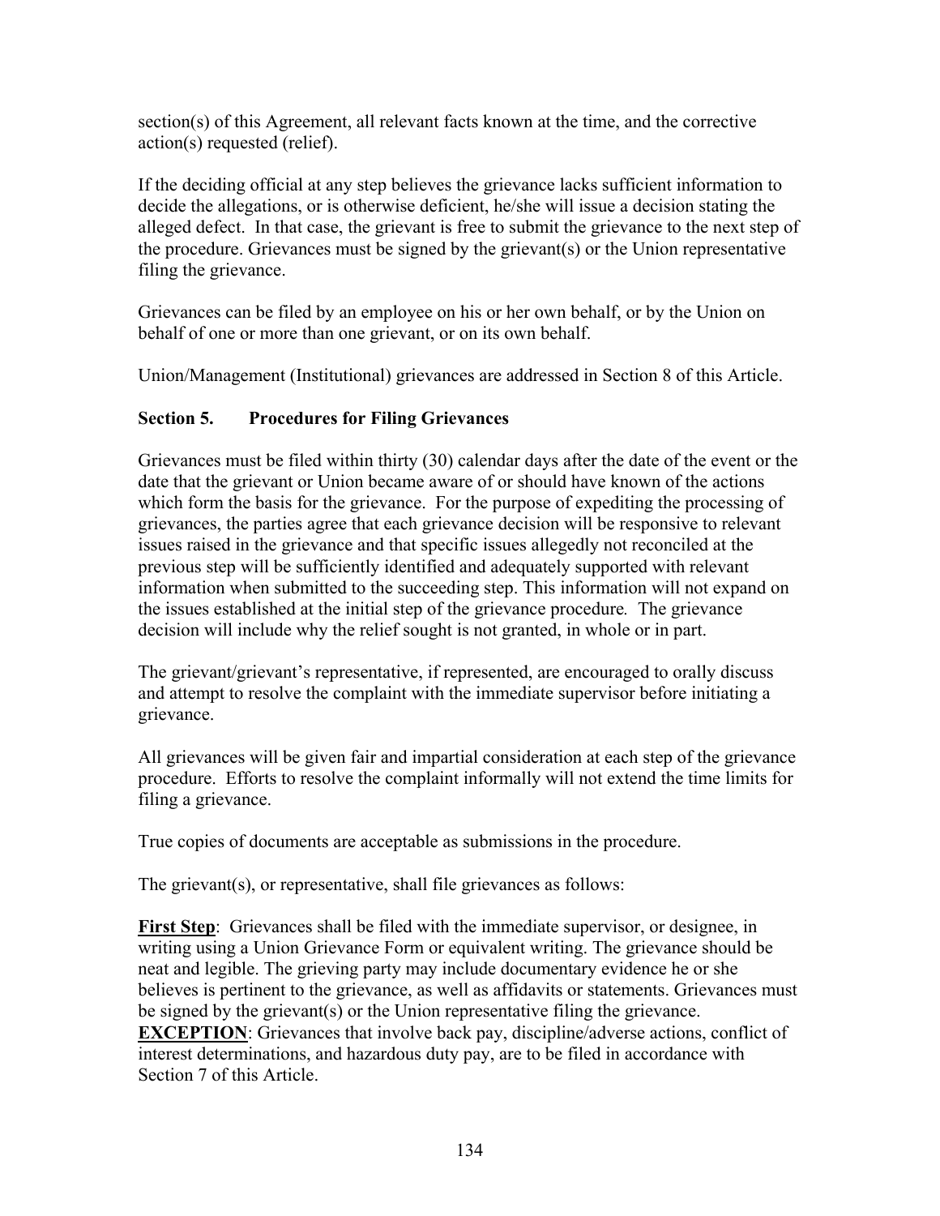section(s) of this Agreement, all relevant facts known at the time, and the corrective action(s) requested (relief).

If the deciding official at any step believes the grievance lacks sufficient information to decide the allegations, or is otherwise deficient, he/she will issue a decision stating the alleged defect. In that case, the grievant is free to submit the grievance to the next step of the procedure. Grievances must be signed by the grievant(s) or the Union representative filing the grievance.

Grievances can be filed by an employee on his or her own behalf, or by the Union on behalf of one or more than one grievant, or on its own behalf.

Union/Management (Institutional) grievances are addressed in Section 8 of this Article.

### Section 5. Procedures for Filing Grievances

Grievances must be filed within thirty (30) calendar days after the date of the event or the date that the grievant or Union became aware of or should have known of the actions which form the basis for the grievance. For the purpose of expediting the processing of grievances, the parties agree that each grievance decision will be responsive to relevant issues raised in the grievance and that specific issues allegedly not reconciled at the previous step will be sufficiently identified and adequately supported with relevant information when submitted to the succeeding step. This information will not expand on the issues established at the initial step of the grievance procedure. The grievance decision will include why the relief sought is not granted, in whole or in part.

The grievant/grievant's representative, if represented, are encouraged to orally discuss and attempt to resolve the complaint with the immediate supervisor before initiating a grievance.

All grievances will be given fair and impartial consideration at each step of the grievance procedure. Efforts to resolve the complaint informally will not extend the time limits for filing a grievance.

True copies of documents are acceptable as submissions in the procedure.

The grievant(s), or representative, shall file grievances as follows:

**First Step**: Grievances shall be filed with the immediate supervisor, or designee, in writing using a Union Grievance Form or equivalent writing. The grievance should be neat and legible. The grieving party may include documentary evidence he or she believes is pertinent to the grievance, as well as affidavits or statements. Grievances must be signed by the grievant(s) or the Union representative filing the grievance.
**EXCEPTION**: Grievances that involve back pay, discipline/adverse actions, conflict of interest determinations, and hazardous duty pay, are to be filed in accordance with Section 7 of this Article.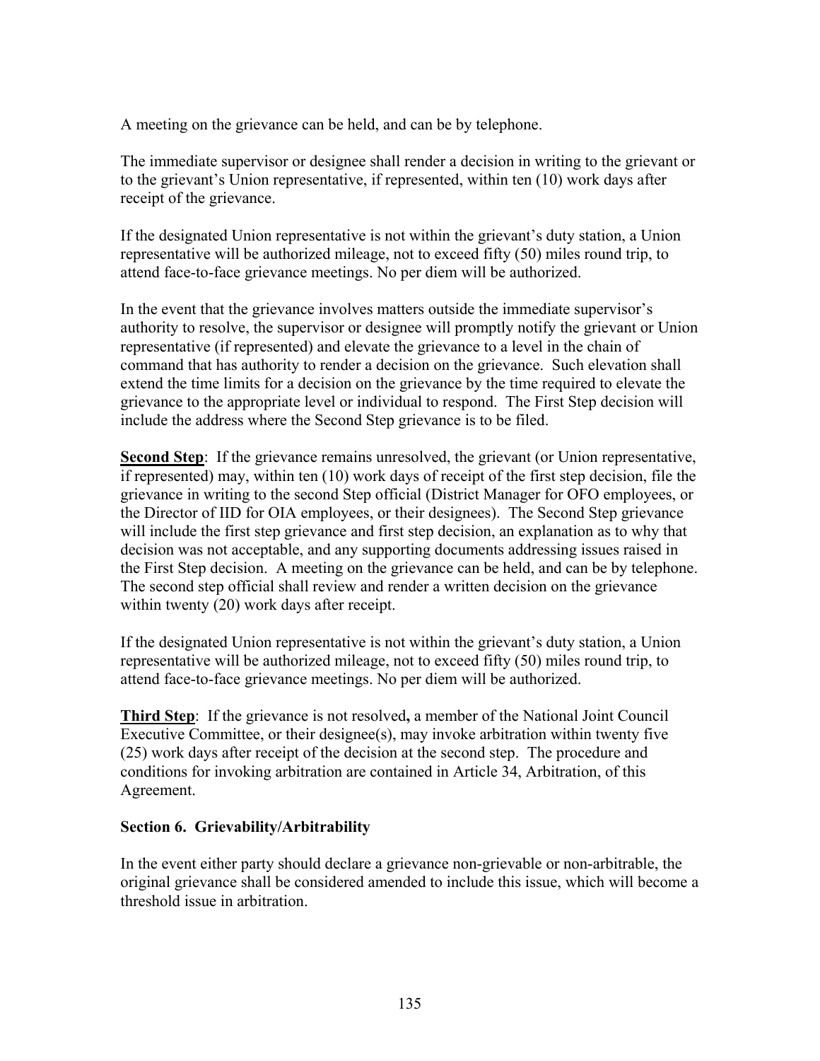A meeting on the grievance can be held, and can be by telephone.

The immediate supervisor or designee shall render a decision in writing to the grievant or to the grievant's Union representative, if represented, within ten (10) work days after receipt of the grievance.

If the designated Union representative is not within the grievant's duty station, a Union representative will be authorized mileage, not to exceed fifty (50) miles round trip, to attend face-to-face grievance meetings. No per diem will be authorized.

In the event that the grievance involves matters outside the immediate supervisor's authority to resolve, the supervisor or designee will promptly notify the grievant or Union representative (if represented) and elevate the grievance to a level in the chain of command that has authority to render a decision on the grievance. Such elevation shall extend the time limits for a decision on the grievance by the time required to elevate the grievance to the appropriate level or individual to respond. The First Step decision will include the address where the Second Step grievance is to be filed.

**Second Step**: If the grievance remains unresolved, the grievant (or Union representative, if represented) may, within ten (10) work days of receipt of the first step decision, file the grievance in writing to the second Step official (District Manager for OFO employees, or the Director of IID for OIA employees, or their designees). The Second Step grievance will include the first step grievance and first step decision, an explanation as to why that decision was not acceptable, and any supporting documents addressing issues raised in the First Step decision. A meeting on the grievance can be held, and can be by telephone. The second step official shall review and render a written decision on the grievance within twenty (20) work days after receipt.

If the designated Union representative is not within the grievant's duty station, a Union representative will be authorized mileage, not to exceed fifty (50) miles round trip, to attend face-to-face grievance meetings. No per diem will be authorized.

**Third Step**: If the grievance is not resolved**,** a member of the National Joint Council Executive Committee, or their designee(s), may invoke arbitration within twenty five (25) work days after receipt of the decision at the second step. The procedure and conditions for invoking arbitration are contained in Article 34, Arbitration, of this Agreement.

### Section 6. Grievability/Arbitrability

In the event either party should declare a grievance non-grievable or non-arbitrable, the original grievance shall be considered amended to include this issue, which will become a threshold issue in arbitration.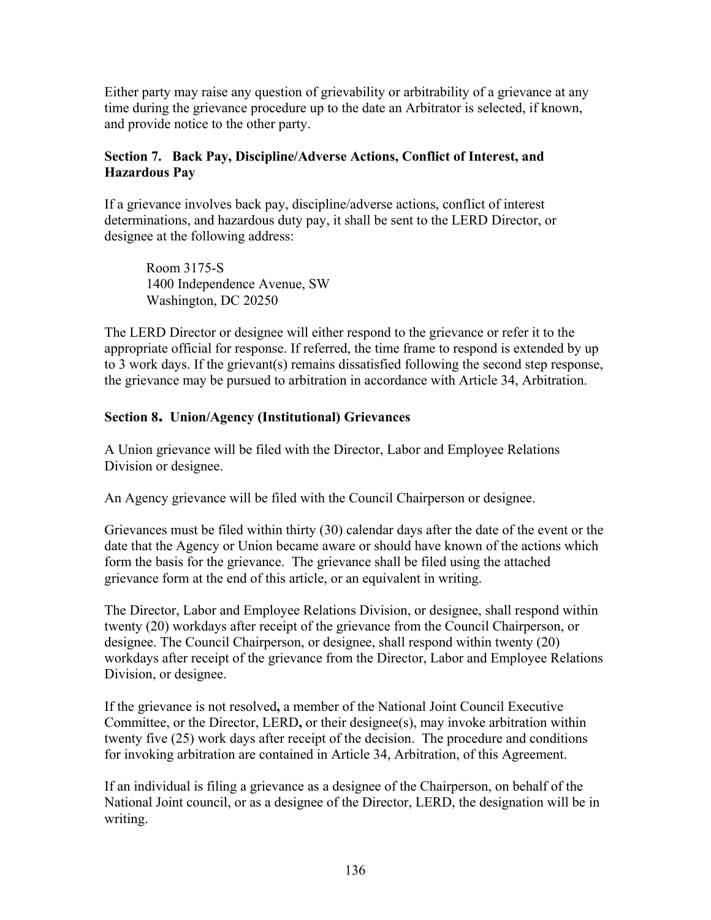Either party may raise any question of grievability or arbitrability of a grievance at any time during the grievance procedure up to the date an Arbitrator is selected, if known, and provide notice to the other party.

### Section 7. Back Pay, Discipline/Adverse Actions, Conflict of Interest, and Hazardous Pay

If a grievance involves back pay, discipline/adverse actions, conflict of interest determinations, and hazardous duty pay, it shall be sent to the LERD Director, or designee at the following address:

Room 3175-S
1400 Independence Avenue, SW
Washington, DC 20250

The LERD Director or designee will either respond to the grievance or refer it to the appropriate official for response. If referred, the time frame to respond is extended by up to 3 work days. If the grievant(s) remains dissatisfied following the second step response, the grievance may be pursued to arbitration in accordance with Article 34, Arbitration.

### Section 8. Union/Agency (Institutional) Grievances

A Union grievance will be filed with the Director, Labor and Employee Relations Division or designee.

An Agency grievance will be filed with the Council Chairperson or designee.

Grievances must be filed within thirty (30) calendar days after the date of the event or the date that the Agency or Union became aware or should have known of the actions which form the basis for the grievance. The grievance shall be filed using the attached grievance form at the end of this article, or an equivalent in writing.

The Director, Labor and Employee Relations Division, or designee, shall respond within twenty (20) workdays after receipt of the grievance from the Council Chairperson, or designee. The Council Chairperson, or designee, shall respond within twenty (20) workdays after receipt of the grievance from the Director, Labor and Employee Relations Division, or designee.

If the grievance is not resolved**,** a member of the National Joint Council Executive Committee, or the Director, LERD**,** or their designee(s), may invoke arbitration within twenty five (25) work days after receipt of the decision. The procedure and conditions for invoking arbitration are contained in Article 34, Arbitration, of this Agreement.

If an individual is filing a grievance as a designee of the Chairperson, on behalf of the National Joint council, or as a designee of the Director, LERD, the designation will be in writing.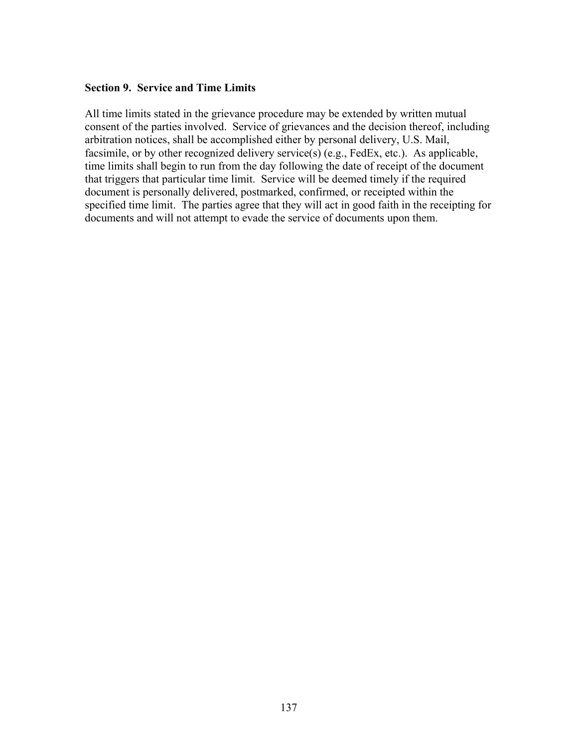**Section 9. Service and Time Limits**

All time limits stated in the grievance procedure may be extended by written mutual consent of the parties involved. Service of grievances and the decision thereof, including arbitration notices, shall be accomplished either by personal delivery, U.S. Mail, facsimile, or by other recognized delivery service(s) (e.g., FedEx, etc.). As applicable, time limits shall begin to run from the day following the date of receipt of the document that triggers that particular time limit. Service will be deemed timely if the required document is personally delivered, postmarked, confirmed, or receipted within the specified time limit. The parties agree that they will act in good faith in the receipting for documents and will not attempt to evade the service of documents upon them.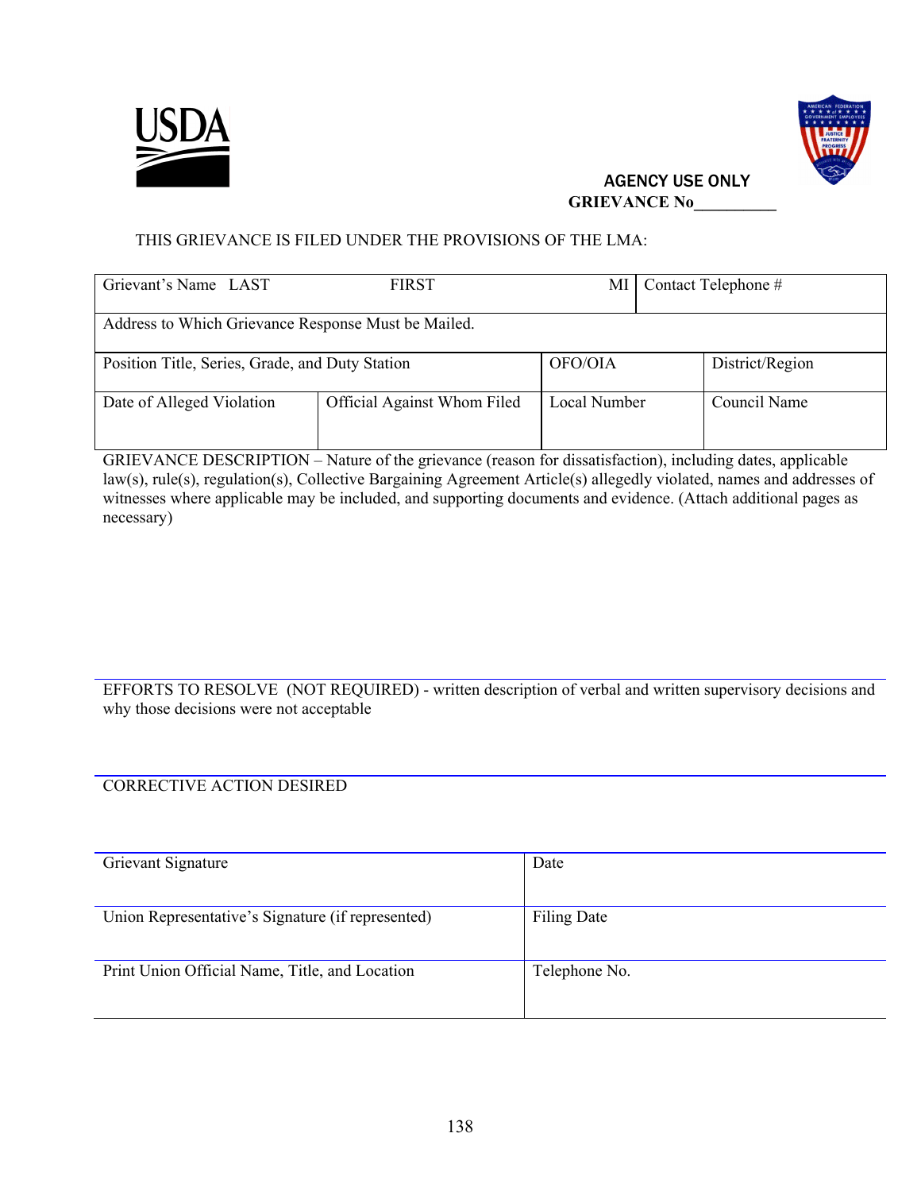USDA

**AGENCY USE ONLY**
**GRIEVANCE No__________**

THIS GRIEVANCE IS FILED UNDER THE PROVISIONS OF THE LMA:

| Grievant's Name LAST | FIRST | MI | Contact Telephone # |
|---|---|---|---|
| Address to Which Grievance Response Must be Mailed. | | | |

| Position Title, Series, Grade, and Duty Station | | OFO/OIA | District/Region |
|---|---|---|---|
| Date of Alleged Violation | Official Against Whom Filed | Local Number | Council Name |

GRIEVANCE DESCRIPTION – Nature of the grievance (reason for dissatisfaction), including dates, applicable law(s), rule(s), regulation(s), Collective Bargaining Agreement Article(s) allegedly violated, names and addresses of witnesses where applicable may be included, and supporting documents and evidence. (Attach additional pages as necessary)

EFFORTS TO RESOLVE (NOT REQUIRED) - written description of verbal and written supervisory decisions and why those decisions were not acceptable

CORRECTIVE ACTION DESIRED

| Grievant Signature | Date |
|---|---|
| Union Representative's Signature (if represented) | Filing Date |
| Print Union Official Name, Title, and Location | Telephone No. |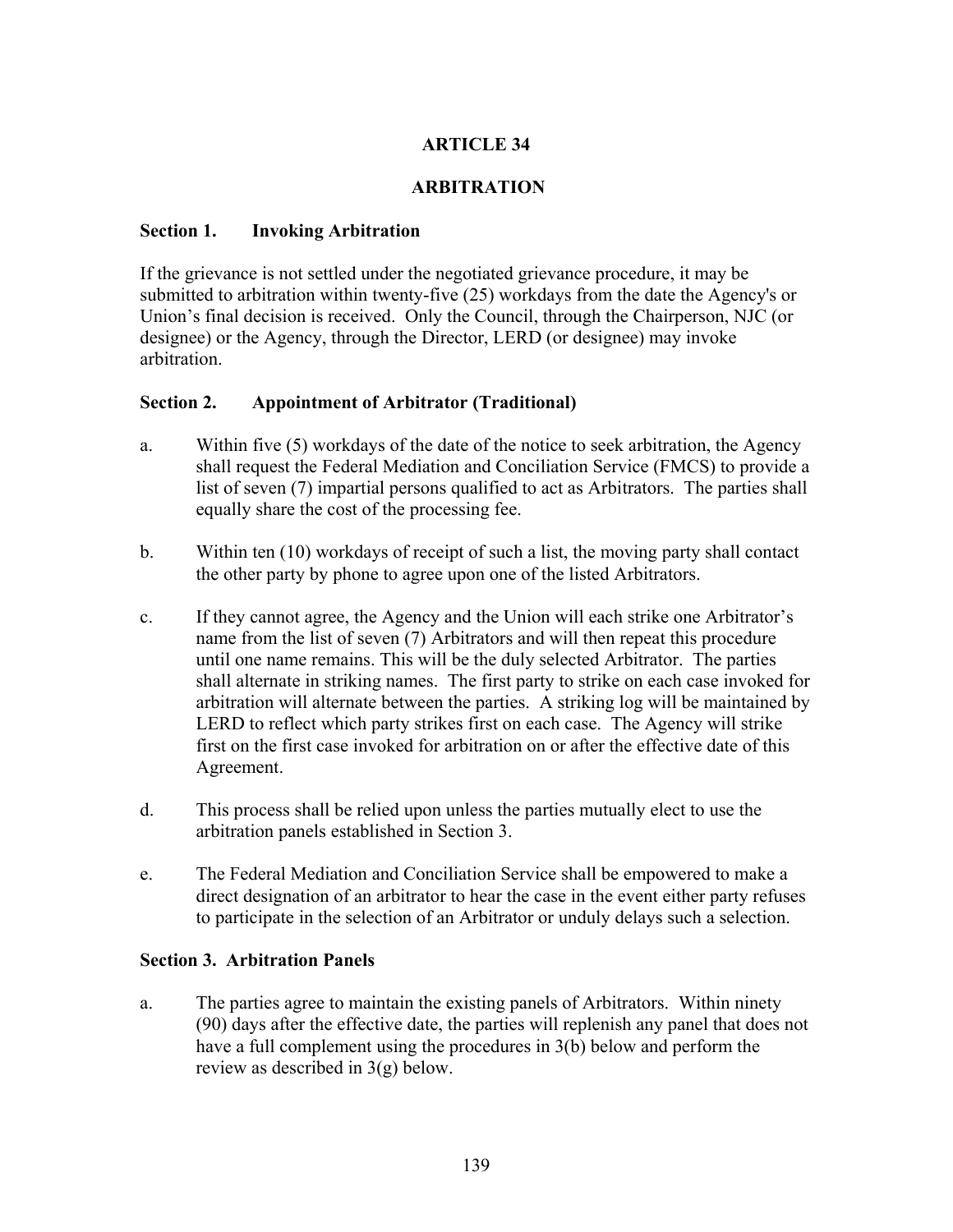# ARTICLE 34

## ARBITRATION

### Section 1. Invoking Arbitration

If the grievance is not settled under the negotiated grievance procedure, it may be submitted to arbitration within twenty-five (25) workdays from the date the Agency's or Union's final decision is received. Only the Council, through the Chairperson, NJC (or designee) or the Agency, through the Director, LERD (or designee) may invoke arbitration.

### Section 2. Appointment of Arbitrator (Traditional)

a. Within five (5) workdays of the date of the notice to seek arbitration, the Agency shall request the Federal Mediation and Conciliation Service (FMCS) to provide a list of seven (7) impartial persons qualified to act as Arbitrators. The parties shall equally share the cost of the processing fee.

b. Within ten (10) workdays of receipt of such a list, the moving party shall contact the other party by phone to agree upon one of the listed Arbitrators.

c. If they cannot agree, the Agency and the Union will each strike one Arbitrator's name from the list of seven (7) Arbitrators and will then repeat this procedure until one name remains. This will be the duly selected Arbitrator. The parties shall alternate in striking names. The first party to strike on each case invoked for arbitration will alternate between the parties. A striking log will be maintained by LERD to reflect which party strikes first on each case. The Agency will strike first on the first case invoked for arbitration on or after the effective date of this Agreement.

d. This process shall be relied upon unless the parties mutually elect to use the arbitration panels established in Section 3.

e. The Federal Mediation and Conciliation Service shall be empowered to make a direct designation of an arbitrator to hear the case in the event either party refuses to participate in the selection of an Arbitrator or unduly delays such a selection.

### Section 3. Arbitration Panels

a. The parties agree to maintain the existing panels of Arbitrators. Within ninety (90) days after the effective date, the parties will replenish any panel that does not have a full complement using the procedures in 3(b) below and perform the review as described in 3(g) below.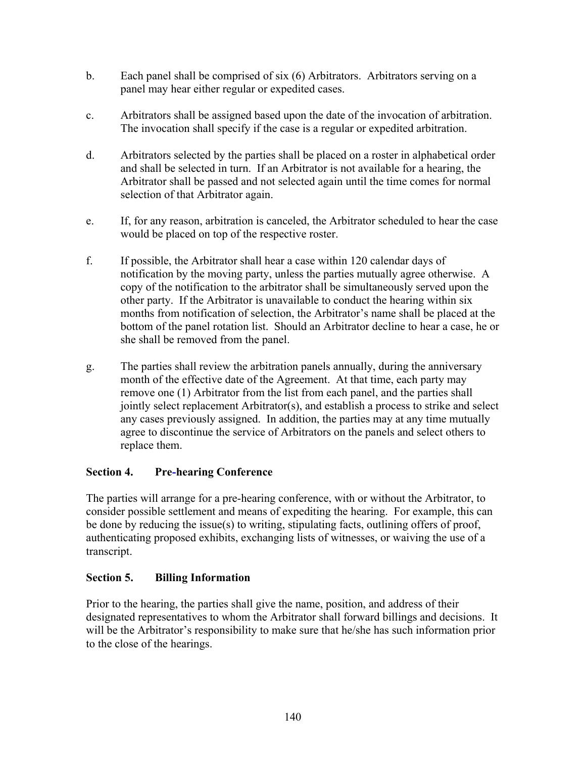b. Each panel shall be comprised of six (6) Arbitrators. Arbitrators serving on a panel may hear either regular or expedited cases.

c. Arbitrators shall be assigned based upon the date of the invocation of arbitration. The invocation shall specify if the case is a regular or expedited arbitration.

d. Arbitrators selected by the parties shall be placed on a roster in alphabetical order and shall be selected in turn. If an Arbitrator is not available for a hearing, the Arbitrator shall be passed and not selected again until the time comes for normal selection of that Arbitrator again.

e. If, for any reason, arbitration is canceled, the Arbitrator scheduled to hear the case would be placed on top of the respective roster.

f. If possible, the Arbitrator shall hear a case within 120 calendar days of notification by the moving party, unless the parties mutually agree otherwise. A copy of the notification to the arbitrator shall be simultaneously served upon the other party. If the Arbitrator is unavailable to conduct the hearing within six months from notification of selection, the Arbitrator's name shall be placed at the bottom of the panel rotation list. Should an Arbitrator decline to hear a case, he or she shall be removed from the panel.

g. The parties shall review the arbitration panels annually, during the anniversary month of the effective date of the Agreement. At that time, each party may remove one (1) Arbitrator from the list from each panel, and the parties shall jointly select replacement Arbitrator(s), and establish a process to strike and select any cases previously assigned. In addition, the parties may at any time mutually agree to discontinue the service of Arbitrators on the panels and select others to replace them.

**Section 4. Pre-hearing Conference**

The parties will arrange for a pre-hearing conference, with or without the Arbitrator, to consider possible settlement and means of expediting the hearing. For example, this can be done by reducing the issue(s) to writing, stipulating facts, outlining offers of proof, authenticating proposed exhibits, exchanging lists of witnesses, or waiving the use of a transcript.

**Section 5. Billing Information**

Prior to the hearing, the parties shall give the name, position, and address of their designated representatives to whom the Arbitrator shall forward billings and decisions. It will be the Arbitrator's responsibility to make sure that he/she has such information prior to the close of the hearings.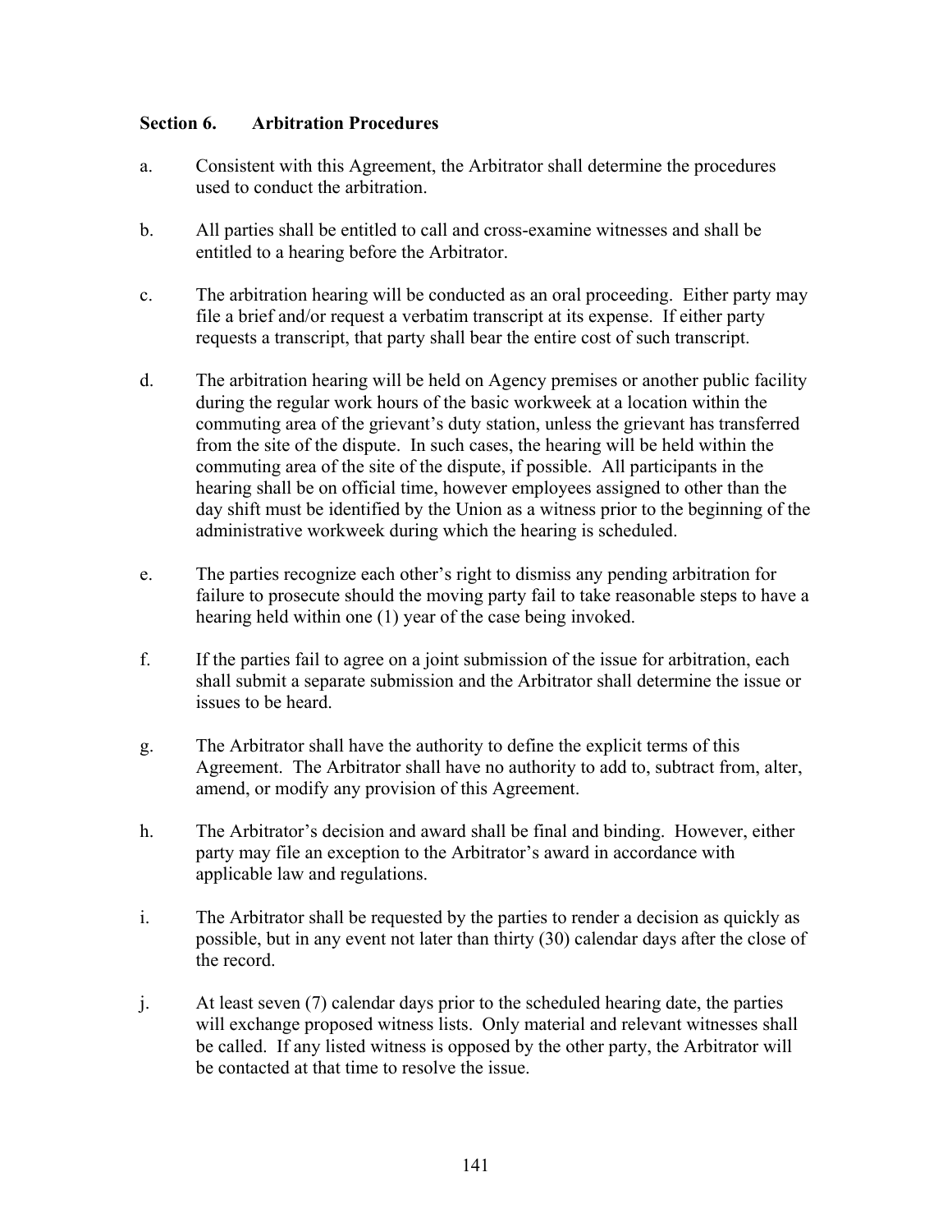### Section 6. Arbitration Procedures

a. Consistent with this Agreement, the Arbitrator shall determine the procedures used to conduct the arbitration.

b. All parties shall be entitled to call and cross-examine witnesses and shall be entitled to a hearing before the Arbitrator.

c. The arbitration hearing will be conducted as an oral proceeding. Either party may file a brief and/or request a verbatim transcript at its expense. If either party requests a transcript, that party shall bear the entire cost of such transcript.

d. The arbitration hearing will be held on Agency premises or another public facility during the regular work hours of the basic workweek at a location within the commuting area of the grievant's duty station, unless the grievant has transferred from the site of the dispute. In such cases, the hearing will be held within the commuting area of the site of the dispute, if possible. All participants in the hearing shall be on official time, however employees assigned to other than the day shift must be identified by the Union as a witness prior to the beginning of the administrative workweek during which the hearing is scheduled.

e. The parties recognize each other's right to dismiss any pending arbitration for failure to prosecute should the moving party fail to take reasonable steps to have a hearing held within one (1) year of the case being invoked.

f. If the parties fail to agree on a joint submission of the issue for arbitration, each shall submit a separate submission and the Arbitrator shall determine the issue or issues to be heard.

g. The Arbitrator shall have the authority to define the explicit terms of this Agreement. The Arbitrator shall have no authority to add to, subtract from, alter, amend, or modify any provision of this Agreement.

h. The Arbitrator's decision and award shall be final and binding. However, either party may file an exception to the Arbitrator's award in accordance with applicable law and regulations.

i. The Arbitrator shall be requested by the parties to render a decision as quickly as possible, but in any event not later than thirty (30) calendar days after the close of the record.

j. At least seven (7) calendar days prior to the scheduled hearing date, the parties will exchange proposed witness lists. Only material and relevant witnesses shall be called. If any listed witness is opposed by the other party, the Arbitrator will be contacted at that time to resolve the issue.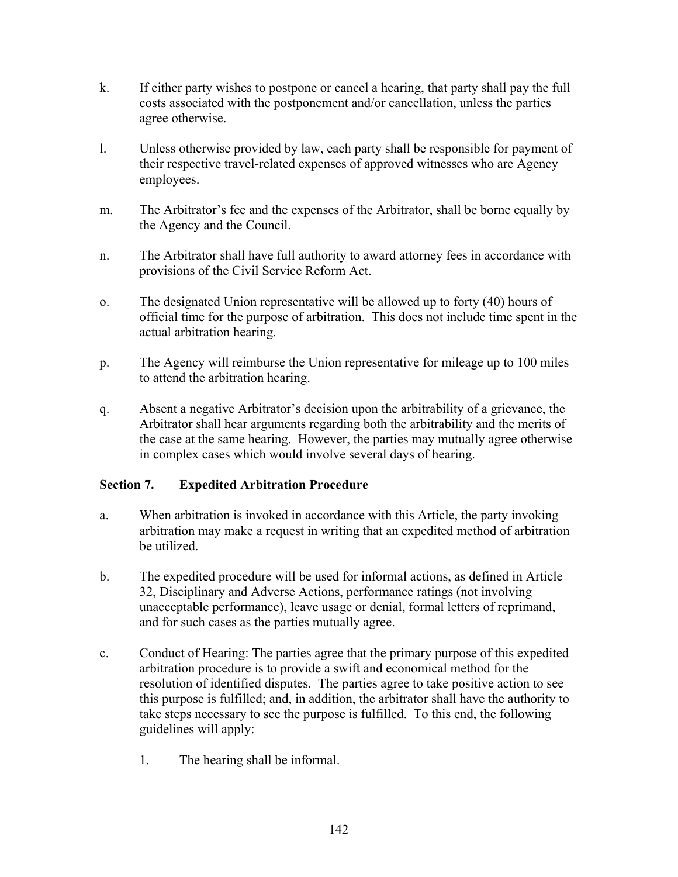k. If either party wishes to postpone or cancel a hearing, that party shall pay the full costs associated with the postponement and/or cancellation, unless the parties agree otherwise.

l. Unless otherwise provided by law, each party shall be responsible for payment of their respective travel-related expenses of approved witnesses who are Agency employees.

m. The Arbitrator's fee and the expenses of the Arbitrator, shall be borne equally by the Agency and the Council.

n. The Arbitrator shall have full authority to award attorney fees in accordance with provisions of the Civil Service Reform Act.

o. The designated Union representative will be allowed up to forty (40) hours of official time for the purpose of arbitration. This does not include time spent in the actual arbitration hearing.

p. The Agency will reimburse the Union representative for mileage up to 100 miles to attend the arbitration hearing.

q. Absent a negative Arbitrator's decision upon the arbitrability of a grievance, the Arbitrator shall hear arguments regarding both the arbitrability and the merits of the case at the same hearing. However, the parties may mutually agree otherwise in complex cases which would involve several days of hearing.

### Section 7. Expedited Arbitration Procedure

a. When arbitration is invoked in accordance with this Article, the party invoking arbitration may make a request in writing that an expedited method of arbitration be utilized.

b. The expedited procedure will be used for informal actions, as defined in Article 32, Disciplinary and Adverse Actions, performance ratings (not involving unacceptable performance), leave usage or denial, formal letters of reprimand, and for such cases as the parties mutually agree.

c. Conduct of Hearing: The parties agree that the primary purpose of this expedited arbitration procedure is to provide a swift and economical method for the resolution of identified disputes. The parties agree to take positive action to see this purpose is fulfilled; and, in addition, the arbitrator shall have the authority to take steps necessary to see the purpose is fulfilled. To this end, the following guidelines will apply:

   1. The hearing shall be informal.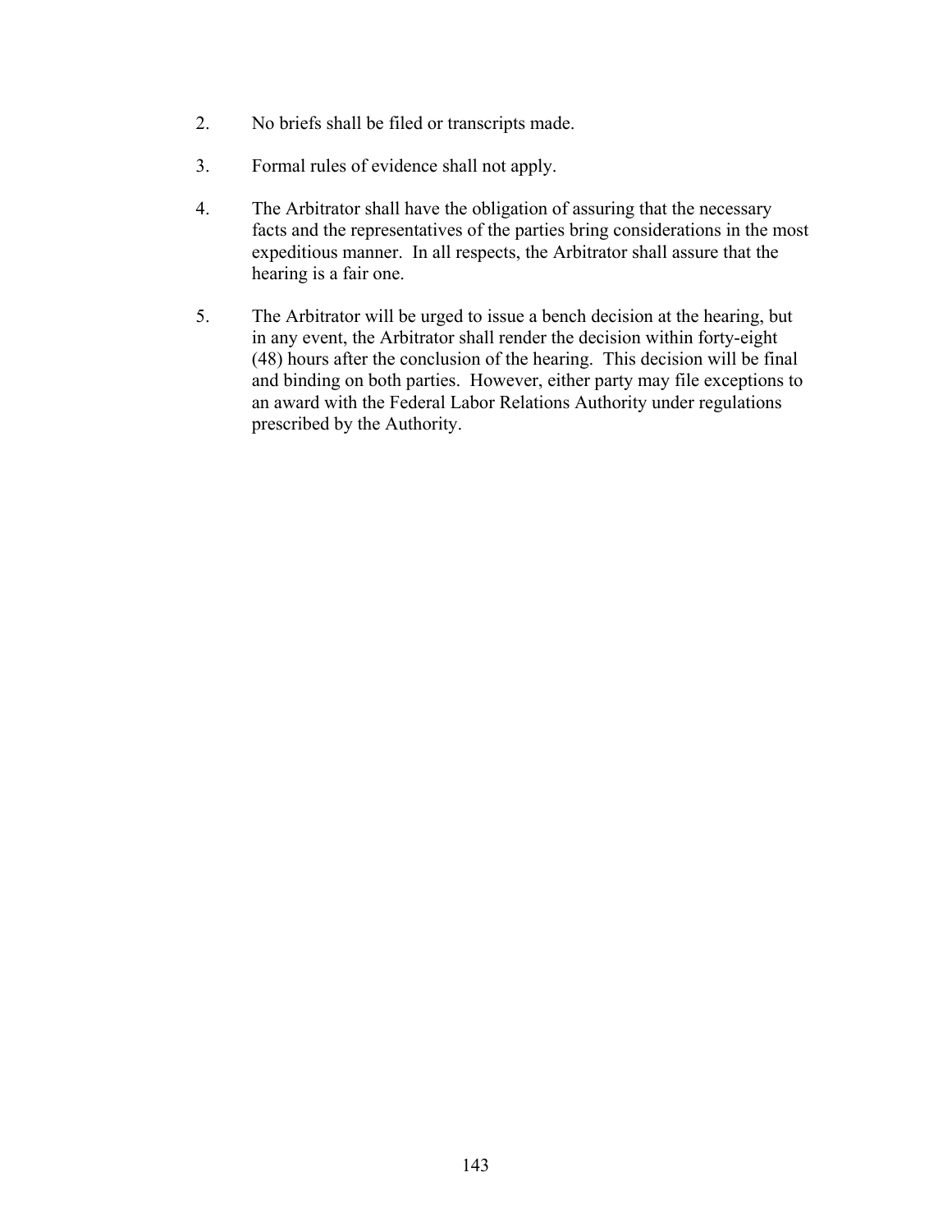2. No briefs shall be filed or transcripts made.

3. Formal rules of evidence shall not apply.

4. The Arbitrator shall have the obligation of assuring that the necessary facts and the representatives of the parties bring considerations in the most expeditious manner. In all respects, the Arbitrator shall assure that the hearing is a fair one.

5. The Arbitrator will be urged to issue a bench decision at the hearing, but in any event, the Arbitrator shall render the decision within forty-eight (48) hours after the conclusion of the hearing. This decision will be final and binding on both parties. However, either party may file exceptions to an award with the Federal Labor Relations Authority under regulations prescribed by the Authority.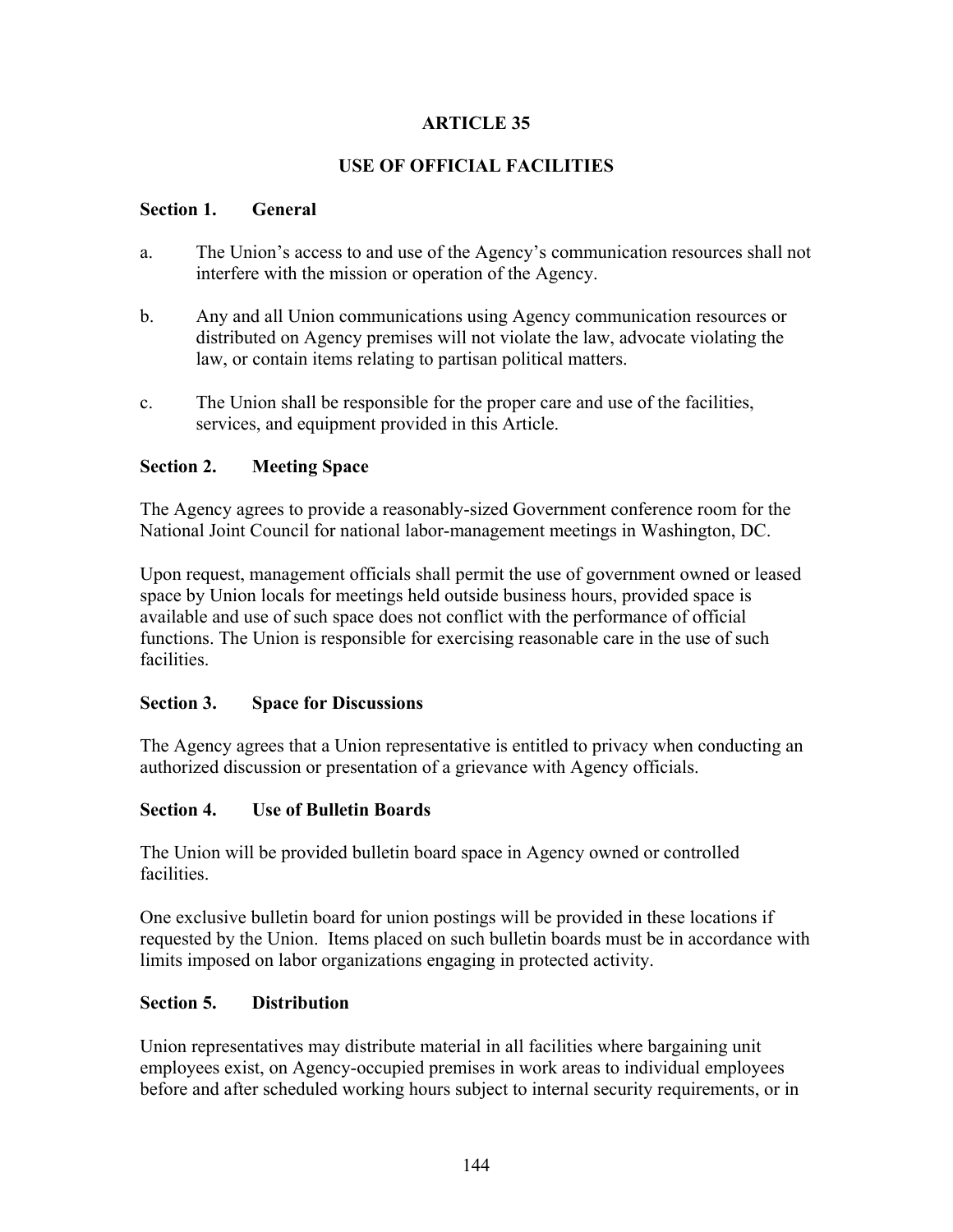# ARTICLE 35

## USE OF OFFICIAL FACILITIES

### Section 1. General

a. The Union's access to and use of the Agency's communication resources shall not interfere with the mission or operation of the Agency.

b. Any and all Union communications using Agency communication resources or distributed on Agency premises will not violate the law, advocate violating the law, or contain items relating to partisan political matters.

c. The Union shall be responsible for the proper care and use of the facilities, services, and equipment provided in this Article.

### Section 2. Meeting Space

The Agency agrees to provide a reasonably-sized Government conference room for the National Joint Council for national labor-management meetings in Washington, DC.

Upon request, management officials shall permit the use of government owned or leased space by Union locals for meetings held outside business hours, provided space is available and use of such space does not conflict with the performance of official functions. The Union is responsible for exercising reasonable care in the use of such facilities.

### Section 3. Space for Discussions

The Agency agrees that a Union representative is entitled to privacy when conducting an authorized discussion or presentation of a grievance with Agency officials.

### Section 4. Use of Bulletin Boards

The Union will be provided bulletin board space in Agency owned or controlled facilities.

One exclusive bulletin board for union postings will be provided in these locations if requested by the Union. Items placed on such bulletin boards must be in accordance with limits imposed on labor organizations engaging in protected activity.

### Section 5. Distribution

Union representatives may distribute material in all facilities where bargaining unit employees exist, on Agency-occupied premises in work areas to individual employees before and after scheduled working hours subject to internal security requirements, or in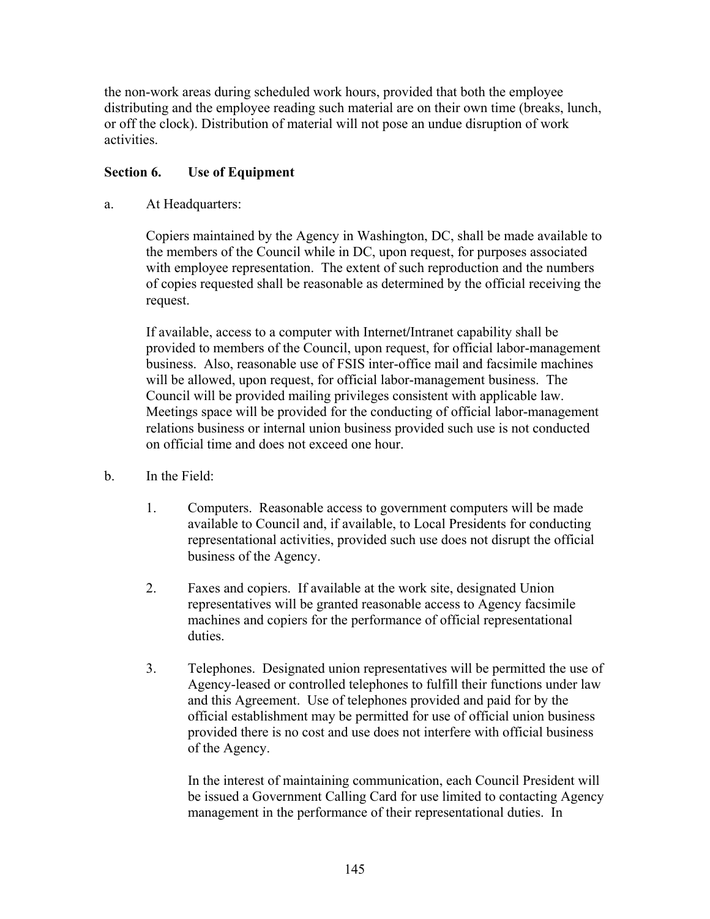the non-work areas during scheduled work hours, provided that both the employee distributing and the employee reading such material are on their own time (breaks, lunch, or off the clock). Distribution of material will not pose an undue disruption of work activities.

**Section 6. Use of Equipment**

a. At Headquarters:

Copiers maintained by the Agency in Washington, DC, shall be made available to the members of the Council while in DC, upon request, for purposes associated with employee representation. The extent of such reproduction and the numbers of copies requested shall be reasonable as determined by the official receiving the request.

If available, access to a computer with Internet/Intranet capability shall be provided to members of the Council, upon request, for official labor-management business. Also, reasonable use of FSIS inter-office mail and facsimile machines will be allowed, upon request, for official labor-management business. The Council will be provided mailing privileges consistent with applicable law. Meetings space will be provided for the conducting of official labor-management relations business or internal union business provided such use is not conducted on official time and does not exceed one hour.

b. In the Field:

1. Computers. Reasonable access to government computers will be made available to Council and, if available, to Local Presidents for conducting representational activities, provided such use does not disrupt the official business of the Agency.

2. Faxes and copiers. If available at the work site, designated Union representatives will be granted reasonable access to Agency facsimile machines and copiers for the performance of official representational duties.

3. Telephones. Designated union representatives will be permitted the use of Agency-leased or controlled telephones to fulfill their functions under law and this Agreement. Use of telephones provided and paid for by the official establishment may be permitted for use of official union business provided there is no cost and use does not interfere with official business of the Agency.

   In the interest of maintaining communication, each Council President will be issued a Government Calling Card for use limited to contacting Agency management in the performance of their representational duties. In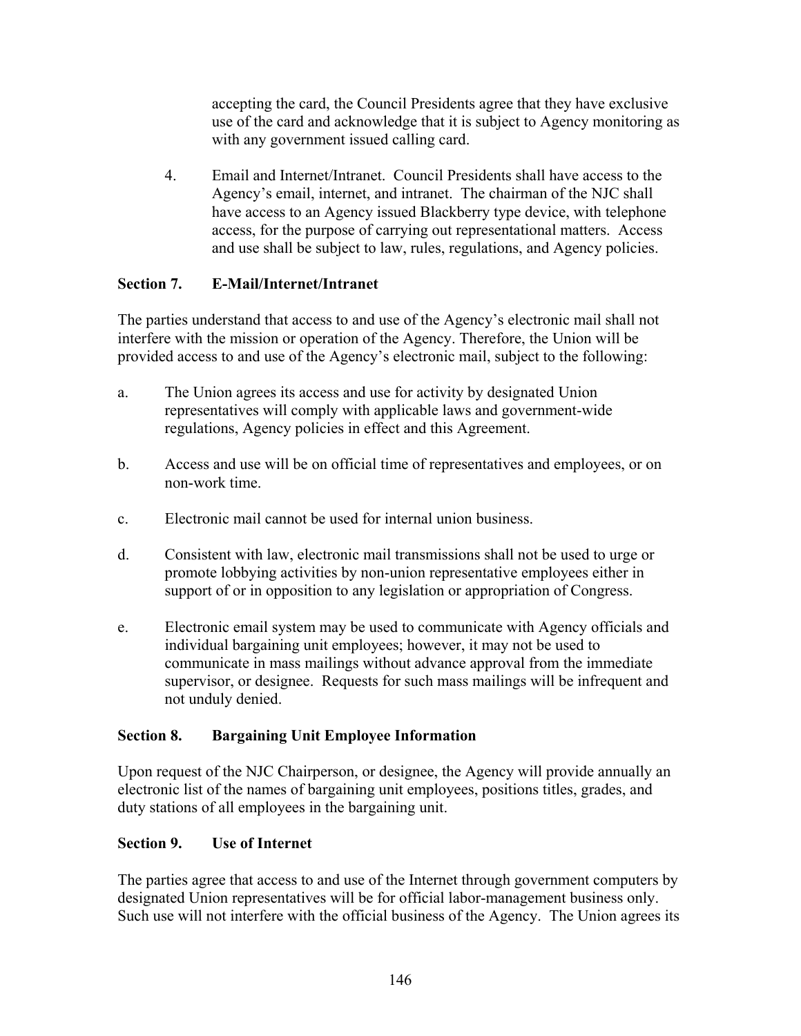accepting the card, the Council Presidents agree that they have exclusive use of the card and acknowledge that it is subject to Agency monitoring as with any government issued calling card.

4. Email and Internet/Intranet. Council Presidents shall have access to the Agency's email, internet, and intranet. The chairman of the NJC shall have access to an Agency issued Blackberry type device, with telephone access, for the purpose of carrying out representational matters. Access and use shall be subject to law, rules, regulations, and Agency policies.

**Section 7. E-Mail/Internet/Intranet**

The parties understand that access to and use of the Agency's electronic mail shall not interfere with the mission or operation of the Agency. Therefore, the Union will be provided access to and use of the Agency's electronic mail, subject to the following:

a. The Union agrees its access and use for activity by designated Union representatives will comply with applicable laws and government-wide regulations, Agency policies in effect and this Agreement.

b. Access and use will be on official time of representatives and employees, or on non-work time.

c. Electronic mail cannot be used for internal union business.

d. Consistent with law, electronic mail transmissions shall not be used to urge or promote lobbying activities by non-union representative employees either in support of or in opposition to any legislation or appropriation of Congress.

e. Electronic email system may be used to communicate with Agency officials and individual bargaining unit employees; however, it may not be used to communicate in mass mailings without advance approval from the immediate supervisor, or designee. Requests for such mass mailings will be infrequent and not unduly denied.

**Section 8. Bargaining Unit Employee Information**

Upon request of the NJC Chairperson, or designee, the Agency will provide annually an electronic list of the names of bargaining unit employees, positions titles, grades, and duty stations of all employees in the bargaining unit.

**Section 9. Use of Internet**

The parties agree that access to and use of the Internet through government computers by designated Union representatives will be for official labor-management business only. Such use will not interfere with the official business of the Agency. The Union agrees its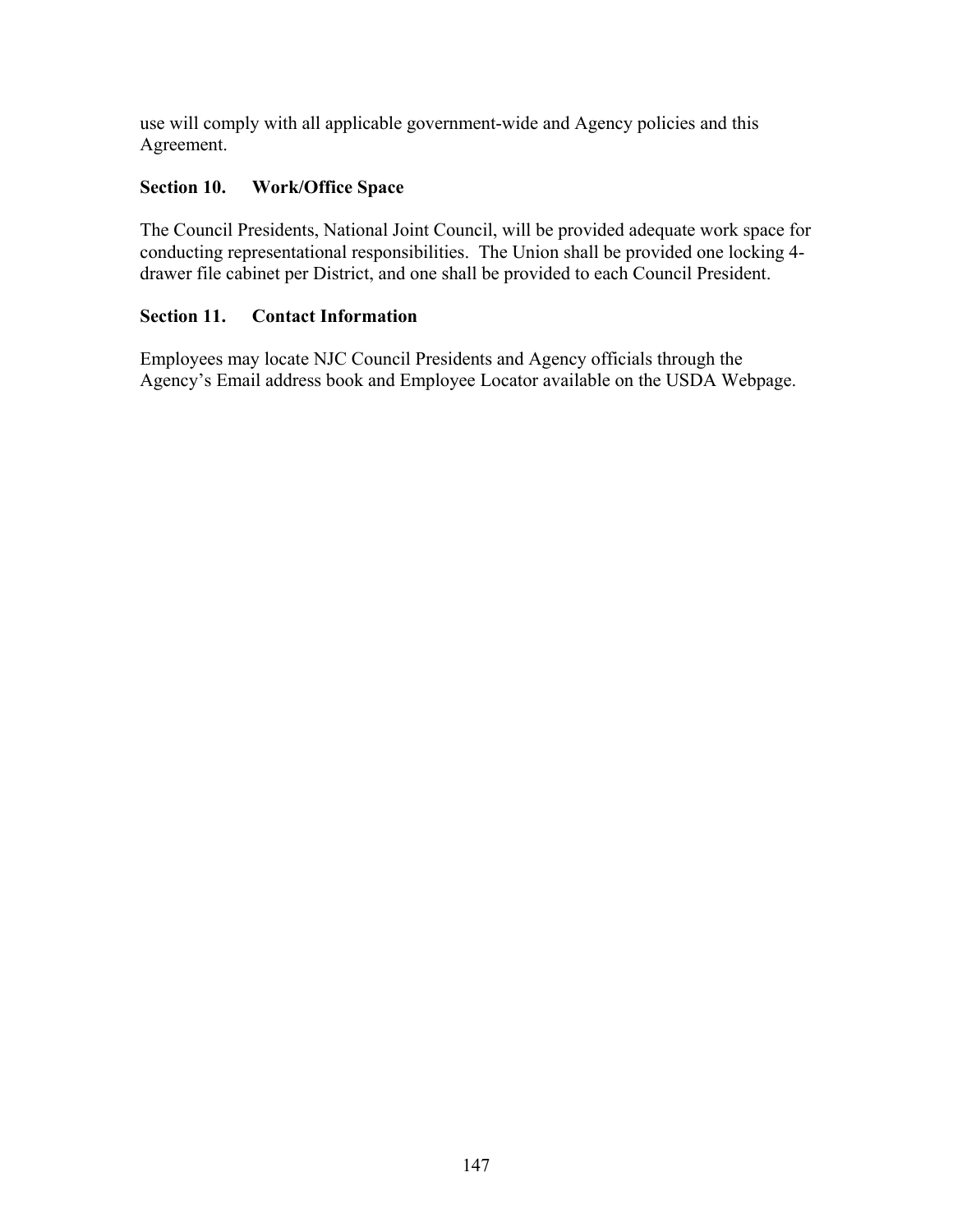use will comply with all applicable government-wide and Agency policies and this Agreement.

### Section 10. Work/Office Space

The Council Presidents, National Joint Council, will be provided adequate work space for conducting representational responsibilities. The Union shall be provided one locking 4-drawer file cabinet per District, and one shall be provided to each Council President.

### Section 11. Contact Information

Employees may locate NJC Council Presidents and Agency officials through the Agency's Email address book and Employee Locator available on the USDA Webpage.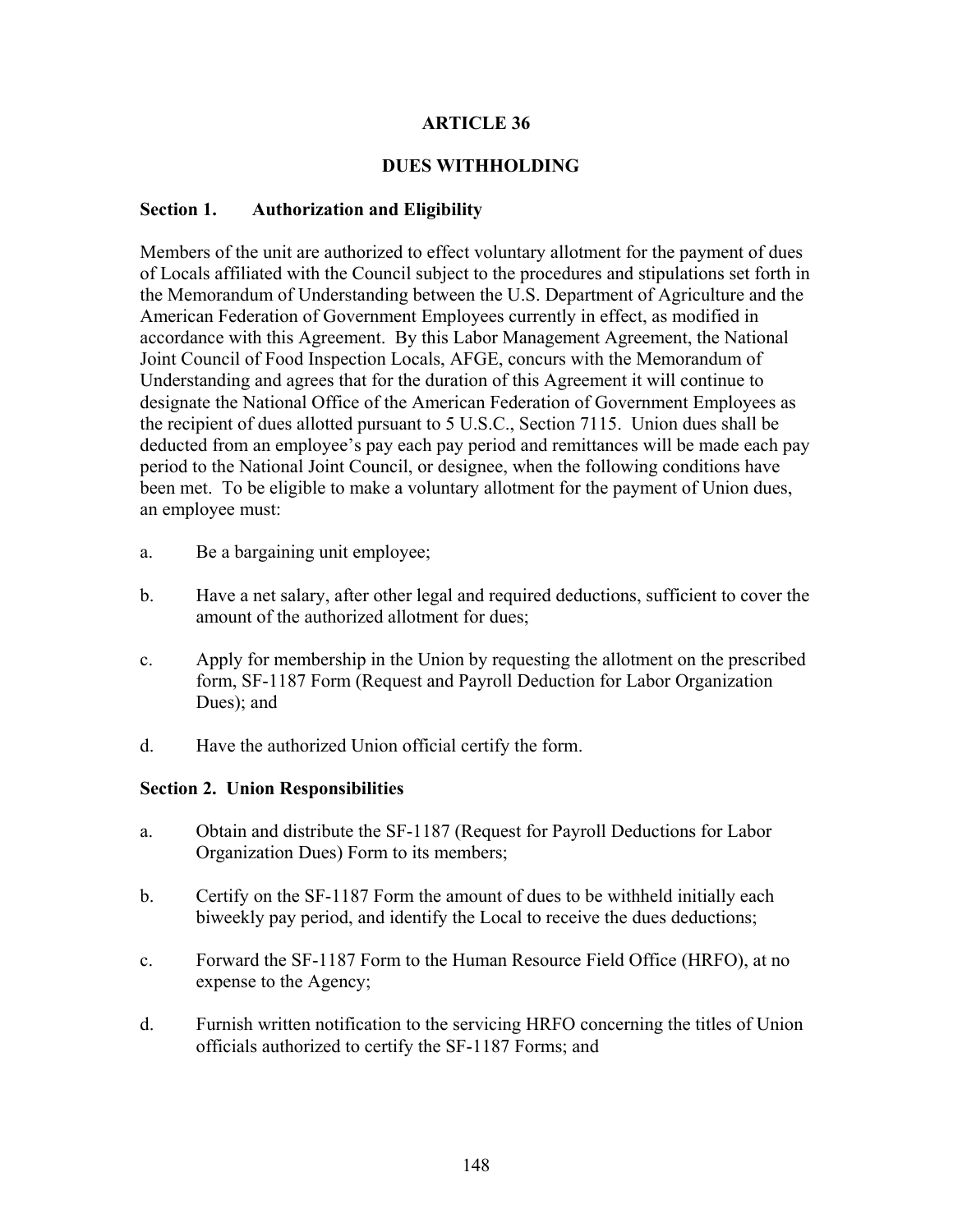# ARTICLE 36

## DUES WITHHOLDING

### Section 1. Authorization and Eligibility

Members of the unit are authorized to effect voluntary allotment for the payment of dues of Locals affiliated with the Council subject to the procedures and stipulations set forth in the Memorandum of Understanding between the U.S. Department of Agriculture and the American Federation of Government Employees currently in effect, as modified in accordance with this Agreement. By this Labor Management Agreement, the National Joint Council of Food Inspection Locals, AFGE, concurs with the Memorandum of Understanding and agrees that for the duration of this Agreement it will continue to designate the National Office of the American Federation of Government Employees as the recipient of dues allotted pursuant to 5 U.S.C., Section 7115. Union dues shall be deducted from an employee's pay each pay period and remittances will be made each pay period to the National Joint Council, or designee, when the following conditions have been met. To be eligible to make a voluntary allotment for the payment of Union dues, an employee must:

a. Be a bargaining unit employee;

b. Have a net salary, after other legal and required deductions, sufficient to cover the amount of the authorized allotment for dues;

c. Apply for membership in the Union by requesting the allotment on the prescribed form, SF-1187 Form (Request and Payroll Deduction for Labor Organization Dues); and

d. Have the authorized Union official certify the form.

### Section 2. Union Responsibilities

a. Obtain and distribute the SF-1187 (Request for Payroll Deductions for Labor Organization Dues) Form to its members;

b. Certify on the SF-1187 Form the amount of dues to be withheld initially each biweekly pay period, and identify the Local to receive the dues deductions;

c. Forward the SF-1187 Form to the Human Resource Field Office (HRFO), at no expense to the Agency;

d. Furnish written notification to the servicing HRFO concerning the titles of Union officials authorized to certify the SF-1187 Forms; and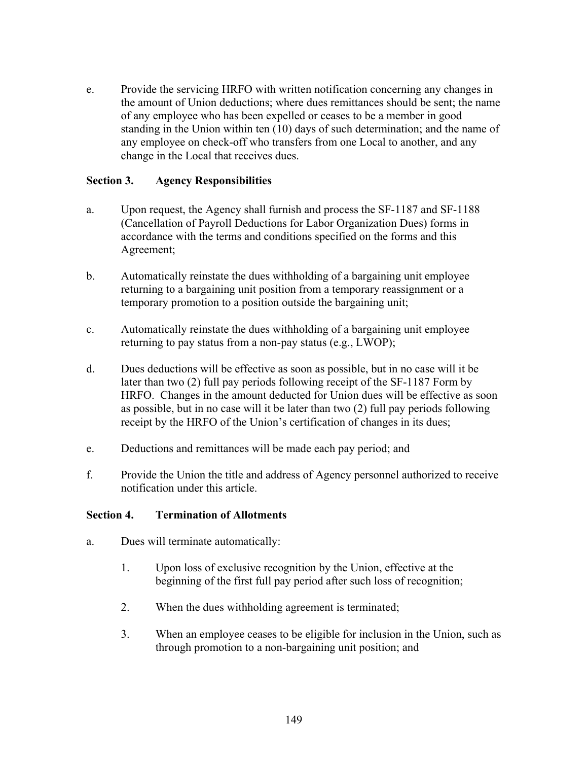e. Provide the servicing HRFO with written notification concerning any changes in the amount of Union deductions; where dues remittances should be sent; the name of any employee who has been expelled or ceases to be a member in good standing in the Union within ten (10) days of such determination; and the name of any employee on check-off who transfers from one Local to another, and any change in the Local that receives dues.

**Section 3. Agency Responsibilities**

a. Upon request, the Agency shall furnish and process the SF-1187 and SF-1188 (Cancellation of Payroll Deductions for Labor Organization Dues) forms in accordance with the terms and conditions specified on the forms and this Agreement;

b. Automatically reinstate the dues withholding of a bargaining unit employee returning to a bargaining unit position from a temporary reassignment or a temporary promotion to a position outside the bargaining unit;

c. Automatically reinstate the dues withholding of a bargaining unit employee returning to pay status from a non-pay status (e.g., LWOP);

d. Dues deductions will be effective as soon as possible, but in no case will it be later than two (2) full pay periods following receipt of the SF-1187 Form by HRFO. Changes in the amount deducted for Union dues will be effective as soon as possible, but in no case will it be later than two (2) full pay periods following receipt by the HRFO of the Union's certification of changes in its dues;

e. Deductions and remittances will be made each pay period; and

f. Provide the Union the title and address of Agency personnel authorized to receive notification under this article.

**Section 4. Termination of Allotments**

a. Dues will terminate automatically:

   1. Upon loss of exclusive recognition by the Union, effective at the beginning of the first full pay period after such loss of recognition;

   2. When the dues withholding agreement is terminated;

   3. When an employee ceases to be eligible for inclusion in the Union, such as through promotion to a non-bargaining unit position; and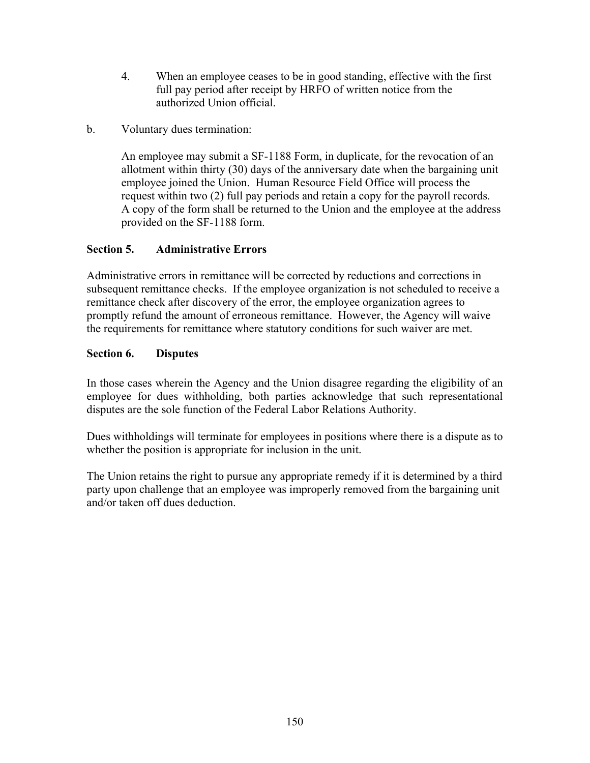4. When an employee ceases to be in good standing, effective with the first full pay period after receipt by HRFO of written notice from the authorized Union official.

b. Voluntary dues termination:

   An employee may submit a SF-1188 Form, in duplicate, for the revocation of an allotment within thirty (30) days of the anniversary date when the bargaining unit employee joined the Union. Human Resource Field Office will process the request within two (2) full pay periods and retain a copy for the payroll records. A copy of the form shall be returned to the Union and the employee at the address provided on the SF-1188 form.

**Section 5. Administrative Errors**

Administrative errors in remittance will be corrected by reductions and corrections in subsequent remittance checks. If the employee organization is not scheduled to receive a remittance check after discovery of the error, the employee organization agrees to promptly refund the amount of erroneous remittance. However, the Agency will waive the requirements for remittance where statutory conditions for such waiver are met.

**Section 6. Disputes**

In those cases wherein the Agency and the Union disagree regarding the eligibility of an employee for dues withholding, both parties acknowledge that such representational disputes are the sole function of the Federal Labor Relations Authority.

Dues withholdings will terminate for employees in positions where there is a dispute as to whether the position is appropriate for inclusion in the unit.

The Union retains the right to pursue any appropriate remedy if it is determined by a third party upon challenge that an employee was improperly removed from the bargaining unit and/or taken off dues deduction.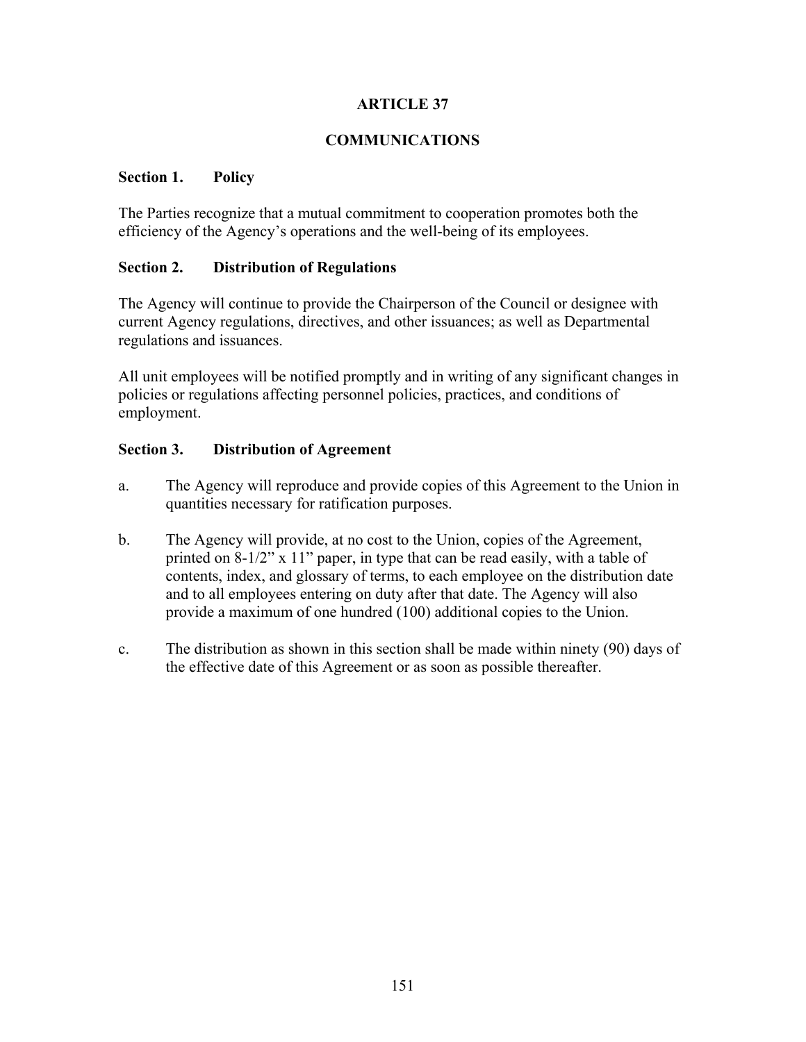# ARTICLE 37

# COMMUNICATIONS

## Section 1. Policy

The Parties recognize that a mutual commitment to cooperation promotes both the efficiency of the Agency's operations and the well-being of its employees.

## Section 2. Distribution of Regulations

The Agency will continue to provide the Chairperson of the Council or designee with current Agency regulations, directives, and other issuances; as well as Departmental regulations and issuances.

All unit employees will be notified promptly and in writing of any significant changes in policies or regulations affecting personnel policies, practices, and conditions of employment.

## Section 3. Distribution of Agreement

a. The Agency will reproduce and provide copies of this Agreement to the Union in quantities necessary for ratification purposes.

b. The Agency will provide, at no cost to the Union, copies of the Agreement, printed on 8-1/2" x 11" paper, in type that can be read easily, with a table of contents, index, and glossary of terms, to each employee on the distribution date and to all employees entering on duty after that date. The Agency will also provide a maximum of one hundred (100) additional copies to the Union.

c. The distribution as shown in this section shall be made within ninety (90) days of the effective date of this Agreement or as soon as possible thereafter.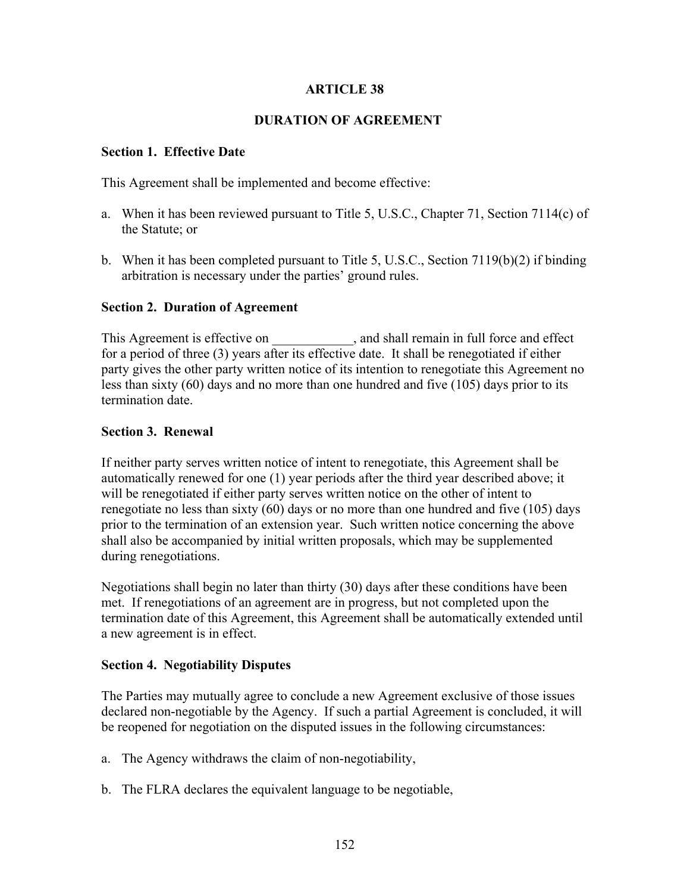# ARTICLE 38

## DURATION OF AGREEMENT

### Section 1. Effective Date

This Agreement shall be implemented and become effective:

a. When it has been reviewed pursuant to Title 5, U.S.C., Chapter 71, Section 7114(c) of the Statute; or

b. When it has been completed pursuant to Title 5, U.S.C., Section 7119(b)(2) if binding arbitration is necessary under the parties' ground rules.

### Section 2. Duration of Agreement

This Agreement is effective on ____________, and shall remain in full force and effect for a period of three (3) years after its effective date. It shall be renegotiated if either party gives the other party written notice of its intention to renegotiate this Agreement no less than sixty (60) days and no more than one hundred and five (105) days prior to its termination date.

### Section 3. Renewal

If neither party serves written notice of intent to renegotiate, this Agreement shall be automatically renewed for one (1) year periods after the third year described above; it will be renegotiated if either party serves written notice on the other of intent to renegotiate no less than sixty (60) days or no more than one hundred and five (105) days prior to the termination of an extension year. Such written notice concerning the above shall also be accompanied by initial written proposals, which may be supplemented during renegotiations.

Negotiations shall begin no later than thirty (30) days after these conditions have been met. If renegotiations of an agreement are in progress, but not completed upon the termination date of this Agreement, this Agreement shall be automatically extended until a new agreement is in effect.

### Section 4. Negotiability Disputes

The Parties may mutually agree to conclude a new Agreement exclusive of those issues declared non-negotiable by the Agency. If such a partial Agreement is concluded, it will be reopened for negotiation on the disputed issues in the following circumstances:

a. The Agency withdraws the claim of non-negotiability,

b. The FLRA declares the equivalent language to be negotiable,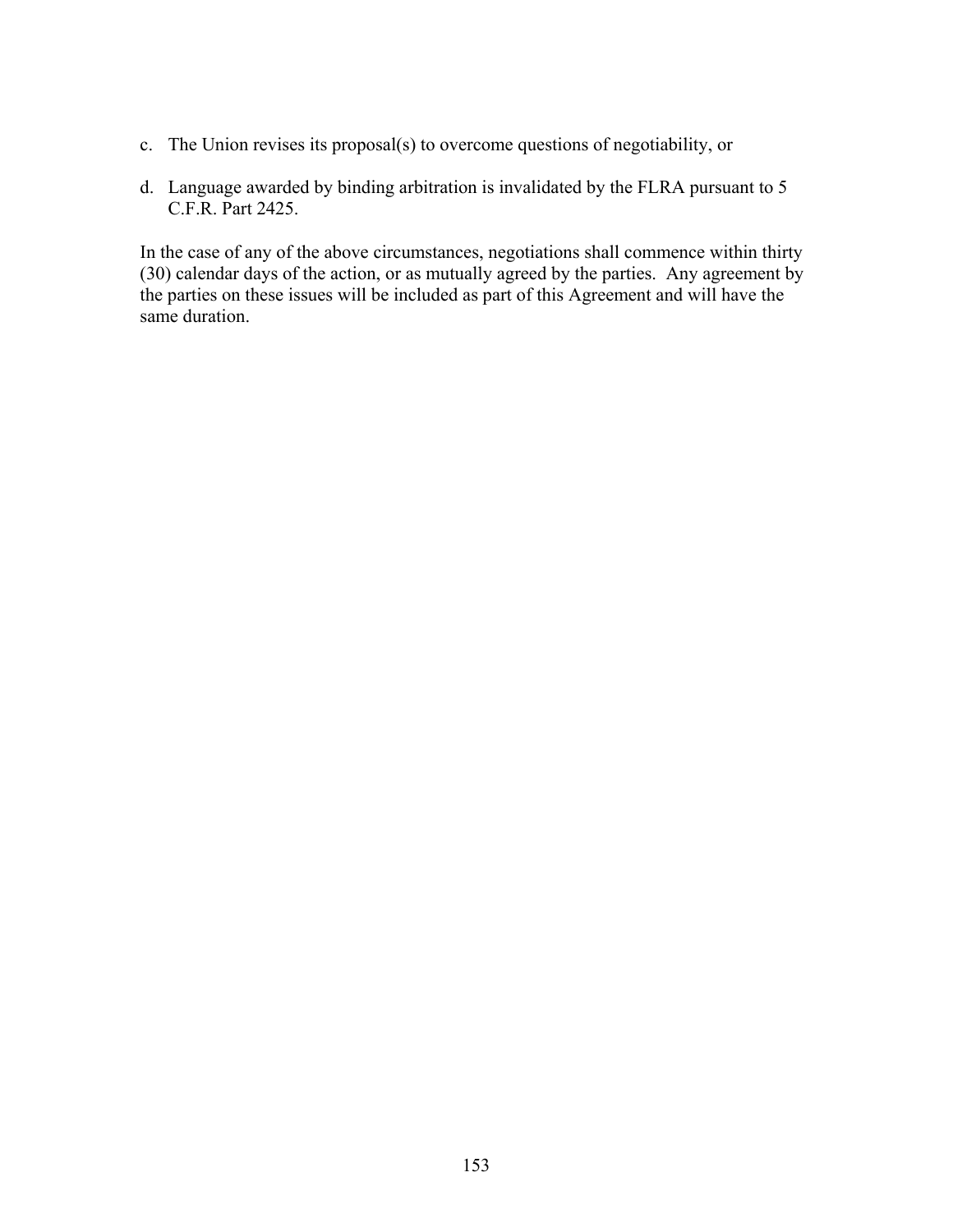c. The Union revises its proposal(s) to overcome questions of negotiability, or

d. Language awarded by binding arbitration is invalidated by the FLRA pursuant to 5 C.F.R. Part 2425.

In the case of any of the above circumstances, negotiations shall commence within thirty (30) calendar days of the action, or as mutually agreed by the parties. Any agreement by the parties on these issues will be included as part of this Agreement and will have the same duration.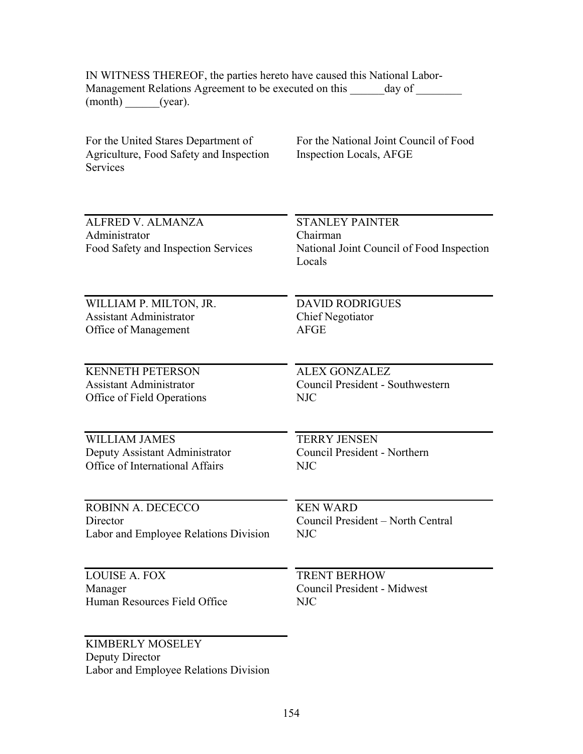IN WITNESS THEREOF, the parties hereto have caused this National Labor-Management Relations Agreement to be executed on this ______day of ________ (month) ______(year).

| For the United Stares Department of Agriculture, Food Safety and Inspection Services | For the National Joint Council of Food Inspection Locals, AFGE |
|---|---|
| ALFRED V. ALMANZA<br>Administrator<br>Food Safety and Inspection Services | STANLEY PAINTER<br>Chairman<br>National Joint Council of Food Inspection Locals |
| WILLIAM P. MILTON, JR.<br>Assistant Administrator<br>Office of Management | DAVID RODRIGUES<br>Chief Negotiator<br>AFGE |
| KENNETH PETERSON<br>Assistant Administrator<br>Office of Field Operations | ALEX GONZALEZ<br>Council President - Southwestern<br>NJC |
| WILLIAM JAMES<br>Deputy Assistant Administrator<br>Office of International Affairs | TERRY JENSEN<br>Council President - Northern<br>NJC |
| ROBINN A. DECECCO<br>Director<br>Labor and Employee Relations Division | KEN WARD<br>Council President – North Central<br>NJC |
| LOUISE A. FOX<br>Manager<br>Human Resources Field Office | TRENT BERHOW<br>Council President - Midwest<br>NJC |
| KIMBERLY MOSELEY<br>Deputy Director<br>Labor and Employee Relations Division | |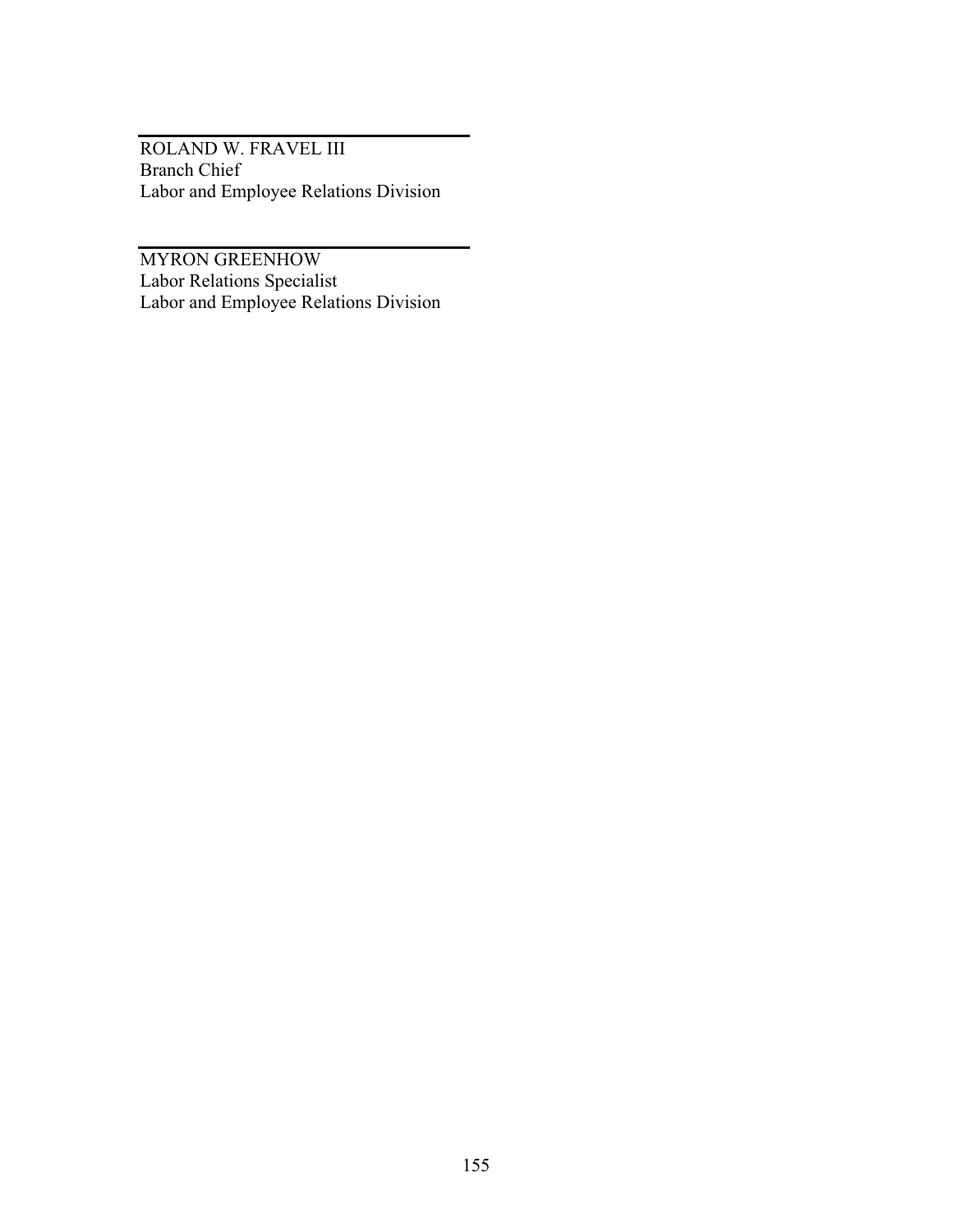\_\_\_\_\_\_\_\_\_\_\_\_\_\_\_\_\_\_\_\_\_\_\_\_\_\_\_\_\_\_\_\_\_\_\_\_

ROLAND W. FRAVEL III
Branch Chief
Labor and Employee Relations Division

\_\_\_\_\_\_\_\_\_\_\_\_\_\_\_\_\_\_\_\_\_\_\_\_\_\_\_\_\_\_\_\_\_\_\_\_

MYRON GREENHOW
Labor Relations Specialist
Labor and Employee Relations Division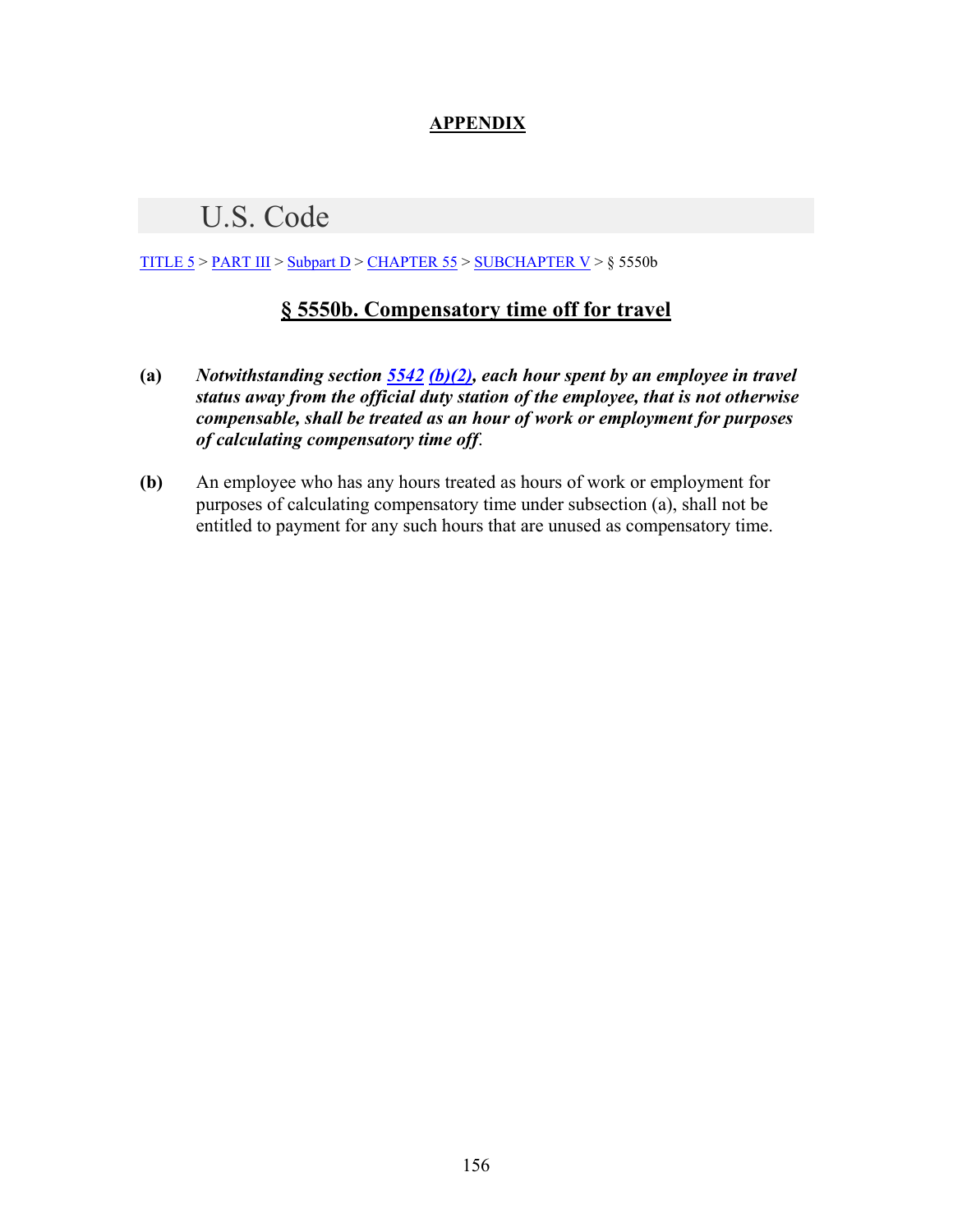## APPENDIX

# U.S. Code

TITLE 5 > PART III > Subpart D > CHAPTER 55 > SUBCHAPTER V > § 5550b

## § 5550b. Compensatory time off for travel

**(a)** ***Notwithstanding section 5542 (b)(2), each hour spent by an employee in travel status away from the official duty station of the employee, that is not otherwise compensable, shall be treated as an hour of work or employment for purposes of calculating compensatory time off.***

**(b)** An employee who has any hours treated as hours of work or employment for purposes of calculating compensatory time under subsection (a), shall not be entitled to payment for any such hours that are unused as compensatory time.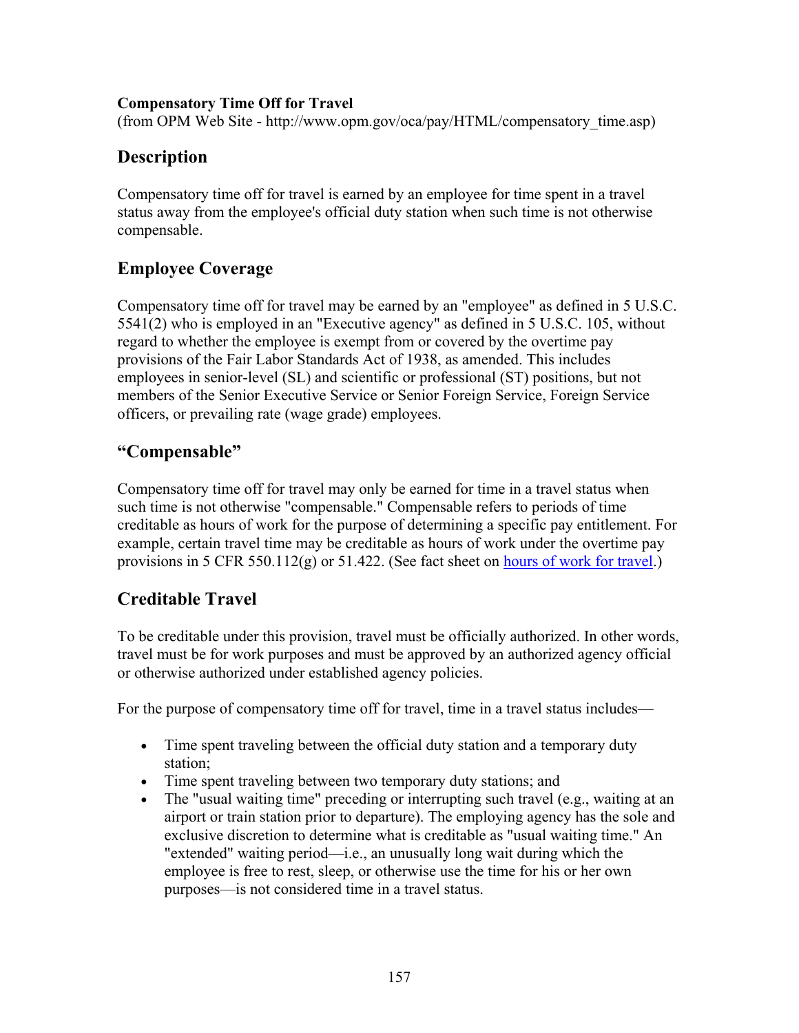**Compensatory Time Off for Travel**
(from OPM Web Site - http://www.opm.gov/oca/pay/HTML/compensatory_time.asp)

## Description

Compensatory time off for travel is earned by an employee for time spent in a travel status away from the employee's official duty station when such time is not otherwise compensable.

## Employee Coverage

Compensatory time off for travel may be earned by an "employee" as defined in 5 U.S.C. 5541(2) who is employed in an "Executive agency" as defined in 5 U.S.C. 105, without regard to whether the employee is exempt from or covered by the overtime pay provisions of the Fair Labor Standards Act of 1938, as amended. This includes employees in senior-level (SL) and scientific or professional (ST) positions, but not members of the Senior Executive Service or Senior Foreign Service, Foreign Service officers, or prevailing rate (wage grade) employees.

## "Compensable"

Compensatory time off for travel may only be earned for time in a travel status when such time is not otherwise "compensable." Compensable refers to periods of time creditable as hours of work for the purpose of determining a specific pay entitlement. For example, certain travel time may be creditable as hours of work under the overtime pay provisions in 5 CFR 550.112(g) or 51.422. (See fact sheet on hours of work for travel.)

## Creditable Travel

To be creditable under this provision, travel must be officially authorized. In other words, travel must be for work purposes and must be approved by an authorized agency official or otherwise authorized under established agency policies.

For the purpose of compensatory time off for travel, time in a travel status includes—

- Time spent traveling between the official duty station and a temporary duty station;
- Time spent traveling between two temporary duty stations; and
- The "usual waiting time" preceding or interrupting such travel (e.g., waiting at an airport or train station prior to departure). The employing agency has the sole and exclusive discretion to determine what is creditable as "usual waiting time." An "extended" waiting period—i.e., an unusually long wait during which the employee is free to rest, sleep, or otherwise use the time for his or her own purposes—is not considered time in a travel status.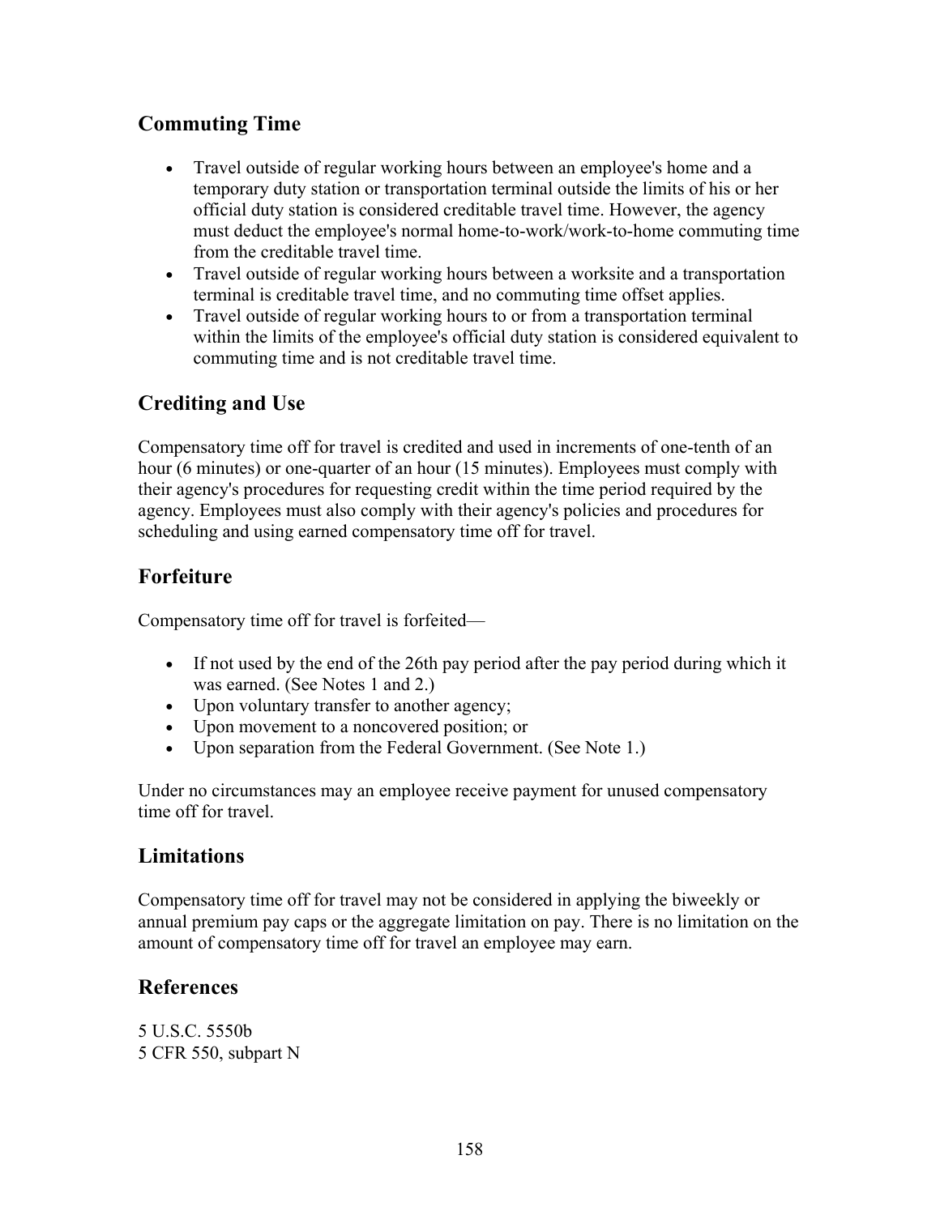## Commuting Time

- Travel outside of regular working hours between an employee's home and a temporary duty station or transportation terminal outside the limits of his or her official duty station is considered creditable travel time. However, the agency must deduct the employee's normal home-to-work/work-to-home commuting time from the creditable travel time.
- Travel outside of regular working hours between a worksite and a transportation terminal is creditable travel time, and no commuting time offset applies.
- Travel outside of regular working hours to or from a transportation terminal within the limits of the employee's official duty station is considered equivalent to commuting time and is not creditable travel time.

## Crediting and Use

Compensatory time off for travel is credited and used in increments of one-tenth of an hour (6 minutes) or one-quarter of an hour (15 minutes). Employees must comply with their agency's procedures for requesting credit within the time period required by the agency. Employees must also comply with their agency's policies and procedures for scheduling and using earned compensatory time off for travel.

## Forfeiture

Compensatory time off for travel is forfeited—

- If not used by the end of the 26th pay period after the pay period during which it was earned. (See Notes 1 and 2.)
- Upon voluntary transfer to another agency;
- Upon movement to a noncovered position; or
- Upon separation from the Federal Government. (See Note 1.)

Under no circumstances may an employee receive payment for unused compensatory time off for travel.

## Limitations

Compensatory time off for travel may not be considered in applying the biweekly or annual premium pay caps or the aggregate limitation on pay. There is no limitation on the amount of compensatory time off for travel an employee may earn.

## References

5 U.S.C. 5550b
5 CFR 550, subpart N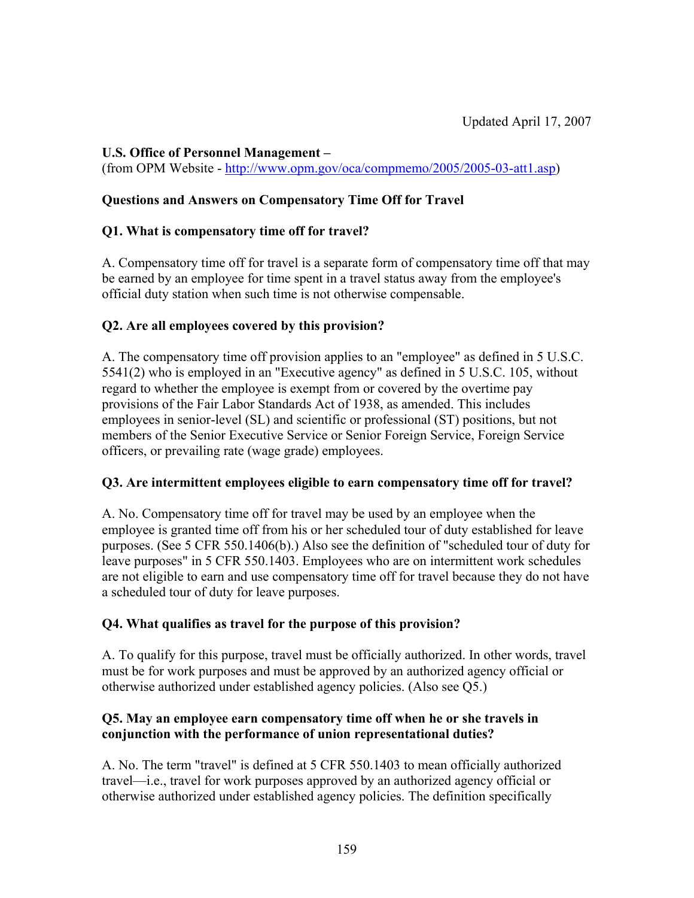Updated April 17, 2007

**U.S. Office of Personnel Management –**
(from OPM Website - http://www.opm.gov/oca/compmemo/2005/2005-03-att1.asp)

**Questions and Answers on Compensatory Time Off for Travel**

**Q1. What is compensatory time off for travel?**

A. Compensatory time off for travel is a separate form of compensatory time off that may be earned by an employee for time spent in a travel status away from the employee's official duty station when such time is not otherwise compensable.

**Q2. Are all employees covered by this provision?**

A. The compensatory time off provision applies to an "employee" as defined in 5 U.S.C. 5541(2) who is employed in an "Executive agency" as defined in 5 U.S.C. 105, without regard to whether the employee is exempt from or covered by the overtime pay provisions of the Fair Labor Standards Act of 1938, as amended. This includes employees in senior-level (SL) and scientific or professional (ST) positions, but not members of the Senior Executive Service or Senior Foreign Service, Foreign Service officers, or prevailing rate (wage grade) employees.

**Q3. Are intermittent employees eligible to earn compensatory time off for travel?**

A. No. Compensatory time off for travel may be used by an employee when the employee is granted time off from his or her scheduled tour of duty established for leave purposes. (See 5 CFR 550.1406(b).) Also see the definition of "scheduled tour of duty for leave purposes" in 5 CFR 550.1403. Employees who are on intermittent work schedules are not eligible to earn and use compensatory time off for travel because they do not have a scheduled tour of duty for leave purposes.

**Q4. What qualifies as travel for the purpose of this provision?**

A. To qualify for this purpose, travel must be officially authorized. In other words, travel must be for work purposes and must be approved by an authorized agency official or otherwise authorized under established agency policies. (Also see Q5.)

**Q5. May an employee earn compensatory time off when he or she travels in conjunction with the performance of union representational duties?**

A. No. The term "travel" is defined at 5 CFR 550.1403 to mean officially authorized travel—i.e., travel for work purposes approved by an authorized agency official or otherwise authorized under established agency policies. The definition specifically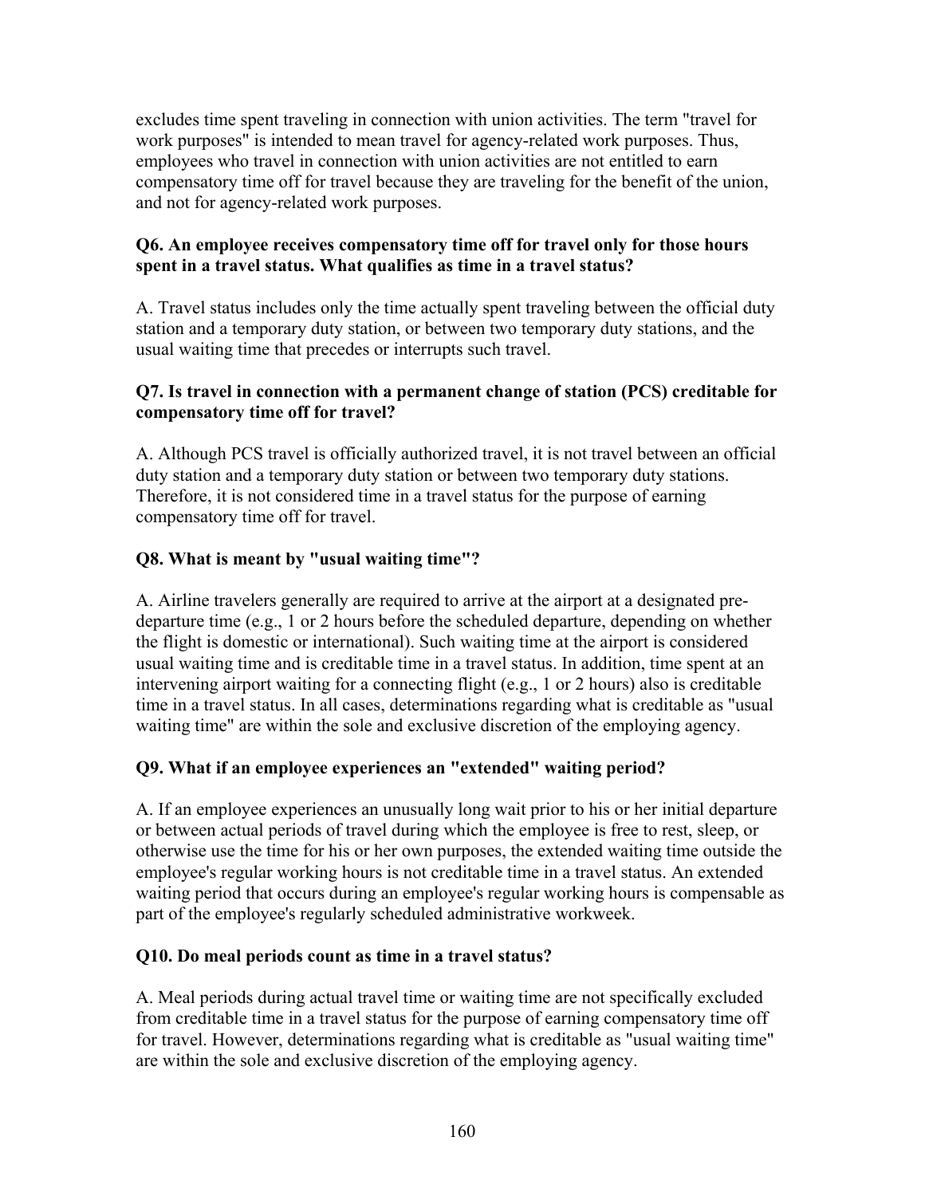excludes time spent traveling in connection with union activities. The term "travel for work purposes" is intended to mean travel for agency-related work purposes. Thus, employees who travel in connection with union activities are not entitled to earn compensatory time off for travel because they are traveling for the benefit of the union, and not for agency-related work purposes.

**Q6. An employee receives compensatory time off for travel only for those hours spent in a travel status. What qualifies as time in a travel status?**

A. Travel status includes only the time actually spent traveling between the official duty station and a temporary duty station, or between two temporary duty stations, and the usual waiting time that precedes or interrupts such travel.

**Q7. Is travel in connection with a permanent change of station (PCS) creditable for compensatory time off for travel?**

A. Although PCS travel is officially authorized travel, it is not travel between an official duty station and a temporary duty station or between two temporary duty stations. Therefore, it is not considered time in a travel status for the purpose of earning compensatory time off for travel.

**Q8. What is meant by "usual waiting time"?**

A. Airline travelers generally are required to arrive at the airport at a designated pre-departure time (e.g., 1 or 2 hours before the scheduled departure, depending on whether the flight is domestic or international). Such waiting time at the airport is considered usual waiting time and is creditable time in a travel status. In addition, time spent at an intervening airport waiting for a connecting flight (e.g., 1 or 2 hours) also is creditable time in a travel status. In all cases, determinations regarding what is creditable as "usual waiting time" are within the sole and exclusive discretion of the employing agency.

**Q9. What if an employee experiences an "extended" waiting period?**

A. If an employee experiences an unusually long wait prior to his or her initial departure or between actual periods of travel during which the employee is free to rest, sleep, or otherwise use the time for his or her own purposes, the extended waiting time outside the employee's regular working hours is not creditable time in a travel status. An extended waiting period that occurs during an employee's regular working hours is compensable as part of the employee's regularly scheduled administrative workweek.

**Q10. Do meal periods count as time in a travel status?**

A. Meal periods during actual travel time or waiting time are not specifically excluded from creditable time in a travel status for the purpose of earning compensatory time off for travel. However, determinations regarding what is creditable as "usual waiting time" are within the sole and exclusive discretion of the employing agency.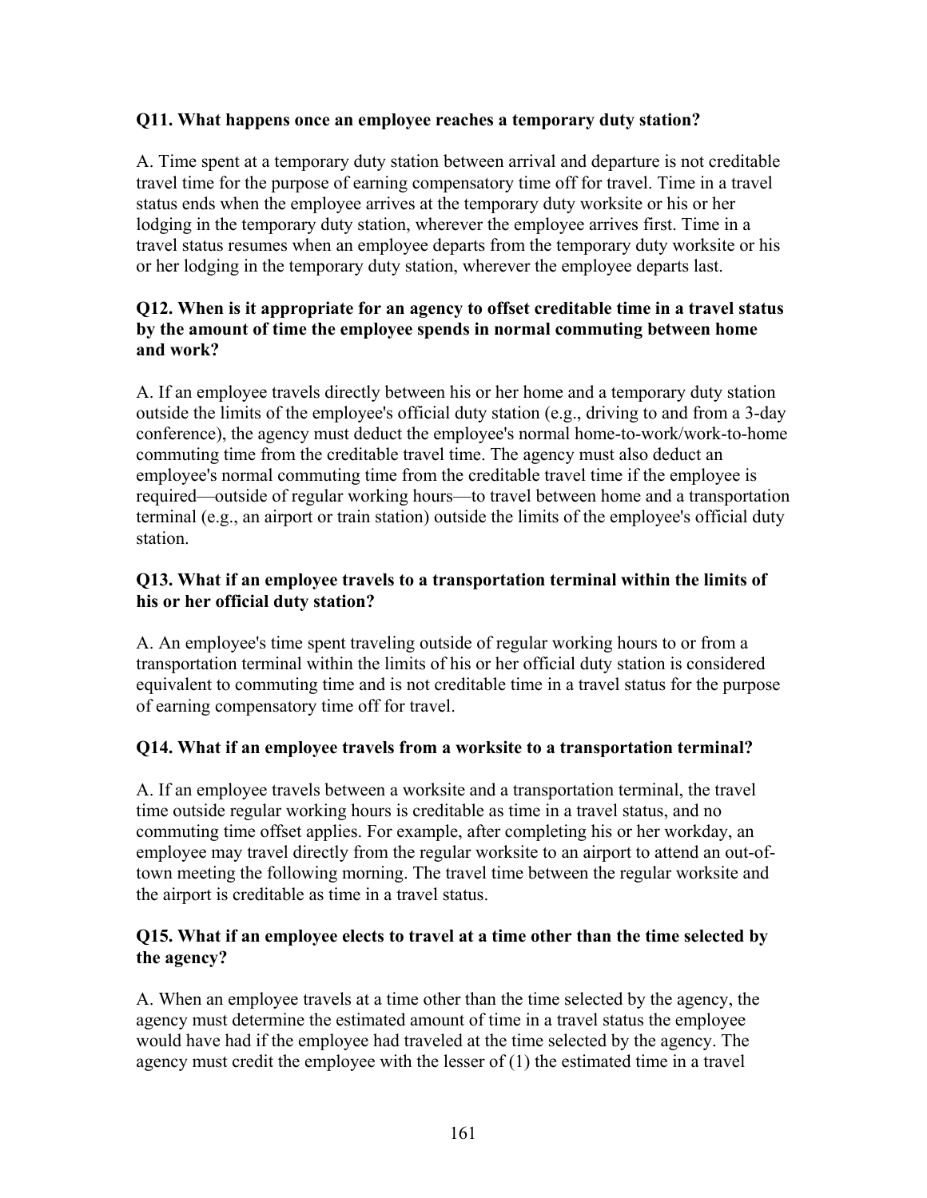**Q11. What happens once an employee reaches a temporary duty station?**

A. Time spent at a temporary duty station between arrival and departure is not creditable travel time for the purpose of earning compensatory time off for travel. Time in a travel status ends when the employee arrives at the temporary duty worksite or his or her lodging in the temporary duty station, wherever the employee arrives first. Time in a travel status resumes when an employee departs from the temporary duty worksite or his or her lodging in the temporary duty station, wherever the employee departs last.

**Q12. When is it appropriate for an agency to offset creditable time in a travel status by the amount of time the employee spends in normal commuting between home and work?**

A. If an employee travels directly between his or her home and a temporary duty station outside the limits of the employee's official duty station (e.g., driving to and from a 3-day conference), the agency must deduct the employee's normal home-to-work/work-to-home commuting time from the creditable travel time. The agency must also deduct an employee's normal commuting time from the creditable travel time if the employee is required—outside of regular working hours—to travel between home and a transportation terminal (e.g., an airport or train station) outside the limits of the employee's official duty station.

**Q13. What if an employee travels to a transportation terminal within the limits of his or her official duty station?**

A. An employee's time spent traveling outside of regular working hours to or from a transportation terminal within the limits of his or her official duty station is considered equivalent to commuting time and is not creditable time in a travel status for the purpose of earning compensatory time off for travel.

**Q14. What if an employee travels from a worksite to a transportation terminal?**

A. If an employee travels between a worksite and a transportation terminal, the travel time outside regular working hours is creditable as time in a travel status, and no commuting time offset applies. For example, after completing his or her workday, an employee may travel directly from the regular worksite to an airport to attend an out-of-town meeting the following morning. The travel time between the regular worksite and the airport is creditable as time in a travel status.

**Q15. What if an employee elects to travel at a time other than the time selected by the agency?**

A. When an employee travels at a time other than the time selected by the agency, the agency must determine the estimated amount of time in a travel status the employee would have had if the employee had traveled at the time selected by the agency. The agency must credit the employee with the lesser of (1) the estimated time in a travel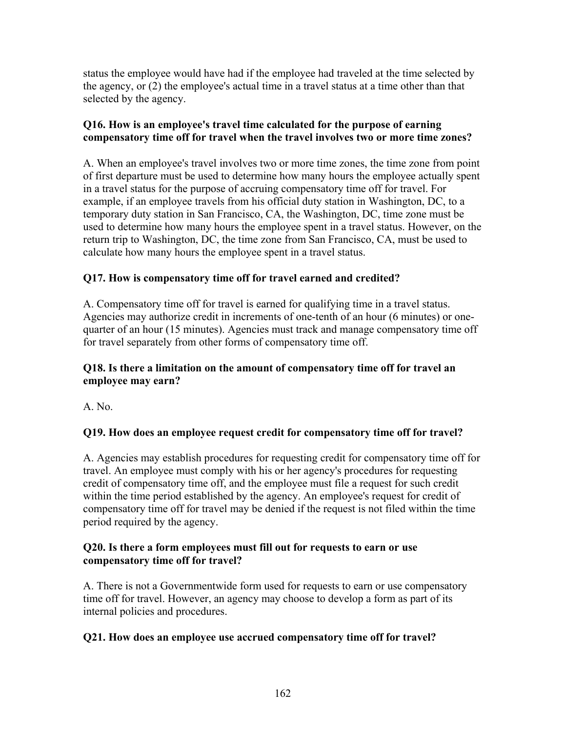status the employee would have had if the employee had traveled at the time selected by the agency, or (2) the employee's actual time in a travel status at a time other than that selected by the agency.

**Q16. How is an employee's travel time calculated for the purpose of earning compensatory time off for travel when the travel involves two or more time zones?**

A. When an employee's travel involves two or more time zones, the time zone from point of first departure must be used to determine how many hours the employee actually spent in a travel status for the purpose of accruing compensatory time off for travel. For example, if an employee travels from his official duty station in Washington, DC, to a temporary duty station in San Francisco, CA, the Washington, DC, time zone must be used to determine how many hours the employee spent in a travel status. However, on the return trip to Washington, DC, the time zone from San Francisco, CA, must be used to calculate how many hours the employee spent in a travel status.

**Q17. How is compensatory time off for travel earned and credited?**

A. Compensatory time off for travel is earned for qualifying time in a travel status. Agencies may authorize credit in increments of one-tenth of an hour (6 minutes) or one-quarter of an hour (15 minutes). Agencies must track and manage compensatory time off for travel separately from other forms of compensatory time off.

**Q18. Is there a limitation on the amount of compensatory time off for travel an employee may earn?**

A. No.

**Q19. How does an employee request credit for compensatory time off for travel?**

A. Agencies may establish procedures for requesting credit for compensatory time off for travel. An employee must comply with his or her agency's procedures for requesting credit of compensatory time off, and the employee must file a request for such credit within the time period established by the agency. An employee's request for credit of compensatory time off for travel may be denied if the request is not filed within the time period required by the agency.

**Q20. Is there a form employees must fill out for requests to earn or use compensatory time off for travel?**

A. There is not a Governmentwide form used for requests to earn or use compensatory time off for travel. However, an agency may choose to develop a form as part of its internal policies and procedures.

**Q21. How does an employee use accrued compensatory time off for travel?**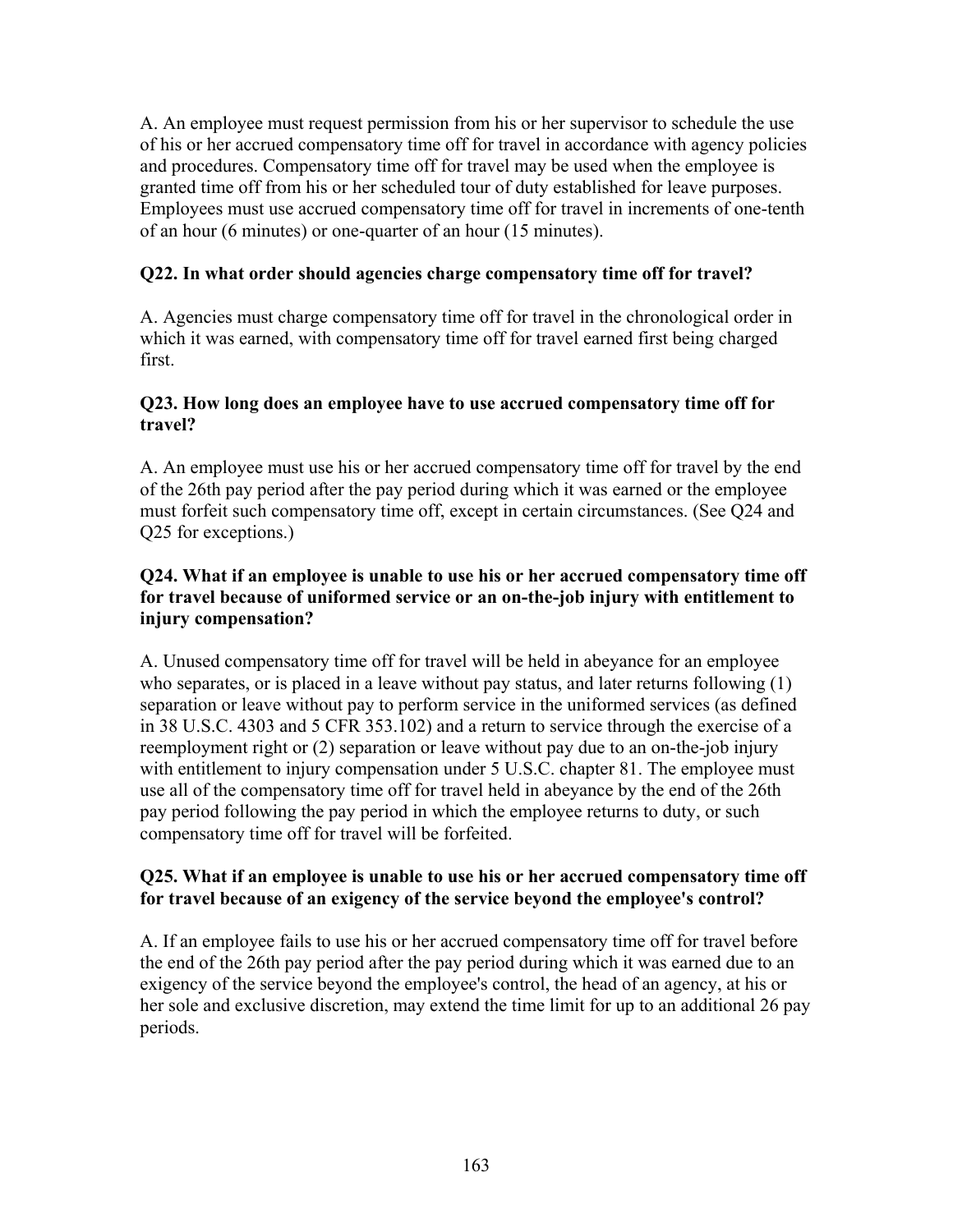A. An employee must request permission from his or her supervisor to schedule the use of his or her accrued compensatory time off for travel in accordance with agency policies and procedures. Compensatory time off for travel may be used when the employee is granted time off from his or her scheduled tour of duty established for leave purposes. Employees must use accrued compensatory time off for travel in increments of one-tenth of an hour (6 minutes) or one-quarter of an hour (15 minutes).

**Q22. In what order should agencies charge compensatory time off for travel?**

A. Agencies must charge compensatory time off for travel in the chronological order in which it was earned, with compensatory time off for travel earned first being charged first.

**Q23. How long does an employee have to use accrued compensatory time off for travel?**

A. An employee must use his or her accrued compensatory time off for travel by the end of the 26th pay period after the pay period during which it was earned or the employee must forfeit such compensatory time off, except in certain circumstances. (See Q24 and Q25 for exceptions.)

**Q24. What if an employee is unable to use his or her accrued compensatory time off for travel because of uniformed service or an on-the-job injury with entitlement to injury compensation?**

A. Unused compensatory time off for travel will be held in abeyance for an employee who separates, or is placed in a leave without pay status, and later returns following (1) separation or leave without pay to perform service in the uniformed services (as defined in 38 U.S.C. 4303 and 5 CFR 353.102) and a return to service through the exercise of a reemployment right or (2) separation or leave without pay due to an on-the-job injury with entitlement to injury compensation under 5 U.S.C. chapter 81. The employee must use all of the compensatory time off for travel held in abeyance by the end of the 26th pay period following the pay period in which the employee returns to duty, or such compensatory time off for travel will be forfeited.

**Q25. What if an employee is unable to use his or her accrued compensatory time off for travel because of an exigency of the service beyond the employee's control?**

A. If an employee fails to use his or her accrued compensatory time off for travel before the end of the 26th pay period after the pay period during which it was earned due to an exigency of the service beyond the employee's control, the head of an agency, at his or her sole and exclusive discretion, may extend the time limit for up to an additional 26 pay periods.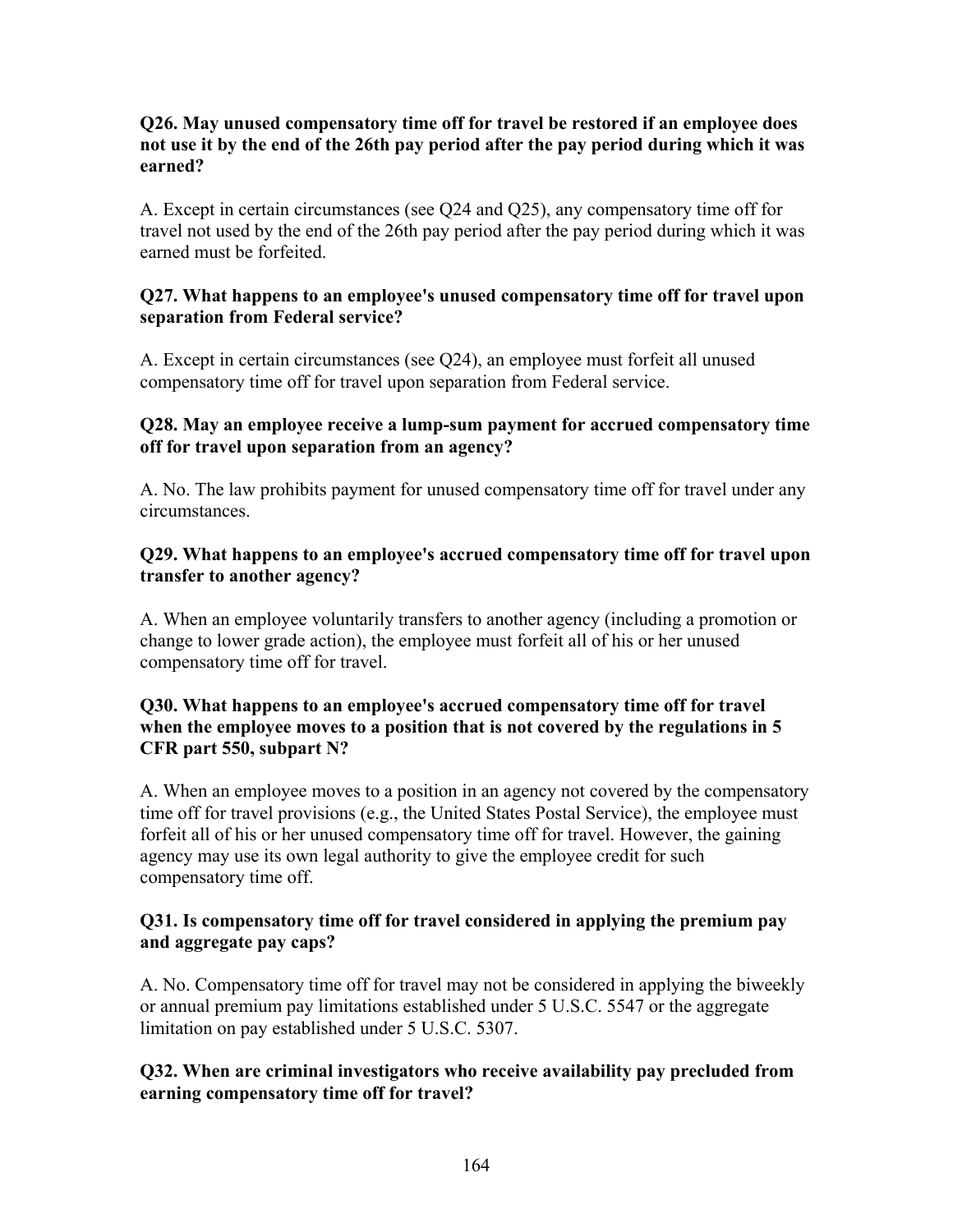**Q26. May unused compensatory time off for travel be restored if an employee does not use it by the end of the 26th pay period after the pay period during which it was earned?**

A. Except in certain circumstances (see Q24 and Q25), any compensatory time off for travel not used by the end of the 26th pay period after the pay period during which it was earned must be forfeited.

**Q27. What happens to an employee's unused compensatory time off for travel upon separation from Federal service?**

A. Except in certain circumstances (see Q24), an employee must forfeit all unused compensatory time off for travel upon separation from Federal service.

**Q28. May an employee receive a lump-sum payment for accrued compensatory time off for travel upon separation from an agency?**

A. No. The law prohibits payment for unused compensatory time off for travel under any circumstances.

**Q29. What happens to an employee's accrued compensatory time off for travel upon transfer to another agency?**

A. When an employee voluntarily transfers to another agency (including a promotion or change to lower grade action), the employee must forfeit all of his or her unused compensatory time off for travel.

**Q30. What happens to an employee's accrued compensatory time off for travel when the employee moves to a position that is not covered by the regulations in 5 CFR part 550, subpart N?**

A. When an employee moves to a position in an agency not covered by the compensatory time off for travel provisions (e.g., the United States Postal Service), the employee must forfeit all of his or her unused compensatory time off for travel. However, the gaining agency may use its own legal authority to give the employee credit for such compensatory time off.

**Q31. Is compensatory time off for travel considered in applying the premium pay and aggregate pay caps?**

A. No. Compensatory time off for travel may not be considered in applying the biweekly or annual premium pay limitations established under 5 U.S.C. 5547 or the aggregate limitation on pay established under 5 U.S.C. 5307.

**Q32. When are criminal investigators who receive availability pay precluded from earning compensatory time off for travel?**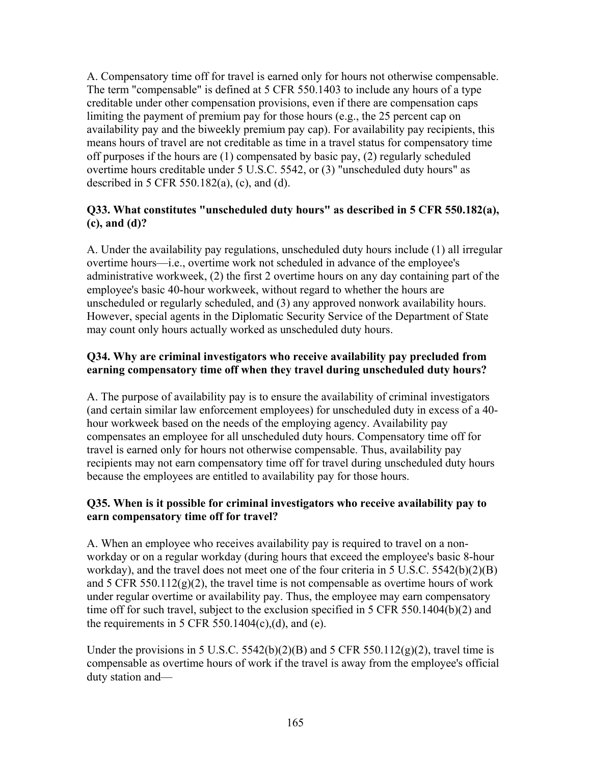A. Compensatory time off for travel is earned only for hours not otherwise compensable. The term "compensable" is defined at 5 CFR 550.1403 to include any hours of a type creditable under other compensation provisions, even if there are compensation caps limiting the payment of premium pay for those hours (e.g., the 25 percent cap on availability pay and the biweekly premium pay cap). For availability pay recipients, this means hours of travel are not creditable as time in a travel status for compensatory time off purposes if the hours are (1) compensated by basic pay, (2) regularly scheduled overtime hours creditable under 5 U.S.C. 5542, or (3) "unscheduled duty hours" as described in 5 CFR 550.182(a), (c), and (d).

**Q33. What constitutes "unscheduled duty hours" as described in 5 CFR 550.182(a), (c), and (d)?**

A. Under the availability pay regulations, unscheduled duty hours include (1) all irregular overtime hours—i.e., overtime work not scheduled in advance of the employee's administrative workweek, (2) the first 2 overtime hours on any day containing part of the employee's basic 40-hour workweek, without regard to whether the hours are unscheduled or regularly scheduled, and (3) any approved nonwork availability hours. However, special agents in the Diplomatic Security Service of the Department of State may count only hours actually worked as unscheduled duty hours.

**Q34. Why are criminal investigators who receive availability pay precluded from earning compensatory time off when they travel during unscheduled duty hours?**

A. The purpose of availability pay is to ensure the availability of criminal investigators (and certain similar law enforcement employees) for unscheduled duty in excess of a 40-hour workweek based on the needs of the employing agency. Availability pay compensates an employee for all unscheduled duty hours. Compensatory time off for travel is earned only for hours not otherwise compensable. Thus, availability pay recipients may not earn compensatory time off for travel during unscheduled duty hours because the employees are entitled to availability pay for those hours.

**Q35. When is it possible for criminal investigators who receive availability pay to earn compensatory time off for travel?**

A. When an employee who receives availability pay is required to travel on a non-workday or on a regular workday (during hours that exceed the employee's basic 8-hour workday), and the travel does not meet one of the four criteria in 5 U.S.C. 5542(b)(2)(B) and 5 CFR 550.112(g)(2), the travel time is not compensable as overtime hours of work under regular overtime or availability pay. Thus, the employee may earn compensatory time off for such travel, subject to the exclusion specified in 5 CFR 550.1404(b)(2) and the requirements in 5 CFR 550.1404(c),(d), and (e).

Under the provisions in 5 U.S.C. 5542(b)(2)(B) and 5 CFR 550.112(g)(2), travel time is compensable as overtime hours of work if the travel is away from the employee's official duty station and—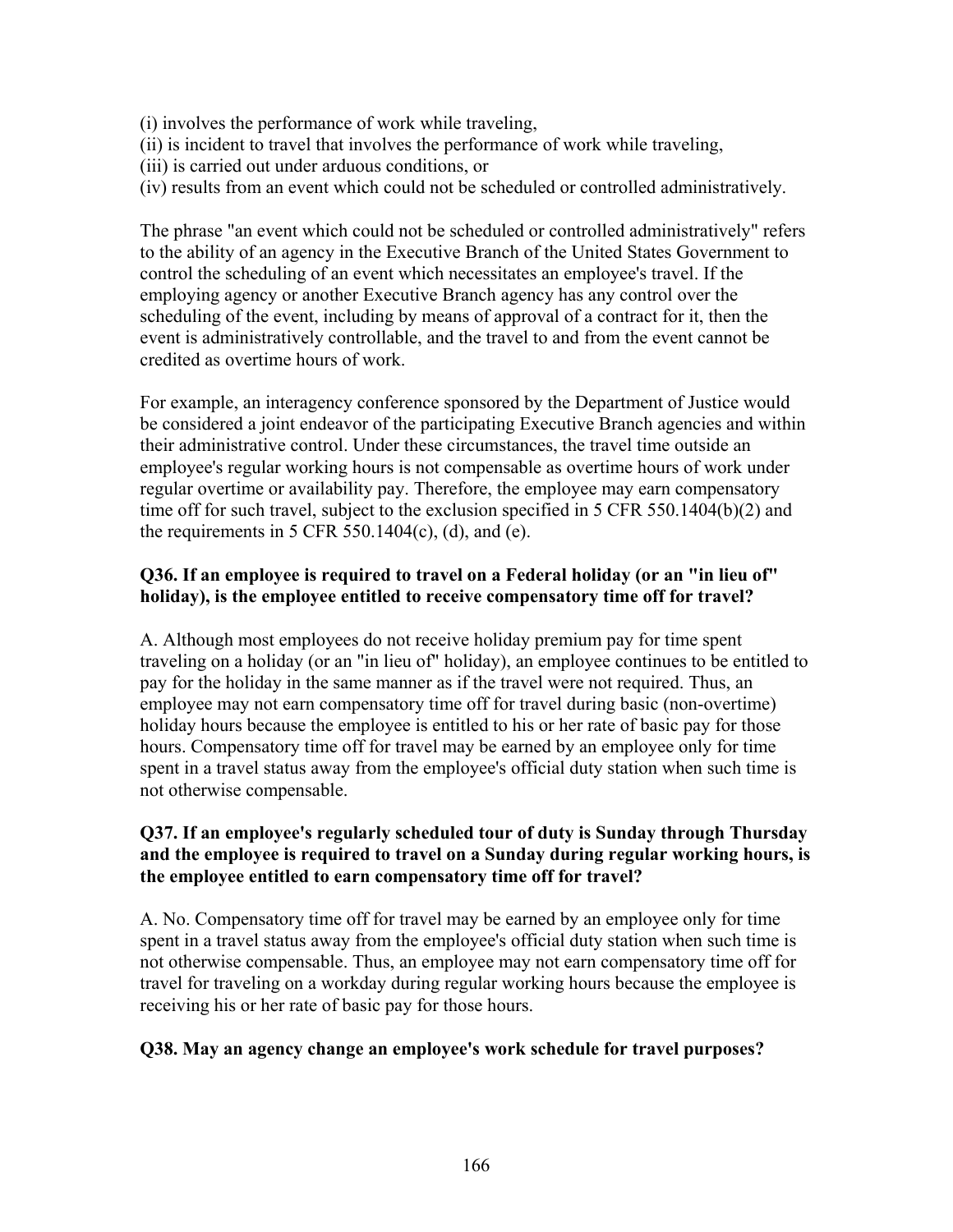(i) involves the performance of work while traveling,
(ii) is incident to travel that involves the performance of work while traveling,
(iii) is carried out under arduous conditions, or
(iv) results from an event which could not be scheduled or controlled administratively.

The phrase "an event which could not be scheduled or controlled administratively" refers to the ability of an agency in the Executive Branch of the United States Government to control the scheduling of an event which necessitates an employee's travel. If the employing agency or another Executive Branch agency has any control over the scheduling of the event, including by means of approval of a contract for it, then the event is administratively controllable, and the travel to and from the event cannot be credited as overtime hours of work.

For example, an interagency conference sponsored by the Department of Justice would be considered a joint endeavor of the participating Executive Branch agencies and within their administrative control. Under these circumstances, the travel time outside an employee's regular working hours is not compensable as overtime hours of work under regular overtime or availability pay. Therefore, the employee may earn compensatory time off for such travel, subject to the exclusion specified in 5 CFR 550.1404(b)(2) and the requirements in 5 CFR 550.1404(c), (d), and (e).

**Q36. If an employee is required to travel on a Federal holiday (or an "in lieu of" holiday), is the employee entitled to receive compensatory time off for travel?**

A. Although most employees do not receive holiday premium pay for time spent traveling on a holiday (or an "in lieu of" holiday), an employee continues to be entitled to pay for the holiday in the same manner as if the travel were not required. Thus, an employee may not earn compensatory time off for travel during basic (non-overtime) holiday hours because the employee is entitled to his or her rate of basic pay for those hours. Compensatory time off for travel may be earned by an employee only for time spent in a travel status away from the employee's official duty station when such time is not otherwise compensable.

**Q37. If an employee's regularly scheduled tour of duty is Sunday through Thursday and the employee is required to travel on a Sunday during regular working hours, is the employee entitled to earn compensatory time off for travel?**

A. No. Compensatory time off for travel may be earned by an employee only for time spent in a travel status away from the employee's official duty station when such time is not otherwise compensable. Thus, an employee may not earn compensatory time off for travel for traveling on a workday during regular working hours because the employee is receiving his or her rate of basic pay for those hours.

**Q38. May an agency change an employee's work schedule for travel purposes?**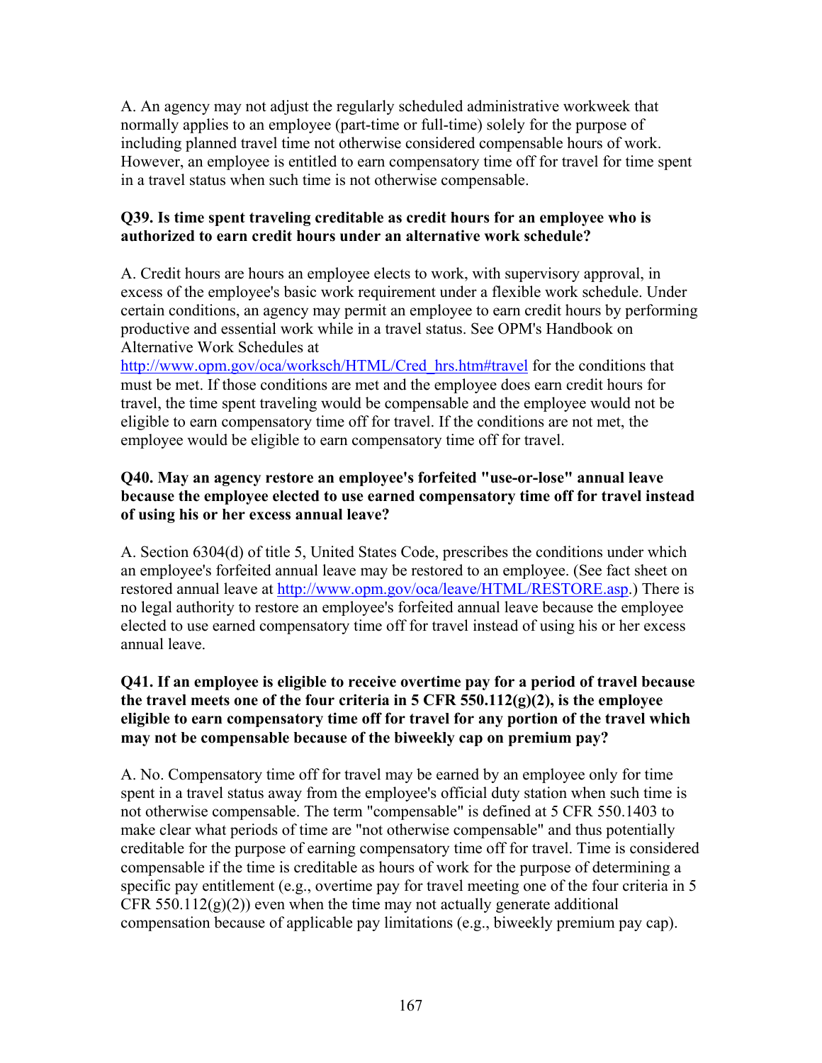A. An agency may not adjust the regularly scheduled administrative workweek that normally applies to an employee (part-time or full-time) solely for the purpose of including planned travel time not otherwise considered compensable hours of work. However, an employee is entitled to earn compensatory time off for travel for time spent in a travel status when such time is not otherwise compensable.

**Q39. Is time spent traveling creditable as credit hours for an employee who is authorized to earn credit hours under an alternative work schedule?**

A. Credit hours are hours an employee elects to work, with supervisory approval, in excess of the employee's basic work requirement under a flexible work schedule. Under certain conditions, an agency may permit an employee to earn credit hours by performing productive and essential work while in a travel status. See OPM's Handbook on Alternative Work Schedules at http://www.opm.gov/oca/worksch/HTML/Cred_hrs.htm#travel for the conditions that must be met. If those conditions are met and the employee does earn credit hours for travel, the time spent traveling would be compensable and the employee would not be eligible to earn compensatory time off for travel. If the conditions are not met, the employee would be eligible to earn compensatory time off for travel.

**Q40. May an agency restore an employee's forfeited "use-or-lose" annual leave because the employee elected to use earned compensatory time off for travel instead of using his or her excess annual leave?**

A. Section 6304(d) of title 5, United States Code, prescribes the conditions under which an employee's forfeited annual leave may be restored to an employee. (See fact sheet on restored annual leave at http://www.opm.gov/oca/leave/HTML/RESTORE.asp.) There is no legal authority to restore an employee's forfeited annual leave because the employee elected to use earned compensatory time off for travel instead of using his or her excess annual leave.

**Q41. If an employee is eligible to receive overtime pay for a period of travel because the travel meets one of the four criteria in 5 CFR 550.112(g)(2), is the employee eligible to earn compensatory time off for travel for any portion of the travel which may not be compensable because of the biweekly cap on premium pay?**

A. No. Compensatory time off for travel may be earned by an employee only for time spent in a travel status away from the employee's official duty station when such time is not otherwise compensable. The term "compensable" is defined at 5 CFR 550.1403 to make clear what periods of time are "not otherwise compensable" and thus potentially creditable for the purpose of earning compensatory time off for travel. Time is considered compensable if the time is creditable as hours of work for the purpose of determining a specific pay entitlement (e.g., overtime pay for travel meeting one of the four criteria in 5 CFR 550.112(g)(2)) even when the time may not actually generate additional compensation because of applicable pay limitations (e.g., biweekly premium pay cap).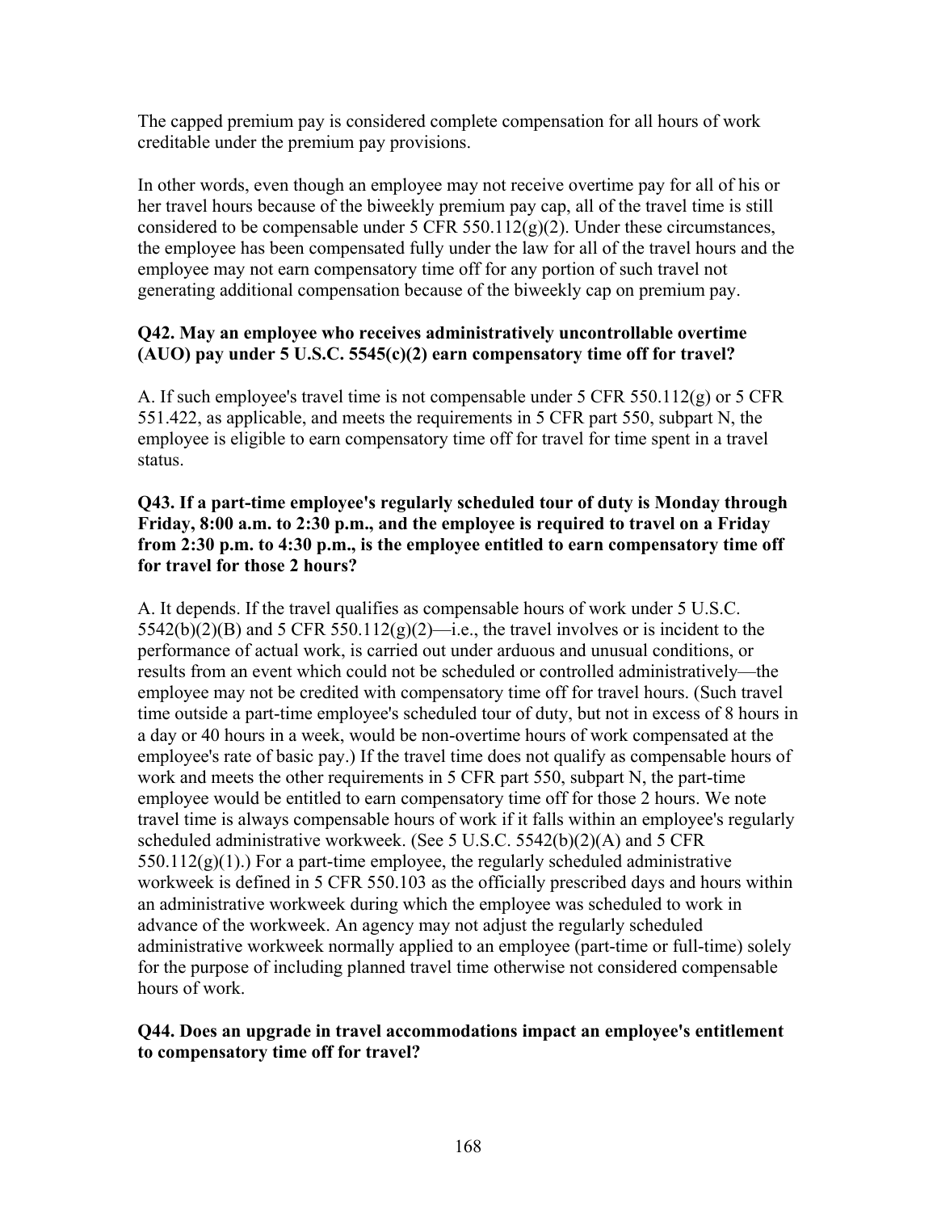The capped premium pay is considered complete compensation for all hours of work creditable under the premium pay provisions.

In other words, even though an employee may not receive overtime pay for all of his or her travel hours because of the biweekly premium pay cap, all of the travel time is still considered to be compensable under 5 CFR 550.112(g)(2). Under these circumstances, the employee has been compensated fully under the law for all of the travel hours and the employee may not earn compensatory time off for any portion of such travel not generating additional compensation because of the biweekly cap on premium pay.

**Q42. May an employee who receives administratively uncontrollable overtime (AUO) pay under 5 U.S.C. 5545(c)(2) earn compensatory time off for travel?**

A. If such employee's travel time is not compensable under 5 CFR 550.112(g) or 5 CFR 551.422, as applicable, and meets the requirements in 5 CFR part 550, subpart N, the employee is eligible to earn compensatory time off for travel for time spent in a travel status.

**Q43. If a part-time employee's regularly scheduled tour of duty is Monday through Friday, 8:00 a.m. to 2:30 p.m., and the employee is required to travel on a Friday from 2:30 p.m. to 4:30 p.m., is the employee entitled to earn compensatory time off for travel for those 2 hours?**

A. It depends. If the travel qualifies as compensable hours of work under 5 U.S.C. 5542(b)(2)(B) and 5 CFR 550.112(g)(2)—i.e., the travel involves or is incident to the performance of actual work, is carried out under arduous and unusual conditions, or results from an event which could not be scheduled or controlled administratively—the employee may not be credited with compensatory time off for travel hours. (Such travel time outside a part-time employee's scheduled tour of duty, but not in excess of 8 hours in a day or 40 hours in a week, would be non-overtime hours of work compensated at the employee's rate of basic pay.) If the travel time does not qualify as compensable hours of work and meets the other requirements in 5 CFR part 550, subpart N, the part-time employee would be entitled to earn compensatory time off for those 2 hours. We note travel time is always compensable hours of work if it falls within an employee's regularly scheduled administrative workweek. (See 5 U.S.C. 5542(b)(2)(A) and 5 CFR 550.112(g)(1).) For a part-time employee, the regularly scheduled administrative workweek is defined in 5 CFR 550.103 as the officially prescribed days and hours within an administrative workweek during which the employee was scheduled to work in advance of the workweek. An agency may not adjust the regularly scheduled administrative workweek normally applied to an employee (part-time or full-time) solely for the purpose of including planned travel time otherwise not considered compensable hours of work.

**Q44. Does an upgrade in travel accommodations impact an employee's entitlement to compensatory time off for travel?**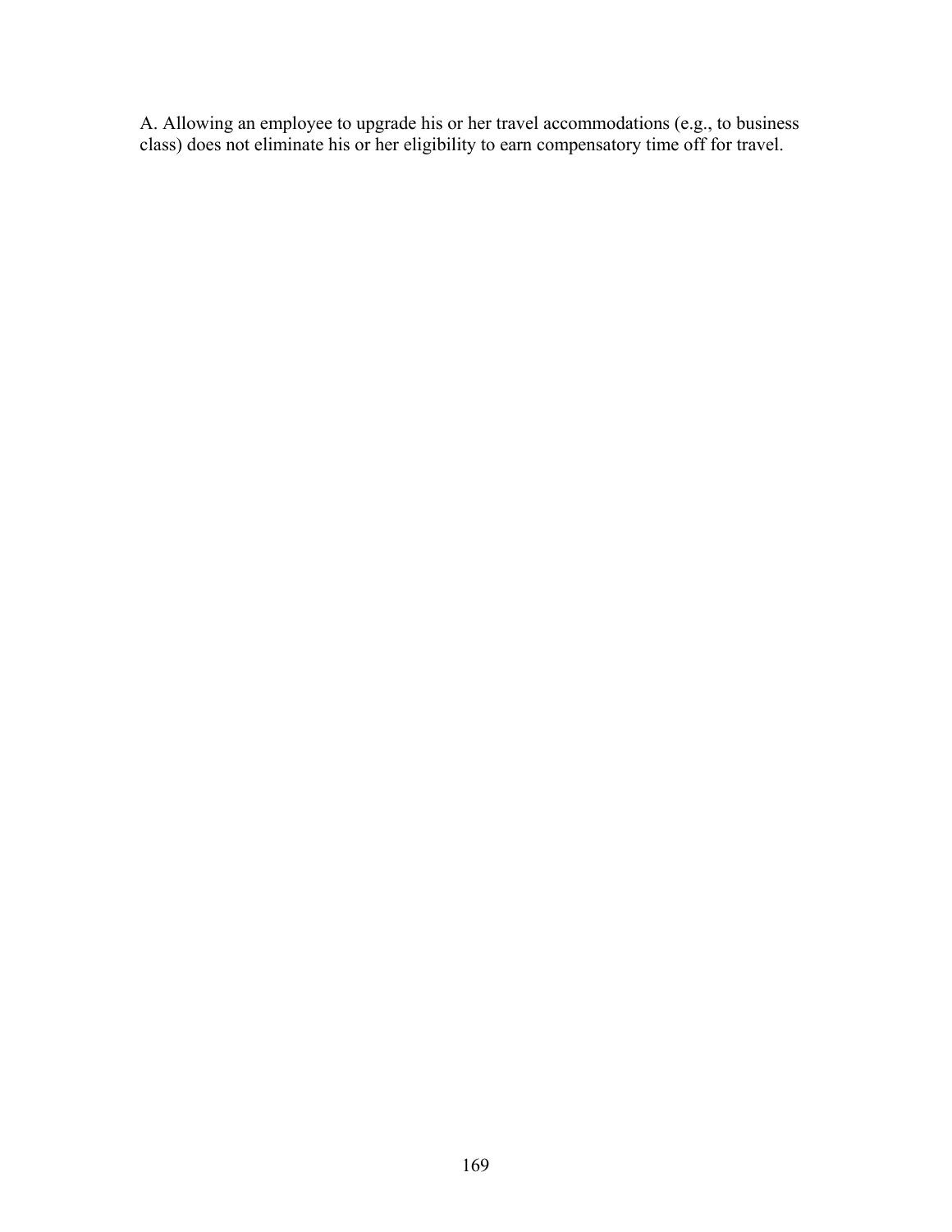A. Allowing an employee to upgrade his or her travel accommodations (e.g., to business class) does not eliminate his or her eligibility to earn compensatory time off for travel.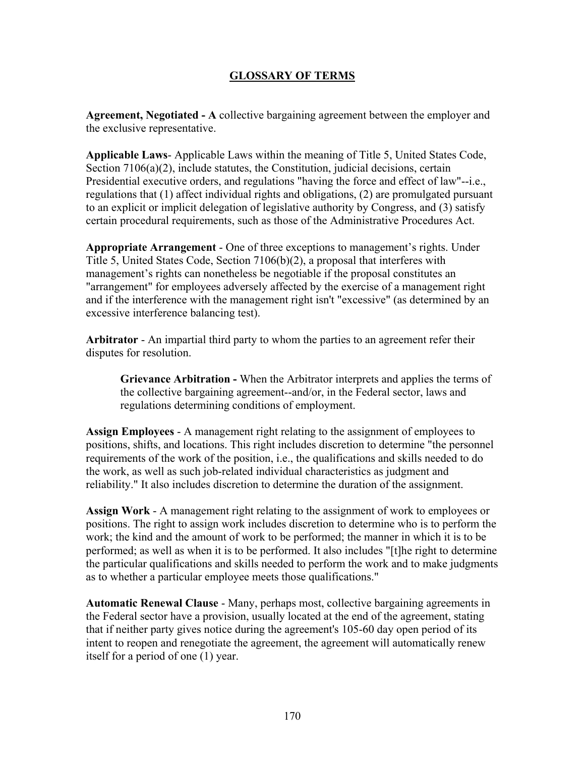# GLOSSARY OF TERMS

**Agreement, Negotiated - A** collective bargaining agreement between the employer and the exclusive representative.

**Applicable Laws**- Applicable Laws within the meaning of Title 5, United States Code, Section 7106(a)(2), include statutes, the Constitution, judicial decisions, certain Presidential executive orders, and regulations "having the force and effect of law"--i.e., regulations that (1) affect individual rights and obligations, (2) are promulgated pursuant to an explicit or implicit delegation of legislative authority by Congress, and (3) satisfy certain procedural requirements, such as those of the Administrative Procedures Act.

**Appropriate Arrangement** - One of three exceptions to management's rights. Under Title 5, United States Code, Section 7106(b)(2), a proposal that interferes with management's rights can nonetheless be negotiable if the proposal constitutes an "arrangement" for employees adversely affected by the exercise of a management right and if the interference with the management right isn't "excessive" (as determined by an excessive interference balancing test).

**Arbitrator** - An impartial third party to whom the parties to an agreement refer their disputes for resolution.

> **Grievance Arbitration -** When the Arbitrator interprets and applies the terms of the collective bargaining agreement--and/or, in the Federal sector, laws and regulations determining conditions of employment.

**Assign Employees** - A management right relating to the assignment of employees to positions, shifts, and locations. This right includes discretion to determine "the personnel requirements of the work of the position, i.e., the qualifications and skills needed to do the work, as well as such job-related individual characteristics as judgment and reliability." It also includes discretion to determine the duration of the assignment.

**Assign Work** - A management right relating to the assignment of work to employees or positions. The right to assign work includes discretion to determine who is to perform the work; the kind and the amount of work to be performed; the manner in which it is to be performed; as well as when it is to be performed. It also includes "[t]he right to determine the particular qualifications and skills needed to perform the work and to make judgments as to whether a particular employee meets those qualifications."

**Automatic Renewal Clause** - Many, perhaps most, collective bargaining agreements in the Federal sector have a provision, usually located at the end of the agreement, stating that if neither party gives notice during the agreement's 105-60 day open period of its intent to reopen and renegotiate the agreement, the agreement will automatically renew itself for a period of one (1) year.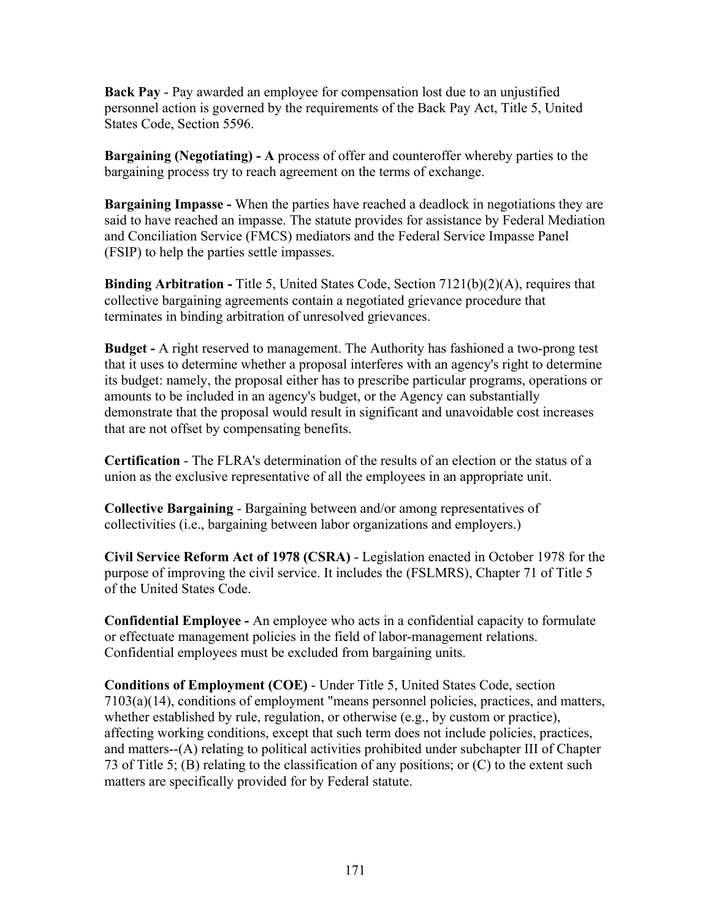**Back Pay** - Pay awarded an employee for compensation lost due to an unjustified personnel action is governed by the requirements of the Back Pay Act, Title 5, United States Code, Section 5596.

**Bargaining (Negotiating) - A** process of offer and counteroffer whereby parties to the bargaining process try to reach agreement on the terms of exchange.

**Bargaining Impasse -** When the parties have reached a deadlock in negotiations they are said to have reached an impasse. The statute provides for assistance by Federal Mediation and Conciliation Service (FMCS) mediators and the Federal Service Impasse Panel (FSIP) to help the parties settle impasses.

**Binding Arbitration -** Title 5, United States Code, Section 7121(b)(2)(A), requires that collective bargaining agreements contain a negotiated grievance procedure that terminates in binding arbitration of unresolved grievances.

**Budget -** A right reserved to management. The Authority has fashioned a two-prong test that it uses to determine whether a proposal interferes with an agency's right to determine its budget: namely, the proposal either has to prescribe particular programs, operations or amounts to be included in an agency's budget, or the Agency can substantially demonstrate that the proposal would result in significant and unavoidable cost increases that are not offset by compensating benefits.

**Certification** - The FLRA's determination of the results of an election or the status of a union as the exclusive representative of all the employees in an appropriate unit.

**Collective Bargaining** - Bargaining between and/or among representatives of collectivities (i.e., bargaining between labor organizations and employers.)

**Civil Service Reform Act of 1978 (CSRA)** - Legislation enacted in October 1978 for the purpose of improving the civil service. It includes the (FSLMRS), Chapter 71 of Title 5 of the United States Code.

**Confidential Employee -** An employee who acts in a confidential capacity to formulate or effectuate management policies in the field of labor-management relations. Confidential employees must be excluded from bargaining units.

**Conditions of Employment (COE)** - Under Title 5, United States Code, section 7103(a)(14), conditions of employment "means personnel policies, practices, and matters, whether established by rule, regulation, or otherwise (e.g., by custom or practice), affecting working conditions, except that such term does not include policies, practices, and matters--(A) relating to political activities prohibited under subchapter III of Chapter 73 of Title 5; (B) relating to the classification of any positions; or (C) to the extent such matters are specifically provided for by Federal statute.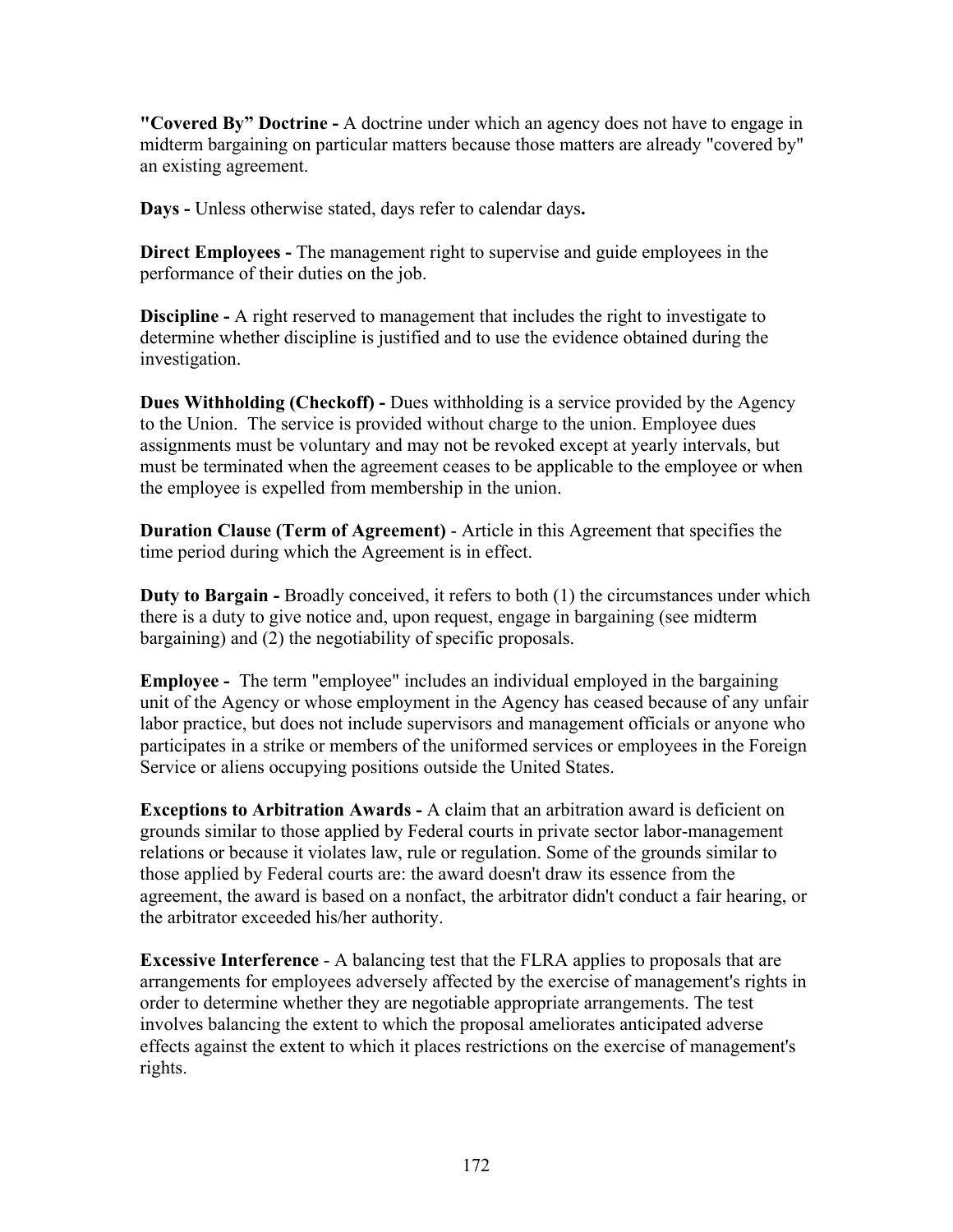**"Covered By" Doctrine -** A doctrine under which an agency does not have to engage in midterm bargaining on particular matters because those matters are already "covered by" an existing agreement.

**Days -** Unless otherwise stated, days refer to calendar days**.**

**Direct Employees -** The management right to supervise and guide employees in the performance of their duties on the job.

**Discipline -** A right reserved to management that includes the right to investigate to determine whether discipline is justified and to use the evidence obtained during the investigation.

**Dues Withholding (Checkoff) -** Dues withholding is a service provided by the Agency to the Union. The service is provided without charge to the union. Employee dues assignments must be voluntary and may not be revoked except at yearly intervals, but must be terminated when the agreement ceases to be applicable to the employee or when the employee is expelled from membership in the union.

**Duration Clause (Term of Agreement)** - Article in this Agreement that specifies the time period during which the Agreement is in effect.

**Duty to Bargain -** Broadly conceived, it refers to both (1) the circumstances under which there is a duty to give notice and, upon request, engage in bargaining (see midterm bargaining) and (2) the negotiability of specific proposals.

**Employee -** The term "employee" includes an individual employed in the bargaining unit of the Agency or whose employment in the Agency has ceased because of any unfair labor practice, but does not include supervisors and management officials or anyone who participates in a strike or members of the uniformed services or employees in the Foreign Service or aliens occupying positions outside the United States.

**Exceptions to Arbitration Awards -** A claim that an arbitration award is deficient on grounds similar to those applied by Federal courts in private sector labor-management relations or because it violates law, rule or regulation. Some of the grounds similar to those applied by Federal courts are: the award doesn't draw its essence from the agreement, the award is based on a nonfact, the arbitrator didn't conduct a fair hearing, or the arbitrator exceeded his/her authority.

**Excessive Interference** - A balancing test that the FLRA applies to proposals that are arrangements for employees adversely affected by the exercise of management's rights in order to determine whether they are negotiable appropriate arrangements. The test involves balancing the extent to which the proposal ameliorates anticipated adverse effects against the extent to which it places restrictions on the exercise of management's rights.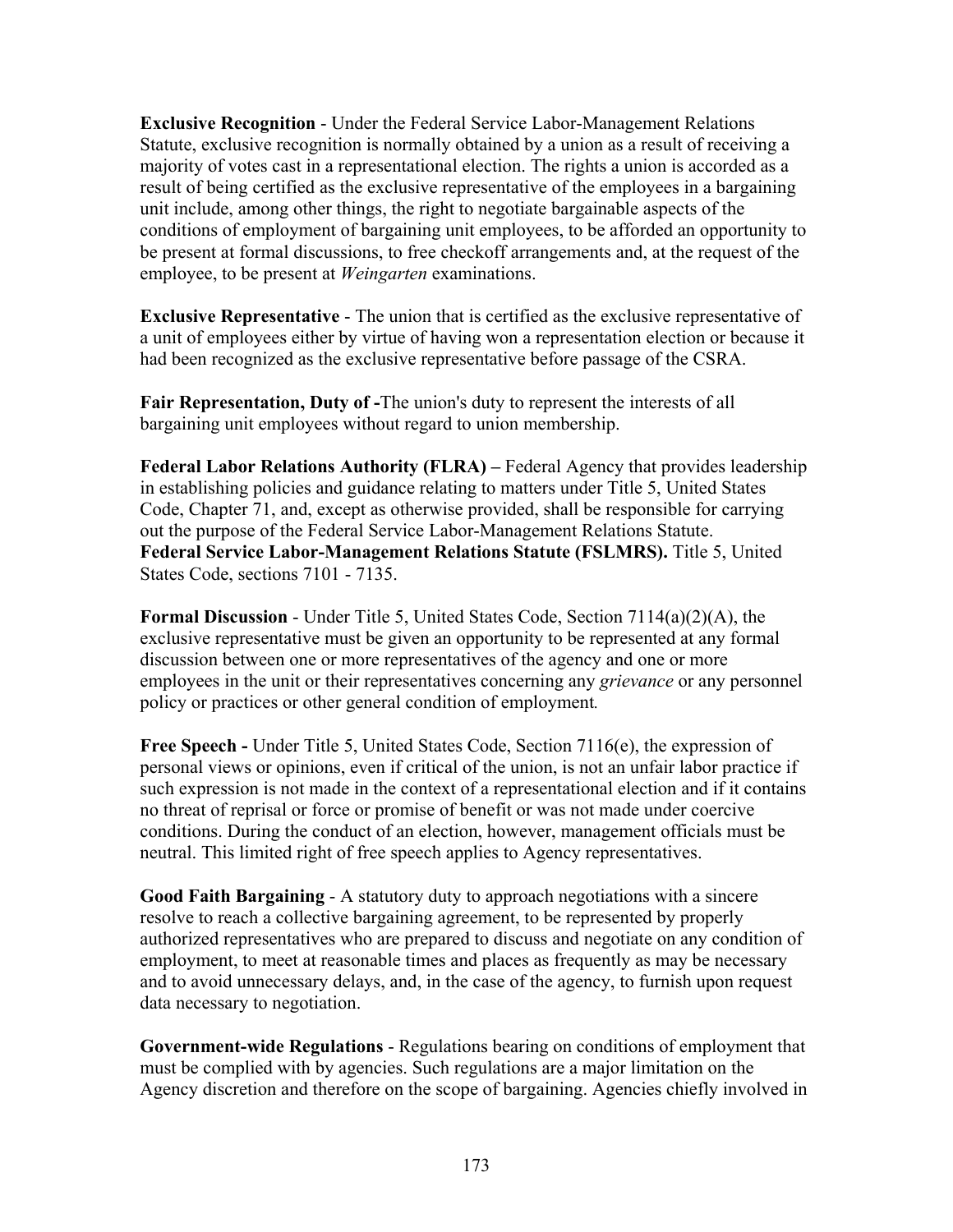**Exclusive Recognition** - Under the Federal Service Labor-Management Relations Statute, exclusive recognition is normally obtained by a union as a result of receiving a majority of votes cast in a representational election. The rights a union is accorded as a result of being certified as the exclusive representative of the employees in a bargaining unit include, among other things, the right to negotiate bargainable aspects of the conditions of employment of bargaining unit employees, to be afforded an opportunity to be present at formal discussions, to free checkoff arrangements and, at the request of the employee, to be present at *Weingarten* examinations.

**Exclusive Representative** - The union that is certified as the exclusive representative of a unit of employees either by virtue of having won a representation election or because it had been recognized as the exclusive representative before passage of the CSRA.

**Fair Representation, Duty of -**The union's duty to represent the interests of all bargaining unit employees without regard to union membership.

**Federal Labor Relations Authority (FLRA) –** Federal Agency that provides leadership in establishing policies and guidance relating to matters under Title 5, United States Code, Chapter 71, and, except as otherwise provided, shall be responsible for carrying out the purpose of the Federal Service Labor-Management Relations Statute.
**Federal Service Labor-Management Relations Statute (FSLMRS).** Title 5, United States Code, sections 7101 - 7135.

**Formal Discussion** - Under Title 5, United States Code, Section 7114(a)(2)(A), the exclusive representative must be given an opportunity to be represented at any formal discussion between one or more representatives of the agency and one or more employees in the unit or their representatives concerning any *grievance* or any personnel policy or practices or other general condition of employment*.*

**Free Speech -** Under Title 5, United States Code, Section 7116(e), the expression of personal views or opinions, even if critical of the union, is not an unfair labor practice if such expression is not made in the context of a representational election and if it contains no threat of reprisal or force or promise of benefit or was not made under coercive conditions. During the conduct of an election, however, management officials must be neutral. This limited right of free speech applies to Agency representatives.

**Good Faith Bargaining** - A statutory duty to approach negotiations with a sincere resolve to reach a collective bargaining agreement, to be represented by properly authorized representatives who are prepared to discuss and negotiate on any condition of employment, to meet at reasonable times and places as frequently as may be necessary and to avoid unnecessary delays, and, in the case of the agency, to furnish upon request data necessary to negotiation.

**Government-wide Regulations** - Regulations bearing on conditions of employment that must be complied with by agencies. Such regulations are a major limitation on the Agency discretion and therefore on the scope of bargaining. Agencies chiefly involved in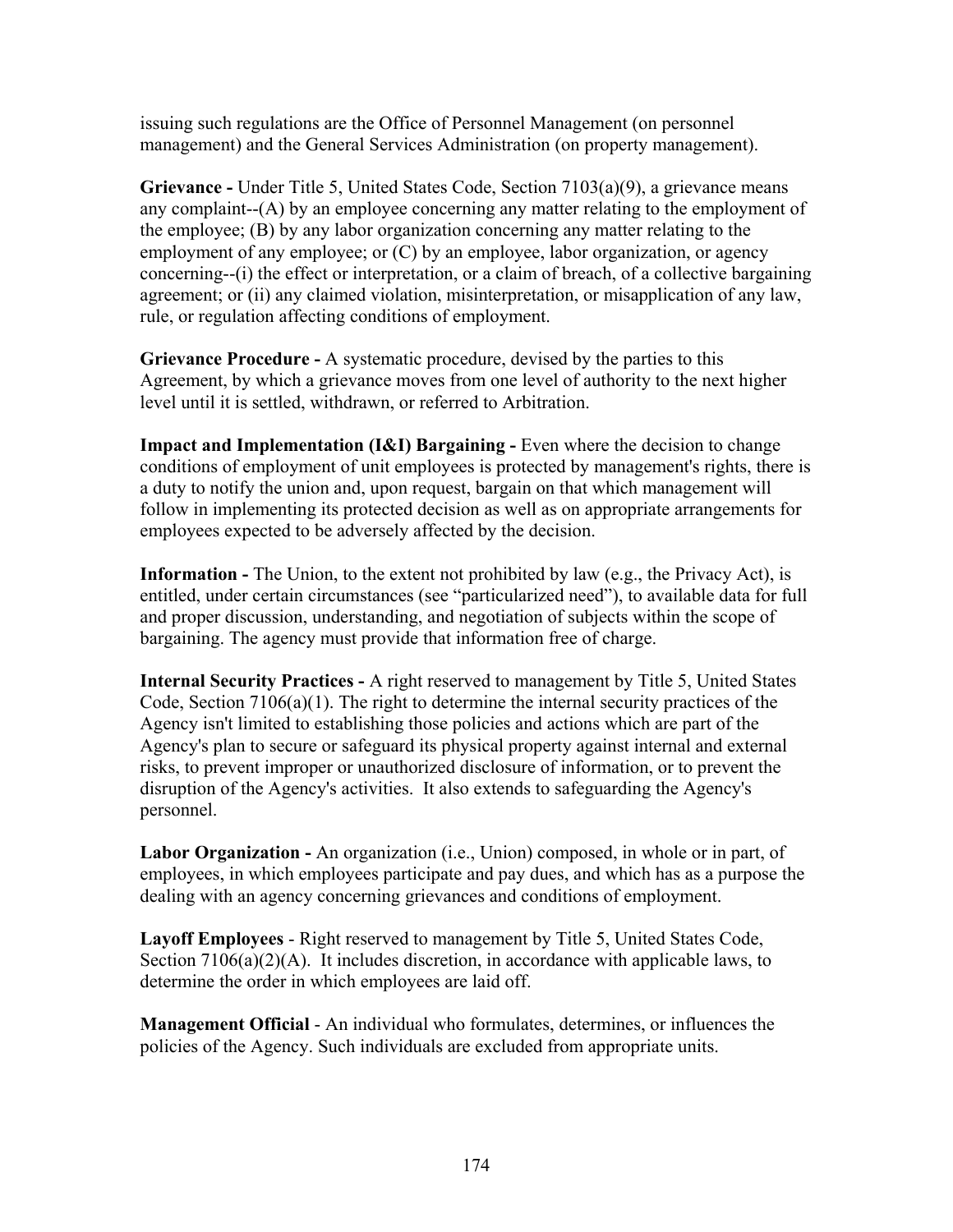issuing such regulations are the Office of Personnel Management (on personnel management) and the General Services Administration (on property management).

**Grievance -** Under Title 5, United States Code, Section 7103(a)(9), a grievance means any complaint--(A) by an employee concerning any matter relating to the employment of the employee; (B) by any labor organization concerning any matter relating to the employment of any employee; or (C) by an employee, labor organization, or agency concerning--(i) the effect or interpretation, or a claim of breach, of a collective bargaining agreement; or (ii) any claimed violation, misinterpretation, or misapplication of any law, rule, or regulation affecting conditions of employment.

**Grievance Procedure -** A systematic procedure, devised by the parties to this Agreement, by which a grievance moves from one level of authority to the next higher level until it is settled, withdrawn, or referred to Arbitration.

**Impact and Implementation (I&I) Bargaining -** Even where the decision to change conditions of employment of unit employees is protected by management's rights, there is a duty to notify the union and, upon request, bargain on that which management will follow in implementing its protected decision as well as on appropriate arrangements for employees expected to be adversely affected by the decision.

**Information -** The Union, to the extent not prohibited by law (e.g., the Privacy Act), is entitled, under certain circumstances (see "particularized need"), to available data for full and proper discussion, understanding, and negotiation of subjects within the scope of bargaining. The agency must provide that information free of charge.

**Internal Security Practices -** A right reserved to management by Title 5, United States Code, Section 7106(a)(1). The right to determine the internal security practices of the Agency isn't limited to establishing those policies and actions which are part of the Agency's plan to secure or safeguard its physical property against internal and external risks, to prevent improper or unauthorized disclosure of information, or to prevent the disruption of the Agency's activities. It also extends to safeguarding the Agency's personnel.

**Labor Organization -** An organization (i.e., Union) composed, in whole or in part, of employees, in which employees participate and pay dues, and which has as a purpose the dealing with an agency concerning grievances and conditions of employment.

**Layoff Employees** - Right reserved to management by Title 5, United States Code, Section 7106(a)(2)(A). It includes discretion, in accordance with applicable laws, to determine the order in which employees are laid off.

**Management Official** - An individual who formulates, determines, or influences the policies of the Agency. Such individuals are excluded from appropriate units.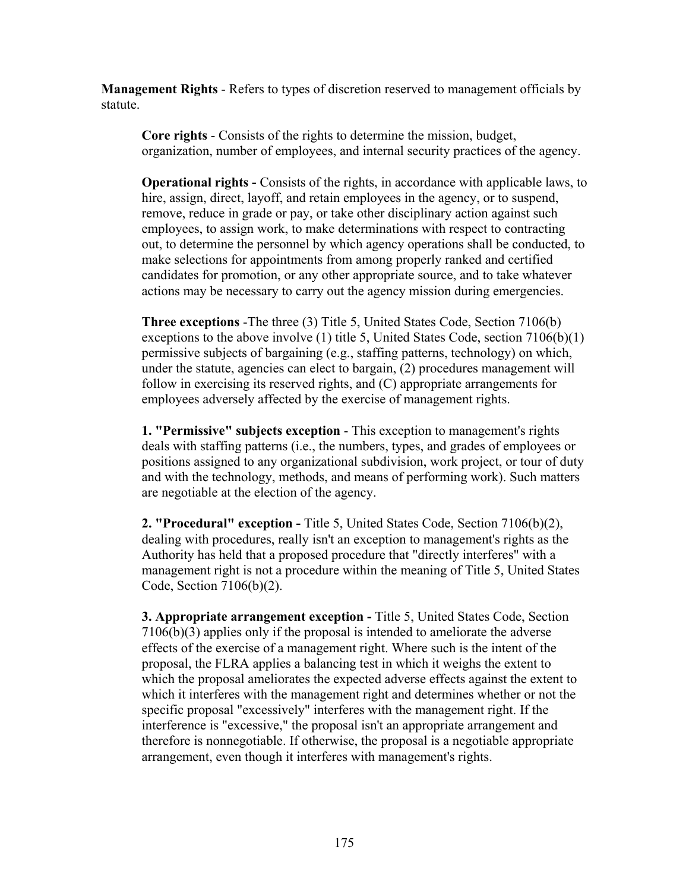**Management Rights** - Refers to types of discretion reserved to management officials by statute.

**Core rights** - Consists of the rights to determine the mission, budget, organization, number of employees, and internal security practices of the agency.

**Operational rights -** Consists of the rights, in accordance with applicable laws, to hire, assign, direct, layoff, and retain employees in the agency, or to suspend, remove, reduce in grade or pay, or take other disciplinary action against such employees, to assign work, to make determinations with respect to contracting out, to determine the personnel by which agency operations shall be conducted, to make selections for appointments from among properly ranked and certified candidates for promotion, or any other appropriate source, and to take whatever actions may be necessary to carry out the agency mission during emergencies.

**Three exceptions** -The three (3) Title 5, United States Code, Section 7106(b) exceptions to the above involve (1) title 5, United States Code, section 7106(b)(1) permissive subjects of bargaining (e.g., staffing patterns, technology) on which, under the statute, agencies can elect to bargain, (2) procedures management will follow in exercising its reserved rights, and (C) appropriate arrangements for employees adversely affected by the exercise of management rights.

**1. "Permissive" subjects exception** - This exception to management's rights deals with staffing patterns (i.e., the numbers, types, and grades of employees or positions assigned to any organizational subdivision, work project, or tour of duty and with the technology, methods, and means of performing work). Such matters are negotiable at the election of the agency.

**2. "Procedural" exception -** Title 5, United States Code, Section 7106(b)(2), dealing with procedures, really isn't an exception to management's rights as the Authority has held that a proposed procedure that "directly interferes" with a management right is not a procedure within the meaning of Title 5, United States Code, Section 7106(b)(2).

**3. Appropriate arrangement exception -** Title 5, United States Code, Section 7106(b)(3) applies only if the proposal is intended to ameliorate the adverse effects of the exercise of a management right. Where such is the intent of the proposal, the FLRA applies a balancing test in which it weighs the extent to which the proposal ameliorates the expected adverse effects against the extent to which it interferes with the management right and determines whether or not the specific proposal "excessively" interferes with the management right. If the interference is "excessive," the proposal isn't an appropriate arrangement and therefore is nonnegotiable. If otherwise, the proposal is a negotiable appropriate arrangement, even though it interferes with management's rights.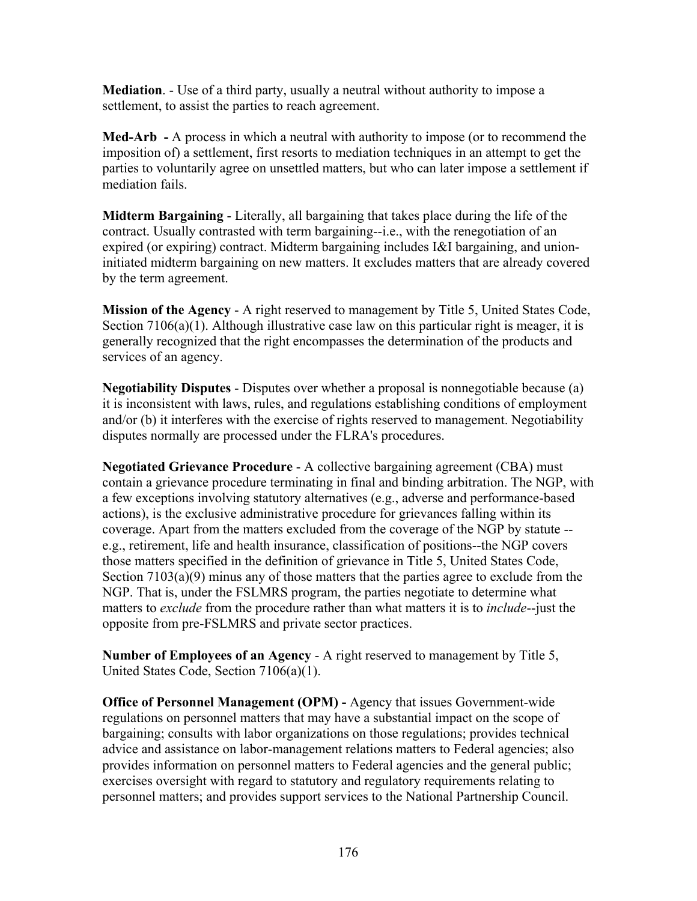**Mediation**. - Use of a third party, usually a neutral without authority to impose a settlement, to assist the parties to reach agreement.

**Med-Arb -** A process in which a neutral with authority to impose (or to recommend the imposition of) a settlement, first resorts to mediation techniques in an attempt to get the parties to voluntarily agree on unsettled matters, but who can later impose a settlement if mediation fails.

**Midterm Bargaining** - Literally, all bargaining that takes place during the life of the contract. Usually contrasted with term bargaining--i.e., with the renegotiation of an expired (or expiring) contract. Midterm bargaining includes I&I bargaining, and union-initiated midterm bargaining on new matters. It excludes matters that are already covered by the term agreement.

**Mission of the Agency** - A right reserved to management by Title 5, United States Code, Section 7106(a)(1). Although illustrative case law on this particular right is meager, it is generally recognized that the right encompasses the determination of the products and services of an agency.

**Negotiability Disputes** - Disputes over whether a proposal is nonnegotiable because (a) it is inconsistent with laws, rules, and regulations establishing conditions of employment and/or (b) it interferes with the exercise of rights reserved to management. Negotiability disputes normally are processed under the FLRA's procedures.

**Negotiated Grievance Procedure** - A collective bargaining agreement (CBA) must contain a grievance procedure terminating in final and binding arbitration. The NGP, with a few exceptions involving statutory alternatives (e.g., adverse and performance-based actions), is the exclusive administrative procedure for grievances falling within its coverage. Apart from the matters excluded from the coverage of the NGP by statute --e.g., retirement, life and health insurance, classification of positions--the NGP covers those matters specified in the definition of grievance in Title 5, United States Code, Section 7103(a)(9) minus any of those matters that the parties agree to exclude from the NGP. That is, under the FSLMRS program, the parties negotiate to determine what matters to *exclude* from the procedure rather than what matters it is to *include*--just the opposite from pre-FSLMRS and private sector practices.

**Number of Employees of an Agency** - A right reserved to management by Title 5, United States Code, Section 7106(a)(1).

**Office of Personnel Management (OPM) -** Agency that issues Government-wide regulations on personnel matters that may have a substantial impact on the scope of bargaining; consults with labor organizations on those regulations; provides technical advice and assistance on labor-management relations matters to Federal agencies; also provides information on personnel matters to Federal agencies and the general public; exercises oversight with regard to statutory and regulatory requirements relating to personnel matters; and provides support services to the National Partnership Council.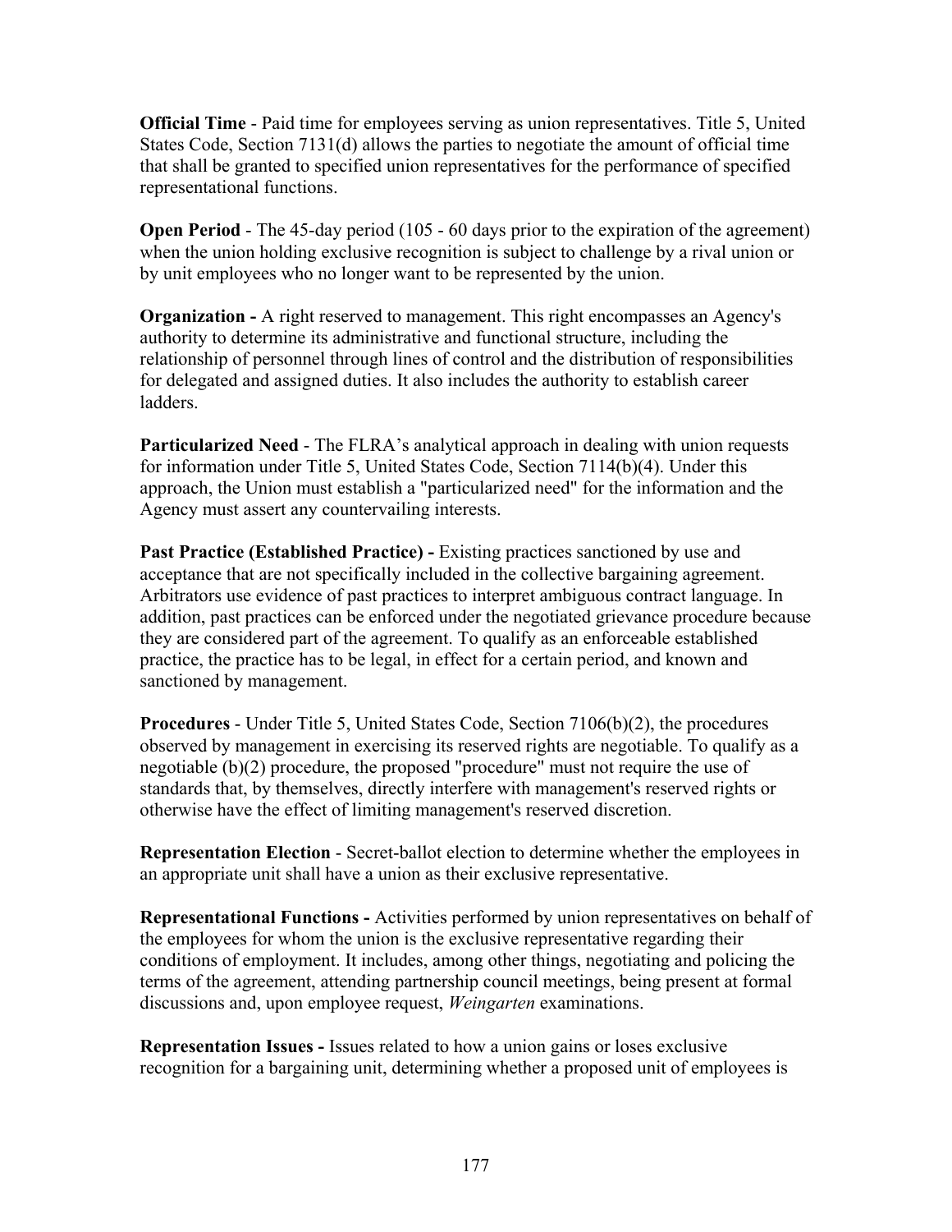**Official Time** - Paid time for employees serving as union representatives. Title 5, United States Code, Section 7131(d) allows the parties to negotiate the amount of official time that shall be granted to specified union representatives for the performance of specified representational functions.

**Open Period** - The 45-day period (105 - 60 days prior to the expiration of the agreement) when the union holding exclusive recognition is subject to challenge by a rival union or by unit employees who no longer want to be represented by the union.

**Organization -** A right reserved to management. This right encompasses an Agency's authority to determine its administrative and functional structure, including the relationship of personnel through lines of control and the distribution of responsibilities for delegated and assigned duties. It also includes the authority to establish career ladders.

**Particularized Need** - The FLRA's analytical approach in dealing with union requests for information under Title 5, United States Code, Section 7114(b)(4). Under this approach, the Union must establish a "particularized need" for the information and the Agency must assert any countervailing interests.

**Past Practice (Established Practice) -** Existing practices sanctioned by use and acceptance that are not specifically included in the collective bargaining agreement. Arbitrators use evidence of past practices to interpret ambiguous contract language. In addition, past practices can be enforced under the negotiated grievance procedure because they are considered part of the agreement. To qualify as an enforceable established practice, the practice has to be legal, in effect for a certain period, and known and sanctioned by management.

**Procedures** - Under Title 5, United States Code, Section 7106(b)(2), the procedures observed by management in exercising its reserved rights are negotiable. To qualify as a negotiable (b)(2) procedure, the proposed "procedure" must not require the use of standards that, by themselves, directly interfere with management's reserved rights or otherwise have the effect of limiting management's reserved discretion.

**Representation Election** - Secret-ballot election to determine whether the employees in an appropriate unit shall have a union as their exclusive representative.

**Representational Functions -** Activities performed by union representatives on behalf of the employees for whom the union is the exclusive representative regarding their conditions of employment. It includes, among other things, negotiating and policing the terms of the agreement, attending partnership council meetings, being present at formal discussions and, upon employee request, *Weingarten* examinations.

**Representation Issues -** Issues related to how a union gains or loses exclusive recognition for a bargaining unit, determining whether a proposed unit of employees is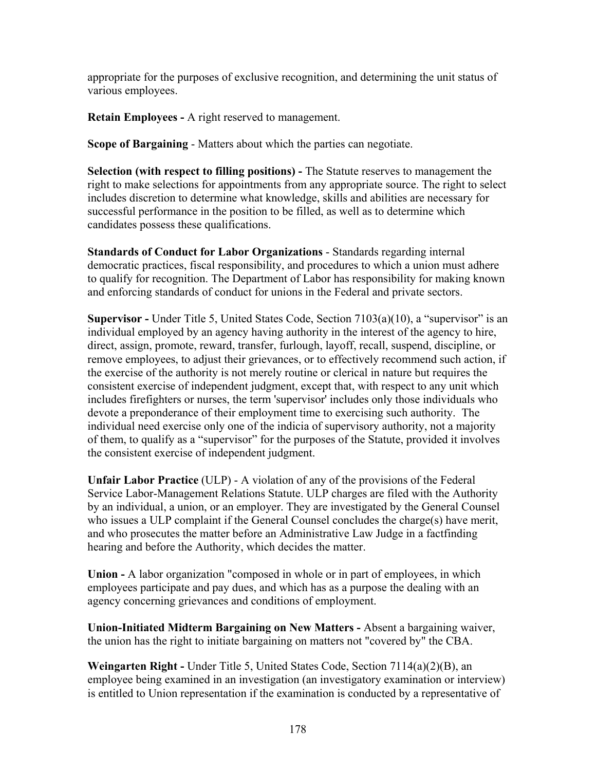appropriate for the purposes of exclusive recognition, and determining the unit status of various employees.

**Retain Employees -** A right reserved to management.

**Scope of Bargaining** - Matters about which the parties can negotiate.

**Selection (with respect to filling positions) -** The Statute reserves to management the right to make selections for appointments from any appropriate source. The right to select includes discretion to determine what knowledge, skills and abilities are necessary for successful performance in the position to be filled, as well as to determine which candidates possess these qualifications.

**Standards of Conduct for Labor Organizations** - Standards regarding internal democratic practices, fiscal responsibility, and procedures to which a union must adhere to qualify for recognition. The Department of Labor has responsibility for making known and enforcing standards of conduct for unions in the Federal and private sectors.

**Supervisor -** Under Title 5, United States Code, Section 7103(a)(10), a "supervisor" is an individual employed by an agency having authority in the interest of the agency to hire, direct, assign, promote, reward, transfer, furlough, layoff, recall, suspend, discipline, or remove employees, to adjust their grievances, or to effectively recommend such action, if the exercise of the authority is not merely routine or clerical in nature but requires the consistent exercise of independent judgment, except that, with respect to any unit which includes firefighters or nurses, the term 'supervisor' includes only those individuals who devote a preponderance of their employment time to exercising such authority. The individual need exercise only one of the indicia of supervisory authority, not a majority of them, to qualify as a "supervisor" for the purposes of the Statute, provided it involves the consistent exercise of independent judgment.

**Unfair Labor Practice** (ULP) - A violation of any of the provisions of the Federal Service Labor-Management Relations Statute. ULP charges are filed with the Authority by an individual, a union, or an employer. They are investigated by the General Counsel who issues a ULP complaint if the General Counsel concludes the charge(s) have merit, and who prosecutes the matter before an Administrative Law Judge in a factfinding hearing and before the Authority, which decides the matter.

**Union -** A labor organization "composed in whole or in part of employees, in which employees participate and pay dues, and which has as a purpose the dealing with an agency concerning grievances and conditions of employment.

**Union-Initiated Midterm Bargaining on New Matters -** Absent a bargaining waiver, the union has the right to initiate bargaining on matters not "covered by" the CBA.

**Weingarten Right -** Under Title 5, United States Code, Section 7114(a)(2)(B), an employee being examined in an investigation (an investigatory examination or interview) is entitled to Union representation if the examination is conducted by a representative of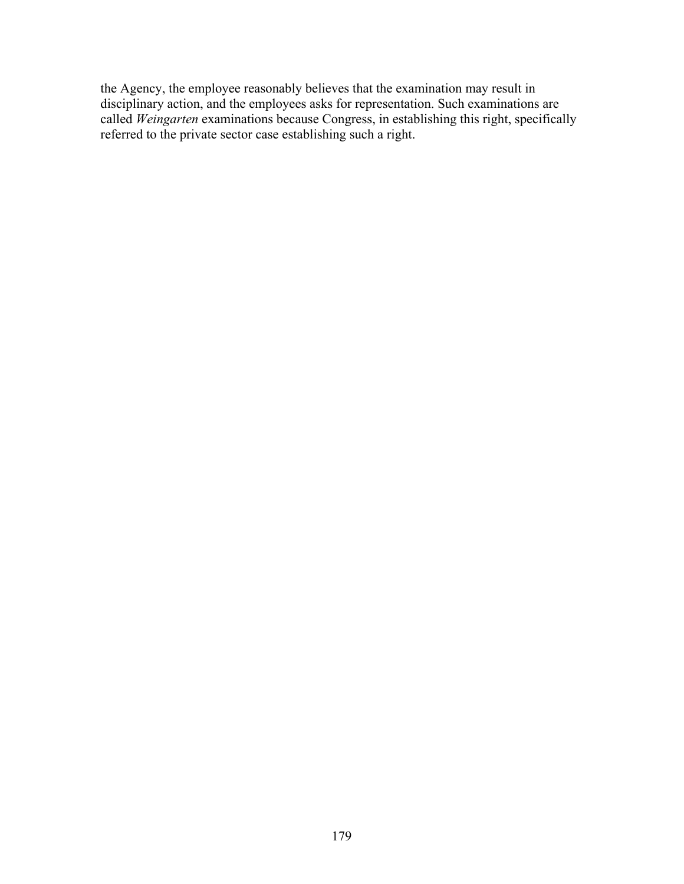the Agency, the employee reasonably believes that the examination may result in disciplinary action, and the employees asks for representation. Such examinations are called *Weingarten* examinations because Congress, in establishing this right, specifically referred to the private sector case establishing such a right.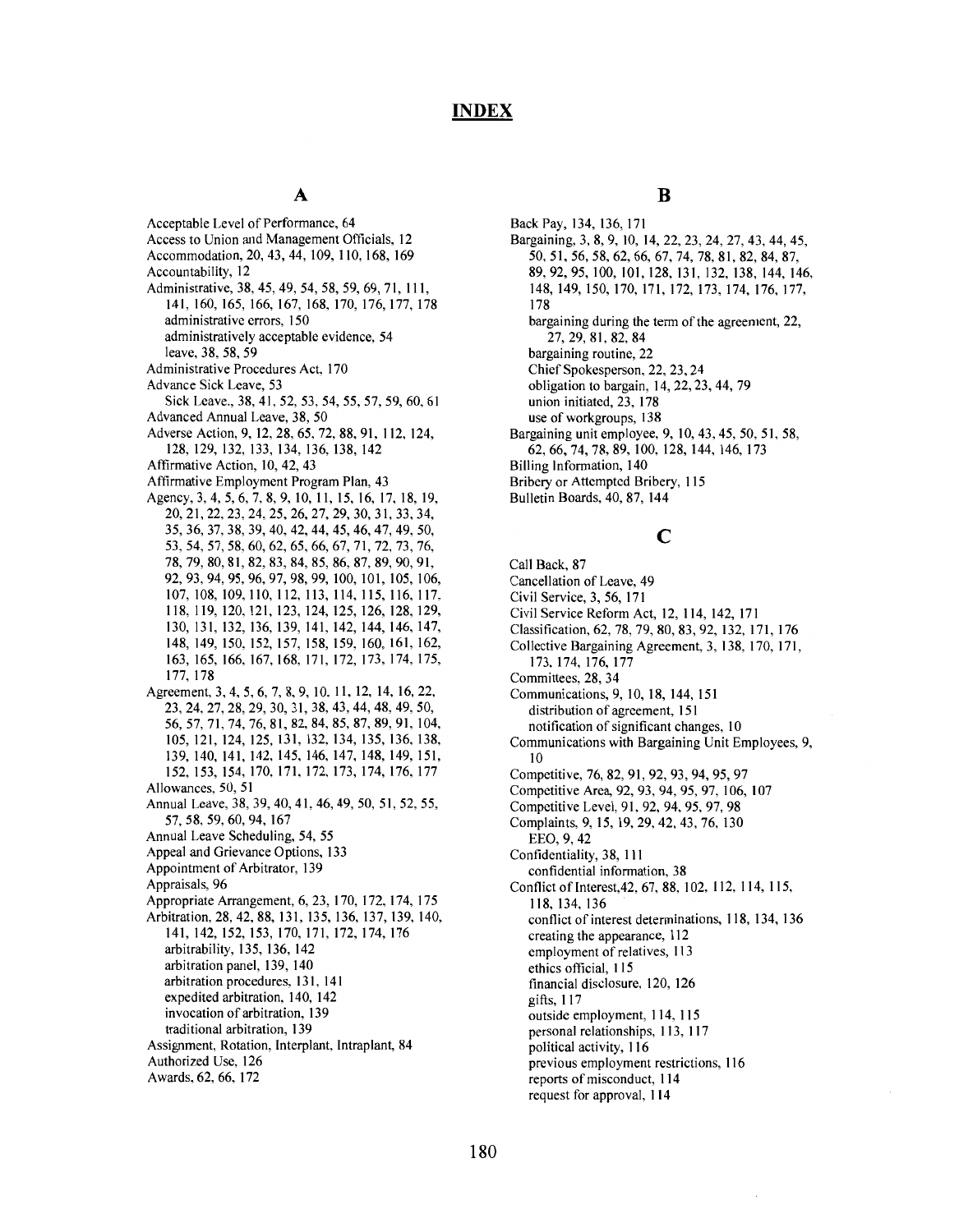# INDEX

## A

Acceptable Level of Performance, 64
Access to Union and Management Officials, 12
Accommodation, 20, 43, 44, 109, 110, 168, 169
Accountability, 12
Administrative, 38, 45, 49, 54, 58, 59, 69, 71, 111, 141, 160, 165, 166, 167, 168, 170, 176, 177, 178
- administrative errors, 150
- administratively acceptable evidence, 54
- leave, 38, 58, 59

Administrative Procedures Act, 170
Advance Sick Leave, 53
- Sick Leave., 38, 41, 52, 53, 54, 55, 57, 59, 60, 61

Advanced Annual Leave, 38, 50
Adverse Action, 9, 12, 28, 65, 72, 88, 91, 112, 124, 128, 129, 132, 133, 134, 136, 138, 142
Affirmative Action, 10, 42, 43
Affirmative Employment Program Plan, 43
Agency, 3, 4, 5, 6, 7, 8, 9, 10, 11, 15, 16, 17, 18, 19, 20, 21, 22, 23, 24, 25, 26, 27, 29, 30, 31, 33, 34, 35, 36, 37, 38, 39, 40, 42, 44, 45, 46, 47, 49, 50, 53, 54, 57, 58, 60, 62, 65, 66, 67, 71, 72, 73, 76, 78, 79, 80, 81, 82, 83, 84, 85, 86, 87, 89, 90, 91, 92, 93, 94, 95, 96, 97, 98, 99, 100, 101, 105, 106, 107, 108, 109, 110, 112, 113, 114, 115, 116, 117, 118, 119, 120, 121, 123, 124, 125, 126, 128, 129, 130, 131, 132, 136, 139, 141, 142, 144, 146, 147, 148, 149, 150, 152, 157, 158, 159, 160, 161, 162, 163, 165, 166, 167, 168, 171, 172, 173, 174, 175, 177, 178
Agreement, 3, 4, 5, 6, 7, 8, 9, 10, 11, 12, 14, 16, 22, 23, 24, 27, 28, 29, 30, 31, 38, 43, 44, 48, 49, 50, 56, 57, 71, 74, 76, 81, 82, 84, 85, 87, 89, 91, 104, 105, 121, 124, 125, 131, 132, 134, 135, 136, 138, 139, 140, 141, 142, 145, 146, 147, 148, 149, 151, 152, 153, 154, 170, 171, 172, 173, 174, 176, 177
Allowances, 50, 51
Annual Leave, 38, 39, 40, 41, 46, 49, 50, 51, 52, 55, 57, 58, 59, 60, 94, 167
Annual Leave Scheduling, 54, 55
Appeal and Grievance Options, 133
Appointment of Arbitrator, 139
Appraisals, 96
Appropriate Arrangement, 6, 23, 170, 172, 174, 175
Arbitration, 28, 42, 88, 131, 135, 136, 137, 139, 140, 141, 142, 152, 153, 170, 171, 172, 174, 176
- arbitrability, 135, 136, 142
- arbitration panel, 139, 140
- arbitration procedures, 131, 141
- expedited arbitration, 140, 142
- invocation of arbitration, 139
- traditional arbitration, 139

Assignment, Rotation, Interplant, Intraplant, 84
Authorized Use, 126
Awards, 62, 66, 172

## B

Back Pay, 134, 136, 171
Bargaining, 3, 8, 9, 10, 14, 22, 23, 24, 27, 43, 44, 45, 50, 51, 56, 58, 62, 66, 67, 74, 78, 81, 82, 84, 87, 89, 92, 95, 100, 101, 128, 131, 132, 138, 144, 146, 148, 149, 150, 170, 171, 172, 173, 174, 176, 177, 178
- bargaining during the term of the agreement, 22, 27, 29, 81, 82, 84
- bargaining routine, 22
- Chief Spokesperson, 22, 23, 24
- obligation to bargain, 14, 22, 23, 44, 79
- union initiated, 23, 178
- use of workgroups, 138

Bargaining unit employee, 9, 10, 43, 45, 50, 51, 58, 62, 66, 74, 78, 89, 100, 128, 144, 146, 173
Billing Information, 140
Bribery or Attempted Bribery, 115
Bulletin Boards, 40, 87, 144

## C

Call Back, 87
Cancellation of Leave, 49
Civil Service, 3, 56, 171
Civil Service Reform Act, 12, 114, 142, 171
Classification, 62, 78, 79, 80, 83, 92, 132, 171, 176
Collective Bargaining Agreement, 3, 138, 170, 171, 173, 174, 176, 177
Committees, 28, 34
Communications, 9, 10, 18, 144, 151
- distribution of agreement, 151
- notification of significant changes, 10

Communications with Bargaining Unit Employees, 9, 10
Competitive, 76, 82, 91, 92, 93, 94, 95, 97
Competitive Area, 92, 93, 94, 95, 97, 106, 107
Competitive Level, 91, 92, 94, 95, 97, 98
Complaints, 9, 15, 19, 29, 42, 43, 76, 130
- EEO, 9, 42

Confidentiality, 38, 111
- confidential information, 38

Conflict of Interest,42, 67, 88, 102, 112, 114, 115, 118, 134, 136
- conflict of interest determinations, 118, 134, 136
- creating the appearance, 112
- employment of relatives, 113
- ethics official, 115
- financial disclosure, 120, 126
- gifts, 117
- outside employment, 114, 115
- personal relationships, 113, 117
- political activity, 116
- previous employment restrictions, 116
- reports of misconduct, 114
- request for approval, 114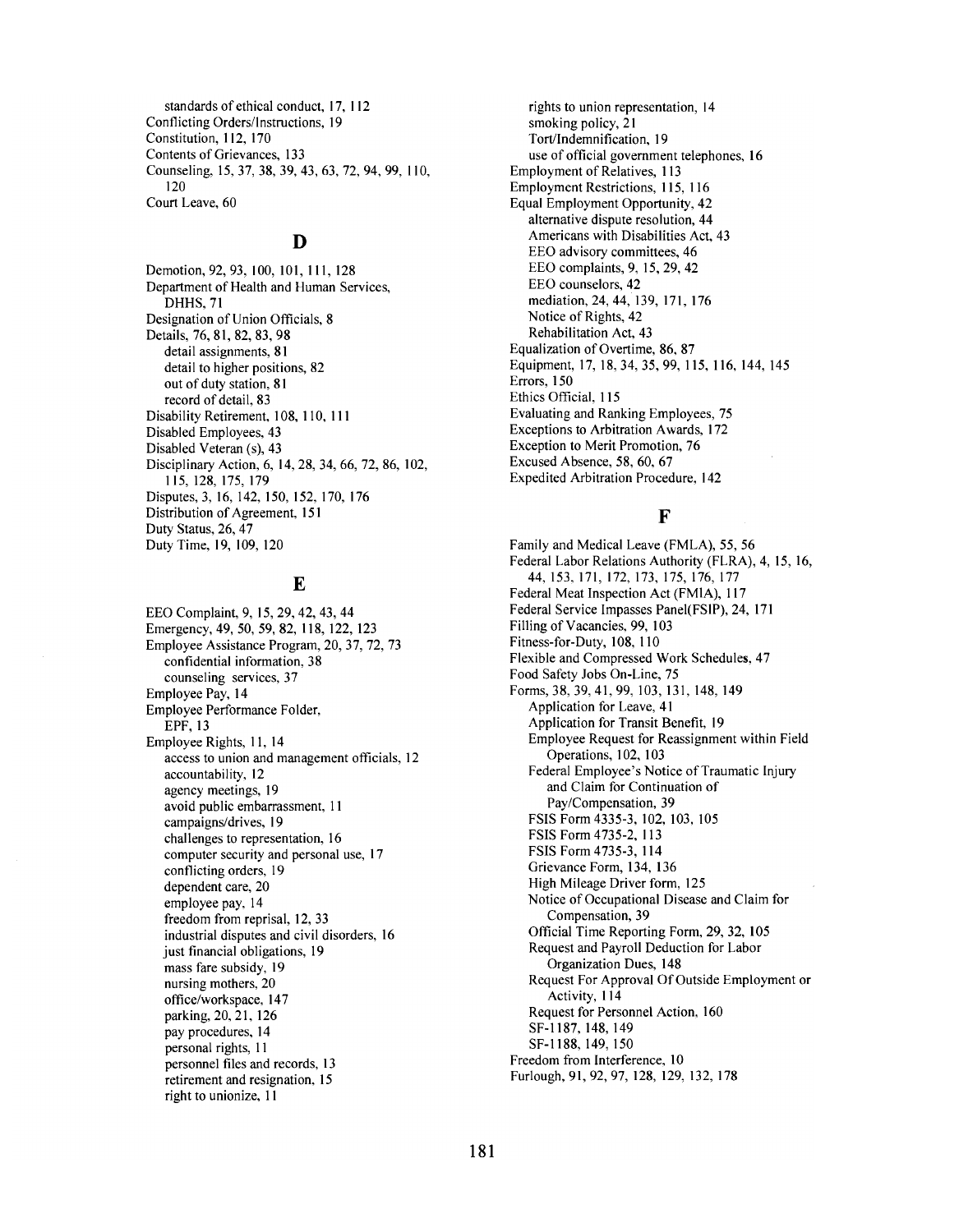standards of ethical conduct, 17, 112
Conflicting Orders/Instructions, 19
Constitution, 112, 170
Contents of Grievances, 133
Counseling, 15, 37, 38, 39, 43, 63, 72, 94, 99, 110, 120
Court Leave, 60

## D

Demotion, 92, 93, 100, 101, 111, 128
Department of Health and Human Services, DHHS, 71
Designation of Union Officials, 8
Details, 76, 81, 82, 83, 98
 detail assignments, 81
 detail to higher positions, 82
 out of duty station, 81
 record of detail, 83
Disability Retirement, 108, 110, 111
Disabled Employees, 43
Disabled Veteran (s), 43
Disciplinary Action, 6, 14, 28, 34, 66, 72, 86, 102, 115, 128, 175, 179
Disputes, 3, 16, 142, 150, 152, 170, 176
Distribution of Agreement, 151
Duty Status, 26, 47
Duty Time, 19, 109, 120

## E

EEO Complaint, 9, 15, 29, 42, 43, 44
Emergency, 49, 50, 59, 82, 118, 122, 123
Employee Assistance Program, 20, 37, 72, 73
 confidential information, 38
 counseling services, 37
Employee Pay, 14
Employee Performance Folder, EPF, 13
Employee Rights, 11, 14
 access to union and management officials, 12
 accountability, 12
 agency meetings, 19
 avoid public embarrassment, 11
 campaigns/drives, 19
 challenges to representation, 16
 computer security and personal use, 17
 conflicting orders, 19
 dependent care, 20
 employee pay, 14
 freedom from reprisal, 12, 33
 industrial disputes and civil disorders, 16
 just financial obligations, 19
 mass fare subsidy, 19
 nursing mothers, 20
 office/workspace, 147
 parking, 20, 21, 126
 pay procedures, 14
 personal rights, 11
 personnel files and records, 13
 retirement and resignation, 15
 right to unionize, 11
 rights to union representation, 14
 smoking policy, 21
 Tort/Indemnification, 19
 use of official government telephones, 16
Employment of Relatives, 113
Employment Restrictions, 115, 116
Equal Employment Opportunity, 42
 alternative dispute resolution, 44
 Americans with Disabilities Act, 43
 EEO advisory committees, 46
 EEO complaints, 9, 15, 29, 42
 EEO counselors, 42
 mediation, 24, 44, 139, 171, 176
 Notice of Rights, 42
 Rehabilitation Act, 43
Equalization of Overtime, 86, 87
Equipment, 17, 18, 34, 35, 99, 115, 116, 144, 145
Errors, 150
Ethics Official, 115
Evaluating and Ranking Employees, 75
Exceptions to Arbitration Awards, 172
Exception to Merit Promotion, 76
Excused Absence, 58, 60, 67
Expedited Arbitration Procedure, 142

## F

Family and Medical Leave (FMLA), 55, 56
Federal Labor Relations Authority (FLRA), 4, 15, 16, 44, 153, 171, 172, 173, 175, 176, 177
Federal Meat Inspection Act (FMIA), 117
Federal Service Impasses Panel(FSIP), 24, 171
Filling of Vacancies, 99, 103
Fitness-for-Duty, 108, 110
Flexible and Compressed Work Schedules, 47
Food Safety Jobs On-Line, 75
Forms, 38, 39, 41, 99, 103, 131, 148, 149
 Application for Leave, 41
 Application for Transit Benefit, 19
 Employee Request for Reassignment within Field Operations, 102, 103
 Federal Employee's Notice of Traumatic Injury and Claim for Continuation of Pay/Compensation, 39
 FSIS Form 4335-3, 102, 103, 105
 FSIS Form 4735-2, 113
 FSIS Form 4735-3, 114
 Grievance Form, 134, 136
 High Mileage Driver form, 125
 Notice of Occupational Disease and Claim for Compensation, 39
 Official Time Reporting Form, 29, 32, 105
 Request and Payroll Deduction for Labor Organization Dues, 148
 Request For Approval Of Outside Employment or Activity, 114
 Request for Personnel Action, 160
 SF-1187, 148, 149
 SF-1188, 149, 150
Freedom from Interference, 10
Furlough, 91, 92, 97, 128, 129, 132, 178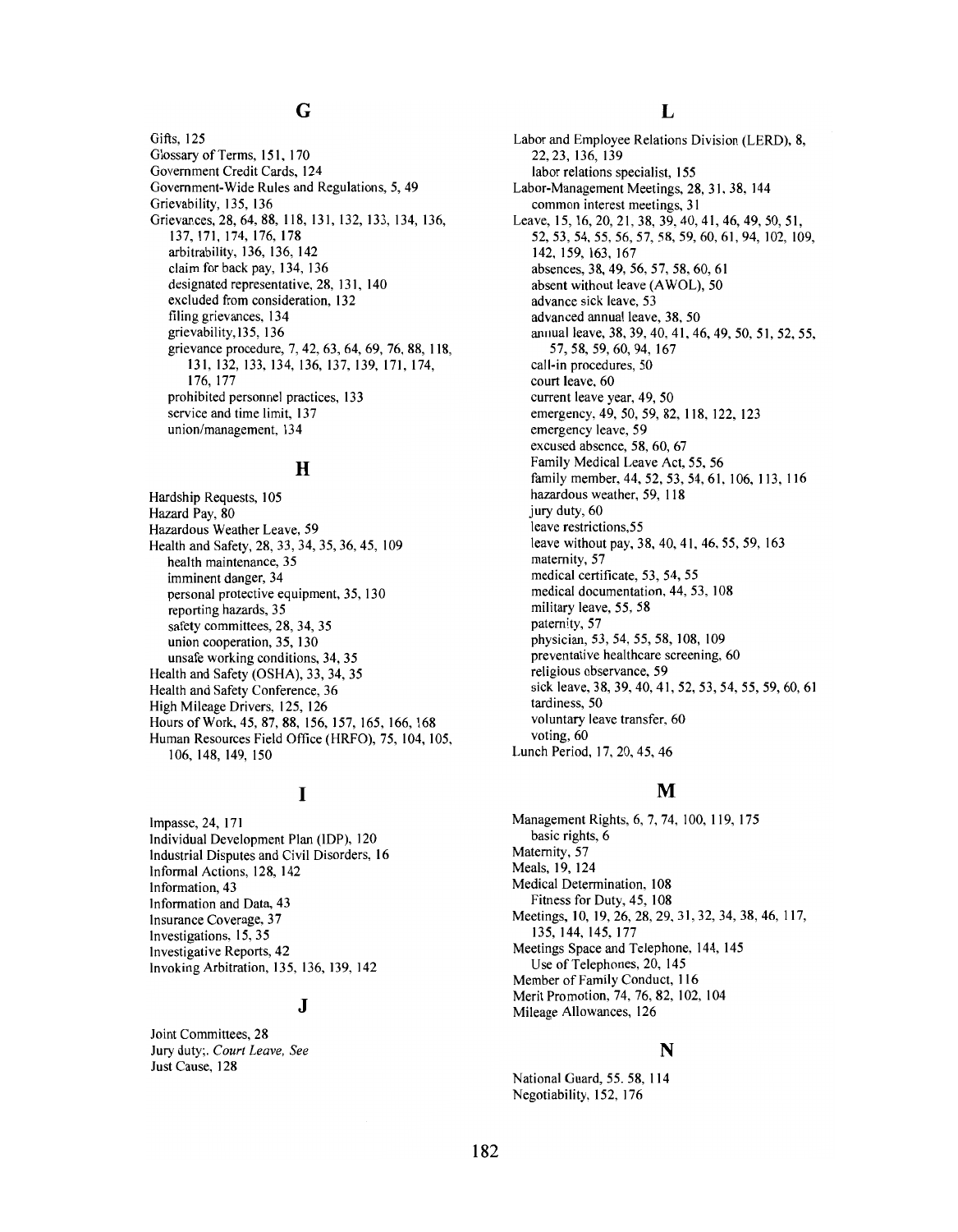## G

Gifts, 125
Glossary of Terms, 151, 170
Government Credit Cards, 124
Government-Wide Rules and Regulations, 5, 49
Grievability, 135, 136
Grievances, 28, 64, 88, 118, 131, 132, 133, 134, 136, 137, 171, 174, 176, 178
- arbitrability, 136, 136, 142
- claim for back pay, 134, 136
- designated representative, 28, 131, 140
- excluded from consideration, 132
- filing grievances, 134
- grievability,135, 136
- grievance procedure, 7, 42, 63, 64, 69, 76, 88, 118, 131, 132, 133, 134, 136, 137, 139, 171, 174, 176, 177
- prohibited personnel practices, 133
- service and time limit, 137
- union/management, 134

## H

Hardship Requests, 105
Hazard Pay, 80
Hazardous Weather Leave, 59
Health and Safety, 28, 33, 34, 35, 36, 45, 109
- health maintenance, 35
- imminent danger, 34
- personal protective equipment, 35, 130
- reporting hazards, 35
- safety committees, 28, 34, 35
- union cooperation, 35, 130
- unsafe working conditions, 34, 35

Health and Safety (OSHA), 33, 34, 35
Health and Safety Conference, 36
High Mileage Drivers, 125, 126
Hours of Work, 45, 87, 88, 156, 157, 165, 166, 168
Human Resources Field Office (HRFO), 75, 104, 105, 106, 148, 149, 150

## I

Impasse, 24, 171
Individual Development Plan (IDP), 120
Industrial Disputes and Civil Disorders, 16
Informal Actions, 128, 142
Information, 43
Information and Data, 43
Insurance Coverage, 37
Investigations, 15, 35
Investigative Reports, 42
Invoking Arbitration, 135, 136, 139, 142

## J

Joint Committees, 28
Jury duty;. *Court Leave, See*
Just Cause, 128

## L

Labor and Employee Relations Division (LERD), 8, 22, 23, 136, 139
- labor relations specialist, 155

Labor-Management Meetings, 28, 31, 38, 144
- common interest meetings, 31

Leave, 15, 16, 20, 21, 38, 39, 40, 41, 46, 49, 50, 51, 52, 53, 54, 55, 56, 57, 58, 59, 60, 61, 94, 102, 109, 142, 159, 163, 167
- absences, 38, 49, 56, 57, 58, 60, 61
- absent without leave (AWOL), 50
- advance sick leave, 53
- advanced annual leave, 38, 50
- annual leave, 38, 39, 40, 41, 46, 49, 50, 51, 52, 55, 57, 58, 59, 60, 94, 167
- call-in procedures, 50
- court leave, 60
- current leave year, 49, 50
- emergency, 49, 50, 59, 82, 118, 122, 123
- emergency leave, 59
- excused absence, 58, 60, 67
- Family Medical Leave Act, 55, 56
- family member, 44, 52, 53, 54, 61, 106, 113, 116
- hazardous weather, 59, 118
- jury duty, 60
- leave restrictions,55
- leave without pay, 38, 40, 41, 46, 55, 59, 163
- maternity, 57
- medical certificate, 53, 54, 55
- medical documentation, 44, 53, 108
- military leave, 55, 58
- paternity, 57
- physician, 53, 54, 55, 58, 108, 109
- preventative healthcare screening, 60
- religious observance, 59
- sick leave, 38, 39, 40, 41, 52, 53, 54, 55, 59, 60, 61
- tardiness, 50
- voluntary leave transfer, 60
- voting, 60

Lunch Period, 17, 20, 45, 46

## M

Management Rights, 6, 7, 74, 100, 119, 175
- basic rights, 6

Maternity, 57
Meals, 19, 124
Medical Determination, 108
- Fitness for Duty, 45, 108

Meetings, 10, 19, 26, 28, 29, 31, 32, 34, 38, 46, 117, 135, 144, 145, 177
Meetings Space and Telephone, 144, 145
- Use of Telephones, 20, 145

Member of Family Conduct, 116
Merit Promotion, 74, 76, 82, 102, 104
Mileage Allowances, 126

## N

National Guard, 55. 58, 114
Negotiability, 152, 176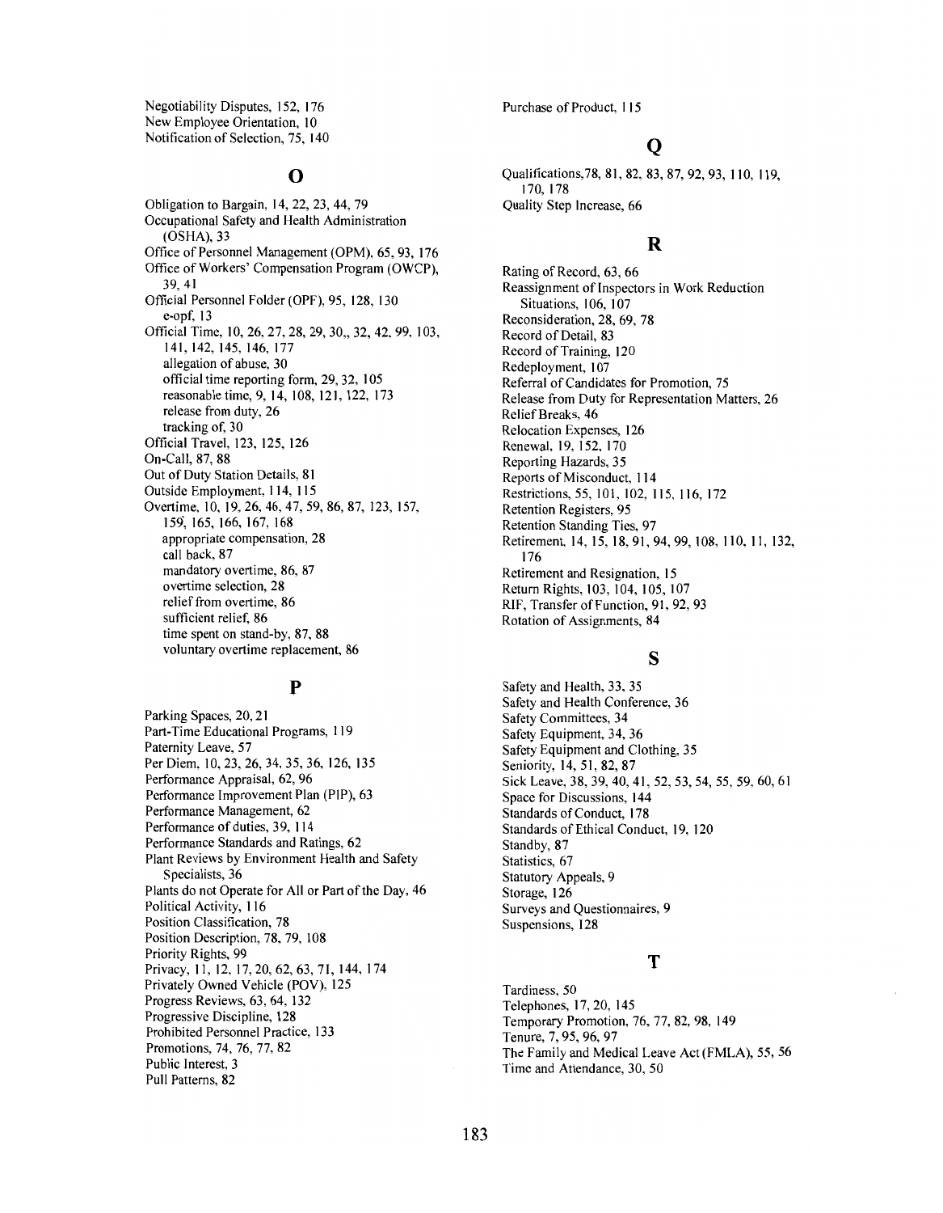Negotiability Disputes, 152, 176
New Employee Orientation, 10
Notification of Selection, 75, 140

## O

Obligation to Bargain, 14, 22, 23, 44, 79
Occupational Safety and Health Administration (OSHA), 33
Office of Personnel Management (OPM), 65, 93, 176
Office of Workers' Compensation Program (OWCP), 39, 41
Official Personnel Folder (OPF), 95, 128, 130
- e-opf, 13

Official Time, 10, 26, 27, 28, 29, 30,, 32, 42, 99, 103, 141, 142, 145, 146, 177
- allegation of abuse, 30
- official time reporting form, 29, 32, 105
- reasonable time, 9, 14, 108, 121, 122, 173
- release from duty, 26
- tracking of, 30

Official Travel, 123, 125, 126
On-Call, 87, 88
Out of Duty Station Details, 81
Outside Employment, 114, 115
Overtime, 10, 19, 26, 46, 47, 59, 86, 87, 123, 157, 159, 165, 166, 167, 168
- appropriate compensation, 28
- call back, 87
- mandatory overtime, 86, 87
- overtime selection, 28
- relief from overtime, 86
- sufficient relief, 86
- time spent on stand-by, 87, 88
- voluntary overtime replacement, 86

## P

Parking Spaces, 20, 21
Part-Time Educational Programs, 119
Paternity Leave, 57
Per Diem, 10, 23, 26, 34, 35, 36, 126, 135
Performance Appraisal, 62, 96
Performance Improvement Plan (PIP), 63
Performance Management, 62
Performance of duties, 39, 114
Performance Standards and Ratings, 62
Plant Reviews by Environment Health and Safety Specialists, 36
Plants do not Operate for All or Part of the Day, 46
Political Activity, 116
Position Classification, 78
Position Description, 78, 79, 108
Priority Rights, 99
Privacy, 11, 12, 17, 20, 62, 63, 71, 144, 174
Privately Owned Vehicle (POV), 125
Progress Reviews, 63, 64, 132
Progressive Discipline, 128
Prohibited Personnel Practice, 133
Promotions, 74, 76, 77, 82
Public Interest, 3
Pull Patterns, 82
Purchase of Product, 115

## Q

Qualifications,78, 81, 82, 83, 87, 92, 93, 110, 119, 170, 178
Quality Step Increase, 66

## R

Rating of Record, 63, 66
Reassignment of Inspectors in Work Reduction Situations, 106, 107
Reconsideration, 28, 69, 78
Record of Detail, 83
Record of Training, 120
Redeployment, 107
Referral of Candidates for Promotion, 75
Release from Duty for Representation Matters, 26
Relief Breaks, 46
Relocation Expenses, 126
Renewal, 19, 152, 170
Reporting Hazards, 35
Reports of Misconduct, 114
Restrictions, 55, 101, 102, 115, 116, 172
Retention Registers, 95
Retention Standing Ties, 97
Retirement, 14, 15, 18, 91, 94, 99, 108, 110, 11, 132, 176
Retirement and Resignation, 15
Return Rights, 103, 104, 105, 107
RIF, Transfer of Function, 91, 92, 93
Rotation of Assignments, 84

## S

Safety and Health, 33, 35
Safety and Health Conference, 36
Safety Committees, 34
Safety Equipment, 34, 36
Safety Equipment and Clothing, 35
Seniority, 14, 51, 82, 87
Sick Leave, 38, 39, 40, 41, 52, 53, 54, 55, 59, 60, 61
Space for Discussions, 144
Standards of Conduct, 178
Standards of Ethical Conduct, 19, 120
Standby, 87
Statistics, 67
Statutory Appeals, 9
Storage, 126
Surveys and Questionnaires, 9
Suspensions, 128

## T

Tardiness, 50
Telephones, 17, 20, 145
Temporary Promotion, 76, 77, 82, 98, 149
Tenure, 7, 95, 96, 97
The Family and Medical Leave Act (FMLA), 55, 56
Time and Attendance, 30, 50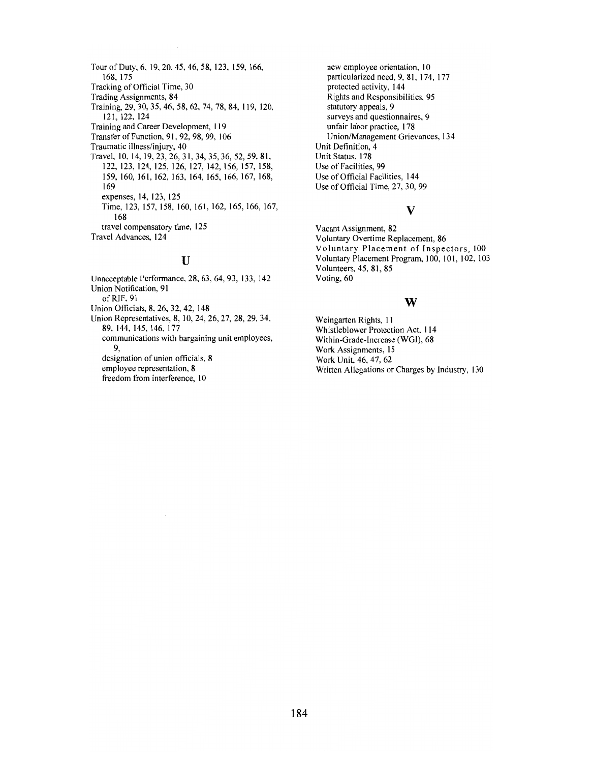Tour of Duty, 6, 19, 20, 45, 46, 58, 123, 159, 166, 168, 175
Tracking of Official Time, 30
Trading Assignments, 84
Training, 29, 30, 35, 46, 58, 62, 74, 78, 84, 119, 120, 121, 122, 124
Training and Career Development, 119
Transfer of Function, 91, 92, 98, 99, 106
Traumatic illness/injury, 40
Travel, 10, 14, 19, 23, 26, 31, 34, 35, 36, 52, 59, 81, 122, 123, 124, 125, 126, 127, 142, 156, 157, 158, 159, 160, 161, 162, 163, 164, 165, 166, 167, 168, 169
  - expenses, 14, 123, 125
  - Time, 123, 157, 158, 160, 161, 162, 165, 166, 167, 168
  - travel compensatory time, 125

Travel Advances, 124

## U

Unacceptable Performance, 28, 63, 64, 93, 133, 142
Union Notification, 91
  - of RIF, 91

Union Officials, 8, 26, 32, 42, 148
Union Representatives, 8, 10, 24, 26, 27, 28, 29, 34, 89, 144, 145, 146, 177
  - communications with bargaining unit employees, 9,
  - designation of union officials, 8
  - employee representation, 8
  - freedom from interference, 10
  - new employee orientation, 10
  - particularized need, 9, 81, 174, 177
  - protected activity, 144
  - Rights and Responsibilities, 95
  - statutory appeals, 9
  - surveys and questionnaires, 9
  - unfair labor practice, 178
  - Union/Management Grievances, 134

Unit Definition, 4
Unit Status, 178
Use of Facilities, 99
Use of Official Facilities, 144
Use of Official Time, 27, 30, 99

## V

Vacant Assignment, 82
Voluntary Overtime Replacement, 86
Voluntary Placement of Inspectors, 100
Voluntary Placement Program, 100, 101, 102, 103
Volunteers, 45, 81, 85
Voting, 60

## W

Weingarten Rights, 11
Whistleblower Protection Act, 114
Within-Grade-Increase (WGI), 68
Work Assignments, 15
Work Unit, 46, 47, 62
Written Allegations or Charges by Industry, 130